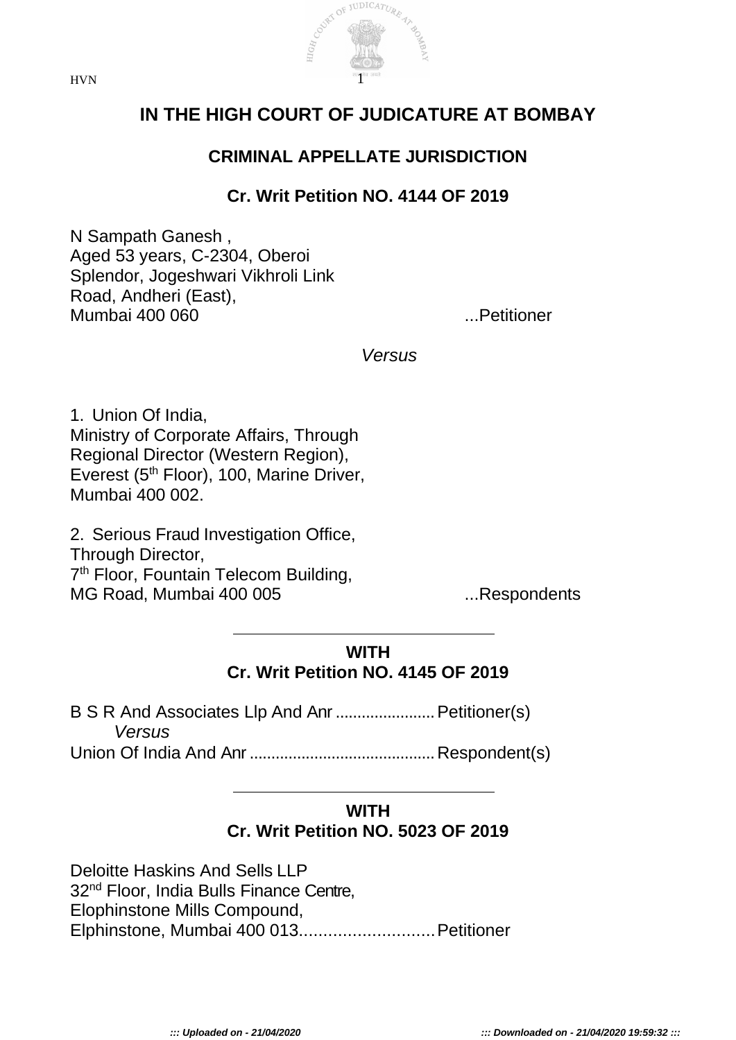# IN THE HIGH COURT OF JUDICATURE AT BOMBAY

## CRIMINAL APPELLATE JURISDICTION

### Cr. Writ Petition NO. 4144 OF 2019

N Sampath Ganesh ,
Aged 53 years, C-2304, Oberoi
Splendor, Jogeshwari Vikhroli Link
Road, Andheri (East),
Mumbai 400 060 ...Petitioner

*Versus*

1. Union Of India,
Ministry of Corporate Affairs, Through
Regional Director (Western Region),
Everest (5th Floor), 100, Marine Driver,
Mumbai 400 002.

2. Serious Fraud Investigation Office,
Through Director,
7th Floor, Fountain Telecom Building,
MG Road, Mumbai 400 005 ...Respondents

---

**WITH**
**Cr. Writ Petition NO. 4145 OF 2019**

B S R And Associates Llp And Anr ....................... Petitioner(s)
*Versus*
Union Of India And Anr ........................................... Respondent(s)

---

**WITH**
**Cr. Writ Petition NO. 5023 OF 2019**

Deloitte Haskins And Sells LLP
32nd Floor, India Bulls Finance Centre,
Elophinstone Mills Compound,
Elphinstone, Mumbai 400 013............................ Petitioner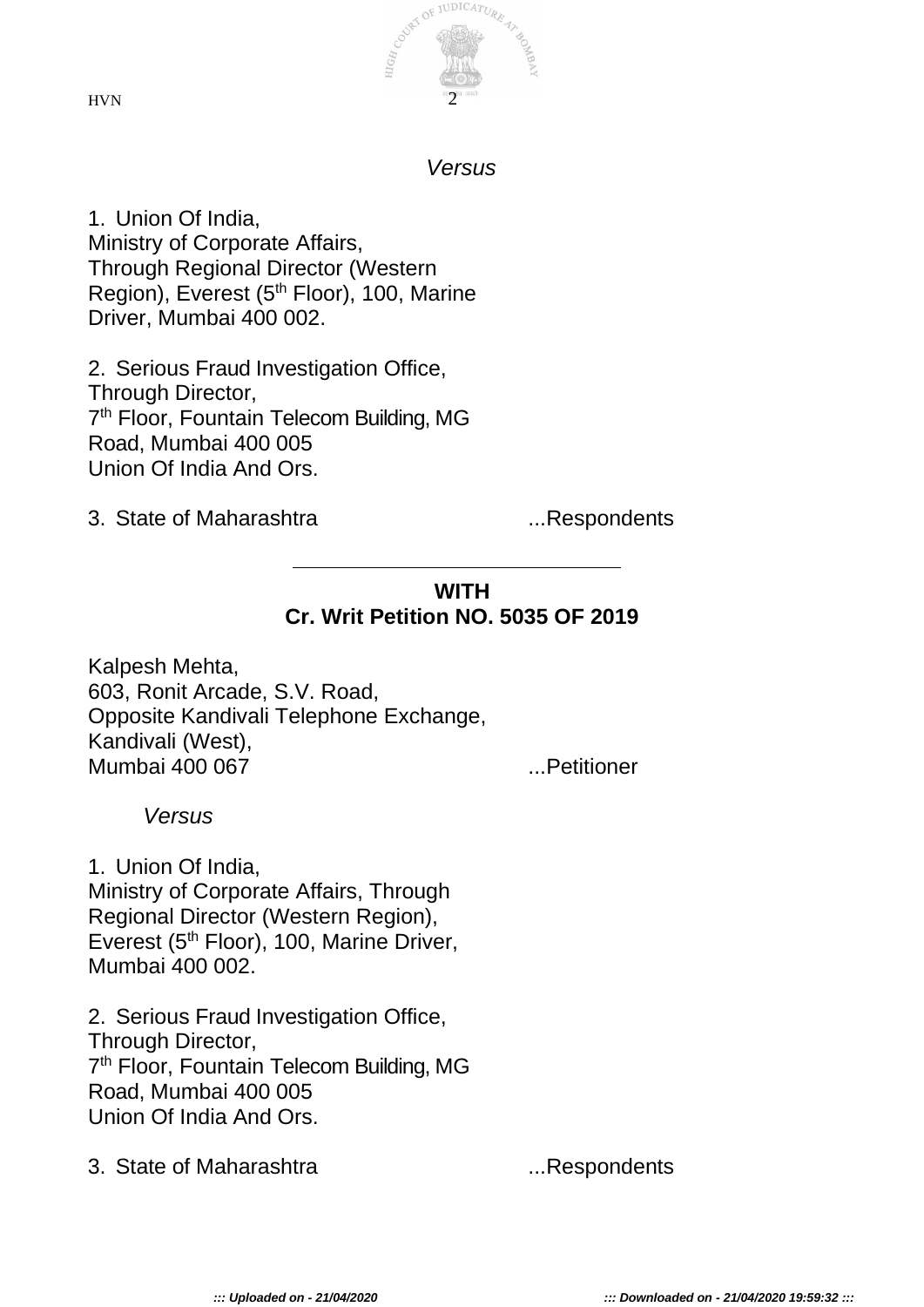*Versus*

1. Union Of India,
Ministry of Corporate Affairs,
Through Regional Director (Western Region), Everest (5th Floor), 100, Marine Driver, Mumbai 400 002.

2. Serious Fraud Investigation Office,
Through Director,
7th Floor, Fountain Telecom Building, MG Road, Mumbai 400 005
Union Of India And Ors.

3. State of Maharashtra ...Respondents

---

**WITH**
**Cr. Writ Petition NO. 5035 OF 2019**

Kalpesh Mehta,
603, Ronit Arcade, S.V. Road,
Opposite Kandivali Telephone Exchange,
Kandivali (West),
Mumbai 400 067 ...Petitioner

*Versus*

1. Union Of India,
Ministry of Corporate Affairs, Through Regional Director (Western Region),
Everest (5th Floor), 100, Marine Driver,
Mumbai 400 002.

2. Serious Fraud Investigation Office,
Through Director,
7th Floor, Fountain Telecom Building, MG Road, Mumbai 400 005
Union Of India And Ors.

3. State of Maharashtra ...Respondents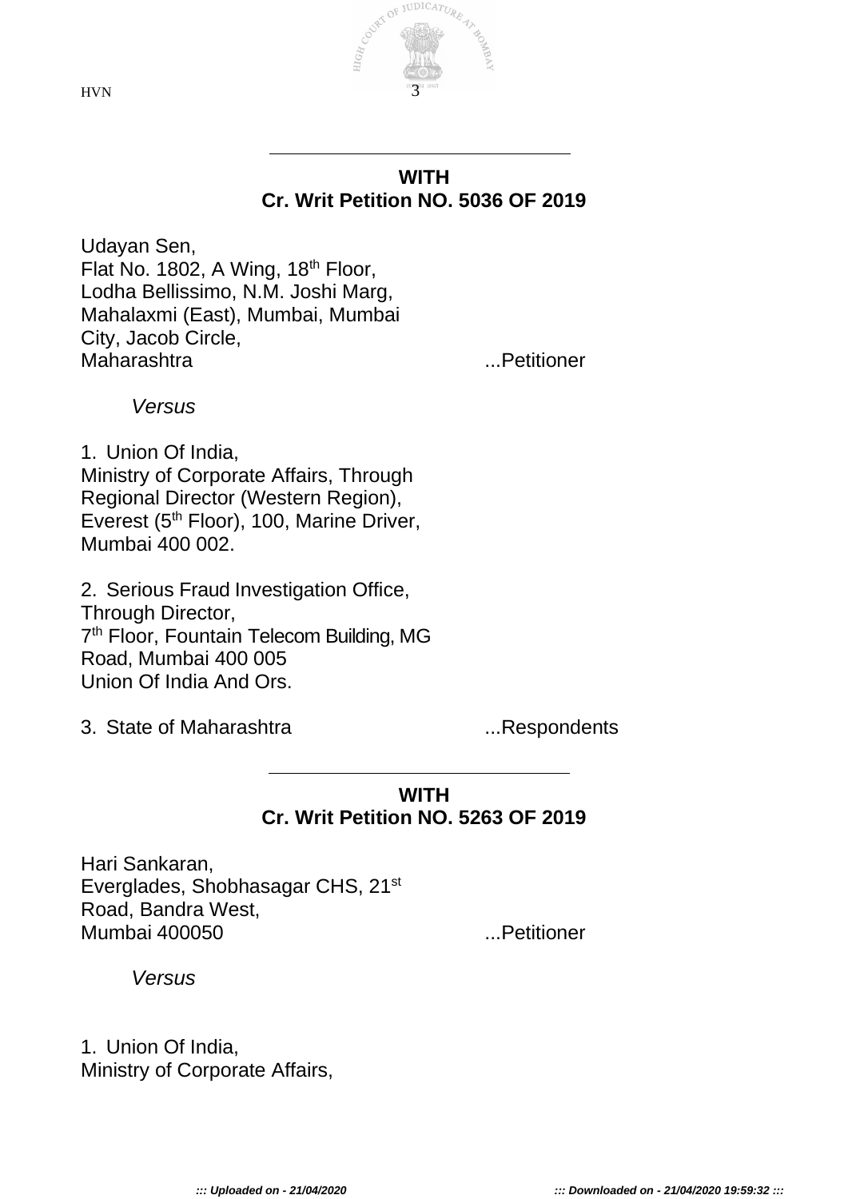**WITH**
**Cr. Writ Petition NO. 5036 OF 2019**

Udayan Sen,
Flat No. 1802, A Wing, 18th Floor,
Lodha Bellissimo, N.M. Joshi Marg,
Mahalaxmi (East), Mumbai, Mumbai
City, Jacob Circle,
Maharashtra ...Petitioner

*Versus*

1. Union Of India,
Ministry of Corporate Affairs, Through
Regional Director (Western Region),
Everest (5th Floor), 100, Marine Driver,
Mumbai 400 002.

2. Serious Fraud Investigation Office,
Through Director,
7th Floor, Fountain Telecom Building, MG
Road, Mumbai 400 005
Union Of India And Ors.

3. State of Maharashtra ...Respondents

**WITH**
**Cr. Writ Petition NO. 5263 OF 2019**

Hari Sankaran,
Everglades, Shobhasagar CHS, 21st
Road, Bandra West,
Mumbai 400050 ...Petitioner

*Versus*

1. Union Of India,
Ministry of Corporate Affairs,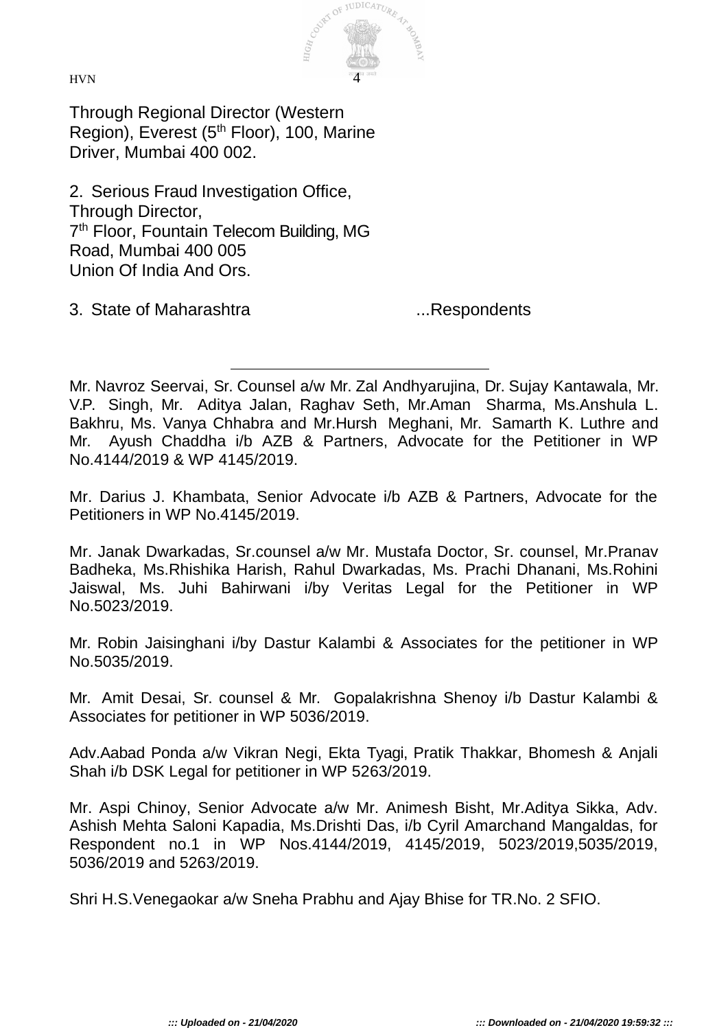Through Regional Director (Western Region), Everest (5th Floor), 100, Marine Driver, Mumbai 400 002.

2. Serious Fraud Investigation Office,
Through Director,
7th Floor, Fountain Telecom Building, MG Road, Mumbai 400 005
Union Of India And Ors.

3. State of Maharashtra ...Respondents

---

Mr. Navroz Seervai, Sr. Counsel a/w Mr. Zal Andhyarujina, Dr. Sujay Kantawala, Mr. V.P. Singh, Mr. Aditya Jalan, Raghav Seth, Mr.Aman Sharma, Ms.Anshula L. Bakhru, Ms. Vanya Chhabra and Mr.Hursh Meghani, Mr. Samarth K. Luthre and Mr. Ayush Chaddha i/b AZB & Partners, Advocate for the Petitioner in WP No.4144/2019 & WP 4145/2019.

Mr. Darius J. Khambata, Senior Advocate i/b AZB & Partners, Advocate for the Petitioners in WP No.4145/2019.

Mr. Janak Dwarkadas, Sr.counsel a/w Mr. Mustafa Doctor, Sr. counsel, Mr.Pranav Badheka, Ms.Rhishika Harish, Rahul Dwarkadas, Ms. Prachi Dhanani, Ms.Rohini Jaiswal, Ms. Juhi Bahirwani i/by Veritas Legal for the Petitioner in WP No.5023/2019.

Mr. Robin Jaisinghani i/by Dastur Kalambi & Associates for the petitioner in WP No.5035/2019.

Mr. Amit Desai, Sr. counsel & Mr. Gopalakrishna Shenoy i/b Dastur Kalambi & Associates for petitioner in WP 5036/2019.

Adv.Aabad Ponda a/w Vikran Negi, Ekta Tyagi, Pratik Thakkar, Bhomesh & Anjali Shah i/b DSK Legal for petitioner in WP 5263/2019.

Mr. Aspi Chinoy, Senior Advocate a/w Mr. Animesh Bisht, Mr.Aditya Sikka, Adv. Ashish Mehta Saloni Kapadia, Ms.Drishti Das, i/b Cyril Amarchand Mangaldas, for Respondent no.1 in WP Nos.4144/2019, 4145/2019, 5023/2019,5035/2019, 5036/2019 and 5263/2019.

Shri H.S.Venegaokar a/w Sneha Prabhu and Ajay Bhise for TR.No. 2 SFIO.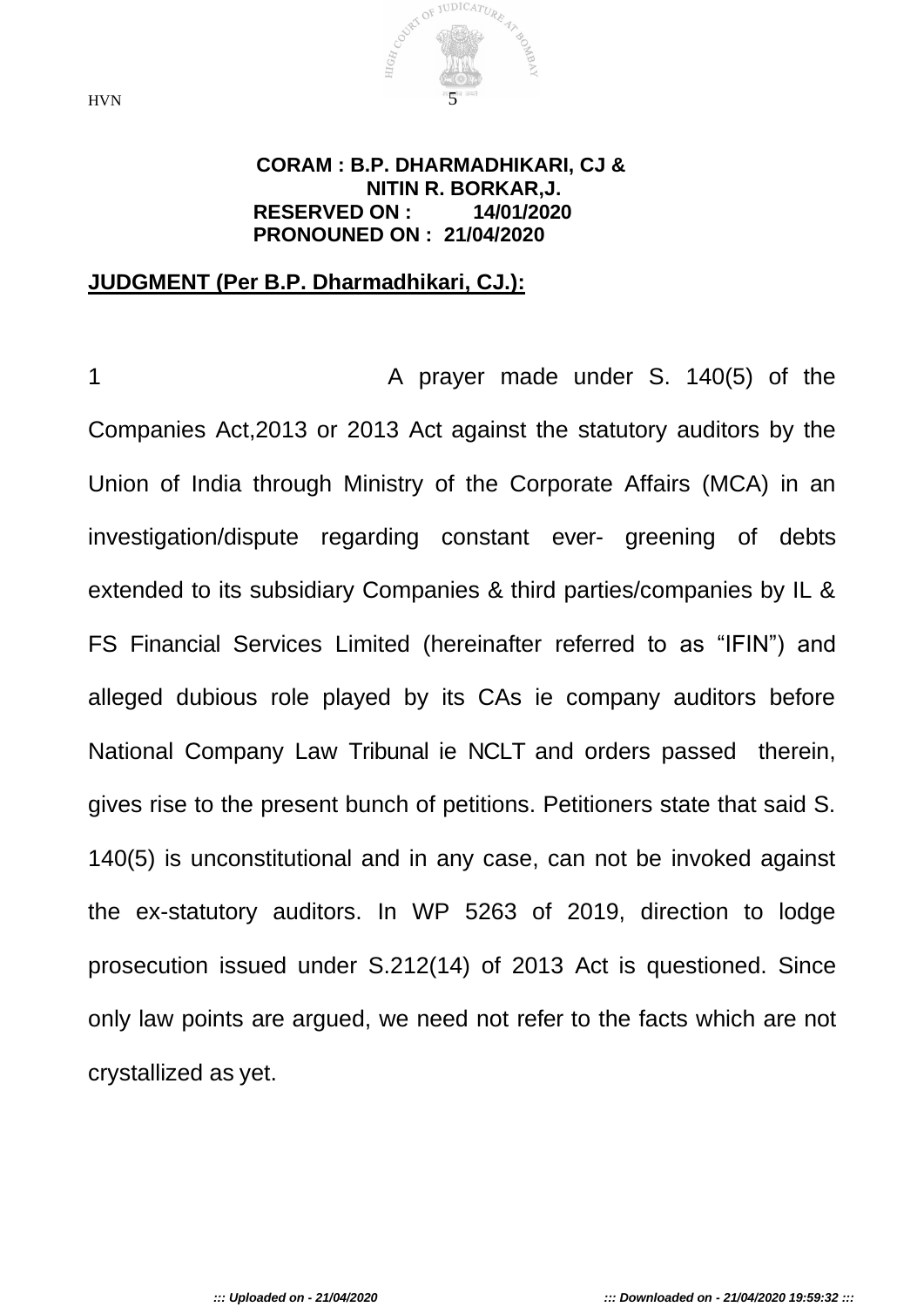**CORAM : B.P. DHARMADHIKARI, CJ &**
**NITIN R. BORKAR,J.**
**RESERVED ON : 14/01/2020**
**PRONOUNED ON : 21/04/2020**

**JUDGMENT (Per B.P. Dharmadhikari, CJ.):**

1 A prayer made under S. 140(5) of the Companies Act,2013 or 2013 Act against the statutory auditors by the Union of India through Ministry of the Corporate Affairs (MCA) in an investigation/dispute regarding constant ever- greening of debts extended to its subsidiary Companies & third parties/companies by IL & FS Financial Services Limited (hereinafter referred to as "IFIN") and alleged dubious role played by its CAs ie company auditors before National Company Law Tribunal ie NCLT and orders passed therein, gives rise to the present bunch of petitions. Petitioners state that said S. 140(5) is unconstitutional and in any case, can not be invoked against the ex-statutory auditors. In WP 5263 of 2019, direction to lodge prosecution issued under S.212(14) of 2013 Act is questioned. Since only law points are argued, we need not refer to the facts which are not crystallized as yet.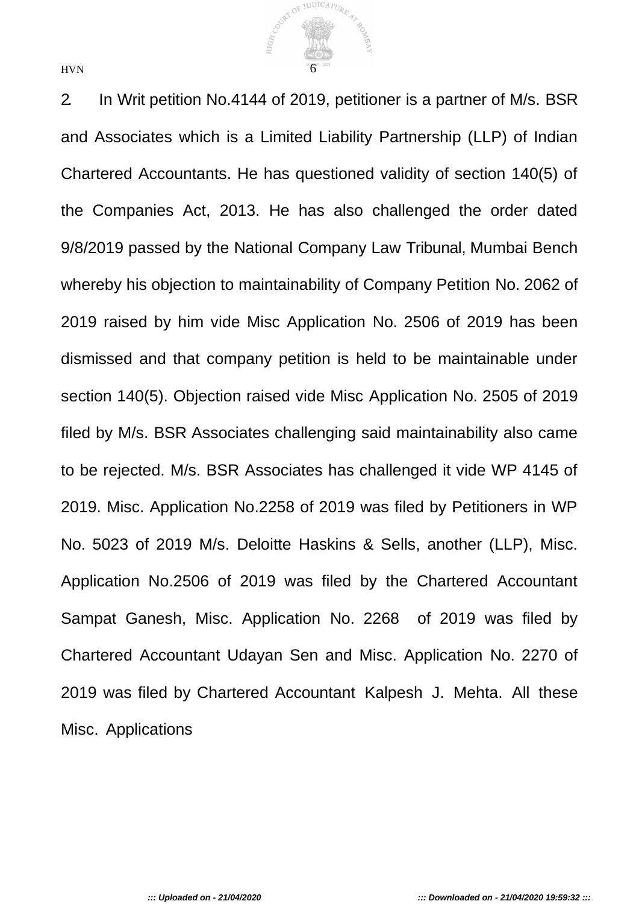2. In Writ petition No.4144 of 2019, petitioner is a partner of M/s. BSR and Associates which is a Limited Liability Partnership (LLP) of Indian Chartered Accountants. He has questioned validity of section 140(5) of the Companies Act, 2013. He has also challenged the order dated 9/8/2019 passed by the National Company Law Tribunal, Mumbai Bench whereby his objection to maintainability of Company Petition No. 2062 of 2019 raised by him vide Misc Application No. 2506 of 2019 has been dismissed and that company petition is held to be maintainable under section 140(5). Objection raised vide Misc Application No. 2505 of 2019 filed by M/s. BSR Associates challenging said maintainability also came to be rejected. M/s. BSR Associates has challenged it vide WP 4145 of 2019. Misc. Application No.2258 of 2019 was filed by Petitioners in WP No. 5023 of 2019 M/s. Deloitte Haskins & Sells, another (LLP), Misc. Application No.2506 of 2019 was filed by the Chartered Accountant Sampat Ganesh, Misc. Application No. 2268 of 2019 was filed by Chartered Accountant Udayan Sen and Misc. Application No. 2270 of 2019 was filed by Chartered Accountant Kalpesh J. Mehta. All these Misc. Applications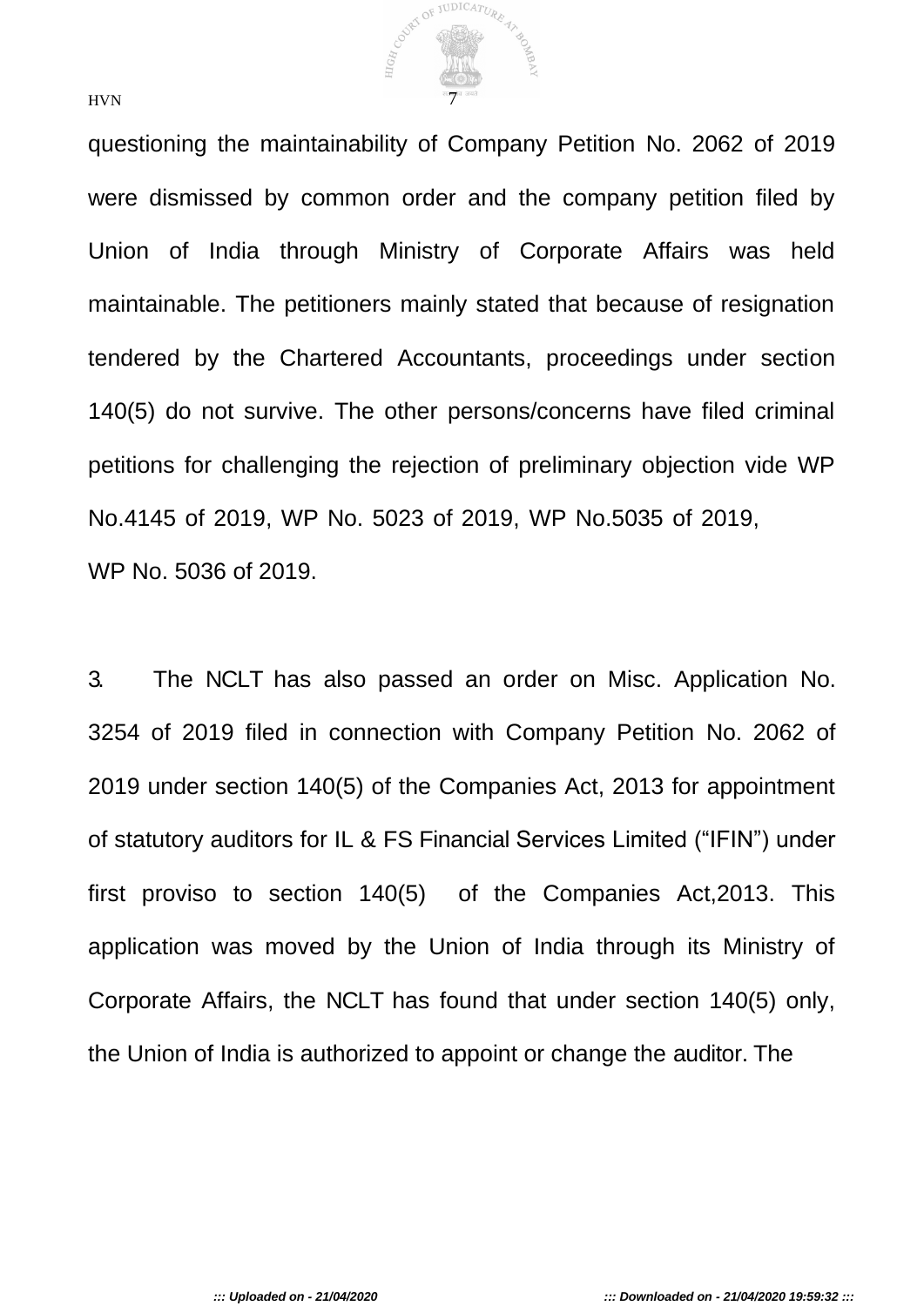questioning the maintainability of Company Petition No. 2062 of 2019 were dismissed by common order and the company petition filed by Union of India through Ministry of Corporate Affairs was held maintainable. The petitioners mainly stated that because of resignation tendered by the Chartered Accountants, proceedings under section 140(5) do not survive. The other persons/concerns have filed criminal petitions for challenging the rejection of preliminary objection vide WP No.4145 of 2019, WP No. 5023 of 2019, WP No.5035 of 2019, WP No. 5036 of 2019.

3. The NCLT has also passed an order on Misc. Application No. 3254 of 2019 filed in connection with Company Petition No. 2062 of 2019 under section 140(5) of the Companies Act, 2013 for appointment of statutory auditors for IL & FS Financial Services Limited ("IFIN") under first proviso to section 140(5) of the Companies Act,2013. This application was moved by the Union of India through its Ministry of Corporate Affairs, the NCLT has found that under section 140(5) only, the Union of India is authorized to appoint or change the auditor. The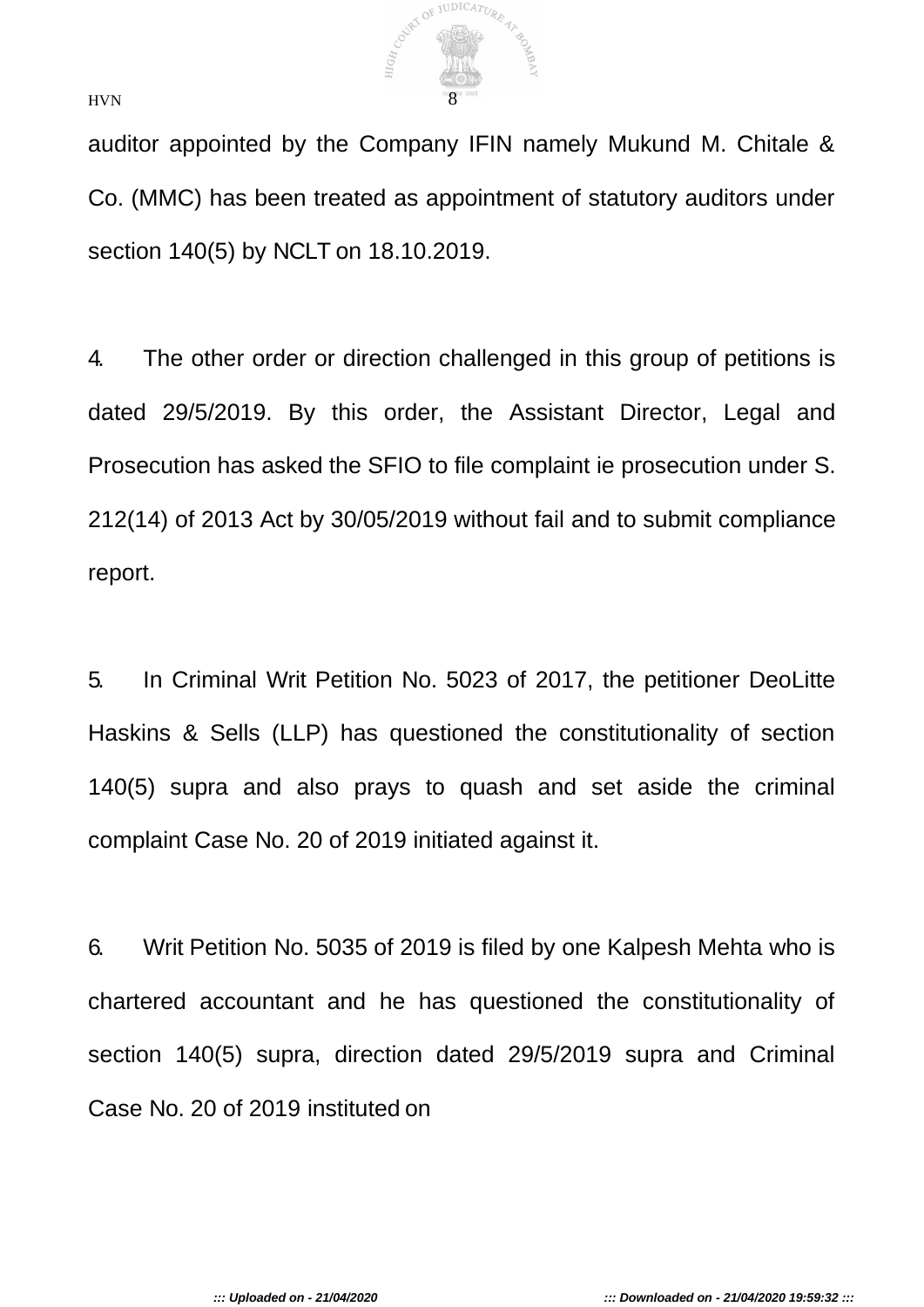auditor appointed by the Company IFIN namely Mukund M. Chitale & Co. (MMC) has been treated as appointment of statutory auditors under section 140(5) by NCLT on 18.10.2019.

4. The other order or direction challenged in this group of petitions is dated 29/5/2019. By this order, the Assistant Director, Legal and Prosecution has asked the SFIO to file complaint ie prosecution under S. 212(14) of 2013 Act by 30/05/2019 without fail and to submit compliance report.

5. In Criminal Writ Petition No. 5023 of 2017, the petitioner DeoLitte Haskins & Sells (LLP) has questioned the constitutionality of section 140(5) supra and also prays to quash and set aside the criminal complaint Case No. 20 of 2019 initiated against it.

6. Writ Petition No. 5035 of 2019 is filed by one Kalpesh Mehta who is chartered accountant and he has questioned the constitutionality of section 140(5) supra, direction dated 29/5/2019 supra and Criminal Case No. 20 of 2019 instituted on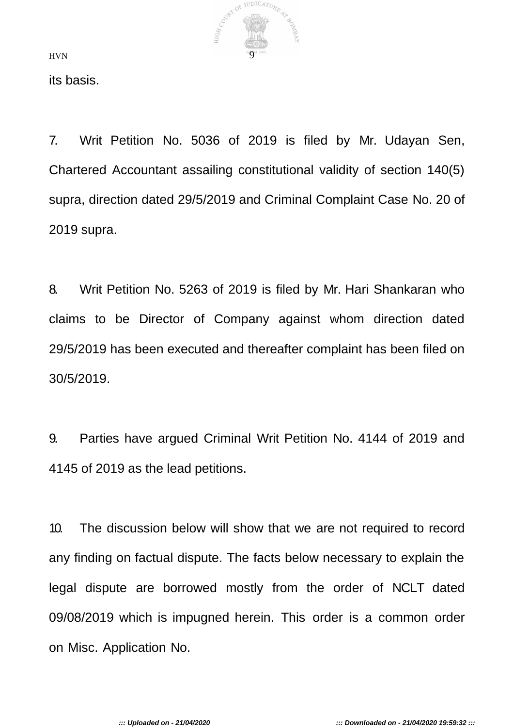its basis.

7. Writ Petition No. 5036 of 2019 is filed by Mr. Udayan Sen, Chartered Accountant assailing constitutional validity of section 140(5) supra, direction dated 29/5/2019 and Criminal Complaint Case No. 20 of 2019 supra.

8. Writ Petition No. 5263 of 2019 is filed by Mr. Hari Shankaran who claims to be Director of Company against whom direction dated 29/5/2019 has been executed and thereafter complaint has been filed on 30/5/2019.

9. Parties have argued Criminal Writ Petition No. 4144 of 2019 and 4145 of 2019 as the lead petitions.

10. The discussion below will show that we are not required to record any finding on factual dispute. The facts below necessary to explain the legal dispute are borrowed mostly from the order of NCLT dated 09/08/2019 which is impugned herein. This order is a common order on Misc. Application No.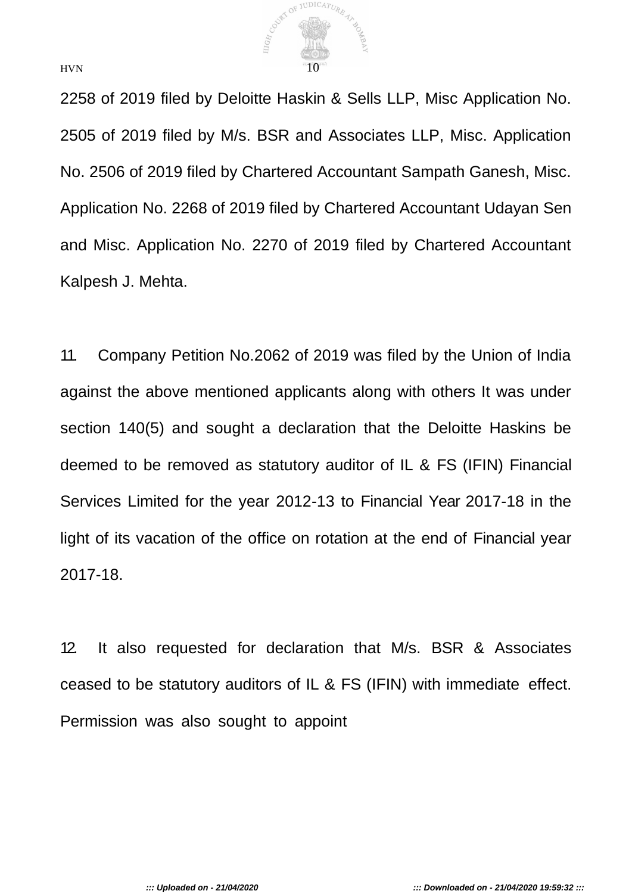2258 of 2019 filed by Deloitte Haskin & Sells LLP, Misc Application No. 2505 of 2019 filed by M/s. BSR and Associates LLP, Misc. Application No. 2506 of 2019 filed by Chartered Accountant Sampath Ganesh, Misc. Application No. 2268 of 2019 filed by Chartered Accountant Udayan Sen and Misc. Application No. 2270 of 2019 filed by Chartered Accountant Kalpesh J. Mehta.

11. Company Petition No.2062 of 2019 was filed by the Union of India against the above mentioned applicants along with others It was under section 140(5) and sought a declaration that the Deloitte Haskins be deemed to be removed as statutory auditor of IL & FS (IFIN) Financial Services Limited for the year 2012-13 to Financial Year 2017-18 in the light of its vacation of the office on rotation at the end of Financial year 2017-18.

12. It also requested for declaration that M/s. BSR & Associates ceased to be statutory auditors of IL & FS (IFIN) with immediate effect. Permission was also sought to appoint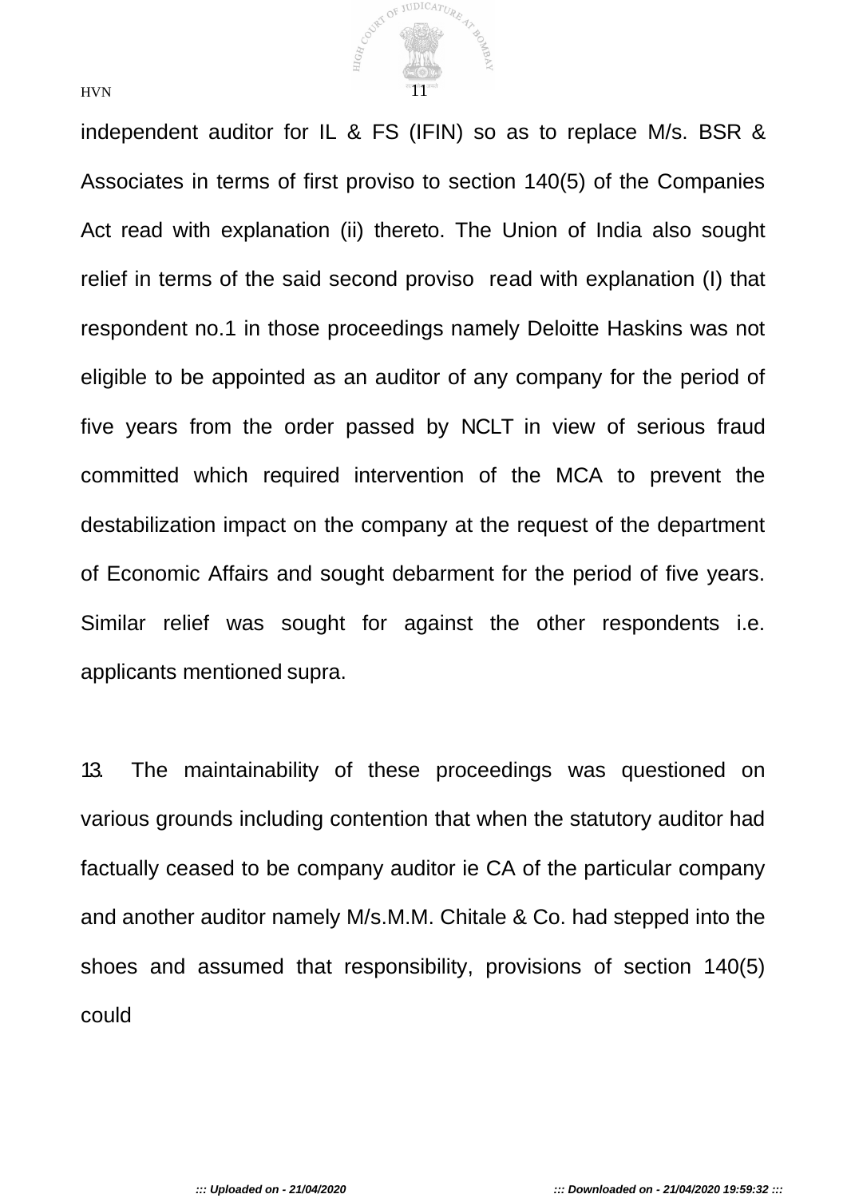independent auditor for IL & FS (IFIN) so as to replace M/s. BSR & Associates in terms of first proviso to section 140(5) of the Companies Act read with explanation (ii) thereto. The Union of India also sought relief in terms of the said second proviso read with explanation (I) that respondent no.1 in those proceedings namely Deloitte Haskins was not eligible to be appointed as an auditor of any company for the period of five years from the order passed by NCLT in view of serious fraud committed which required intervention of the MCA to prevent the destabilization impact on the company at the request of the department of Economic Affairs and sought debarment for the period of five years. Similar relief was sought for against the other respondents i.e. applicants mentioned supra.

13. The maintainability of these proceedings was questioned on various grounds including contention that when the statutory auditor had factually ceased to be company auditor ie CA of the particular company and another auditor namely M/s.M.M. Chitale & Co. had stepped into the shoes and assumed that responsibility, provisions of section 140(5) could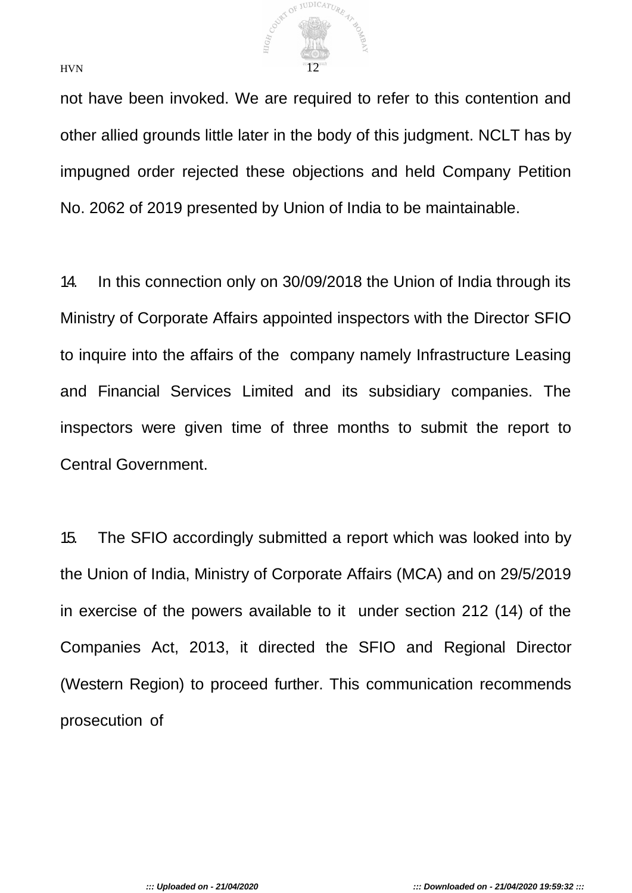not have been invoked. We are required to refer to this contention and other allied grounds little later in the body of this judgment. NCLT has by impugned order rejected these objections and held Company Petition No. 2062 of 2019 presented by Union of India to be maintainable.

14. In this connection only on 30/09/2018 the Union of India through its Ministry of Corporate Affairs appointed inspectors with the Director SFIO to inquire into the affairs of the company namely Infrastructure Leasing and Financial Services Limited and its subsidiary companies. The inspectors were given time of three months to submit the report to Central Government.

15. The SFIO accordingly submitted a report which was looked into by the Union of India, Ministry of Corporate Affairs (MCA) and on 29/5/2019 in exercise of the powers available to it under section 212 (14) of the Companies Act, 2013, it directed the SFIO and Regional Director (Western Region) to proceed further. This communication recommends prosecution of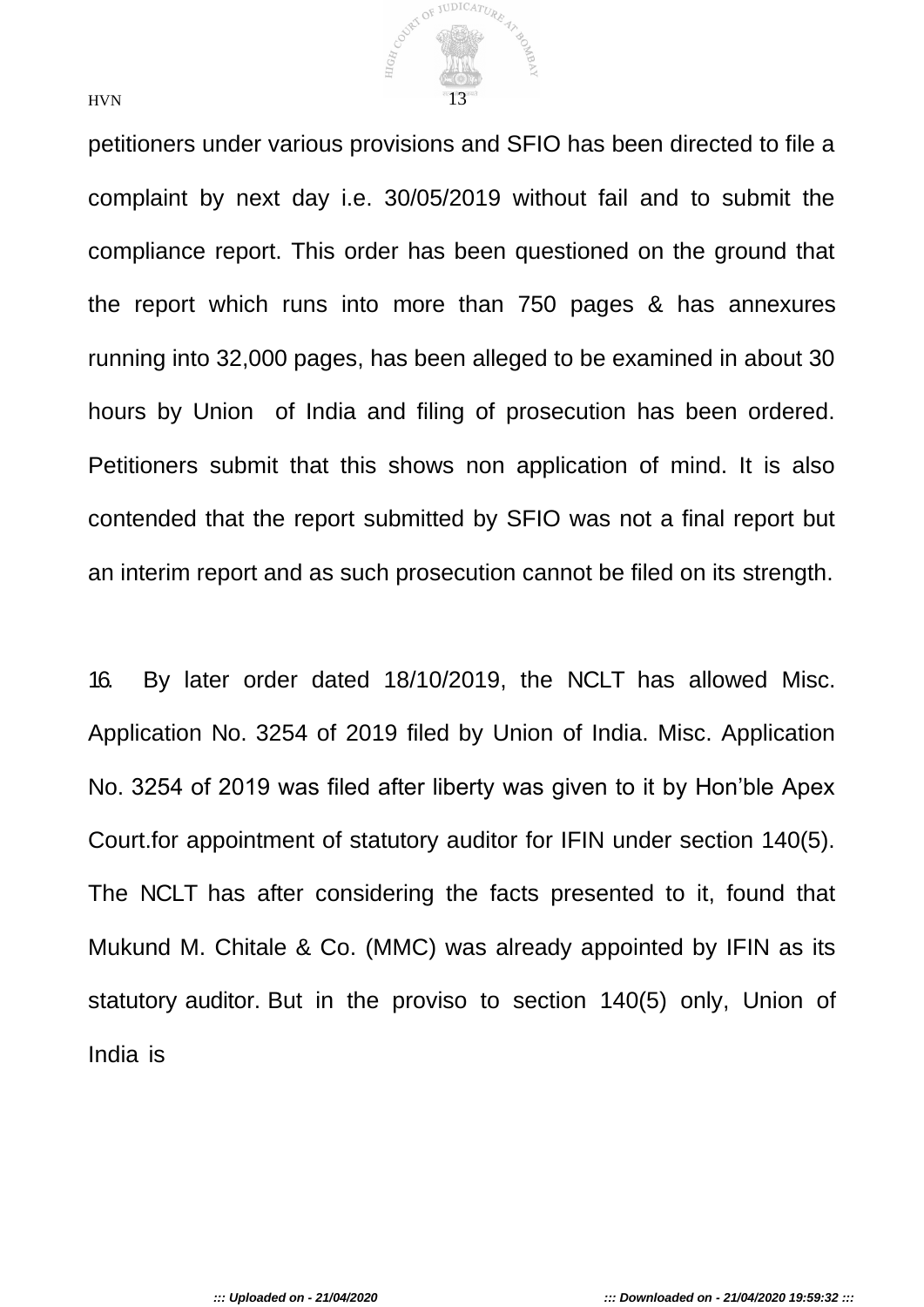petitioners under various provisions and SFIO has been directed to file a complaint by next day i.e. 30/05/2019 without fail and to submit the compliance report. This order has been questioned on the ground that the report which runs into more than 750 pages & has annexures running into 32,000 pages, has been alleged to be examined in about 30 hours by Union of India and filing of prosecution has been ordered. Petitioners submit that this shows non application of mind. It is also contended that the report submitted by SFIO was not a final report but an interim report and as such prosecution cannot be filed on its strength.

16. By later order dated 18/10/2019, the NCLT has allowed Misc. Application No. 3254 of 2019 filed by Union of India. Misc. Application No. 3254 of 2019 was filed after liberty was given to it by Hon'ble Apex Court.for appointment of statutory auditor for IFIN under section 140(5). The NCLT has after considering the facts presented to it, found that Mukund M. Chitale & Co. (MMC) was already appointed by IFIN as its statutory auditor. But in the proviso to section 140(5) only, Union of India is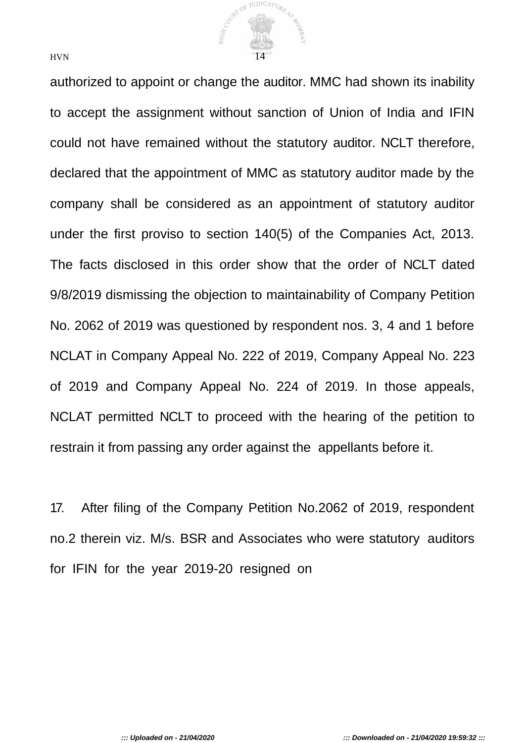authorized to appoint or change the auditor. MMC had shown its inability to accept the assignment without sanction of Union of India and IFIN could not have remained without the statutory auditor. NCLT therefore, declared that the appointment of MMC as statutory auditor made by the company shall be considered as an appointment of statutory auditor under the first proviso to section 140(5) of the Companies Act, 2013. The facts disclosed in this order show that the order of NCLT dated 9/8/2019 dismissing the objection to maintainability of Company Petition No. 2062 of 2019 was questioned by respondent nos. 3, 4 and 1 before NCLAT in Company Appeal No. 222 of 2019, Company Appeal No. 223 of 2019 and Company Appeal No. 224 of 2019. In those appeals, NCLAT permitted NCLT to proceed with the hearing of the petition to restrain it from passing any order against the appellants before it.

17. After filing of the Company Petition No.2062 of 2019, respondent no.2 therein viz. M/s. BSR and Associates who were statutory auditors for IFIN for the year 2019-20 resigned on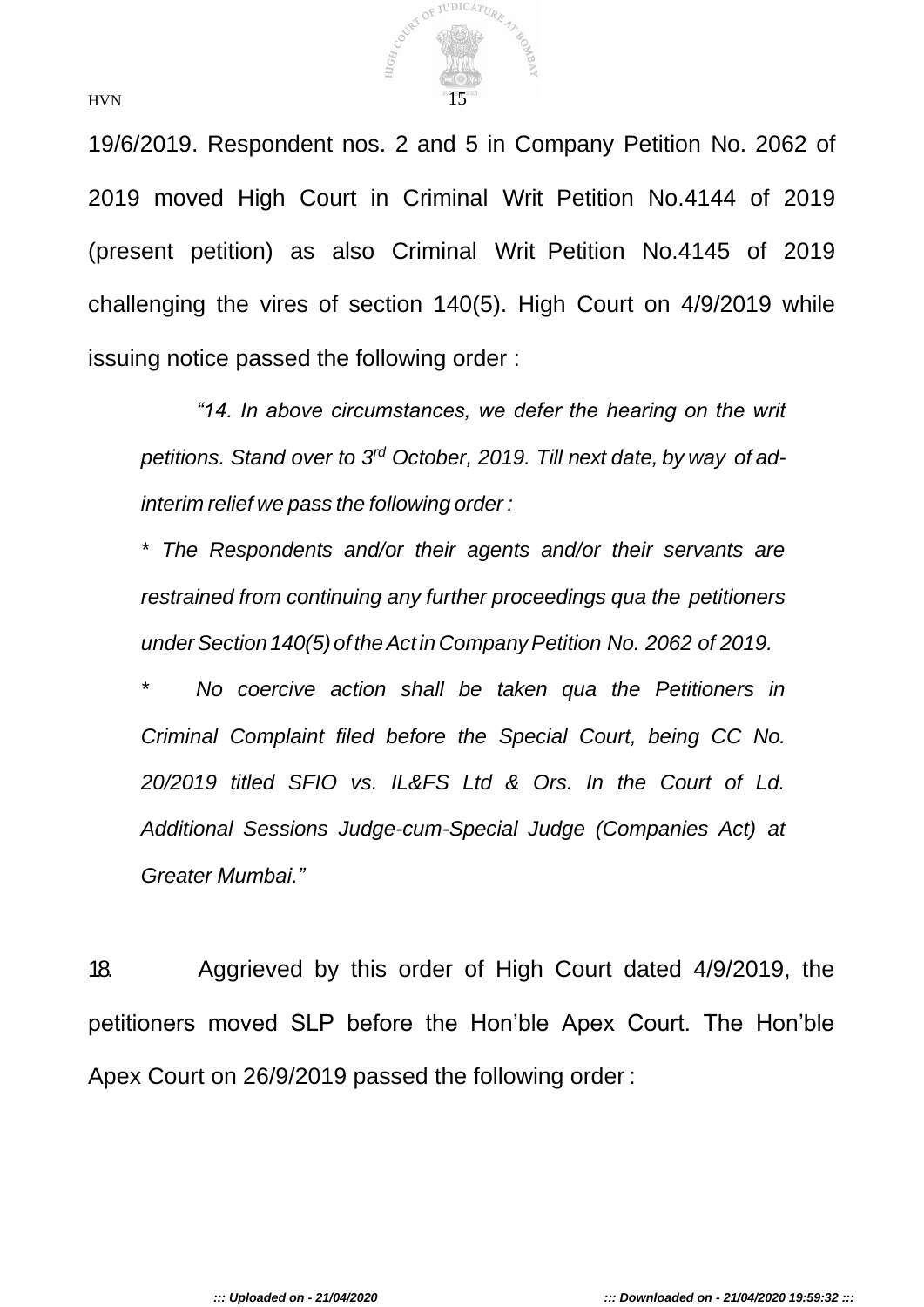19/6/2019. Respondent nos. 2 and 5 in Company Petition No. 2062 of 2019 moved High Court in Criminal Writ Petition No.4144 of 2019 (present petition) as also Criminal Writ Petition No.4145 of 2019 challenging the vires of section 140(5). High Court on 4/9/2019 while issuing notice passed the following order :

> *"14. In above circumstances, we defer the hearing on the writ petitions. Stand over to 3rd October, 2019. Till next date, by way of ad-interim relief we pass the following order :*
>
> *\* The Respondents and/or their agents and/or their servants are restrained from continuing any further proceedings qua the petitioners under Section 140(5) of the Act in Company Petition No. 2062 of 2019.*
>
> *\* No coercive action shall be taken qua the Petitioners in Criminal Complaint filed before the Special Court, being CC No. 20/2019 titled SFIO vs. IL&FS Ltd & Ors. In the Court of Ld. Additional Sessions Judge-cum-Special Judge (Companies Act) at Greater Mumbai."*

18. Aggrieved by this order of High Court dated 4/9/2019, the petitioners moved SLP before the Hon'ble Apex Court. The Hon'ble Apex Court on 26/9/2019 passed the following order :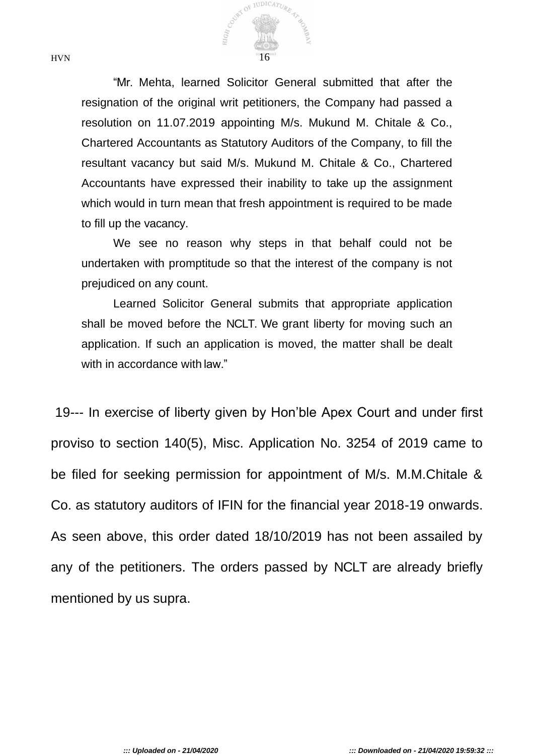"Mr. Mehta, learned Solicitor General submitted that after the resignation of the original writ petitioners, the Company had passed a resolution on 11.07.2019 appointing M/s. Mukund M. Chitale & Co., Chartered Accountants as Statutory Auditors of the Company, to fill the resultant vacancy but said M/s. Mukund M. Chitale & Co., Chartered Accountants have expressed their inability to take up the assignment which would in turn mean that fresh appointment is required to be made to fill up the vacancy.

We see no reason why steps in that behalf could not be undertaken with promptitude so that the interest of the company is not prejudiced on any count.

Learned Solicitor General submits that appropriate application shall be moved before the NCLT. We grant liberty for moving such an application. If such an application is moved, the matter shall be dealt with in accordance with law."

19--- In exercise of liberty given by Hon'ble Apex Court and under first proviso to section 140(5), Misc. Application No. 3254 of 2019 came to be filed for seeking permission for appointment of M/s. M.M.Chitale & Co. as statutory auditors of IFIN for the financial year 2018-19 onwards. As seen above, this order dated 18/10/2019 has not been assailed by any of the petitioners. The orders passed by NCLT are already briefly mentioned by us supra.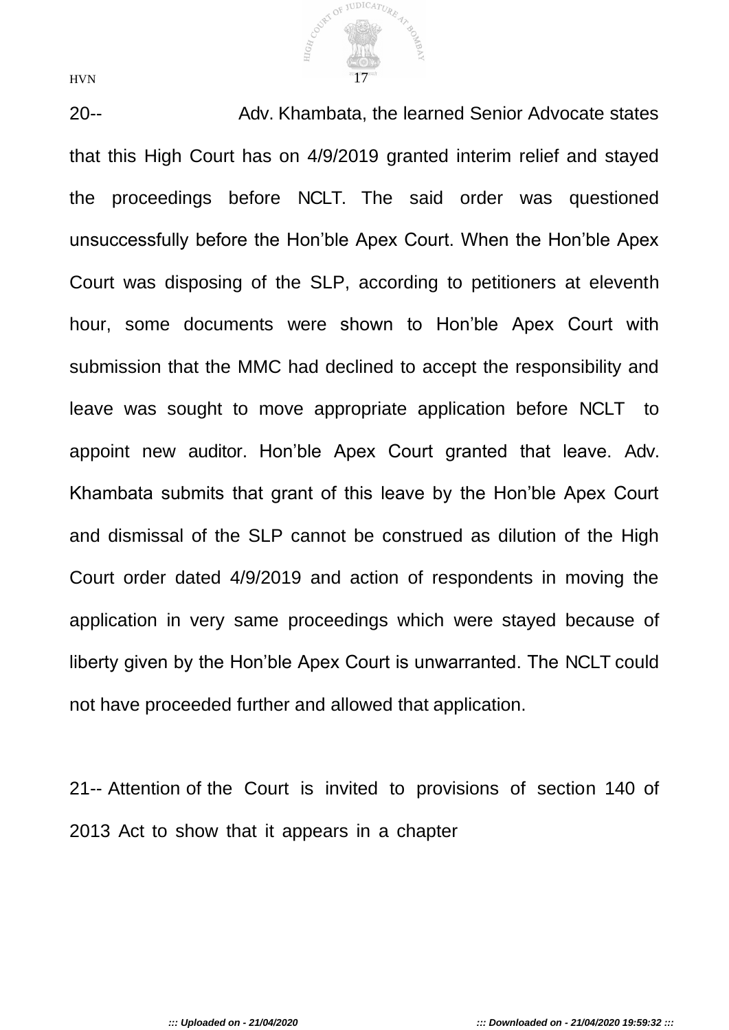20-- Adv. Khambata, the learned Senior Advocate states that this High Court has on 4/9/2019 granted interim relief and stayed the proceedings before NCLT. The said order was questioned unsuccessfully before the Hon'ble Apex Court. When the Hon'ble Apex Court was disposing of the SLP, according to petitioners at eleventh hour, some documents were shown to Hon'ble Apex Court with submission that the MMC had declined to accept the responsibility and leave was sought to move appropriate application before NCLT to appoint new auditor. Hon'ble Apex Court granted that leave. Adv. Khambata submits that grant of this leave by the Hon'ble Apex Court and dismissal of the SLP cannot be construed as dilution of the High Court order dated 4/9/2019 and action of respondents in moving the application in very same proceedings which were stayed because of liberty given by the Hon'ble Apex Court is unwarranted. The NCLT could not have proceeded further and allowed that application.

21-- Attention of the Court is invited to provisions of section 140 of 2013 Act to show that it appears in a chapter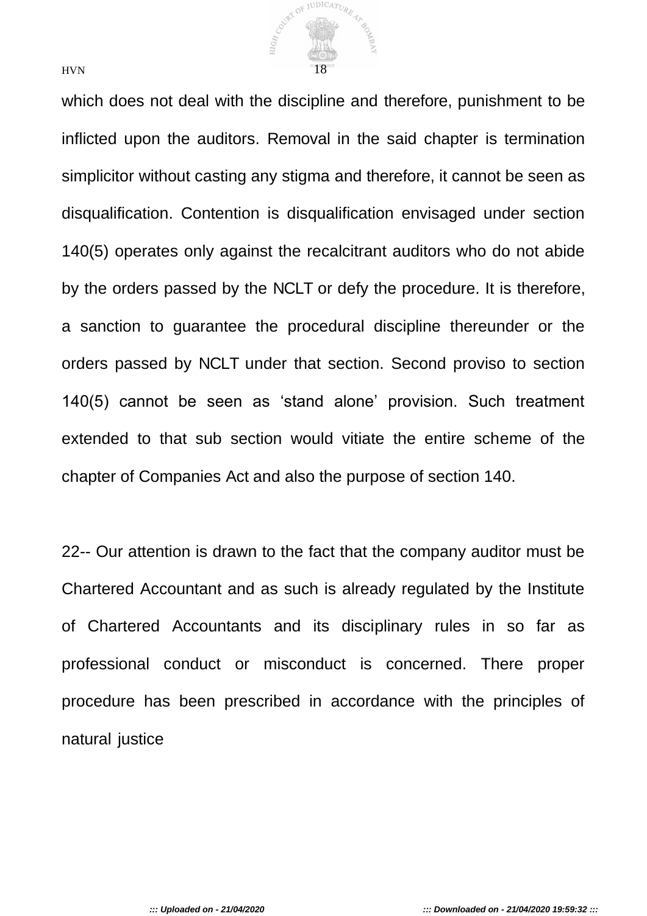which does not deal with the discipline and therefore, punishment to be inflicted upon the auditors. Removal in the said chapter is termination simplicitor without casting any stigma and therefore, it cannot be seen as disqualification. Contention is disqualification envisaged under section 140(5) operates only against the recalcitrant auditors who do not abide by the orders passed by the NCLT or defy the procedure. It is therefore, a sanction to guarantee the procedural discipline thereunder or the orders passed by NCLT under that section. Second proviso to section 140(5) cannot be seen as 'stand alone' provision. Such treatment extended to that sub section would vitiate the entire scheme of the chapter of Companies Act and also the purpose of section 140.

22-- Our attention is drawn to the fact that the company auditor must be Chartered Accountant and as such is already regulated by the Institute of Chartered Accountants and its disciplinary rules in so far as professional conduct or misconduct is concerned. There proper procedure has been prescribed in accordance with the principles of natural justice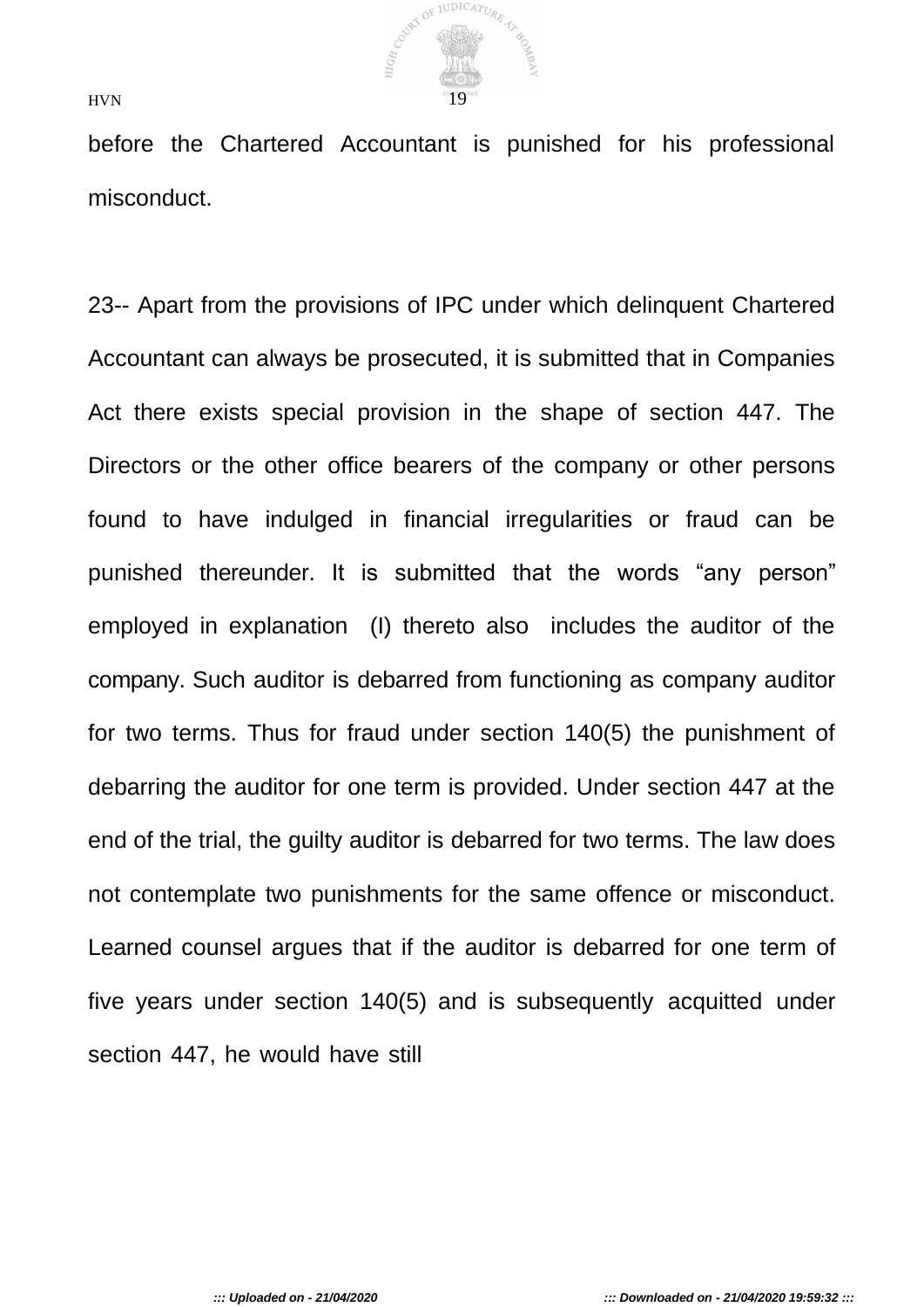before the Chartered Accountant is punished for his professional misconduct.

23-- Apart from the provisions of IPC under which delinquent Chartered Accountant can always be prosecuted, it is submitted that in Companies Act there exists special provision in the shape of section 447. The Directors or the other office bearers of the company or other persons found to have indulged in financial irregularities or fraud can be punished thereunder. It is submitted that the words “any person” employed in explanation (I) thereto also includes the auditor of the company. Such auditor is debarred from functioning as company auditor for two terms. Thus for fraud under section 140(5) the punishment of debarring the auditor for one term is provided. Under section 447 at the end of the trial, the guilty auditor is debarred for two terms. The law does not contemplate two punishments for the same offence or misconduct. Learned counsel argues that if the auditor is debarred for one term of five years under section 140(5) and is subsequently acquitted under section 447, he would have still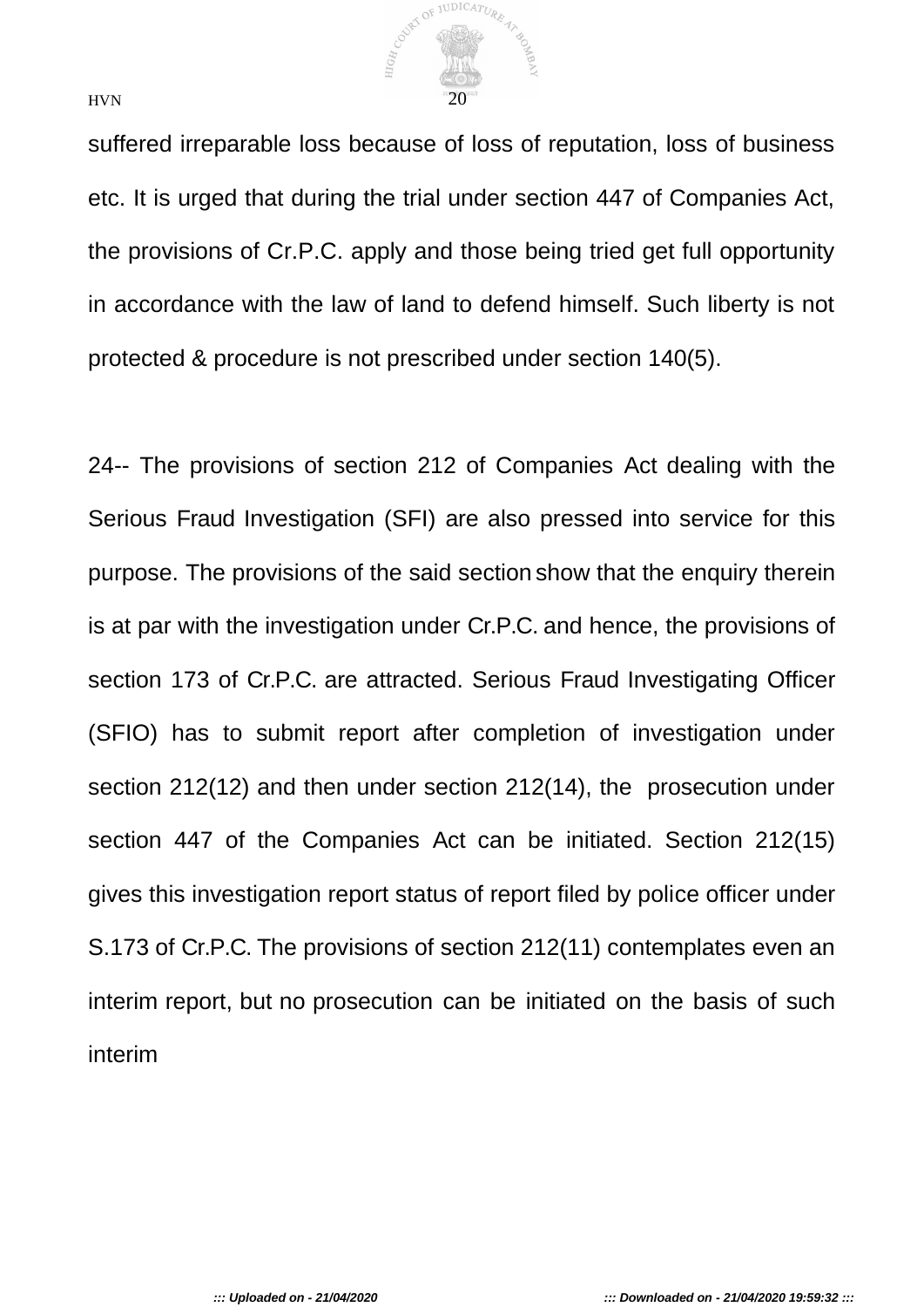suffered irreparable loss because of loss of reputation, loss of business etc. It is urged that during the trial under section 447 of Companies Act, the provisions of Cr.P.C. apply and those being tried get full opportunity in accordance with the law of land to defend himself. Such liberty is not protected & procedure is not prescribed under section 140(5).

24-- The provisions of section 212 of Companies Act dealing with the Serious Fraud Investigation (SFI) are also pressed into service for this purpose. The provisions of the said section show that the enquiry therein is at par with the investigation under Cr.P.C. and hence, the provisions of section 173 of Cr.P.C. are attracted. Serious Fraud Investigating Officer (SFIO) has to submit report after completion of investigation under section 212(12) and then under section 212(14), the prosecution under section 447 of the Companies Act can be initiated. Section 212(15) gives this investigation report status of report filed by police officer under S.173 of Cr.P.C. The provisions of section 212(11) contemplates even an interim report, but no prosecution can be initiated on the basis of such interim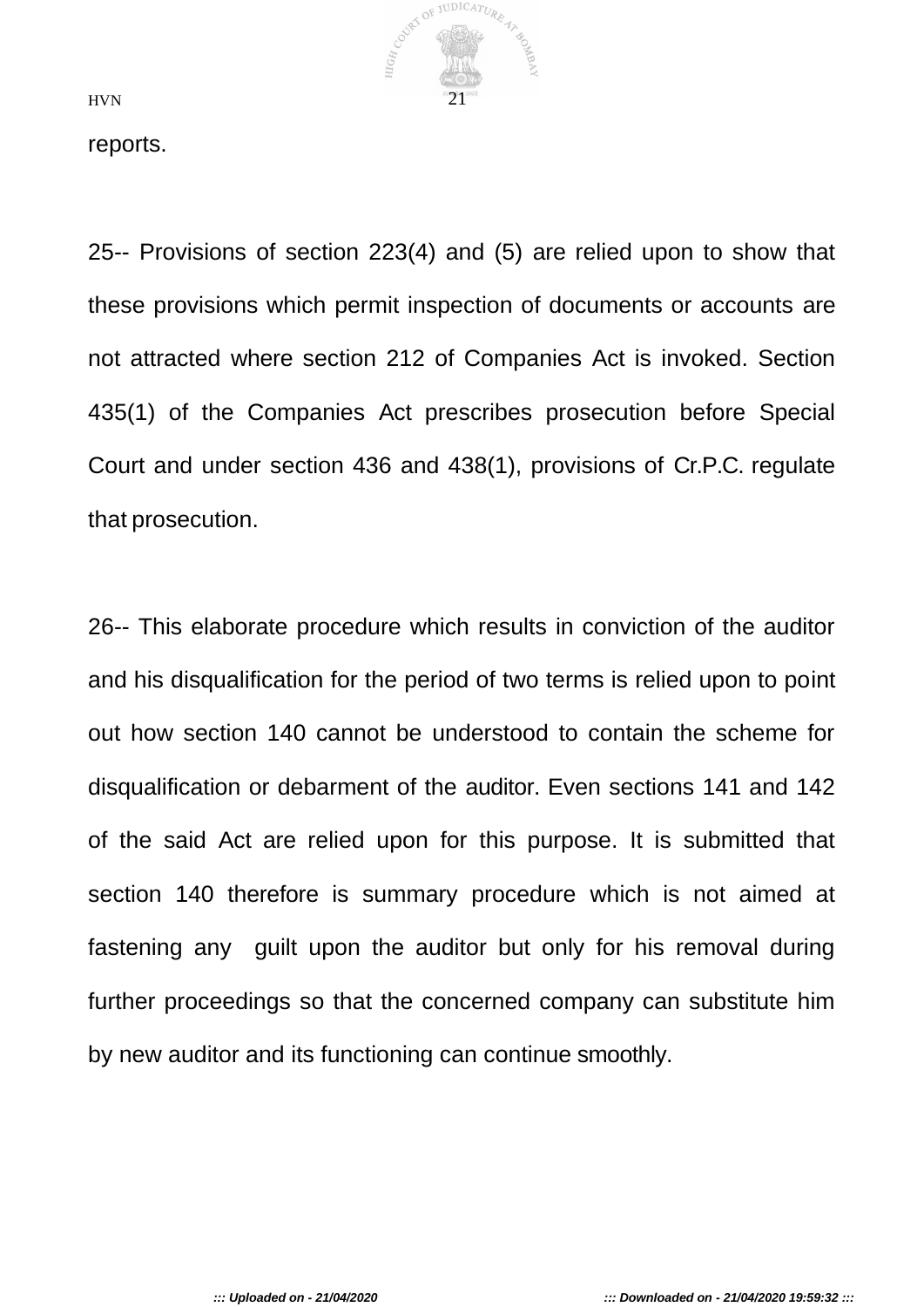reports.

25-- Provisions of section 223(4) and (5) are relied upon to show that these provisions which permit inspection of documents or accounts are not attracted where section 212 of Companies Act is invoked. Section 435(1) of the Companies Act prescribes prosecution before Special Court and under section 436 and 438(1), provisions of Cr.P.C. regulate that prosecution.

26-- This elaborate procedure which results in conviction of the auditor and his disqualification for the period of two terms is relied upon to point out how section 140 cannot be understood to contain the scheme for disqualification or debarment of the auditor. Even sections 141 and 142 of the said Act are relied upon for this purpose. It is submitted that section 140 therefore is summary procedure which is not aimed at fastening any guilt upon the auditor but only for his removal during further proceedings so that the concerned company can substitute him by new auditor and its functioning can continue smoothly.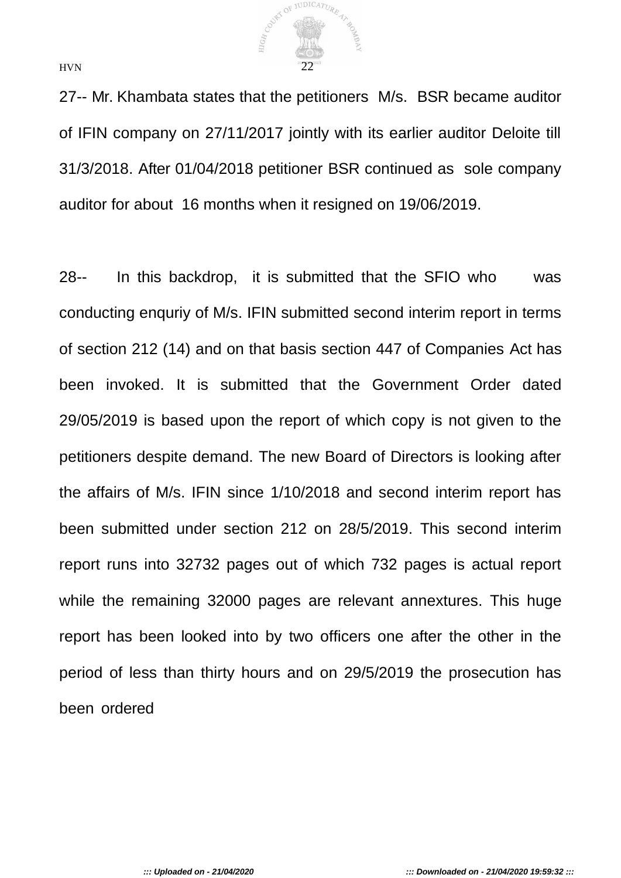27-- Mr. Khambata states that the petitioners M/s. BSR became auditor of IFIN company on 27/11/2017 jointly with its earlier auditor Deloite till 31/3/2018. After 01/04/2018 petitioner BSR continued as sole company auditor for about 16 months when it resigned on 19/06/2019.

28-- In this backdrop, it is submitted that the SFIO who was conducting enquriy of M/s. IFIN submitted second interim report in terms of section 212 (14) and on that basis section 447 of Companies Act has been invoked. It is submitted that the Government Order dated 29/05/2019 is based upon the report of which copy is not given to the petitioners despite demand. The new Board of Directors is looking after the affairs of M/s. IFIN since 1/10/2018 and second interim report has been submitted under section 212 on 28/5/2019. This second interim report runs into 32732 pages out of which 732 pages is actual report while the remaining 32000 pages are relevant annextures. This huge report has been looked into by two officers one after the other in the period of less than thirty hours and on 29/5/2019 the prosecution has been ordered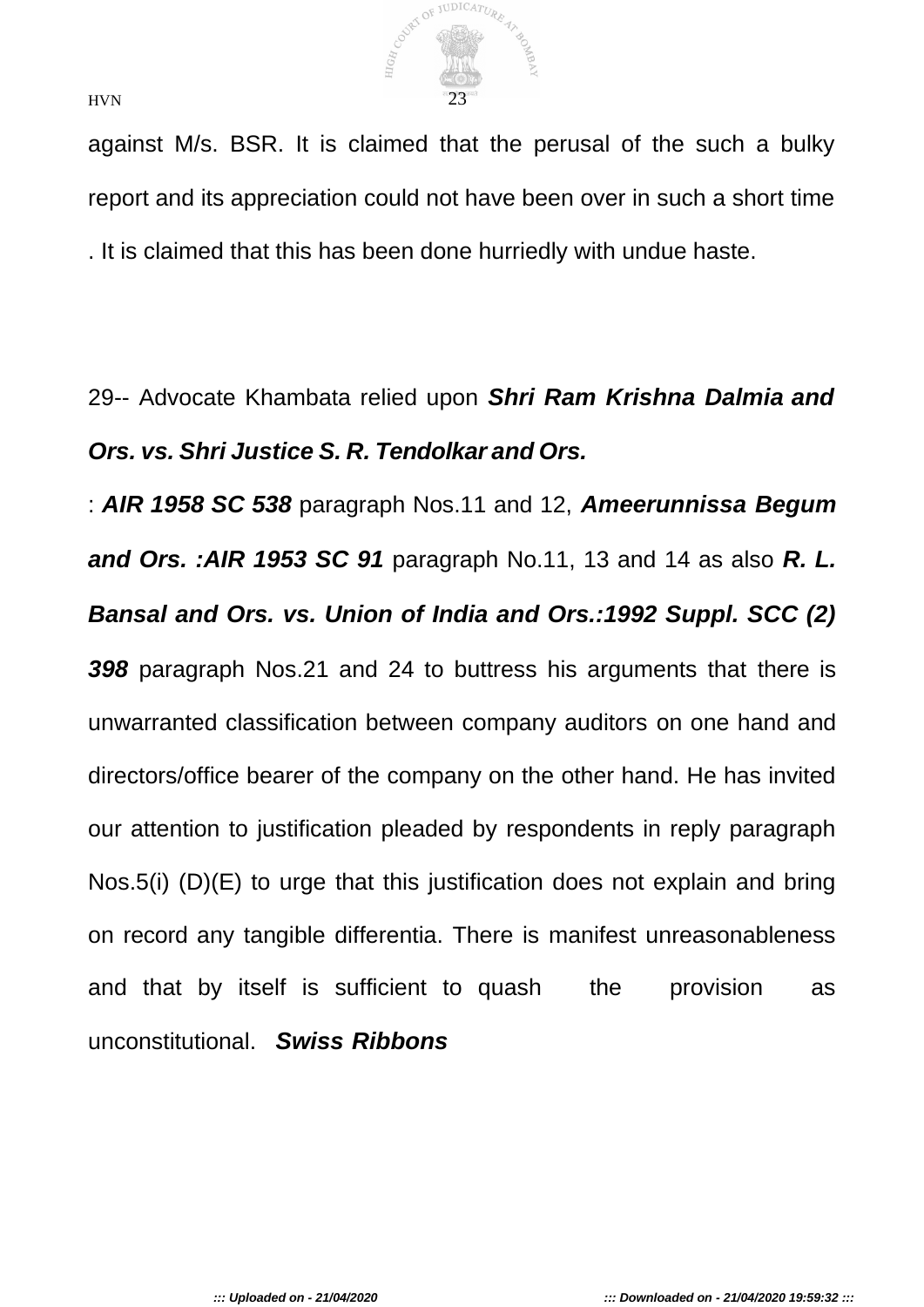against M/s. BSR. It is claimed that the perusal of the such a bulky report and its appreciation could not have been over in such a short time . It is claimed that this has been done hurriedly with undue haste.

29-- Advocate Khambata relied upon ***Shri Ram Krishna Dalmia and Ors. vs. Shri Justice S. R. Tendolkar and Ors.*** : ***AIR 1958 SC 538*** paragraph Nos.11 and 12, ***Ameerunnissa Begum and Ors. :AIR 1953 SC 91*** paragraph No.11, 13 and 14 as also ***R. L. Bansal and Ors. vs. Union of India and Ors.:1992 Suppl. SCC (2) 398*** paragraph Nos.21 and 24 to buttress his arguments that there is unwarranted classification between company auditors on one hand and directors/office bearer of the company on the other hand. He has invited our attention to justification pleaded by respondents in reply paragraph Nos.5(i) (D)(E) to urge that this justification does not explain and bring on record any tangible differentia. There is manifest unreasonableness and that by itself is sufficient to quash the provision as unconstitutional. ***Swiss Ribbons***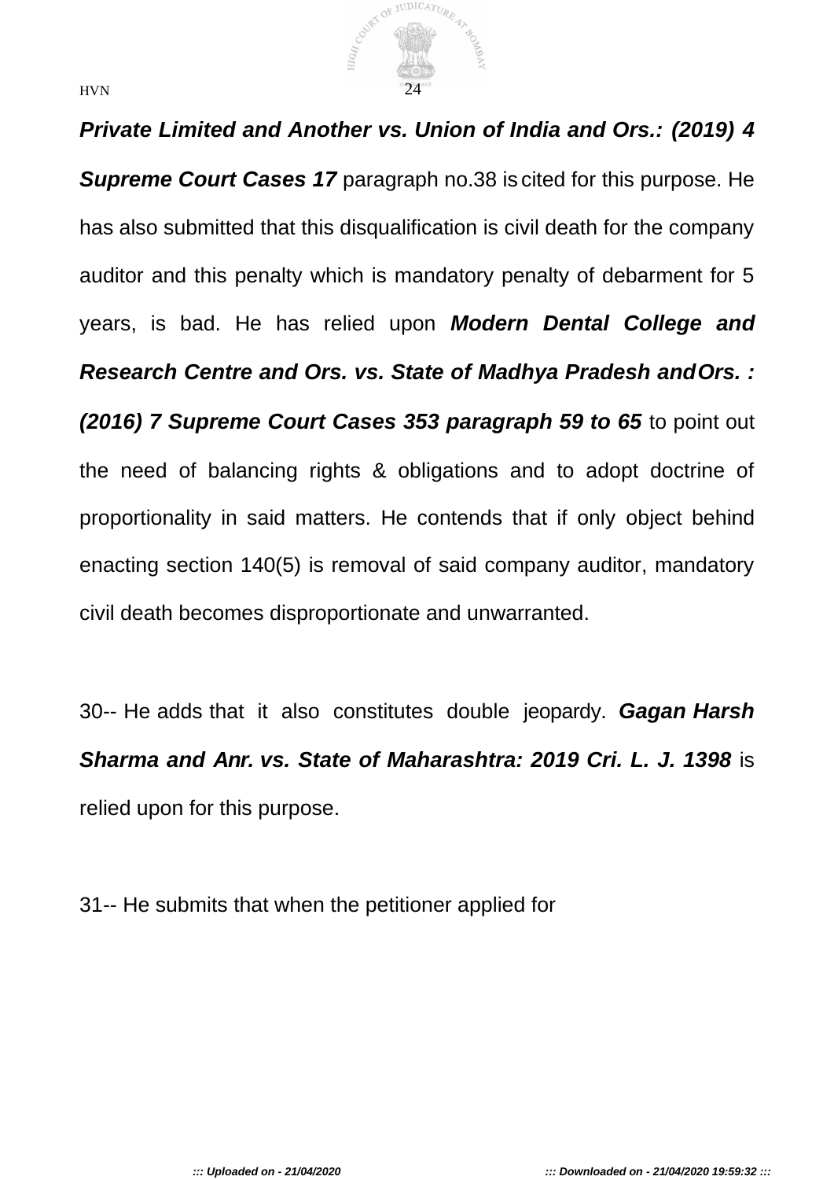***Private Limited and Another vs. Union of India and Ors.: (2019) 4 Supreme Court Cases 17*** paragraph no.38 is cited for this purpose. He has also submitted that this disqualification is civil death for the company auditor and this penalty which is mandatory penalty of debarment for 5 years, is bad. He has relied upon ***Modern Dental College and Research Centre and Ors. vs. State of Madhya Pradesh and Ors. : (2016) 7 Supreme Court Cases 353 paragraph 59 to 65*** to point out the need of balancing rights & obligations and to adopt doctrine of proportionality in said matters. He contends that if only object behind enacting section 140(5) is removal of said company auditor, mandatory civil death becomes disproportionate and unwarranted.

30-- He adds that it also constitutes double jeopardy. ***Gagan Harsh Sharma and Anr. vs. State of Maharashtra: 2019 Cri. L. J. 1398*** is relied upon for this purpose.

31-- He submits that when the petitioner applied for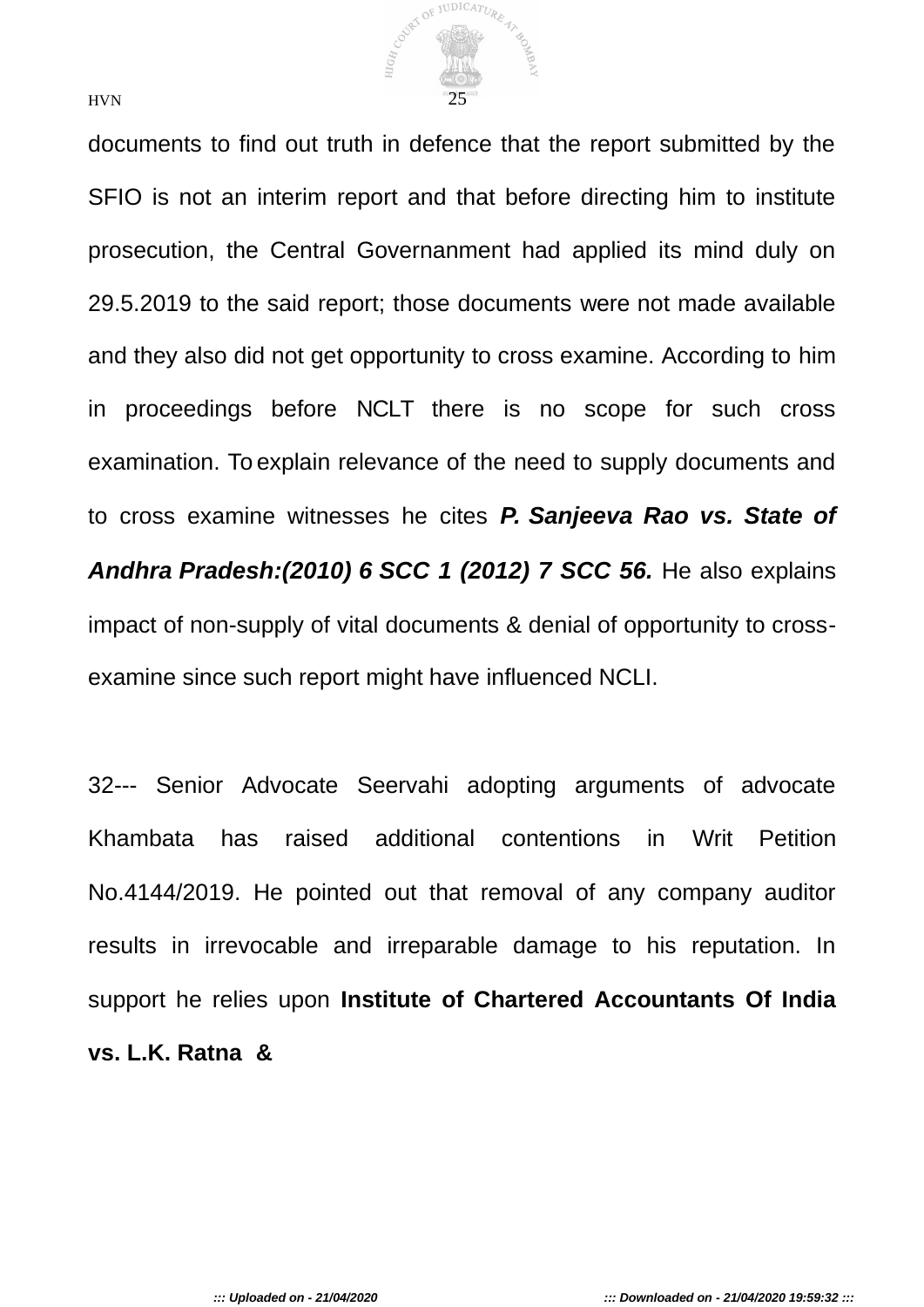documents to find out truth in defence that the report submitted by the SFIO is not an interim report and that before directing him to institute prosecution, the Central Governanment had applied its mind duly on 29.5.2019 to the said report; those documents were not made available and they also did not get opportunity to cross examine. According to him in proceedings before NCLT there is no scope for such cross examination. To explain relevance of the need to supply documents and to cross examine witnesses he cites ***P. Sanjeeva Rao vs. State of Andhra Pradesh:(2010) 6 SCC 1 (2012) 7 SCC 56.*** He also explains impact of non-supply of vital documents & denial of opportunity to cross-examine since such report might have influenced NCLI.

32--- Senior Advocate Seervahi adopting arguments of advocate Khambata has raised additional contentions in Writ Petition No.4144/2019. He pointed out that removal of any company auditor results in irrevocable and irreparable damage to his reputation. In support he relies upon **Institute of Chartered Accountants Of India vs. L.K. Ratna &**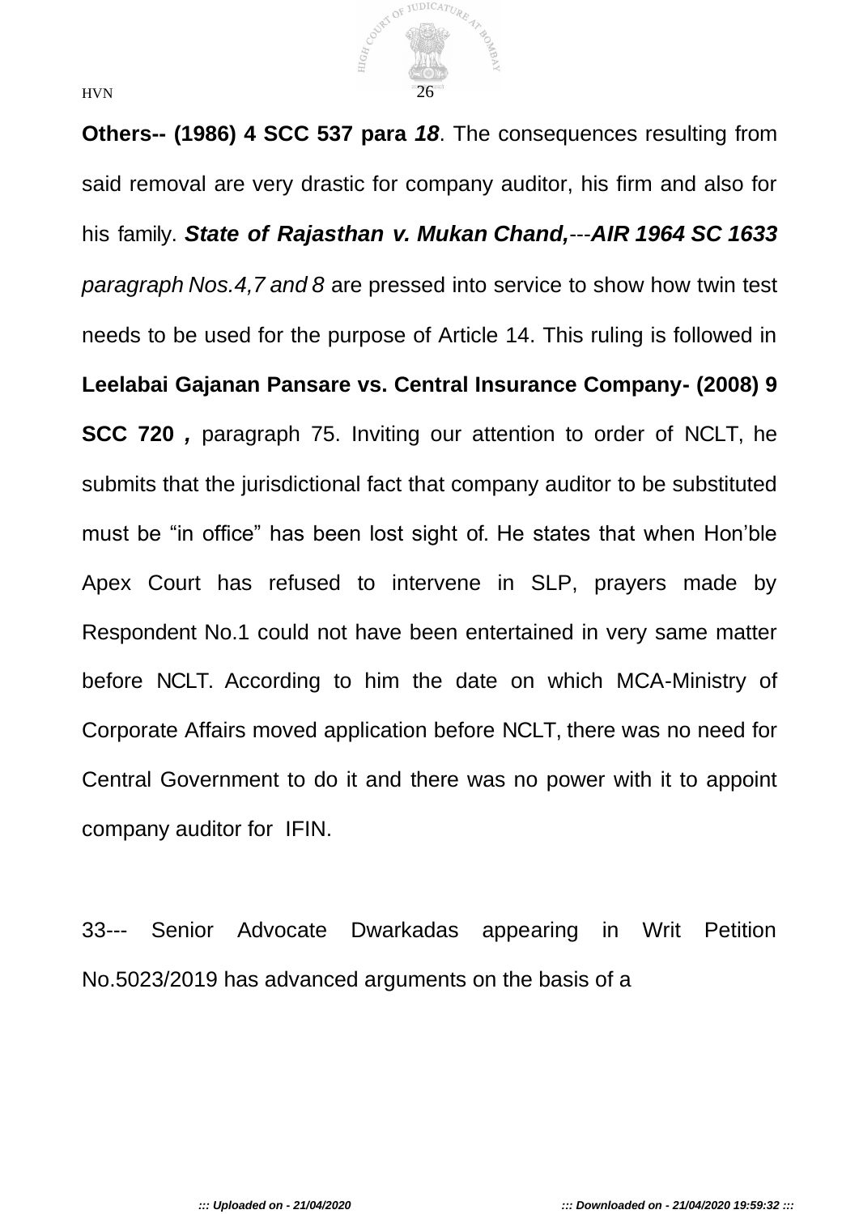**Others-- (1986) 4 SCC 537 para *18***. The consequences resulting from said removal are very drastic for company auditor, his firm and also for his family. ***State of Rajasthan v. Mukan Chand,***---***AIR 1964 SC 1633*** *paragraph Nos.4,7 and 8* are pressed into service to show how twin test needs to be used for the purpose of Article 14. This ruling is followed in **Leelabai Gajanan Pansare vs. Central Insurance Company- (2008) 9 SCC 720 *,*** paragraph 75. Inviting our attention to order of NCLT, he submits that the jurisdictional fact that company auditor to be substituted must be "in office" has been lost sight of. He states that when Hon'ble Apex Court has refused to intervene in SLP, prayers made by Respondent No.1 could not have been entertained in very same matter before NCLT. According to him the date on which MCA-Ministry of Corporate Affairs moved application before NCLT, there was no need for Central Government to do it and there was no power with it to appoint company auditor for IFIN.

33--- Senior Advocate Dwarkadas appearing in Writ Petition No.5023/2019 has advanced arguments on the basis of a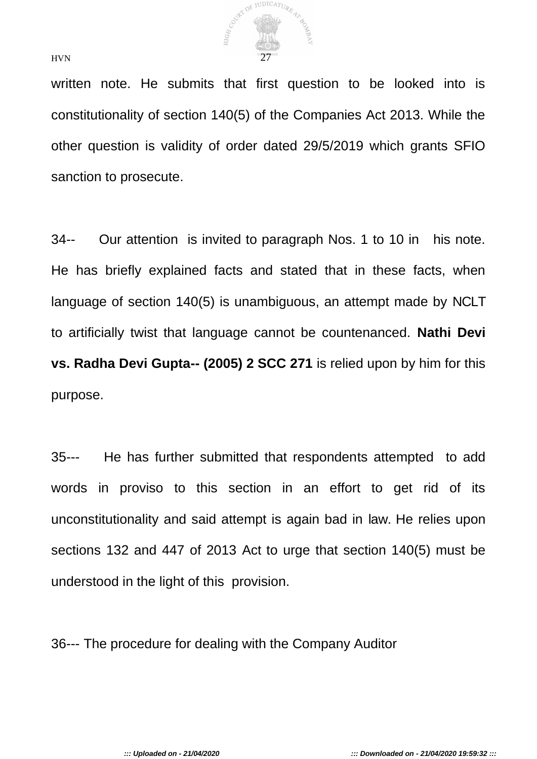written note. He submits that first question to be looked into is constitutionality of section 140(5) of the Companies Act 2013. While the other question is validity of order dated 29/5/2019 which grants SFIO sanction to prosecute.

34-- Our attention is invited to paragraph Nos. 1 to 10 in his note. He has briefly explained facts and stated that in these facts, when language of section 140(5) is unambiguous, an attempt made by NCLT to artificially twist that language cannot be countenanced. **Nathi Devi vs. Radha Devi Gupta-- (2005) 2 SCC 271** is relied upon by him for this purpose.

35--- He has further submitted that respondents attempted to add words in proviso to this section in an effort to get rid of its unconstitutionality and said attempt is again bad in law. He relies upon sections 132 and 447 of 2013 Act to urge that section 140(5) must be understood in the light of this provision.

36--- The procedure for dealing with the Company Auditor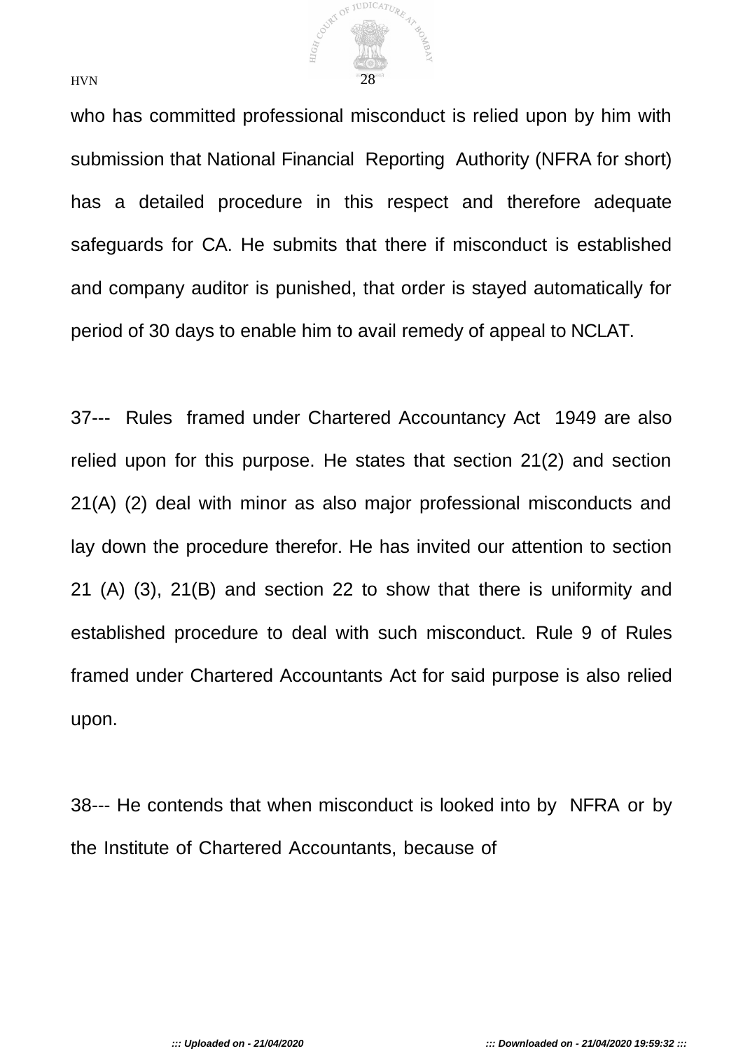who has committed professional misconduct is relied upon by him with submission that National Financial Reporting Authority (NFRA for short) has a detailed procedure in this respect and therefore adequate safeguards for CA. He submits that there if misconduct is established and company auditor is punished, that order is stayed automatically for period of 30 days to enable him to avail remedy of appeal to NCLAT.

37--- Rules framed under Chartered Accountancy Act 1949 are also relied upon for this purpose. He states that section 21(2) and section 21(A) (2) deal with minor as also major professional misconducts and lay down the procedure therefor. He has invited our attention to section 21 (A) (3), 21(B) and section 22 to show that there is uniformity and established procedure to deal with such misconduct. Rule 9 of Rules framed under Chartered Accountants Act for said purpose is also relied upon.

38--- He contends that when misconduct is looked into by NFRA or by the Institute of Chartered Accountants, because of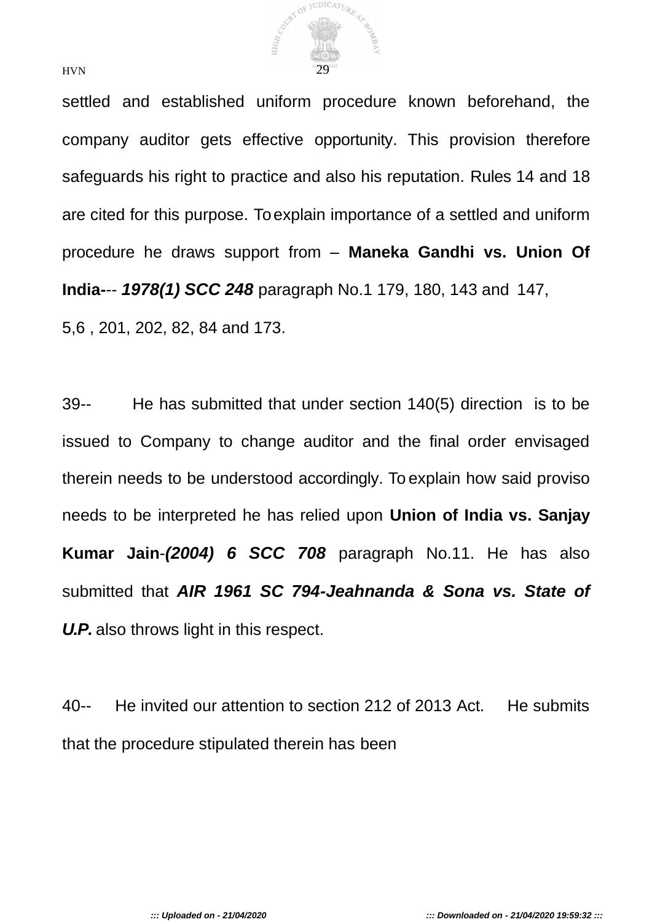settled and established uniform procedure known beforehand, the company auditor gets effective opportunity. This provision therefore safeguards his right to practice and also his reputation. Rules 14 and 18 are cited for this purpose. To explain importance of a settled and uniform procedure he draws support from – **Maneka Gandhi vs. Union Of India-**-- ***1978(1) SCC 248*** paragraph No.1 179, 180, 143 and 147, 5,6 , 201, 202, 82, 84 and 173.

39-- He has submitted that under section 140(5) direction is to be issued to Company to change auditor and the final order envisaged therein needs to be understood accordingly. To explain how said proviso needs to be interpreted he has relied upon **Union of India vs. Sanjay Kumar Jain**-***(2004) 6 SCC 708*** paragraph No.11. He has also submitted that ***AIR 1961 SC 794-Jeahnanda & Sona vs. State of U.P.*** also throws light in this respect.

40-- He invited our attention to section 212 of 2013 Act. He submits that the procedure stipulated therein has been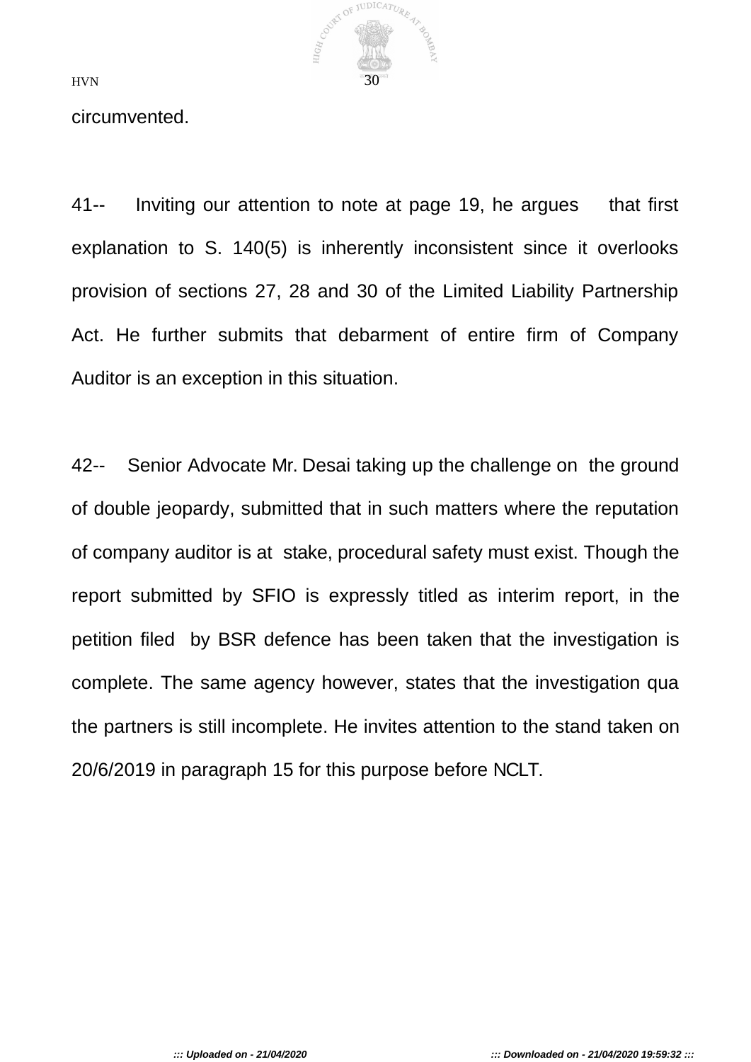circumvented.

41-- Inviting our attention to note at page 19, he argues that first explanation to S. 140(5) is inherently inconsistent since it overlooks provision of sections 27, 28 and 30 of the Limited Liability Partnership Act. He further submits that debarment of entire firm of Company Auditor is an exception in this situation.

42-- Senior Advocate Mr. Desai taking up the challenge on the ground of double jeopardy, submitted that in such matters where the reputation of company auditor is at stake, procedural safety must exist. Though the report submitted by SFIO is expressly titled as interim report, in the petition filed by BSR defence has been taken that the investigation is complete. The same agency however, states that the investigation qua the partners is still incomplete. He invites attention to the stand taken on 20/6/2019 in paragraph 15 for this purpose before NCLT.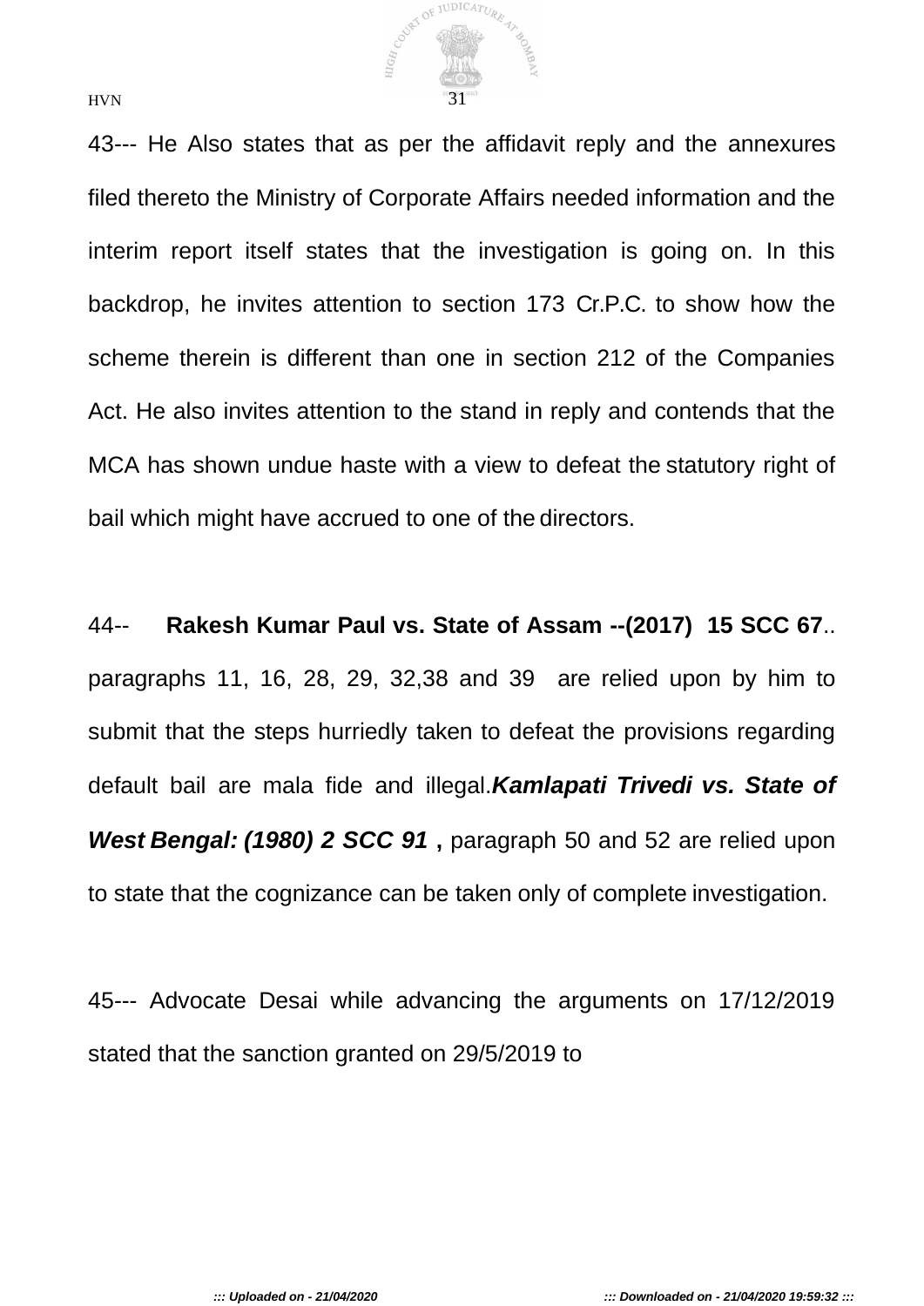43--- He Also states that as per the affidavit reply and the annexures filed thereto the Ministry of Corporate Affairs needed information and the interim report itself states that the investigation is going on. In this backdrop, he invites attention to section 173 Cr.P.C. to show how the scheme therein is different than one in section 212 of the Companies Act. He also invites attention to the stand in reply and contends that the MCA has shown undue haste with a view to defeat the statutory right of bail which might have accrued to one of the directors.

44-- **Rakesh Kumar Paul vs. State of Assam --(2017) 15 SCC 67**.. paragraphs 11, 16, 28, 29, 32,38 and 39 are relied upon by him to submit that the steps hurriedly taken to defeat the provisions regarding default bail are mala fide and illegal.***Kamlapati Trivedi vs. State of West Bengal: (1980) 2 SCC 91*** **,** paragraph 50 and 52 are relied upon to state that the cognizance can be taken only of complete investigation.

45--- Advocate Desai while advancing the arguments on 17/12/2019 stated that the sanction granted on 29/5/2019 to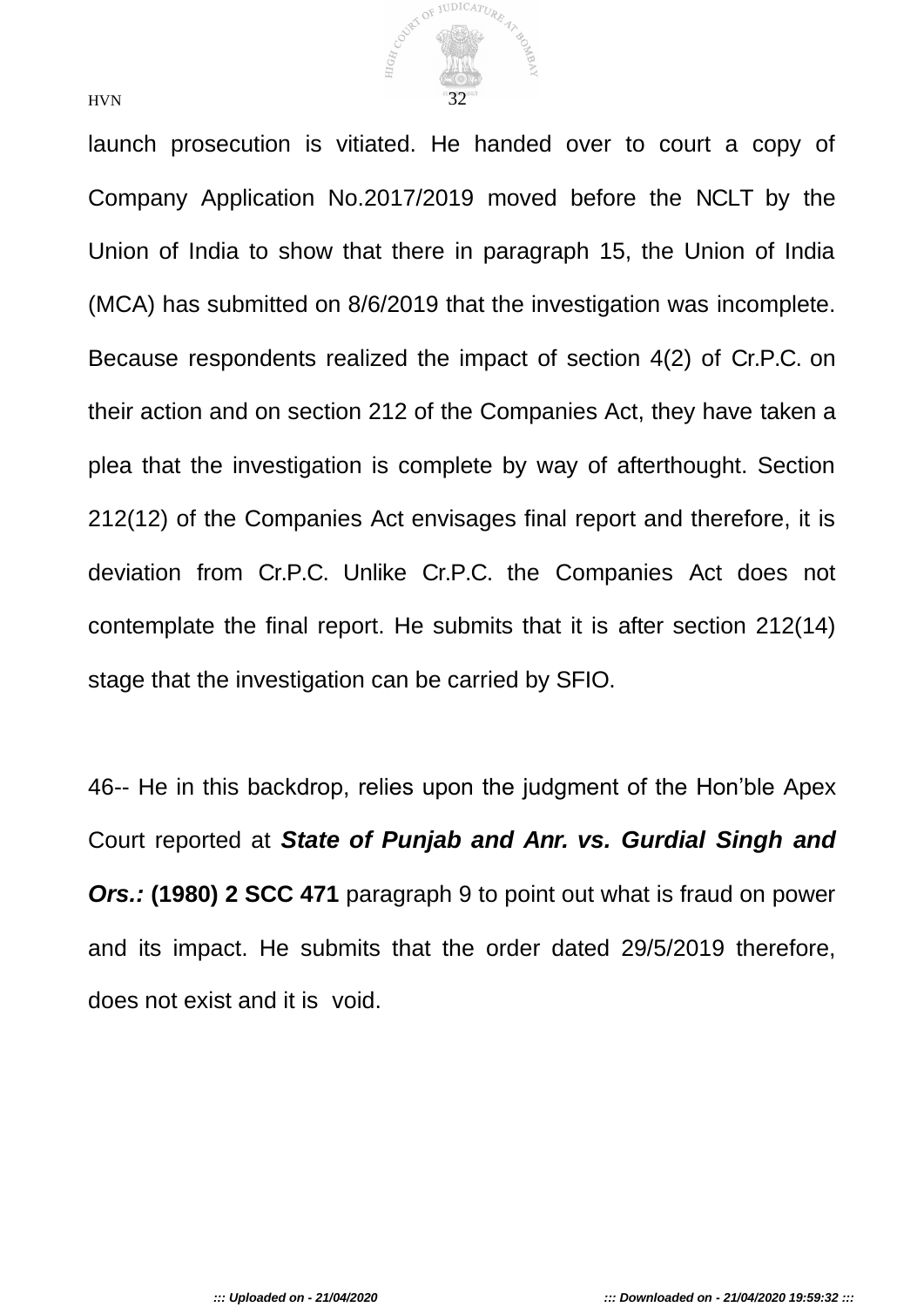launch prosecution is vitiated. He handed over to court a copy of Company Application No.2017/2019 moved before the NCLT by the Union of India to show that there in paragraph 15, the Union of India (MCA) has submitted on 8/6/2019 that the investigation was incomplete. Because respondents realized the impact of section 4(2) of Cr.P.C. on their action and on section 212 of the Companies Act, they have taken a plea that the investigation is complete by way of afterthought. Section 212(12) of the Companies Act envisages final report and therefore, it is deviation from Cr.P.C. Unlike Cr.P.C. the Companies Act does not contemplate the final report. He submits that it is after section 212(14) stage that the investigation can be carried by SFIO.

46-- He in this backdrop, relies upon the judgment of the Hon'ble Apex Court reported at ***State of Punjab and Anr. vs. Gurdial Singh and Ors.:*** **(1980) 2 SCC 471** paragraph 9 to point out what is fraud on power and its impact. He submits that the order dated 29/5/2019 therefore, does not exist and it is void.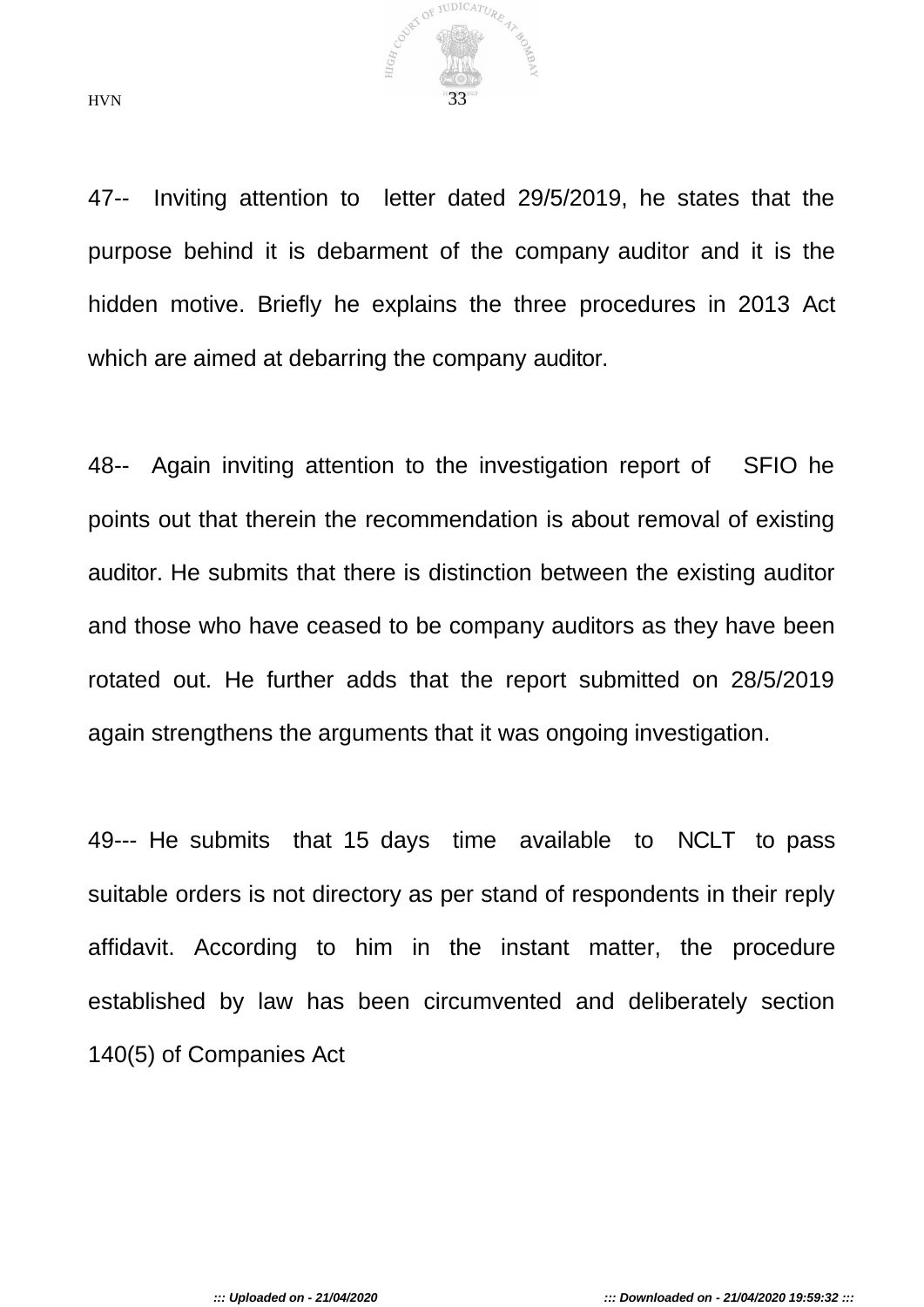47-- Inviting attention to letter dated 29/5/2019, he states that the purpose behind it is debarment of the company auditor and it is the hidden motive. Briefly he explains the three procedures in 2013 Act which are aimed at debarring the company auditor.

48-- Again inviting attention to the investigation report of SFIO he points out that therein the recommendation is about removal of existing auditor. He submits that there is distinction between the existing auditor and those who have ceased to be company auditors as they have been rotated out. He further adds that the report submitted on 28/5/2019 again strengthens the arguments that it was ongoing investigation.

49--- He submits that 15 days time available to NCLT to pass suitable orders is not directory as per stand of respondents in their reply affidavit. According to him in the instant matter, the procedure established by law has been circumvented and deliberately section 140(5) of Companies Act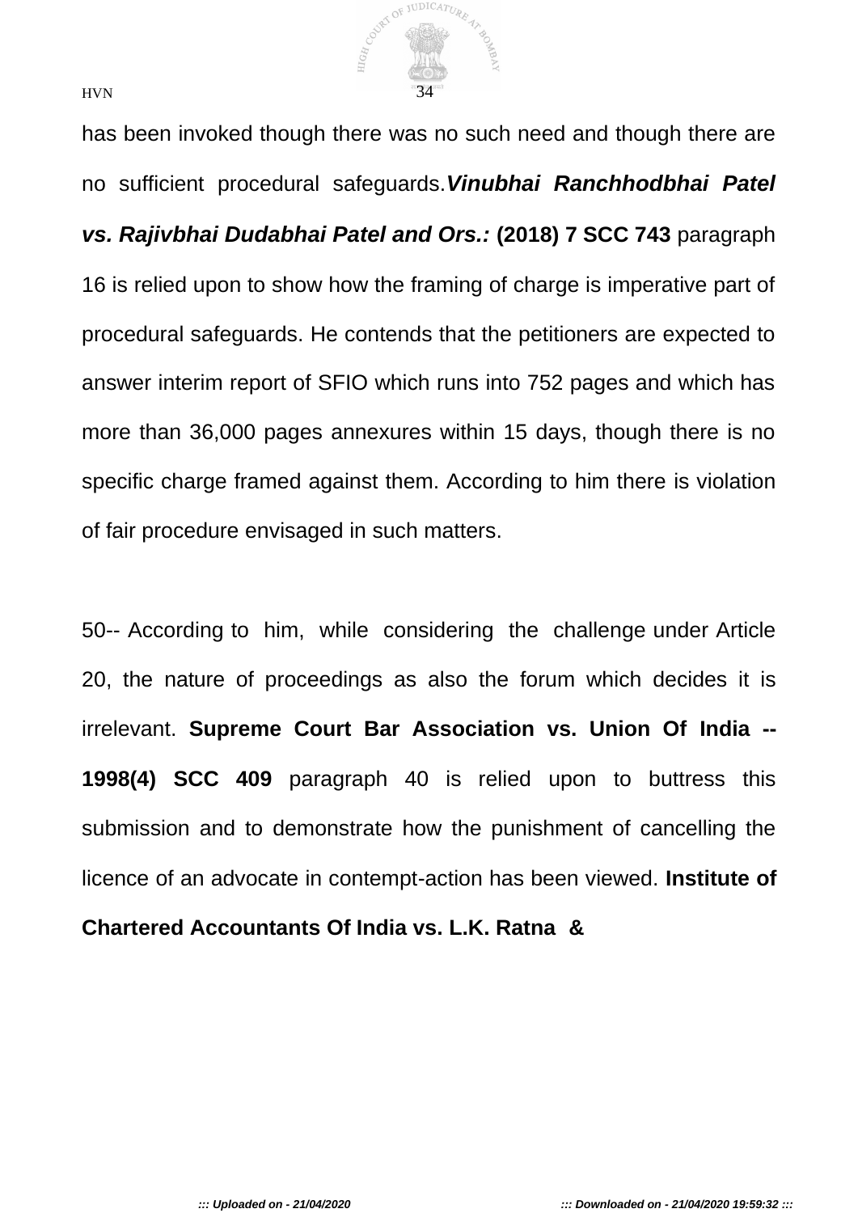has been invoked though there was no such need and though there are no sufficient procedural safeguards.***Vinubhai Ranchhodbhai Patel vs. Rajivbhai Dudabhai Patel and Ors.:*** **(2018) 7 SCC 743** paragraph 16 is relied upon to show how the framing of charge is imperative part of procedural safeguards. He contends that the petitioners are expected to answer interim report of SFIO which runs into 752 pages and which has more than 36,000 pages annexures within 15 days, though there is no specific charge framed against them. According to him there is violation of fair procedure envisaged in such matters.

50-- According to him, while considering the challenge under Article 20, the nature of proceedings as also the forum which decides it is irrelevant. **Supreme Court Bar Association vs. Union Of India -- 1998(4) SCC 409** paragraph 40 is relied upon to buttress this submission and to demonstrate how the punishment of cancelling the licence of an advocate in contempt-action has been viewed. **Institute of Chartered Accountants Of India vs. L.K. Ratna &**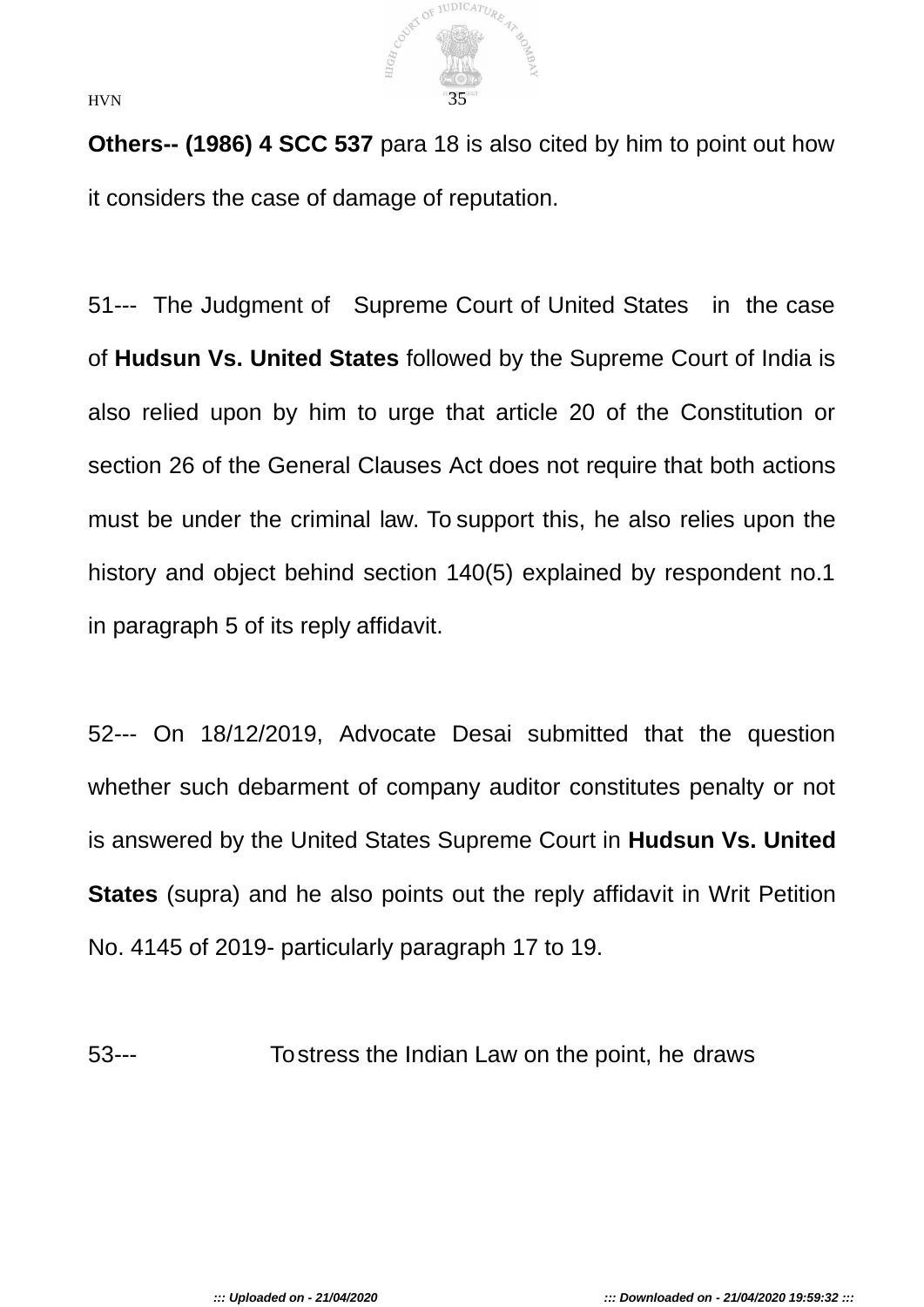**Others-- (1986) 4 SCC 537** para 18 is also cited by him to point out how it considers the case of damage of reputation.

51--- The Judgment of Supreme Court of United States in the case of **Hudsun Vs. United States** followed by the Supreme Court of India is also relied upon by him to urge that article 20 of the Constitution or section 26 of the General Clauses Act does not require that both actions must be under the criminal law. To support this, he also relies upon the history and object behind section 140(5) explained by respondent no.1 in paragraph 5 of its reply affidavit.

52--- On 18/12/2019, Advocate Desai submitted that the question whether such debarment of company auditor constitutes penalty or not is answered by the United States Supreme Court in **Hudsun Vs. United States** (supra) and he also points out the reply affidavit in Writ Petition No. 4145 of 2019- particularly paragraph 17 to 19.

53--- To stress the Indian Law on the point, he draws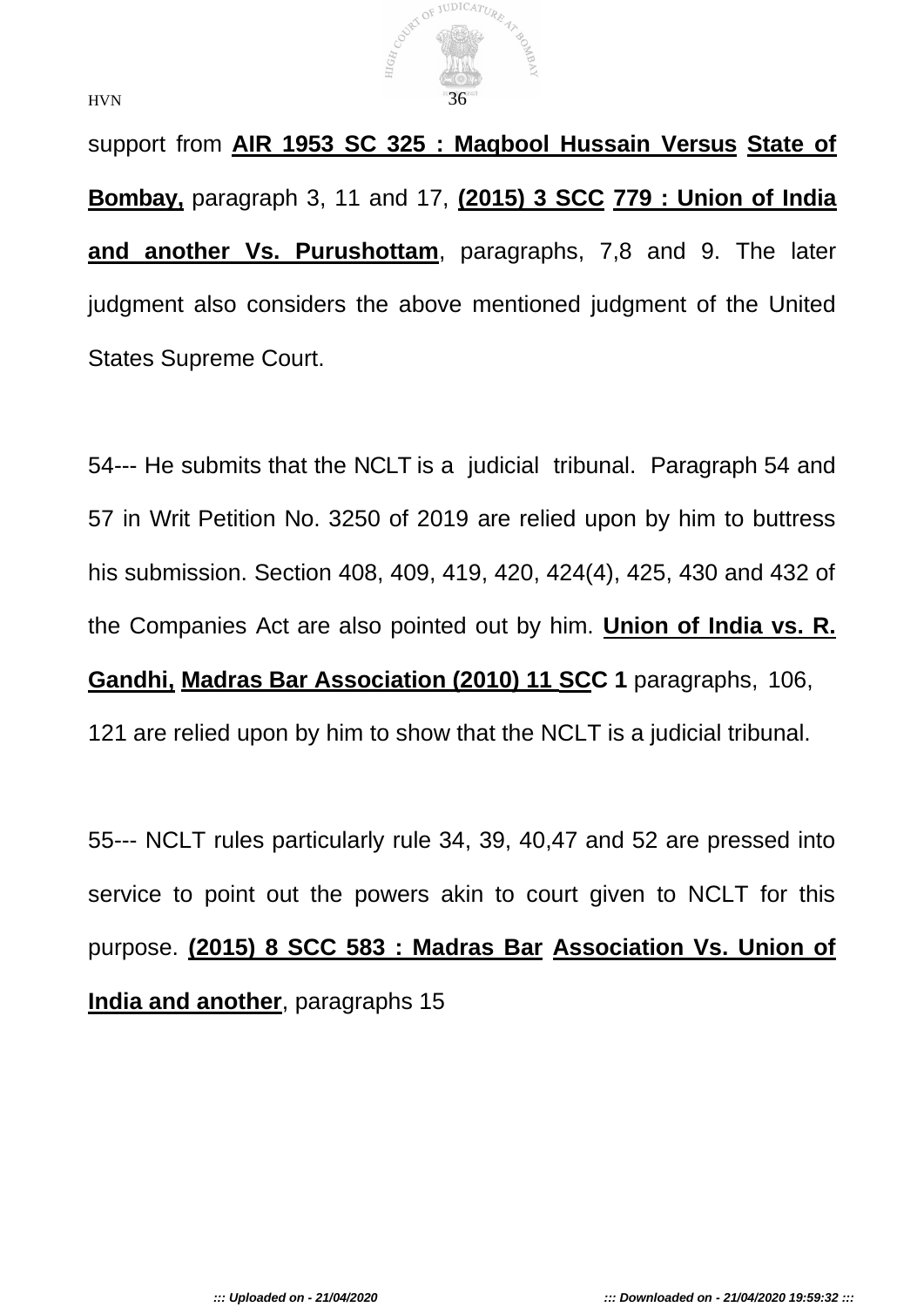support from **AIR 1953 SC 325 : Maqbool Hussain Versus State of Bombay,** paragraph 3, 11 and 17, **(2015) 3 SCC 779 : Union of India and another Vs. Purushottam**, paragraphs, 7,8 and 9. The later judgment also considers the above mentioned judgment of the United States Supreme Court.

54--- He submits that the NCLT is a judicial tribunal. Paragraph 54 and 57 in Writ Petition No. 3250 of 2019 are relied upon by him to buttress his submission. Section 408, 409, 419, 420, 424(4), 425, 430 and 432 of the Companies Act are also pointed out by him. **Union of India vs. R. Gandhi, Madras Bar Association (2010) 11 SCC 1** paragraphs, 106, 121 are relied upon by him to show that the NCLT is a judicial tribunal.

55--- NCLT rules particularly rule 34, 39, 40,47 and 52 are pressed into service to point out the powers akin to court given to NCLT for this purpose. **(2015) 8 SCC 583 : Madras Bar Association Vs. Union of India and another**, paragraphs 15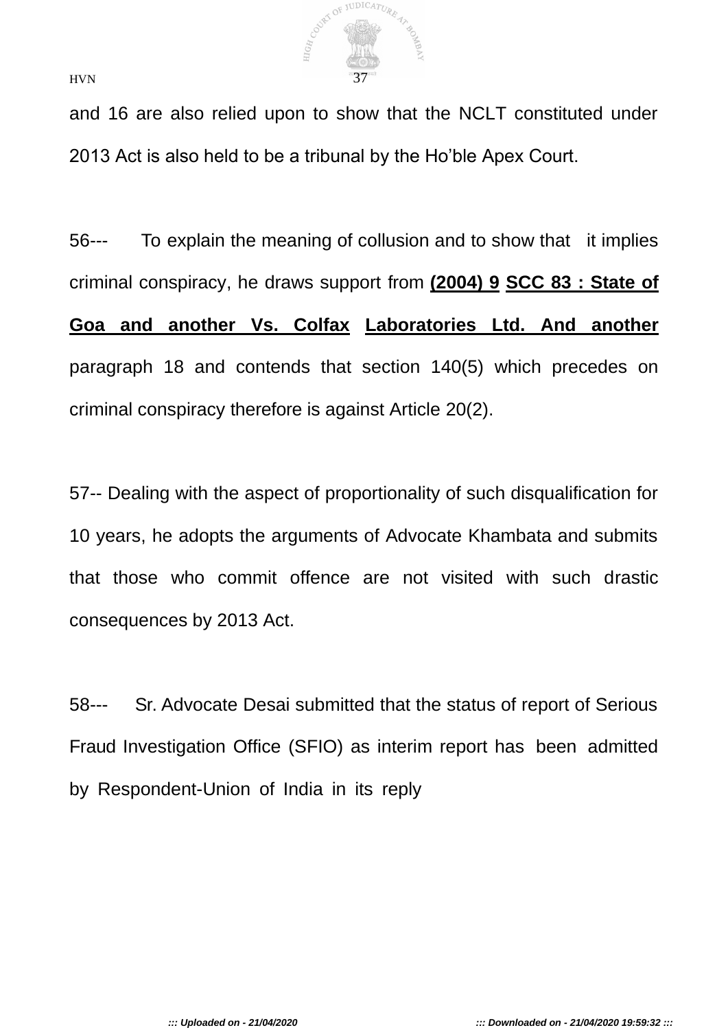and 16 are also relied upon to show that the NCLT constituted under 2013 Act is also held to be a tribunal by the Ho'ble Apex Court.

56--- To explain the meaning of collusion and to show that it implies criminal conspiracy, he draws support from **(2004) 9 SCC 83 : State of Goa and another Vs. Colfax Laboratories Ltd. And another** paragraph 18 and contends that section 140(5) which precedes on criminal conspiracy therefore is against Article 20(2).

57-- Dealing with the aspect of proportionality of such disqualification for 10 years, he adopts the arguments of Advocate Khambata and submits that those who commit offence are not visited with such drastic consequences by 2013 Act.

58--- Sr. Advocate Desai submitted that the status of report of Serious Fraud Investigation Office (SFIO) as interim report has been admitted by Respondent-Union of India in its reply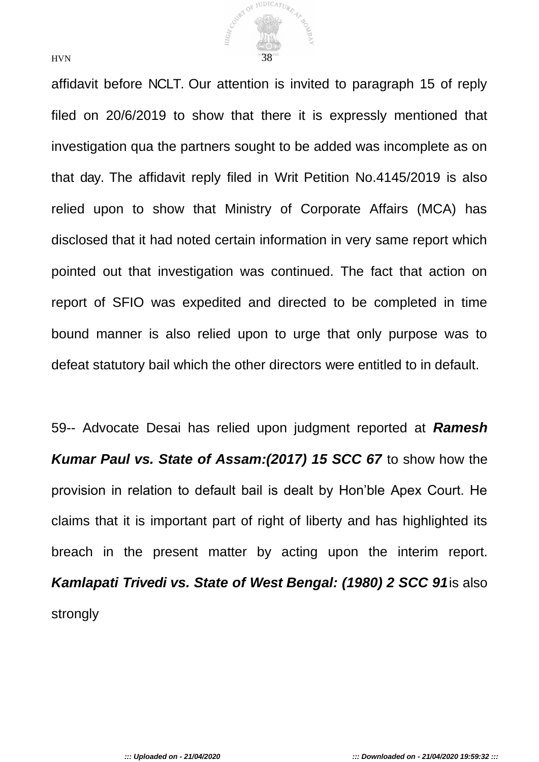affidavit before NCLT. Our attention is invited to paragraph 15 of reply filed on 20/6/2019 to show that there it is expressly mentioned that investigation qua the partners sought to be added was incomplete as on that day. The affidavit reply filed in Writ Petition No.4145/2019 is also relied upon to show that Ministry of Corporate Affairs (MCA) has disclosed that it had noted certain information in very same report which pointed out that investigation was continued. The fact that action on report of SFIO was expedited and directed to be completed in time bound manner is also relied upon to urge that only purpose was to defeat statutory bail which the other directors were entitled to in default.

59-- Advocate Desai has relied upon judgment reported at ***Ramesh Kumar Paul vs. State of Assam:(2017) 15 SCC 67*** to show how the provision in relation to default bail is dealt by Hon'ble Apex Court. He claims that it is important part of right of liberty and has highlighted its breach in the present matter by acting upon the interim report. ***Kamlapati Trivedi vs. State of West Bengal: (1980) 2 SCC 91*** is also strongly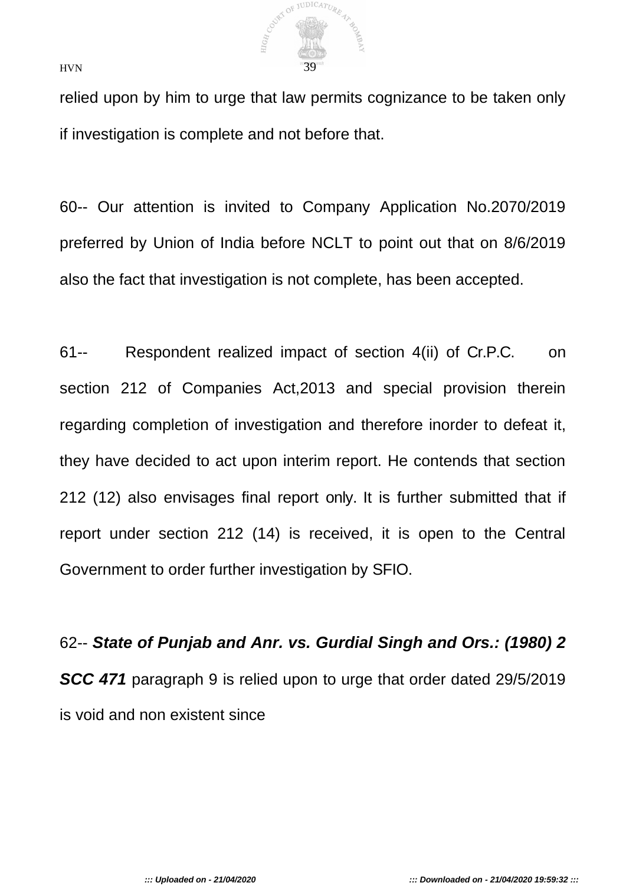relied upon by him to urge that law permits cognizance to be taken only if investigation is complete and not before that.

60-- Our attention is invited to Company Application No.2070/2019 preferred by Union of India before NCLT to point out that on 8/6/2019 also the fact that investigation is not complete, has been accepted.

61-- Respondent realized impact of section 4(ii) of Cr.P.C. on section 212 of Companies Act,2013 and special provision therein regarding completion of investigation and therefore inorder to defeat it, they have decided to act upon interim report. He contends that section 212 (12) also envisages final report only. It is further submitted that if report under section 212 (14) is received, it is open to the Central Government to order further investigation by SFIO.

62-- ***State of Punjab and Anr. vs. Gurdial Singh and Ors.: (1980) 2 SCC 471*** paragraph 9 is relied upon to urge that order dated 29/5/2019 is void and non existent since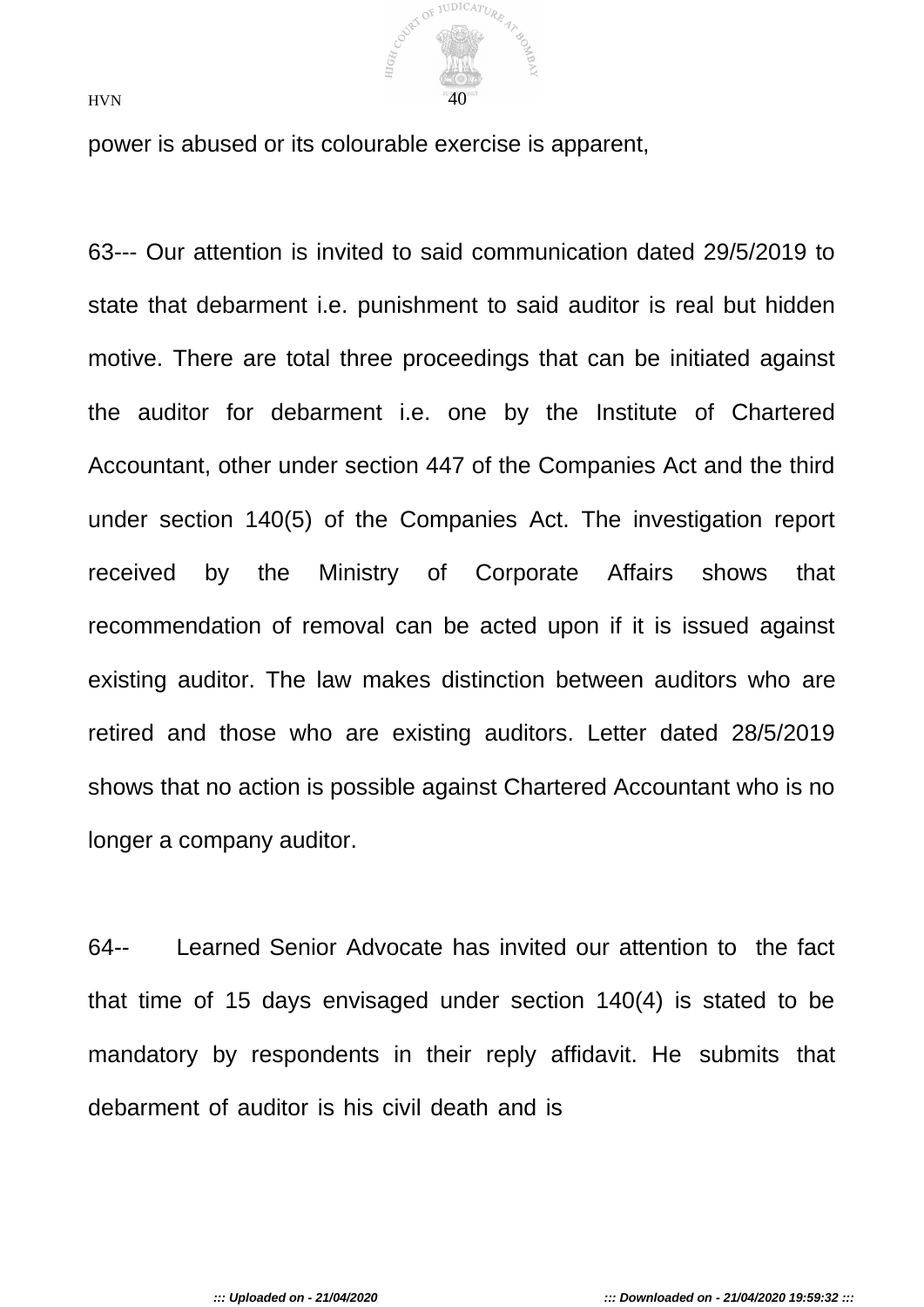power is abused or its colourable exercise is apparent,

63--- Our attention is invited to said communication dated 29/5/2019 to state that debarment i.e. punishment to said auditor is real but hidden motive. There are total three proceedings that can be initiated against the auditor for debarment i.e. one by the Institute of Chartered Accountant, other under section 447 of the Companies Act and the third under section 140(5) of the Companies Act. The investigation report received by the Ministry of Corporate Affairs shows that recommendation of removal can be acted upon if it is issued against existing auditor. The law makes distinction between auditors who are retired and those who are existing auditors. Letter dated 28/5/2019 shows that no action is possible against Chartered Accountant who is no longer a company auditor.

64-- Learned Senior Advocate has invited our attention to the fact that time of 15 days envisaged under section 140(4) is stated to be mandatory by respondents in their reply affidavit. He submits that debarment of auditor is his civil death and is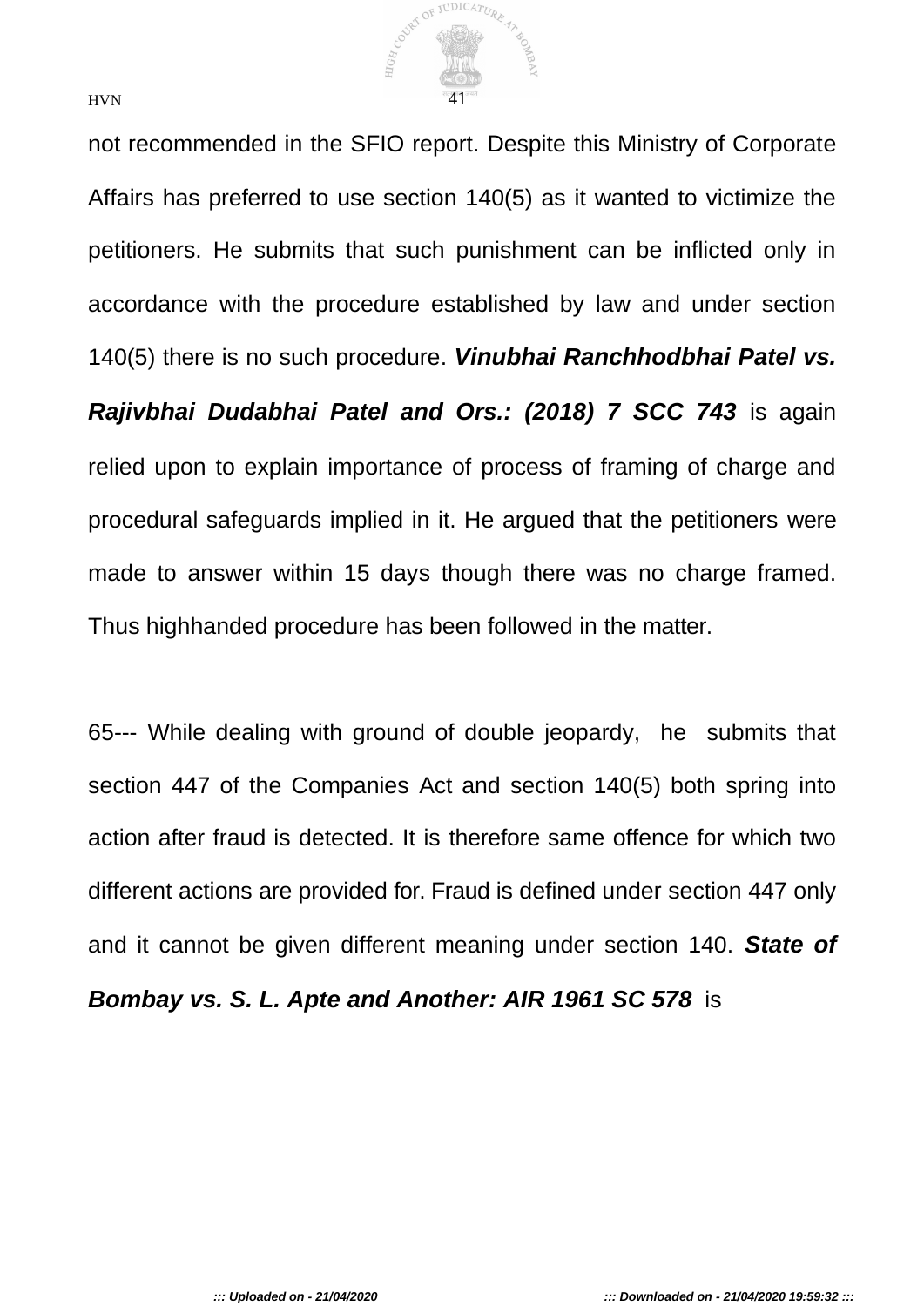not recommended in the SFIO report. Despite this Ministry of Corporate Affairs has preferred to use section 140(5) as it wanted to victimize the petitioners. He submits that such punishment can be inflicted only in accordance with the procedure established by law and under section 140(5) there is no such procedure. ***Vinubhai Ranchhodbhai Patel vs. Rajivbhai Dudabhai Patel and Ors.: (2018) 7 SCC 743*** is again relied upon to explain importance of process of framing of charge and procedural safeguards implied in it. He argued that the petitioners were made to answer within 15 days though there was no charge framed. Thus highhanded procedure has been followed in the matter.

65--- While dealing with ground of double jeopardy, he submits that section 447 of the Companies Act and section 140(5) both spring into action after fraud is detected. It is therefore same offence for which two different actions are provided for. Fraud is defined under section 447 only and it cannot be given different meaning under section 140. ***State of Bombay vs. S. L. Apte and Another: AIR 1961 SC 578*** is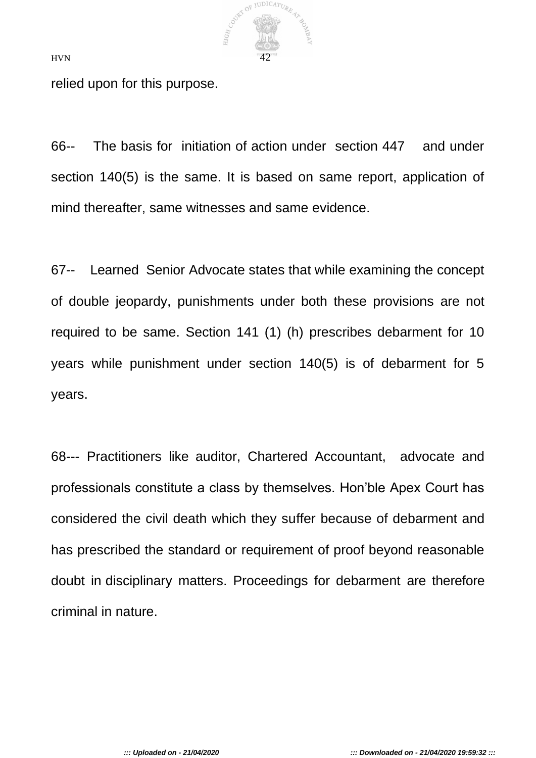relied upon for this purpose.

66-- The basis for initiation of action under section 447 and under section 140(5) is the same. It is based on same report, application of mind thereafter, same witnesses and same evidence.

67-- Learned Senior Advocate states that while examining the concept of double jeopardy, punishments under both these provisions are not required to be same. Section 141 (1) (h) prescribes debarment for 10 years while punishment under section 140(5) is of debarment for 5 years.

68--- Practitioners like auditor, Chartered Accountant, advocate and professionals constitute a class by themselves. Hon'ble Apex Court has considered the civil death which they suffer because of debarment and has prescribed the standard or requirement of proof beyond reasonable doubt in disciplinary matters. Proceedings for debarment are therefore criminal in nature.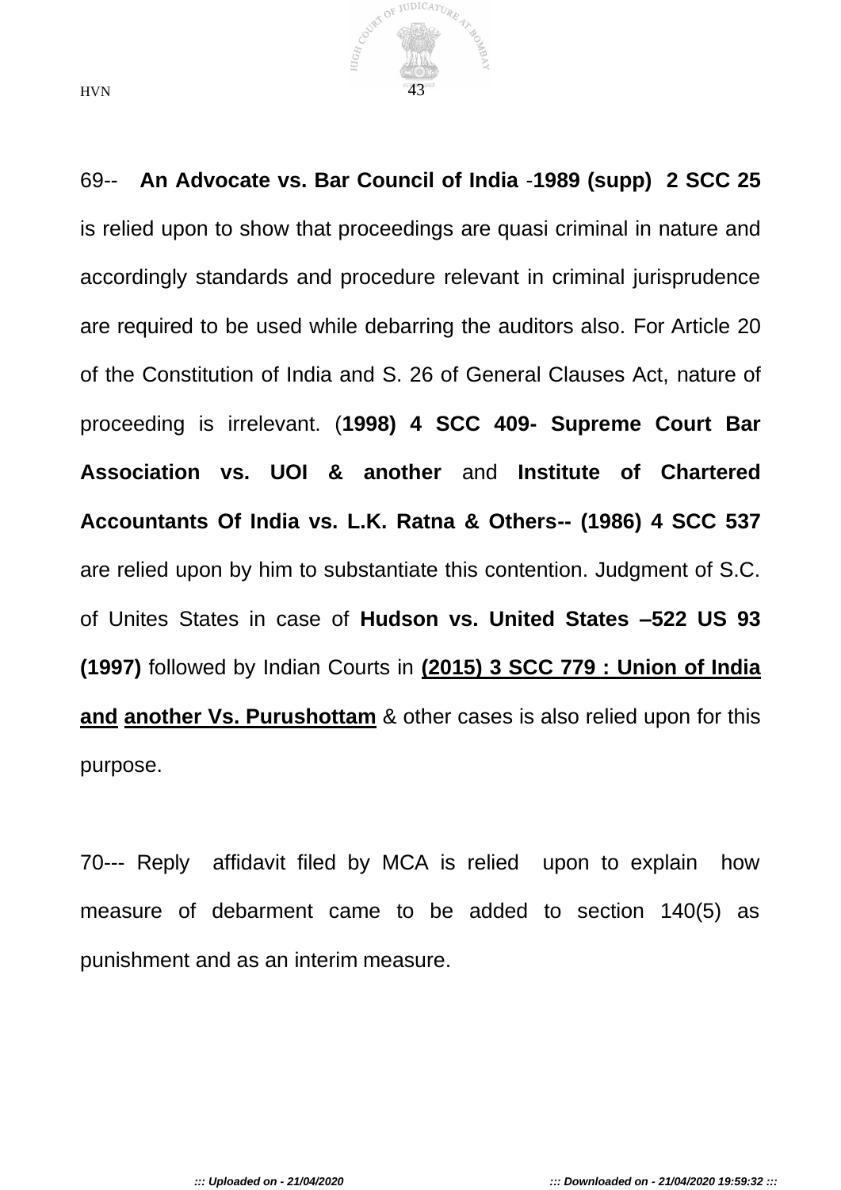69-- **An Advocate vs. Bar Council of India** -**1989 (supp) 2 SCC 25** is relied upon to show that proceedings are quasi criminal in nature and accordingly standards and procedure relevant in criminal jurisprudence are required to be used while debarring the auditors also. For Article 20 of the Constitution of India and S. 26 of General Clauses Act, nature of proceeding is irrelevant. (**1998) 4 SCC 409- Supreme Court Bar Association vs. UOI & another** and **Institute of Chartered Accountants Of India vs. L.K. Ratna & Others-- (1986) 4 SCC 537** are relied upon by him to substantiate this contention. Judgment of S.C. of Unites States in case of **Hudson vs. United States –522 US 93 (1997)** followed by Indian Courts in **(2015) 3 SCC 779 : Union of India and another Vs. Purushottam** & other cases is also relied upon for this purpose.

70--- Reply affidavit filed by MCA is relied upon to explain how measure of debarment came to be added to section 140(5) as punishment and as an interim measure.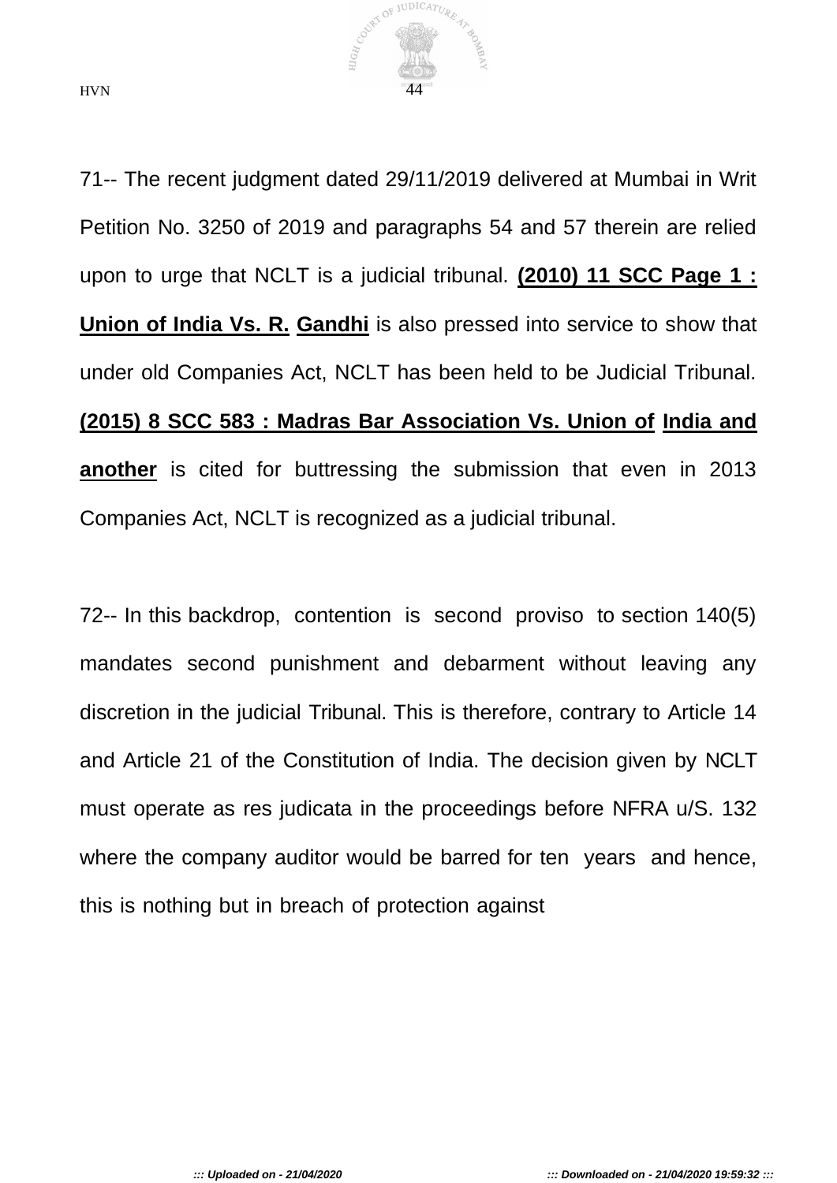71-- The recent judgment dated 29/11/2019 delivered at Mumbai in Writ Petition No. 3250 of 2019 and paragraphs 54 and 57 therein are relied upon to urge that NCLT is a judicial tribunal. **(2010) 11 SCC Page 1 : Union of India Vs. R. Gandhi** is also pressed into service to show that under old Companies Act, NCLT has been held to be Judicial Tribunal. **(2015) 8 SCC 583 : Madras Bar Association Vs. Union of India and another** is cited for buttressing the submission that even in 2013 Companies Act, NCLT is recognized as a judicial tribunal.

72-- In this backdrop, contention is second proviso to section 140(5) mandates second punishment and debarment without leaving any discretion in the judicial Tribunal. This is therefore, contrary to Article 14 and Article 21 of the Constitution of India. The decision given by NCLT must operate as res judicata in the proceedings before NFRA u/S. 132 where the company auditor would be barred for ten years and hence, this is nothing but in breach of protection against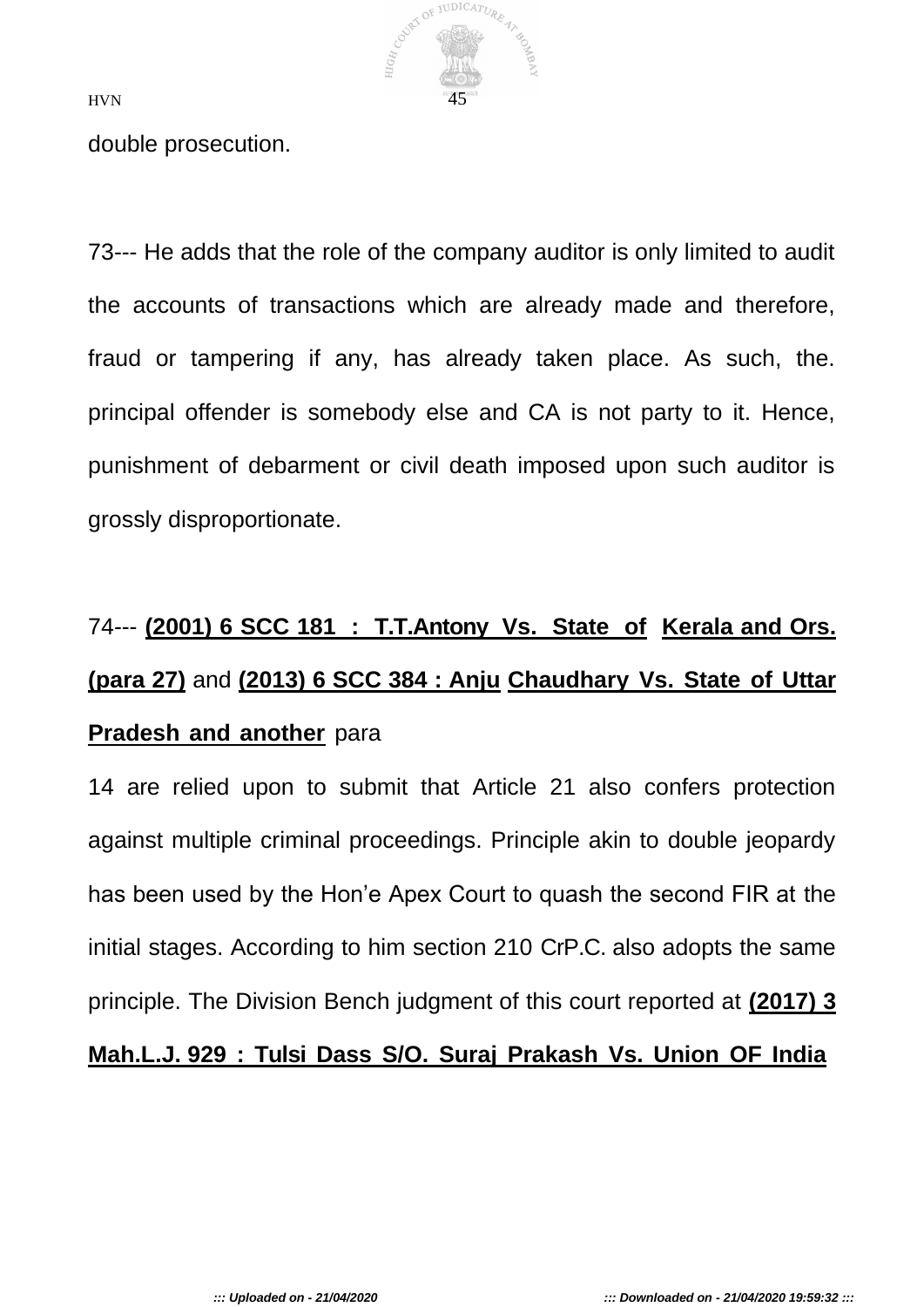double prosecution.

73--- He adds that the role of the company auditor is only limited to audit the accounts of transactions which are already made and therefore, fraud or tampering if any, has already taken place. As such, the. principal offender is somebody else and CA is not party to it. Hence, punishment of debarment or civil death imposed upon such auditor is grossly disproportionate.

74--- **(2001) 6 SCC 181 : T.T.Antony Vs. State of Kerala and Ors. (para 27)** and **(2013) 6 SCC 384 : Anju Chaudhary Vs. State of Uttar Pradesh and another** para 14 are relied upon to submit that Article 21 also confers protection against multiple criminal proceedings. Principle akin to double jeopardy has been used by the Hon'e Apex Court to quash the second FIR at the initial stages. According to him section 210 CrP.C. also adopts the same principle. The Division Bench judgment of this court reported at **(2017) 3 Mah.L.J. 929 : Tulsi Dass S/O. Suraj Prakash Vs. Union OF India**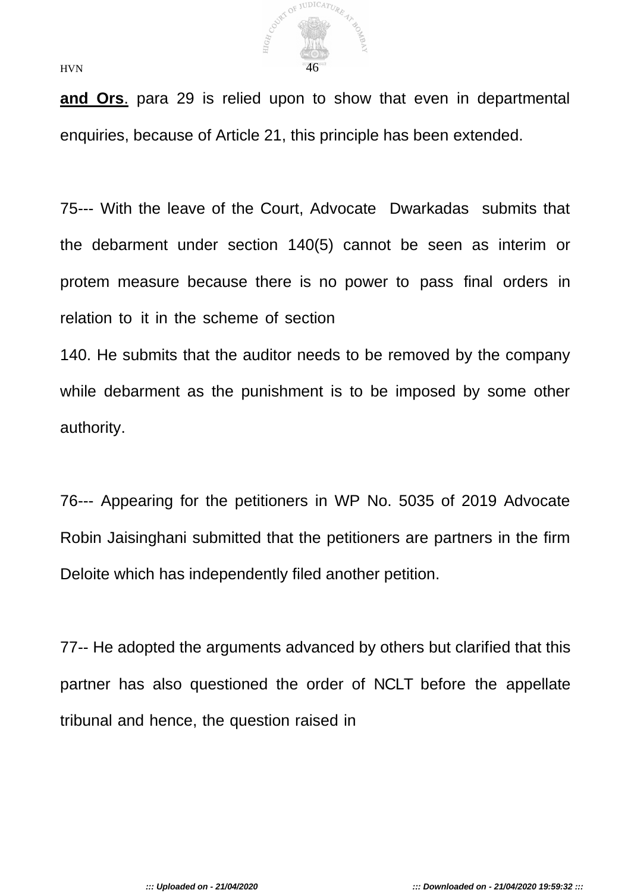**and Ors**. para 29 is relied upon to show that even in departmental enquiries, because of Article 21, this principle has been extended.

75--- With the leave of the Court, Advocate Dwarkadas submits that the debarment under section 140(5) cannot be seen as interim or protem measure because there is no power to pass final orders in relation to it in the scheme of section 140. He submits that the auditor needs to be removed by the company while debarment as the punishment is to be imposed by some other authority.

76--- Appearing for the petitioners in WP No. 5035 of 2019 Advocate Robin Jaisinghani submitted that the petitioners are partners in the firm Deloite which has independently filed another petition.

77-- He adopted the arguments advanced by others but clarified that this partner has also questioned the order of NCLT before the appellate tribunal and hence, the question raised in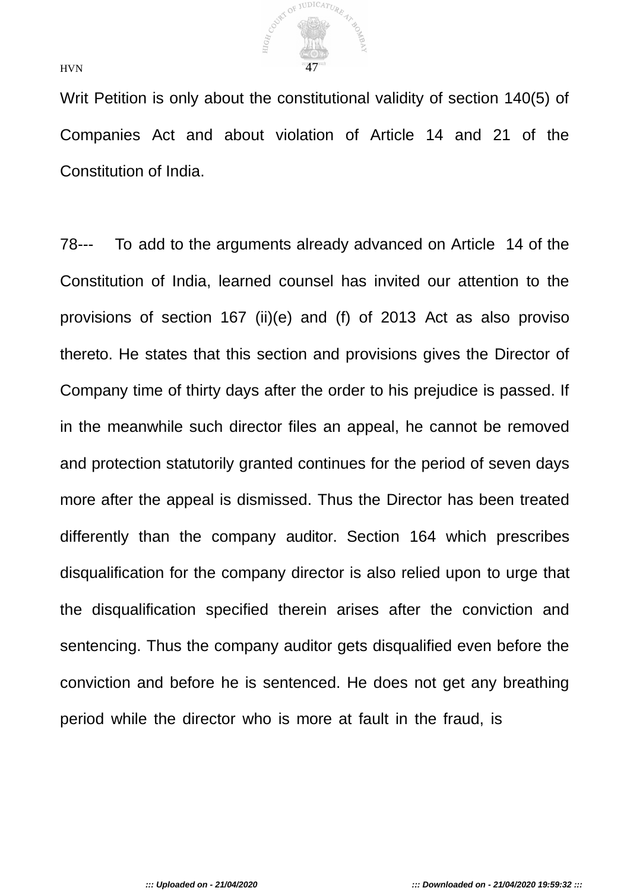Writ Petition is only about the constitutional validity of section 140(5) of Companies Act and about violation of Article 14 and 21 of the Constitution of India.

78--- To add to the arguments already advanced on Article 14 of the Constitution of India, learned counsel has invited our attention to the provisions of section 167 (ii)(e) and (f) of 2013 Act as also proviso thereto. He states that this section and provisions gives the Director of Company time of thirty days after the order to his prejudice is passed. If in the meanwhile such director files an appeal, he cannot be removed and protection statutorily granted continues for the period of seven days more after the appeal is dismissed. Thus the Director has been treated differently than the company auditor. Section 164 which prescribes disqualification for the company director is also relied upon to urge that the disqualification specified therein arises after the conviction and sentencing. Thus the company auditor gets disqualified even before the conviction and before he is sentenced. He does not get any breathing period while the director who is more at fault in the fraud, is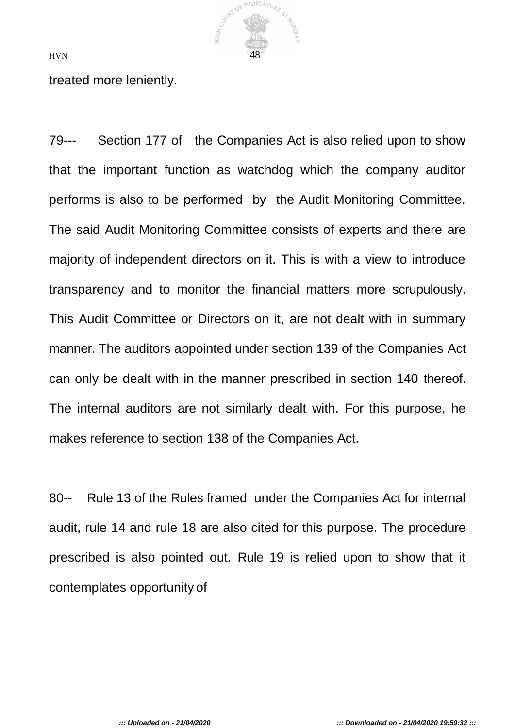treated more leniently.

79--- Section 177 of the Companies Act is also relied upon to show that the important function as watchdog which the company auditor performs is also to be performed by the Audit Monitoring Committee. The said Audit Monitoring Committee consists of experts and there are majority of independent directors on it. This is with a view to introduce transparency and to monitor the financial matters more scrupulously. This Audit Committee or Directors on it, are not dealt with in summary manner. The auditors appointed under section 139 of the Companies Act can only be dealt with in the manner prescribed in section 140 thereof. The internal auditors are not similarly dealt with. For this purpose, he makes reference to section 138 of the Companies Act.

80-- Rule 13 of the Rules framed under the Companies Act for internal audit, rule 14 and rule 18 are also cited for this purpose. The procedure prescribed is also pointed out. Rule 19 is relied upon to show that it contemplates opportunity of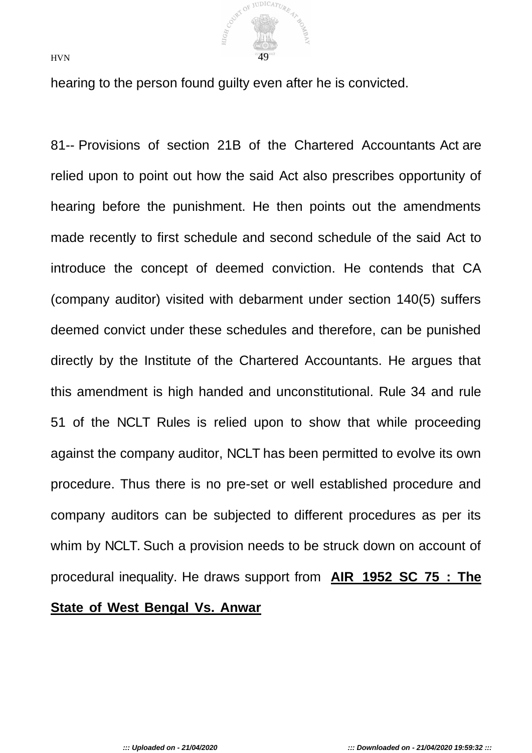hearing to the person found guilty even after he is convicted.

81-- Provisions of section 21B of the Chartered Accountants Act are relied upon to point out how the said Act also prescribes opportunity of hearing before the punishment. He then points out the amendments made recently to first schedule and second schedule of the said Act to introduce the concept of deemed conviction. He contends that CA (company auditor) visited with debarment under section 140(5) suffers deemed convict under these schedules and therefore, can be punished directly by the Institute of the Chartered Accountants. He argues that this amendment is high handed and unconstitutional. Rule 34 and rule 51 of the NCLT Rules is relied upon to show that while proceeding against the company auditor, NCLT has been permitted to evolve its own procedure. Thus there is no pre-set or well established procedure and company auditors can be subjected to different procedures as per its whim by NCLT. Such a provision needs to be struck down on account of procedural inequality. He draws support from **AIR 1952 SC 75 : The State of West Bengal Vs. Anwar**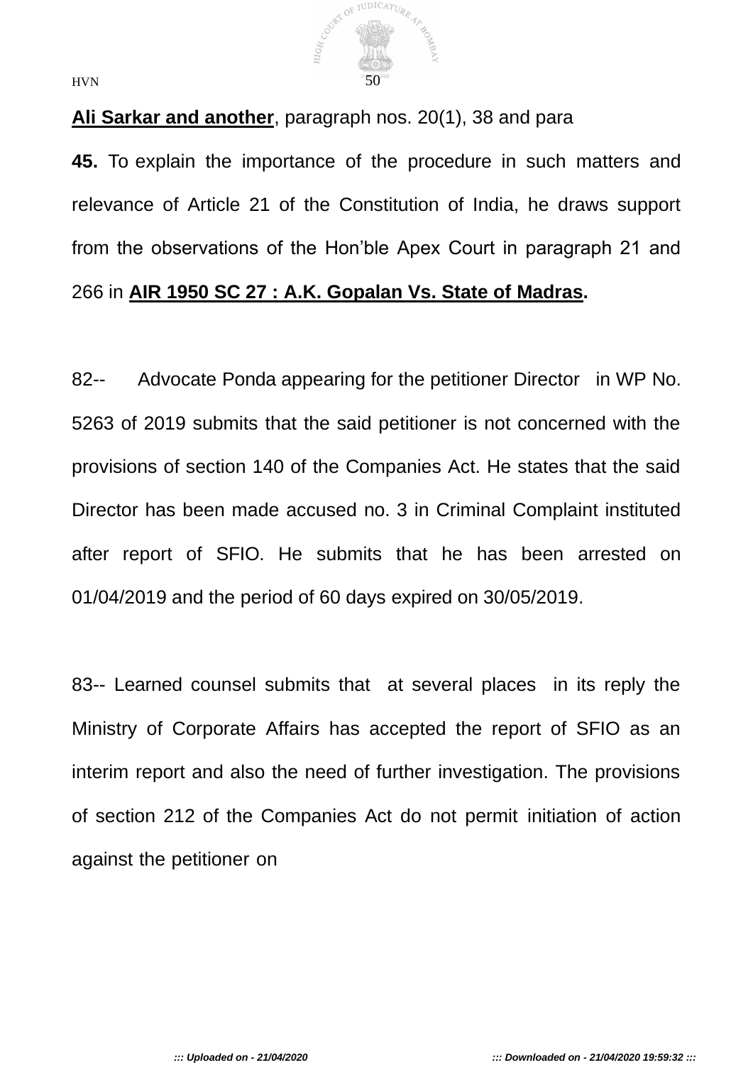**Ali Sarkar and another**, paragraph nos. 20(1), 38 and para **45.** To explain the importance of the procedure in such matters and relevance of Article 21 of the Constitution of India, he draws support from the observations of the Hon'ble Apex Court in paragraph 21 and 266 in **AIR 1950 SC 27 : A.K. Gopalan Vs. State of Madras.**

82-- Advocate Ponda appearing for the petitioner Director in WP No. 5263 of 2019 submits that the said petitioner is not concerned with the provisions of section 140 of the Companies Act. He states that the said Director has been made accused no. 3 in Criminal Complaint instituted after report of SFIO. He submits that he has been arrested on 01/04/2019 and the period of 60 days expired on 30/05/2019.

83-- Learned counsel submits that at several places in its reply the Ministry of Corporate Affairs has accepted the report of SFIO as an interim report and also the need of further investigation. The provisions of section 212 of the Companies Act do not permit initiation of action against the petitioner on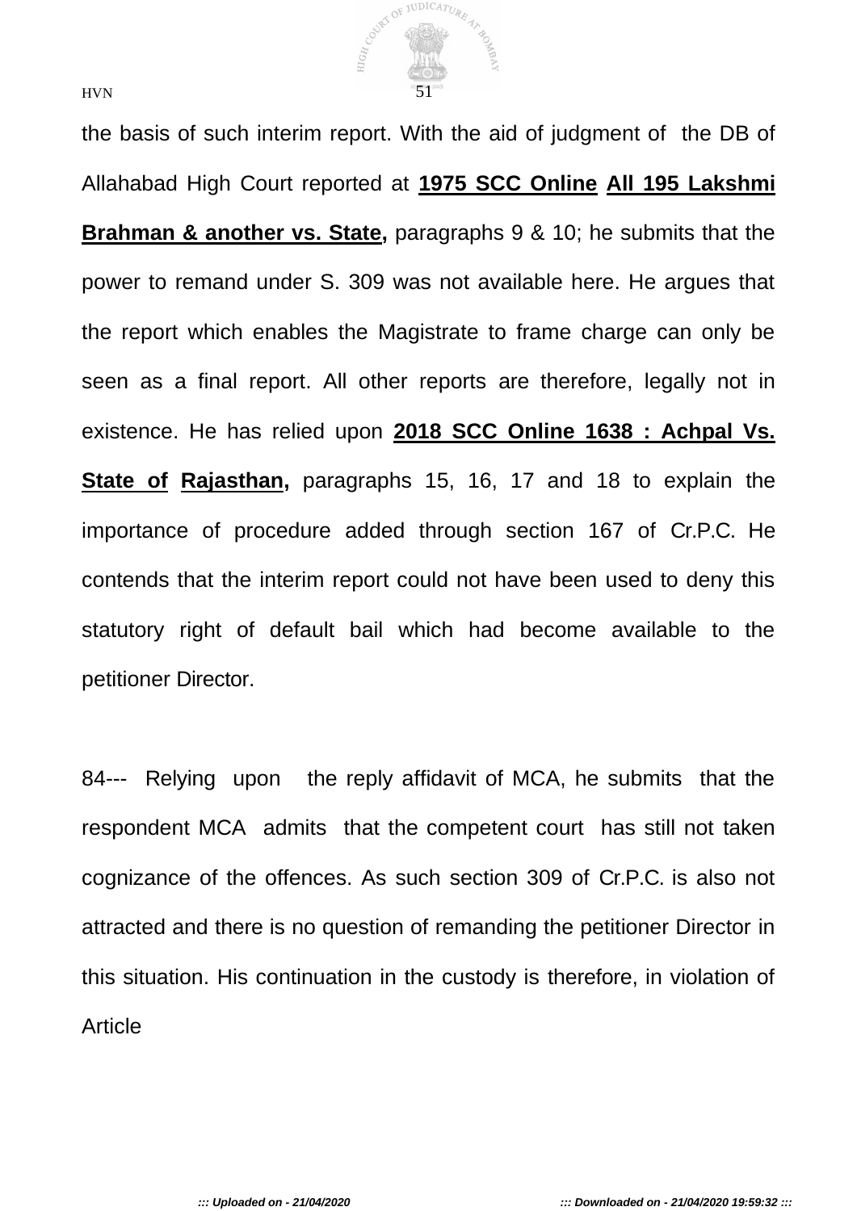the basis of such interim report. With the aid of judgment of the DB of Allahabad High Court reported at **1975 SCC Online All 195 Lakshmi Brahman & another vs. State,** paragraphs 9 & 10; he submits that the power to remand under S. 309 was not available here. He argues that the report which enables the Magistrate to frame charge can only be seen as a final report. All other reports are therefore, legally not in existence. He has relied upon **2018 SCC Online 1638 : Achpal Vs. State of Rajasthan,** paragraphs 15, 16, 17 and 18 to explain the importance of procedure added through section 167 of Cr.P.C. He contends that the interim report could not have been used to deny this statutory right of default bail which had become available to the petitioner Director.

84--- Relying upon the reply affidavit of MCA, he submits that the respondent MCA admits that the competent court has still not taken cognizance of the offences. As such section 309 of Cr.P.C. is also not attracted and there is no question of remanding the petitioner Director in this situation. His continuation in the custody is therefore, in violation of Article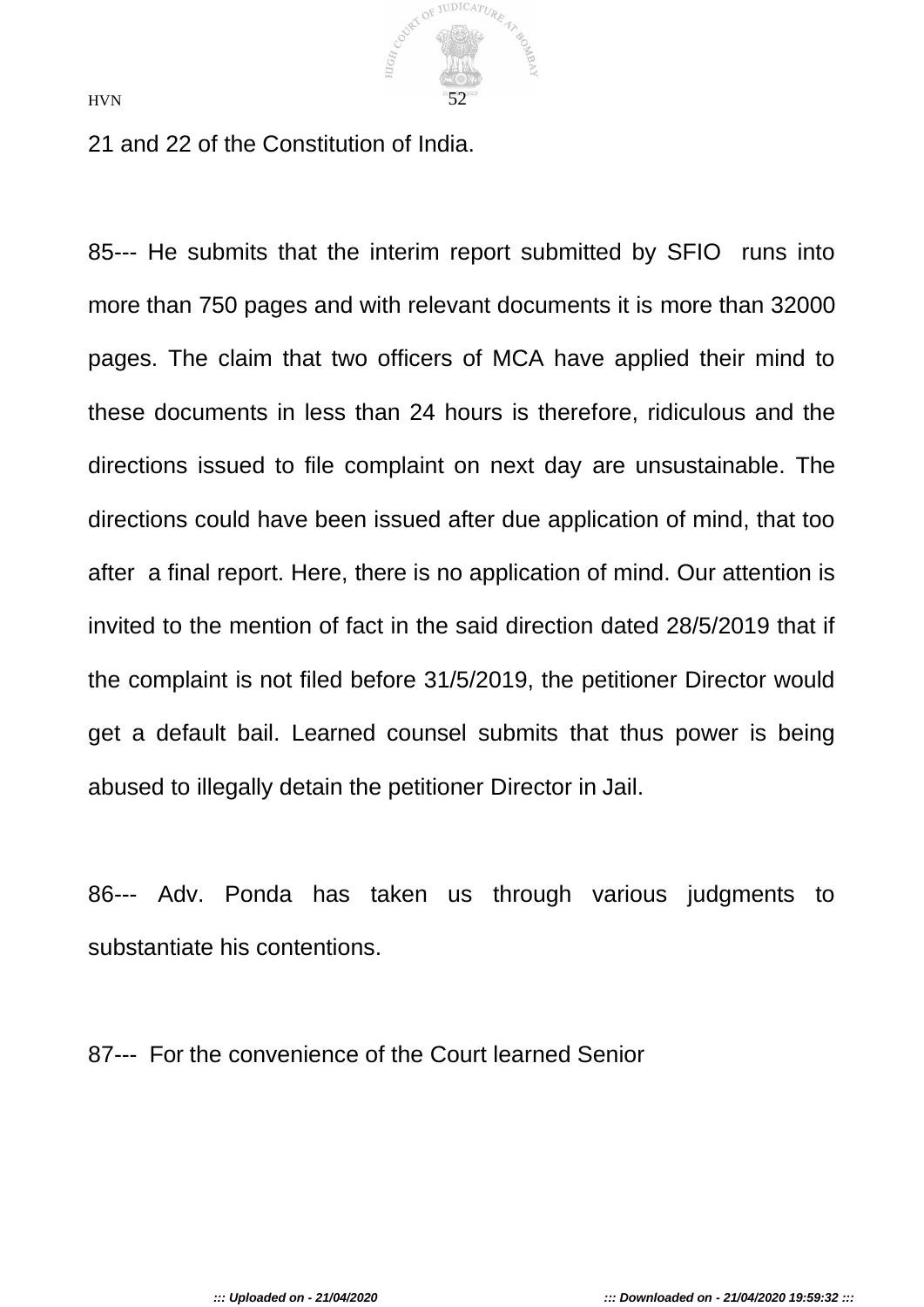21 and 22 of the Constitution of India.

85--- He submits that the interim report submitted by SFIO runs into more than 750 pages and with relevant documents it is more than 32000 pages. The claim that two officers of MCA have applied their mind to these documents in less than 24 hours is therefore, ridiculous and the directions issued to file complaint on next day are unsustainable. The directions could have been issued after due application of mind, that too after a final report. Here, there is no application of mind. Our attention is invited to the mention of fact in the said direction dated 28/5/2019 that if the complaint is not filed before 31/5/2019, the petitioner Director would get a default bail. Learned counsel submits that thus power is being abused to illegally detain the petitioner Director in Jail.

86--- Adv. Ponda has taken us through various judgments to substantiate his contentions.

87--- For the convenience of the Court learned Senior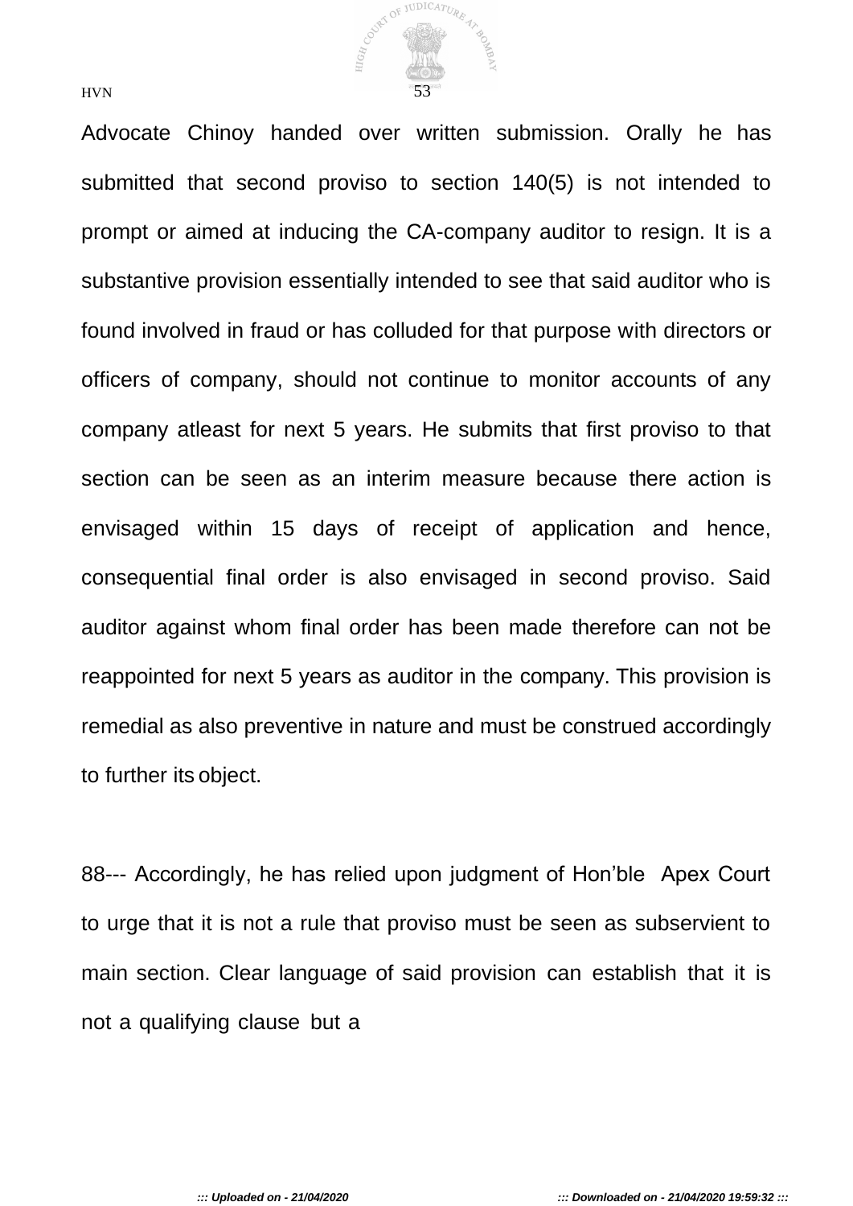Advocate Chinoy handed over written submission. Orally he has submitted that second proviso to section 140(5) is not intended to prompt or aimed at inducing the CA-company auditor to resign. It is a substantive provision essentially intended to see that said auditor who is found involved in fraud or has colluded for that purpose with directors or officers of company, should not continue to monitor accounts of any company atleast for next 5 years. He submits that first proviso to that section can be seen as an interim measure because there action is envisaged within 15 days of receipt of application and hence, consequential final order is also envisaged in second proviso. Said auditor against whom final order has been made therefore can not be reappointed for next 5 years as auditor in the company. This provision is remedial as also preventive in nature and must be construed accordingly to further its object.

88--- Accordingly, he has relied upon judgment of Hon'ble Apex Court to urge that it is not a rule that proviso must be seen as subservient to main section. Clear language of said provision can establish that it is not a qualifying clause but a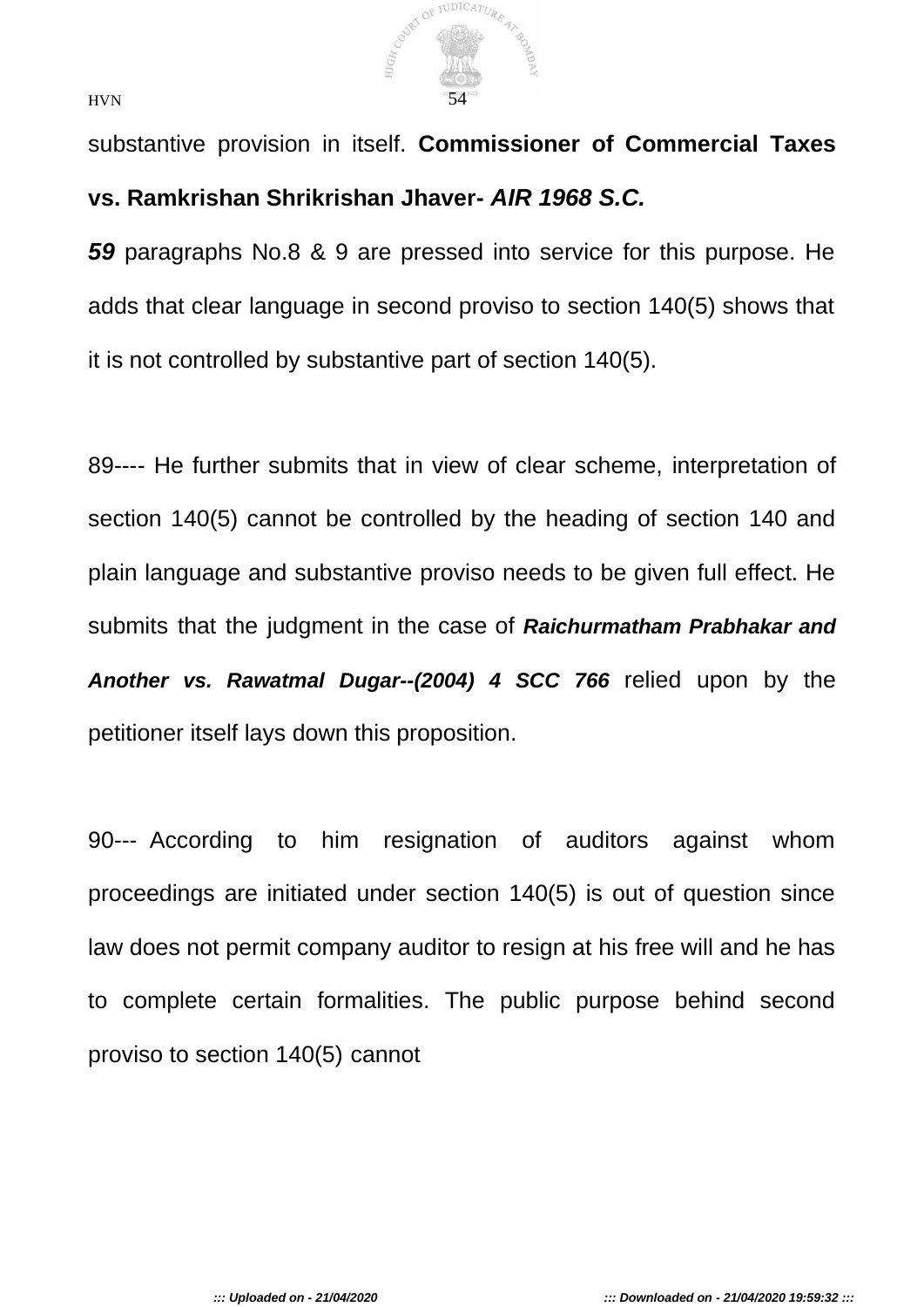substantive provision in itself. **Commissioner of Commercial Taxes vs. Ramkrishan Shrikrishan Jhaver-** ***AIR 1968 S.C. 59*** paragraphs No.8 & 9 are pressed into service for this purpose. He adds that clear language in second proviso to section 140(5) shows that it is not controlled by substantive part of section 140(5).

89---- He further submits that in view of clear scheme, interpretation of section 140(5) cannot be controlled by the heading of section 140 and plain language and substantive proviso needs to be given full effect. He submits that the judgment in the case of ***Raichurmatham Prabhakar and Another vs. Rawatmal Dugar--(2004) 4 SCC 766*** relied upon by the petitioner itself lays down this proposition.

90--- According to him resignation of auditors against whom proceedings are initiated under section 140(5) is out of question since law does not permit company auditor to resign at his free will and he has to complete certain formalities. The public purpose behind second proviso to section 140(5) cannot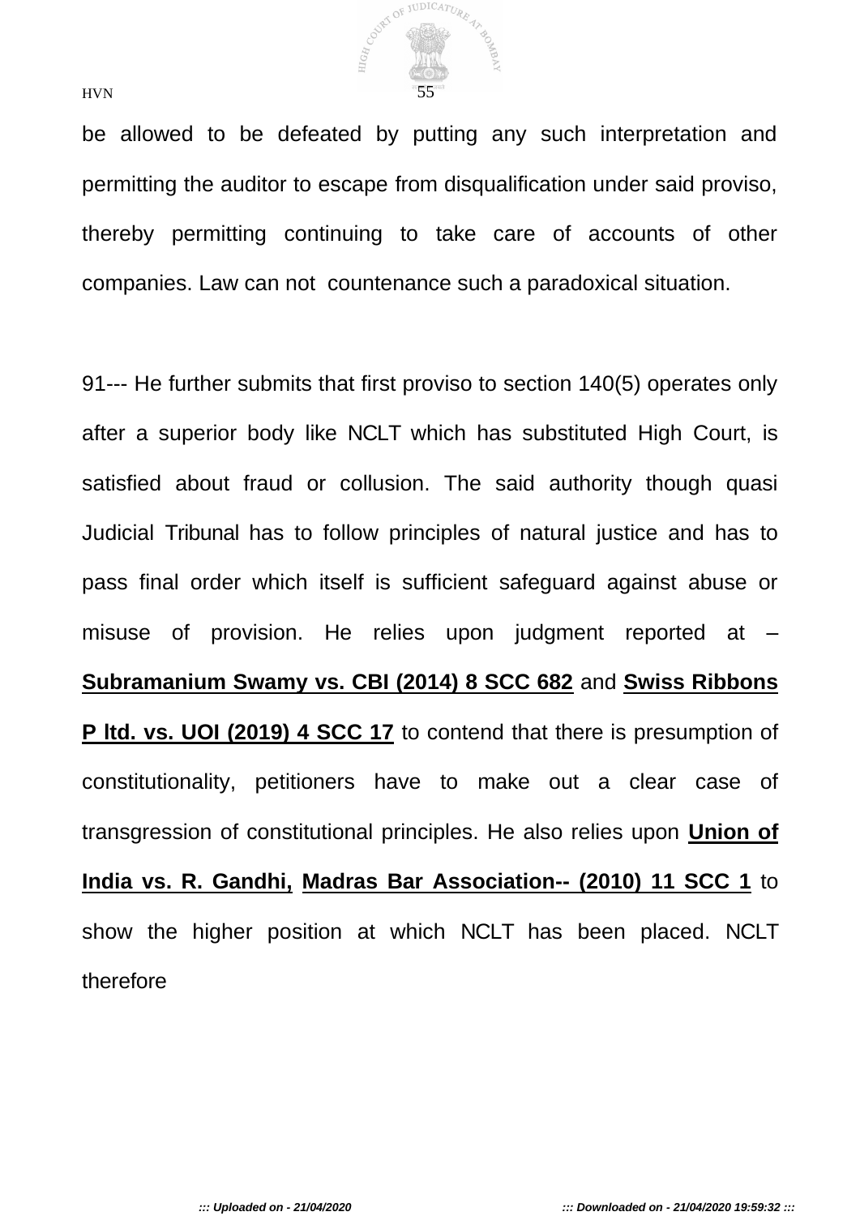be allowed to be defeated by putting any such interpretation and permitting the auditor to escape from disqualification under said proviso, thereby permitting continuing to take care of accounts of other companies. Law can not countenance such a paradoxical situation.

91--- He further submits that first proviso to section 140(5) operates only after a superior body like NCLT which has substituted High Court, is satisfied about fraud or collusion. The said authority though quasi Judicial Tribunal has to follow principles of natural justice and has to pass final order which itself is sufficient safeguard against abuse or misuse of provision. He relies upon judgment reported at – **Subramanium Swamy vs. CBI (2014) 8 SCC 682** and **Swiss Ribbons P ltd. vs. UOI (2019) 4 SCC 17** to contend that there is presumption of constitutionality, petitioners have to make out a clear case of transgression of constitutional principles. He also relies upon **Union of India vs. R. Gandhi, Madras Bar Association-- (2010) 11 SCC 1** to show the higher position at which NCLT has been placed. NCLT therefore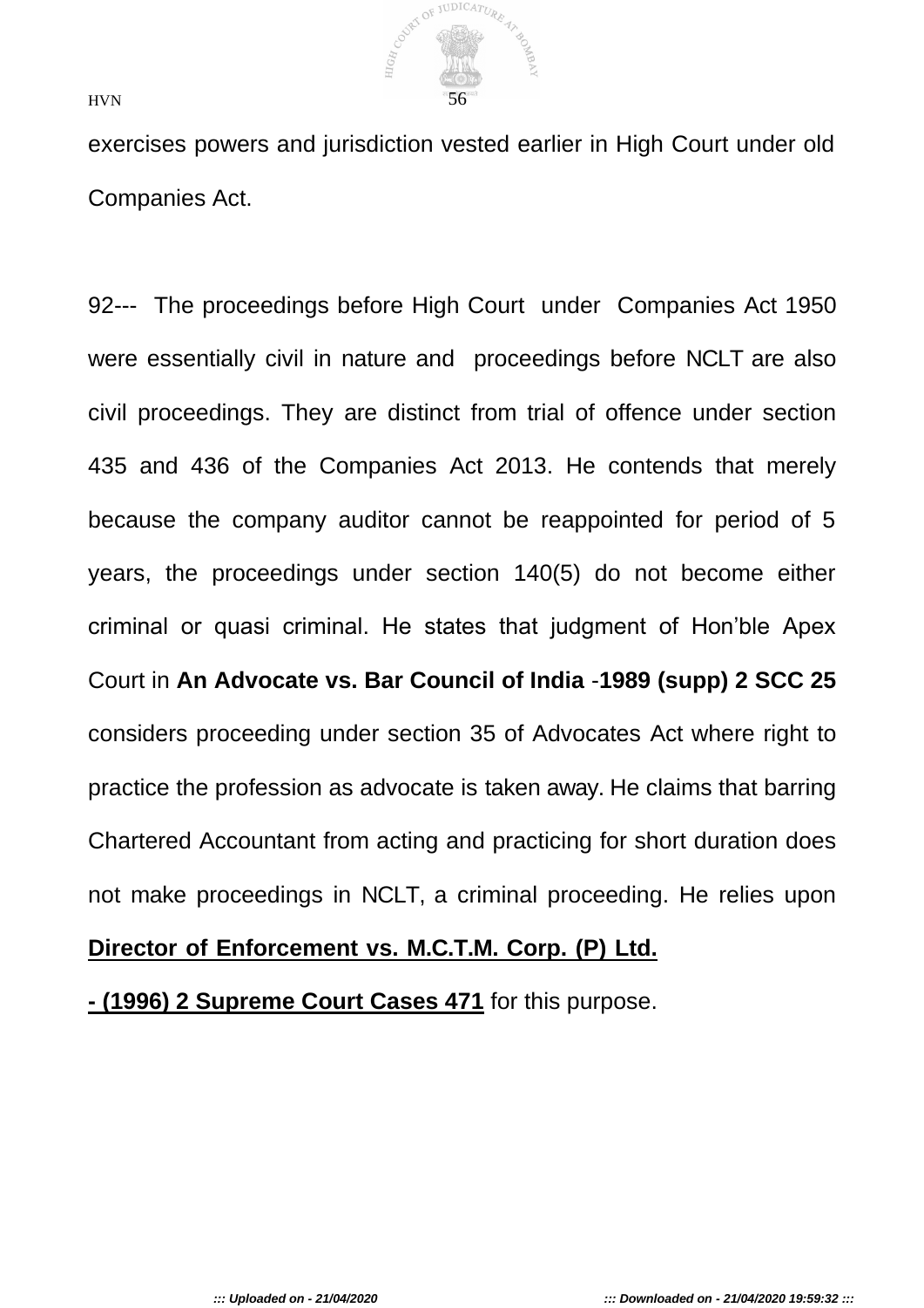exercises powers and jurisdiction vested earlier in High Court under old Companies Act.

92--- The proceedings before High Court under Companies Act 1950 were essentially civil in nature and proceedings before NCLT are also civil proceedings. They are distinct from trial of offence under section 435 and 436 of the Companies Act 2013. He contends that merely because the company auditor cannot be reappointed for period of 5 years, the proceedings under section 140(5) do not become either criminal or quasi criminal. He states that judgment of Hon'ble Apex Court in **An Advocate vs. Bar Council of India** -**1989 (supp) 2 SCC 25** considers proceeding under section 35 of Advocates Act where right to practice the profession as advocate is taken away. He claims that barring Chartered Accountant from acting and practicing for short duration does not make proceedings in NCLT, a criminal proceeding. He relies upon **Director of Enforcement vs. M.C.T.M. Corp. (P) Ltd. - (1996) 2 Supreme Court Cases 471** for this purpose.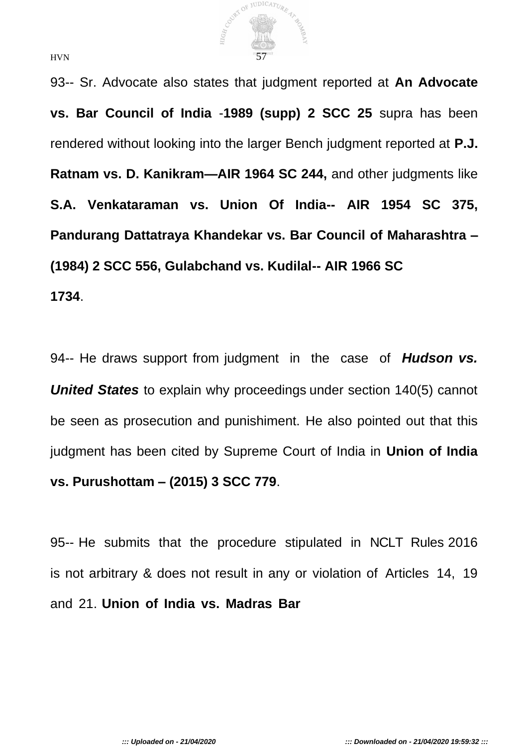93-- Sr. Advocate also states that judgment reported at **An Advocate vs. Bar Council of India** -**1989 (supp) 2 SCC 25** supra has been rendered without looking into the larger Bench judgment reported at **P.J. Ratnam vs. D. Kanikram—AIR 1964 SC 244,** and other judgments like **S.A. Venkataraman vs. Union Of India-- AIR 1954 SC 375, Pandurang Dattatraya Khandekar vs. Bar Council of Maharashtra – (1984) 2 SCC 556, Gulabchand vs. Kudilal-- AIR 1966 SC 1734**.

94-- He draws support from judgment in the case of ***Hudson vs. United States*** to explain why proceedings under section 140(5) cannot be seen as prosecution and punishiment. He also pointed out that this judgment has been cited by Supreme Court of India in **Union of India vs. Purushottam – (2015) 3 SCC 779**.

95-- He submits that the procedure stipulated in NCLT Rules 2016 is not arbitrary & does not result in any or violation of Articles 14, 19 and 21. **Union of India vs. Madras Bar**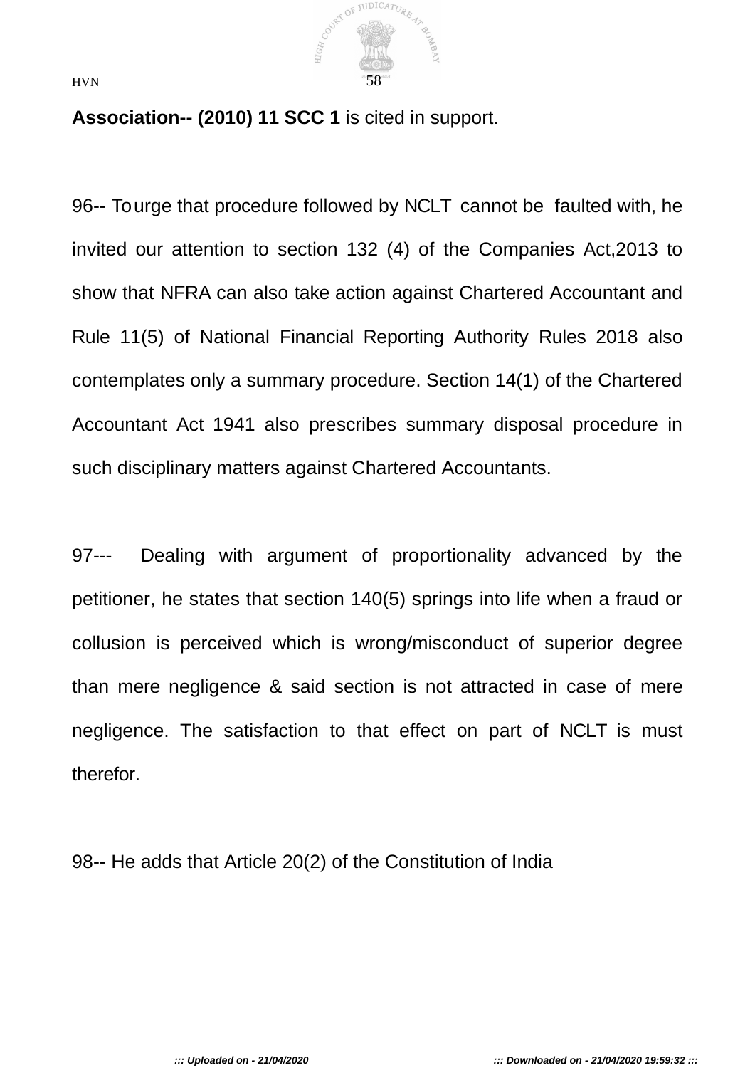**Association-- (2010) 11 SCC 1** is cited in support.

96-- To urge that procedure followed by NCLT cannot be faulted with, he invited our attention to section 132 (4) of the Companies Act,2013 to show that NFRA can also take action against Chartered Accountant and Rule 11(5) of National Financial Reporting Authority Rules 2018 also contemplates only a summary procedure. Section 14(1) of the Chartered Accountant Act 1941 also prescribes summary disposal procedure in such disciplinary matters against Chartered Accountants.

97--- Dealing with argument of proportionality advanced by the petitioner, he states that section 140(5) springs into life when a fraud or collusion is perceived which is wrong/misconduct of superior degree than mere negligence & said section is not attracted in case of mere negligence. The satisfaction to that effect on part of NCLT is must therefor.

98-- He adds that Article 20(2) of the Constitution of India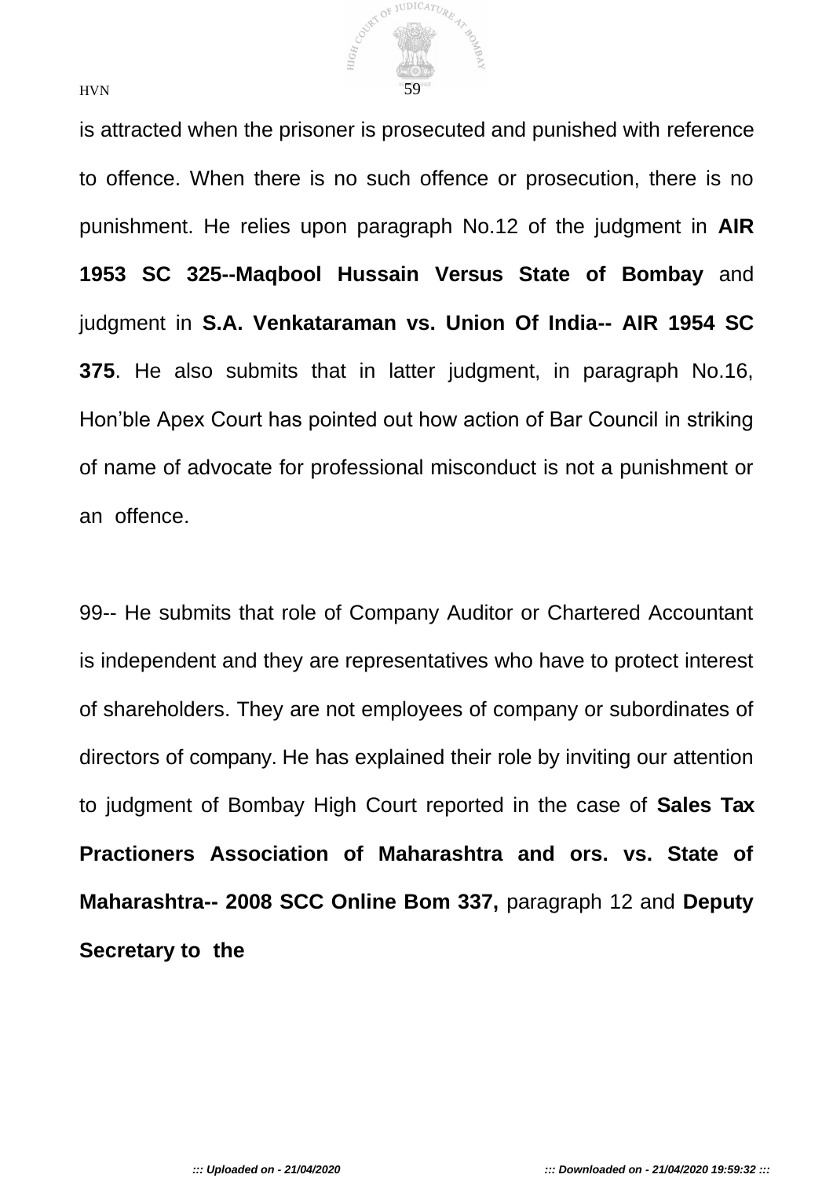is attracted when the prisoner is prosecuted and punished with reference to offence. When there is no such offence or prosecution, there is no punishment. He relies upon paragraph No.12 of the judgment in **AIR 1953 SC 325--Maqbool Hussain Versus State of Bombay** and judgment in **S.A. Venkataraman vs. Union Of India-- AIR 1954 SC 375**. He also submits that in latter judgment, in paragraph No.16, Hon'ble Apex Court has pointed out how action of Bar Council in striking of name of advocate for professional misconduct is not a punishment or an offence.

99-- He submits that role of Company Auditor or Chartered Accountant is independent and they are representatives who have to protect interest of shareholders. They are not employees of company or subordinates of directors of company. He has explained their role by inviting our attention to judgment of Bombay High Court reported in the case of **Sales Tax Practioners Association of Maharashtra and ors. vs. State of Maharashtra-- 2008 SCC Online Bom 337,** paragraph 12 and **Deputy Secretary to the**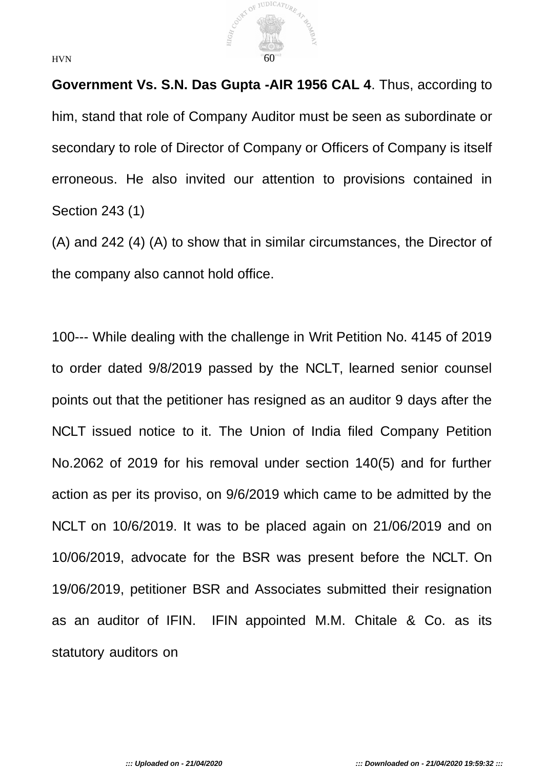**Government Vs. S.N. Das Gupta -AIR 1956 CAL 4**. Thus, according to him, stand that role of Company Auditor must be seen as subordinate or secondary to role of Director of Company or Officers of Company is itself erroneous. He also invited our attention to provisions contained in Section 243 (1)
(A) and 242 (4) (A) to show that in similar circumstances, the Director of the company also cannot hold office.

100--- While dealing with the challenge in Writ Petition No. 4145 of 2019 to order dated 9/8/2019 passed by the NCLT, learned senior counsel points out that the petitioner has resigned as an auditor 9 days after the NCLT issued notice to it. The Union of India filed Company Petition No.2062 of 2019 for his removal under section 140(5) and for further action as per its proviso, on 9/6/2019 which came to be admitted by the NCLT on 10/6/2019. It was to be placed again on 21/06/2019 and on 10/06/2019, advocate for the BSR was present before the NCLT. On 19/06/2019, petitioner BSR and Associates submitted their resignation as an auditor of IFIN. IFIN appointed M.M. Chitale & Co. as its statutory auditors on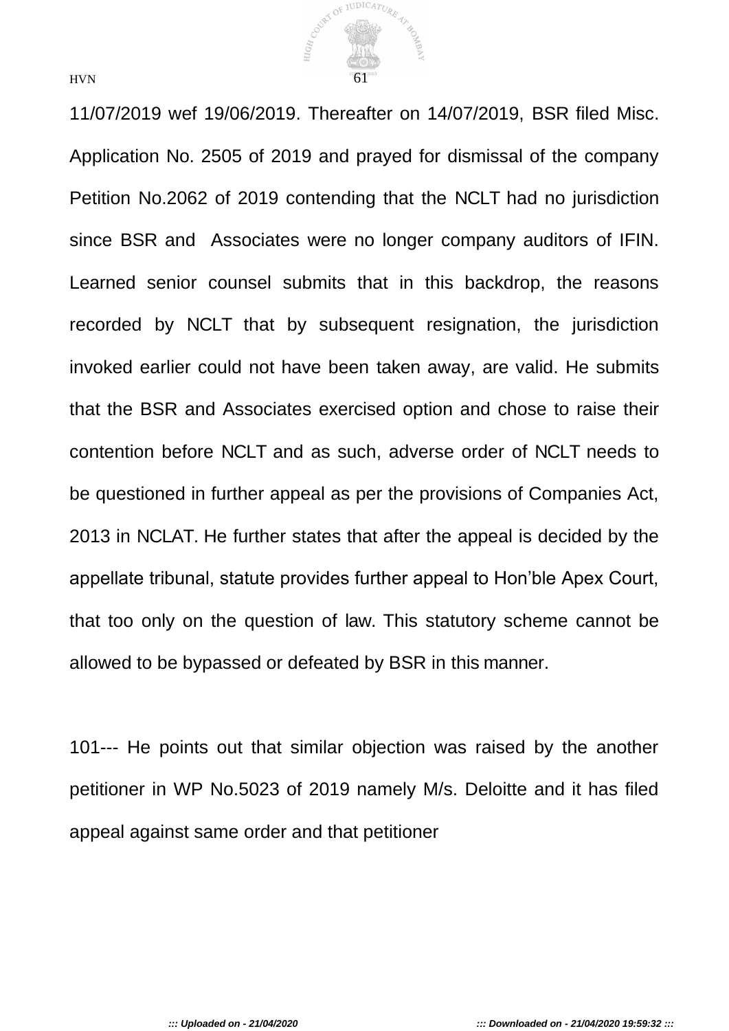11/07/2019 wef 19/06/2019. Thereafter on 14/07/2019, BSR filed Misc. Application No. 2505 of 2019 and prayed for dismissal of the company Petition No.2062 of 2019 contending that the NCLT had no jurisdiction since BSR and Associates were no longer company auditors of IFIN. Learned senior counsel submits that in this backdrop, the reasons recorded by NCLT that by subsequent resignation, the jurisdiction invoked earlier could not have been taken away, are valid. He submits that the BSR and Associates exercised option and chose to raise their contention before NCLT and as such, adverse order of NCLT needs to be questioned in further appeal as per the provisions of Companies Act, 2013 in NCLAT. He further states that after the appeal is decided by the appellate tribunal, statute provides further appeal to Hon'ble Apex Court, that too only on the question of law. This statutory scheme cannot be allowed to be bypassed or defeated by BSR in this manner.

101--- He points out that similar objection was raised by the another petitioner in WP No.5023 of 2019 namely M/s. Deloitte and it has filed appeal against same order and that petitioner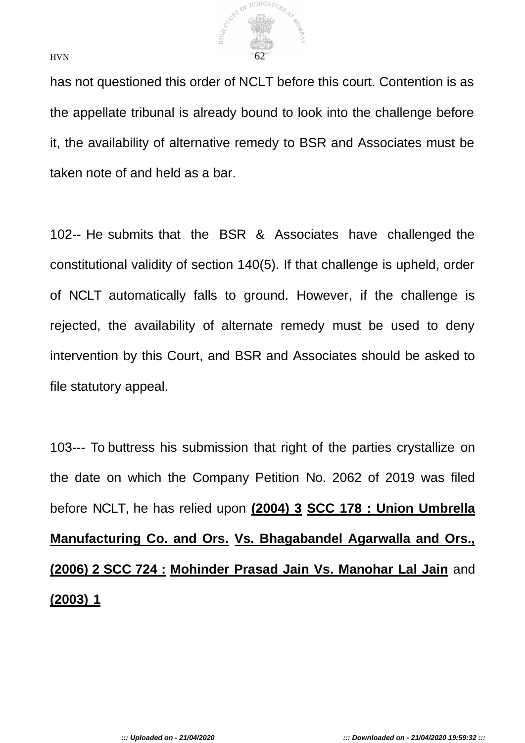has not questioned this order of NCLT before this court. Contention is as the appellate tribunal is already bound to look into the challenge before it, the availability of alternative remedy to BSR and Associates must be taken note of and held as a bar.

102-- He submits that the BSR & Associates have challenged the constitutional validity of section 140(5). If that challenge is upheld, order of NCLT automatically falls to ground. However, if the challenge is rejected, the availability of alternate remedy must be used to deny intervention by this Court, and BSR and Associates should be asked to file statutory appeal.

103--- To buttress his submission that right of the parties crystallize on the date on which the Company Petition No. 2062 of 2019 was filed before NCLT, he has relied upon **(2004) 3 SCC 178 : Union Umbrella Manufacturing Co. and Ors. Vs. Bhagabandel Agarwalla and Ors., (2006) 2 SCC 724 : Mohinder Prasad Jain Vs. Manohar Lal Jain** and **(2003) 1**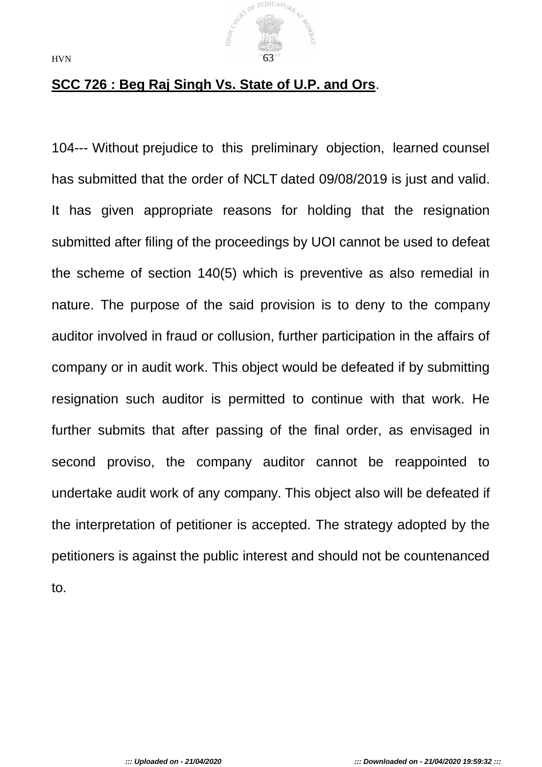**SCC 726 : Beg Raj Singh Vs. State of U.P. and Ors**.

104--- Without prejudice to this preliminary objection, learned counsel has submitted that the order of NCLT dated 09/08/2019 is just and valid. It has given appropriate reasons for holding that the resignation submitted after filing of the proceedings by UOI cannot be used to defeat the scheme of section 140(5) which is preventive as also remedial in nature. The purpose of the said provision is to deny to the company auditor involved in fraud or collusion, further participation in the affairs of company or in audit work. This object would be defeated if by submitting resignation such auditor is permitted to continue with that work. He further submits that after passing of the final order, as envisaged in second proviso, the company auditor cannot be reappointed to undertake audit work of any company. This object also will be defeated if the interpretation of petitioner is accepted. The strategy adopted by the petitioners is against the public interest and should not be countenanced to.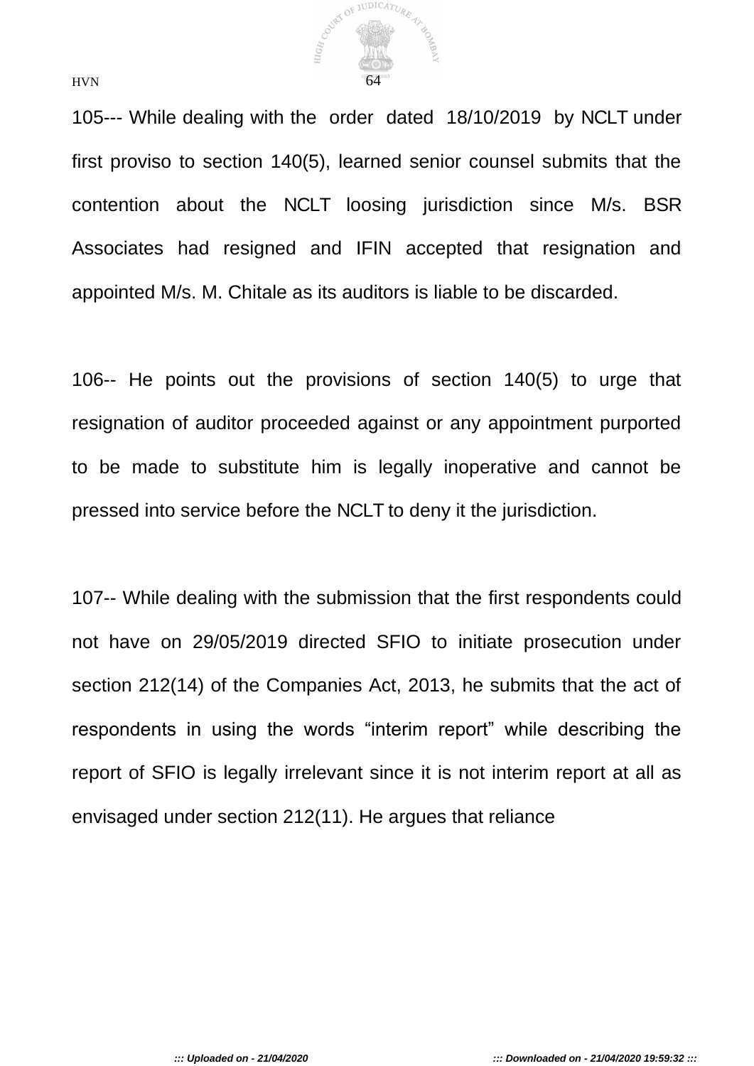105--- While dealing with the order dated 18/10/2019 by NCLT under first proviso to section 140(5), learned senior counsel submits that the contention about the NCLT loosing jurisdiction since M/s. BSR Associates had resigned and IFIN accepted that resignation and appointed M/s. M. Chitale as its auditors is liable to be discarded.

106-- He points out the provisions of section 140(5) to urge that resignation of auditor proceeded against or any appointment purported to be made to substitute him is legally inoperative and cannot be pressed into service before the NCLT to deny it the jurisdiction.

107-- While dealing with the submission that the first respondents could not have on 29/05/2019 directed SFIO to initiate prosecution under section 212(14) of the Companies Act, 2013, he submits that the act of respondents in using the words “interim report” while describing the report of SFIO is legally irrelevant since it is not interim report at all as envisaged under section 212(11). He argues that reliance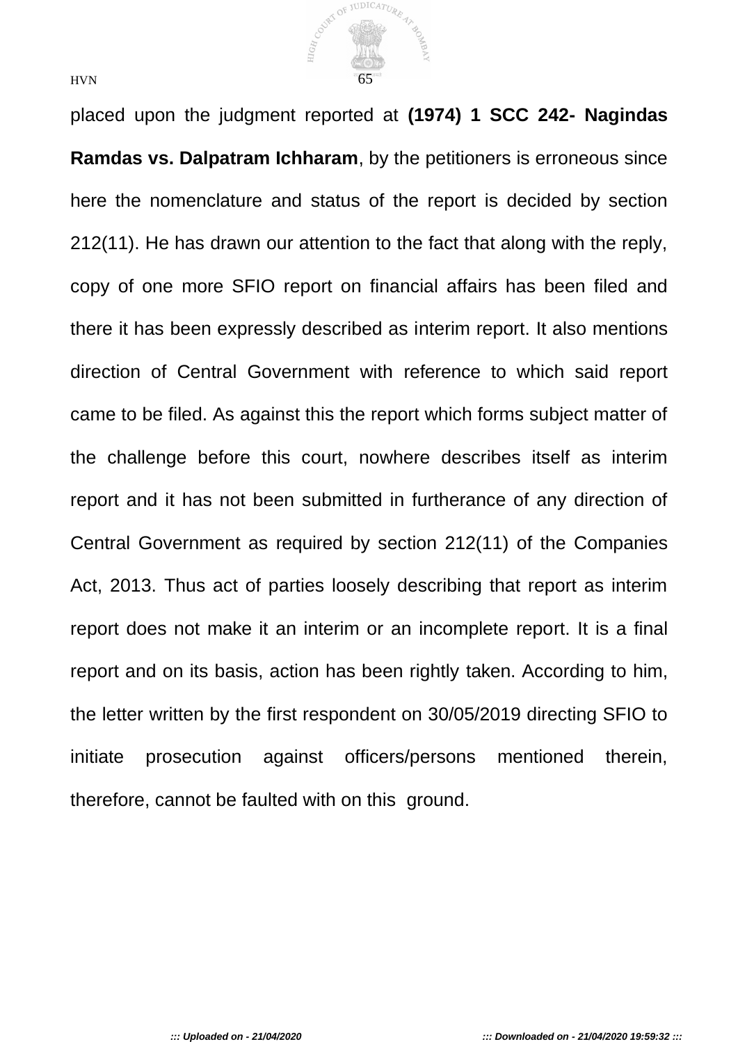placed upon the judgment reported at **(1974) 1 SCC 242- Nagindas Ramdas vs. Dalpatram Ichharam**, by the petitioners is erroneous since here the nomenclature and status of the report is decided by section 212(11). He has drawn our attention to the fact that along with the reply, copy of one more SFIO report on financial affairs has been filed and there it has been expressly described as interim report. It also mentions direction of Central Government with reference to which said report came to be filed. As against this the report which forms subject matter of the challenge before this court, nowhere describes itself as interim report and it has not been submitted in furtherance of any direction of Central Government as required by section 212(11) of the Companies Act, 2013. Thus act of parties loosely describing that report as interim report does not make it an interim or an incomplete report. It is a final report and on its basis, action has been rightly taken. According to him, the letter written by the first respondent on 30/05/2019 directing SFIO to initiate prosecution against officers/persons mentioned therein, therefore, cannot be faulted with on this ground.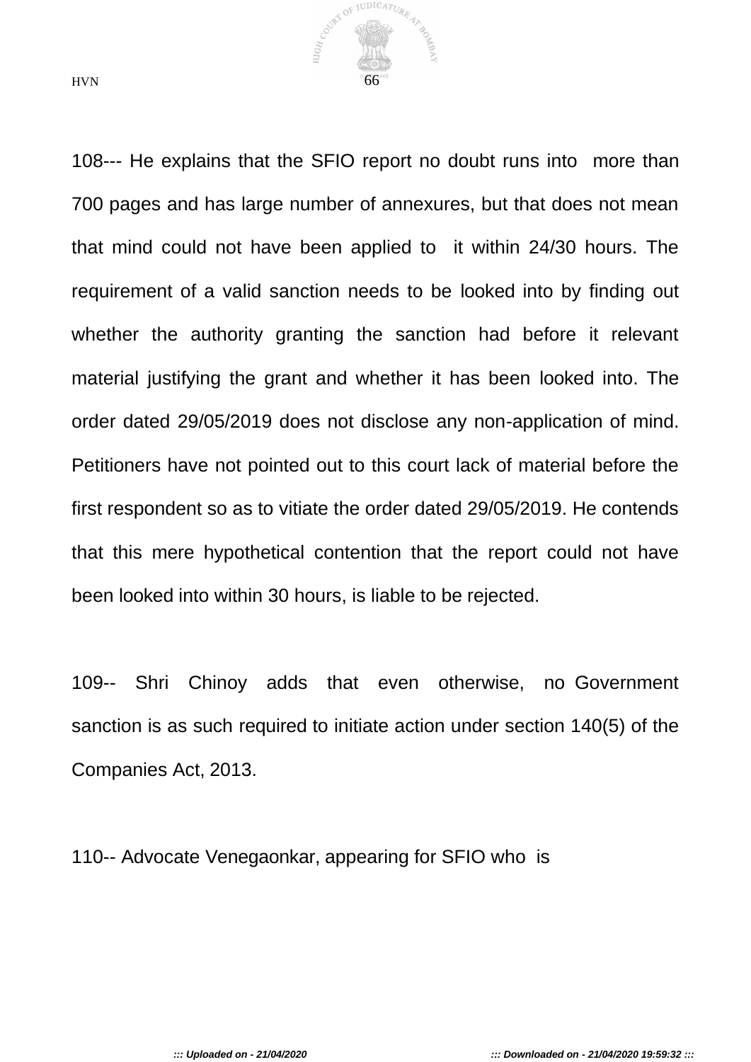108--- He explains that the SFIO report no doubt runs into more than 700 pages and has large number of annexures, but that does not mean that mind could not have been applied to it within 24/30 hours. The requirement of a valid sanction needs to be looked into by finding out whether the authority granting the sanction had before it relevant material justifying the grant and whether it has been looked into. The order dated 29/05/2019 does not disclose any non-application of mind. Petitioners have not pointed out to this court lack of material before the first respondent so as to vitiate the order dated 29/05/2019. He contends that this mere hypothetical contention that the report could not have been looked into within 30 hours, is liable to be rejected.

109-- Shri Chinoy adds that even otherwise, no Government sanction is as such required to initiate action under section 140(5) of the Companies Act, 2013.

110-- Advocate Venegaonkar, appearing for SFIO who is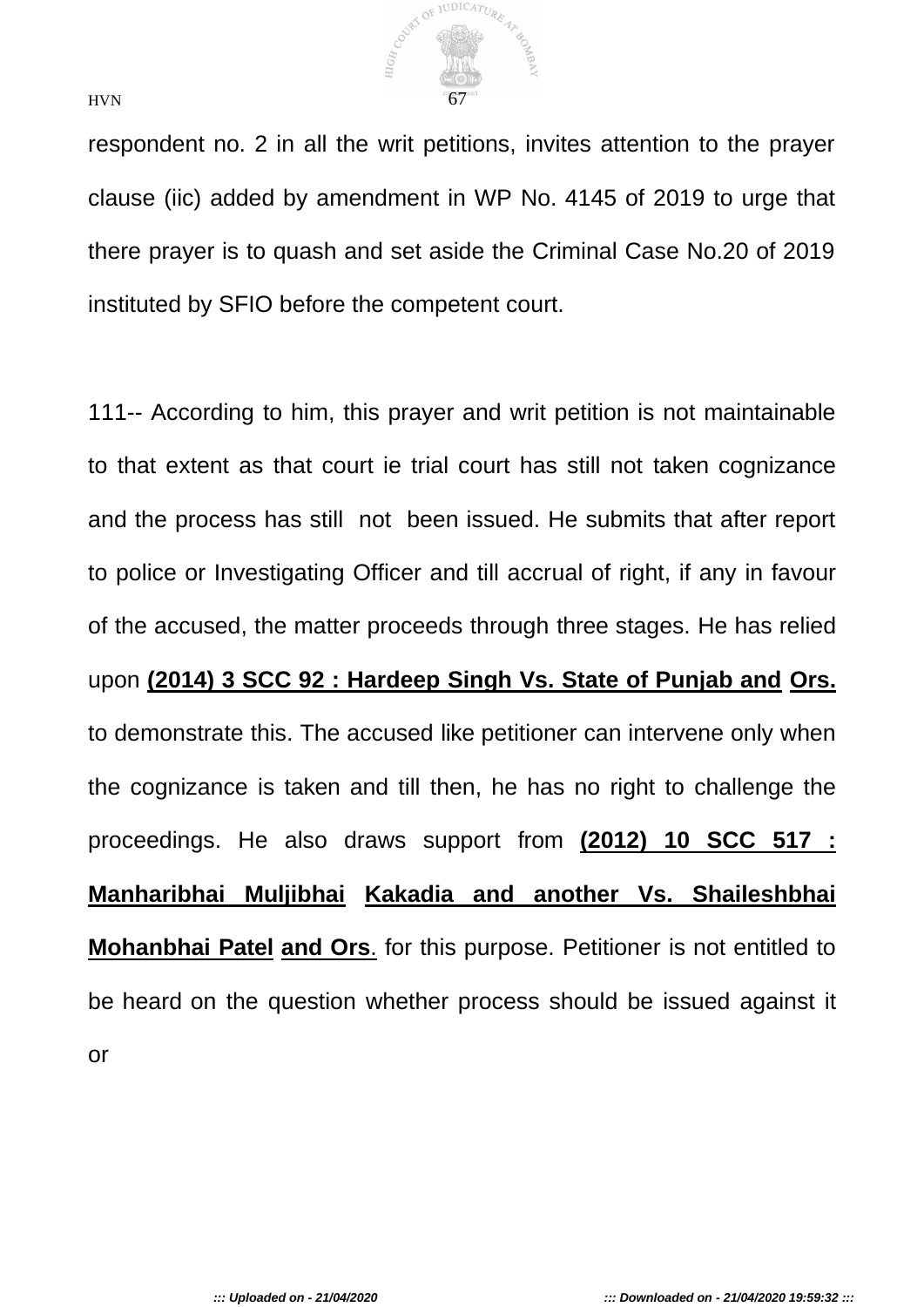respondent no. 2 in all the writ petitions, invites attention to the prayer clause (iic) added by amendment in WP No. 4145 of 2019 to urge that there prayer is to quash and set aside the Criminal Case No.20 of 2019 instituted by SFIO before the competent court.

111-- According to him, this prayer and writ petition is not maintainable to that extent as that court ie trial court has still not taken cognizance and the process has still not been issued. He submits that after report to police or Investigating Officer and till accrual of right, if any in favour of the accused, the matter proceeds through three stages. He has relied upon **(2014) 3 SCC 92 : Hardeep Singh Vs. State of Punjab and Ors.** to demonstrate this. The accused like petitioner can intervene only when the cognizance is taken and till then, he has no right to challenge the proceedings. He also draws support from **(2012) 10 SCC 517 : Manharibhai Muljibhai Kakadia and another Vs. Shaileshbhai Mohanbhai Patel and Ors**. for this purpose. Petitioner is not entitled to be heard on the question whether process should be issued against it or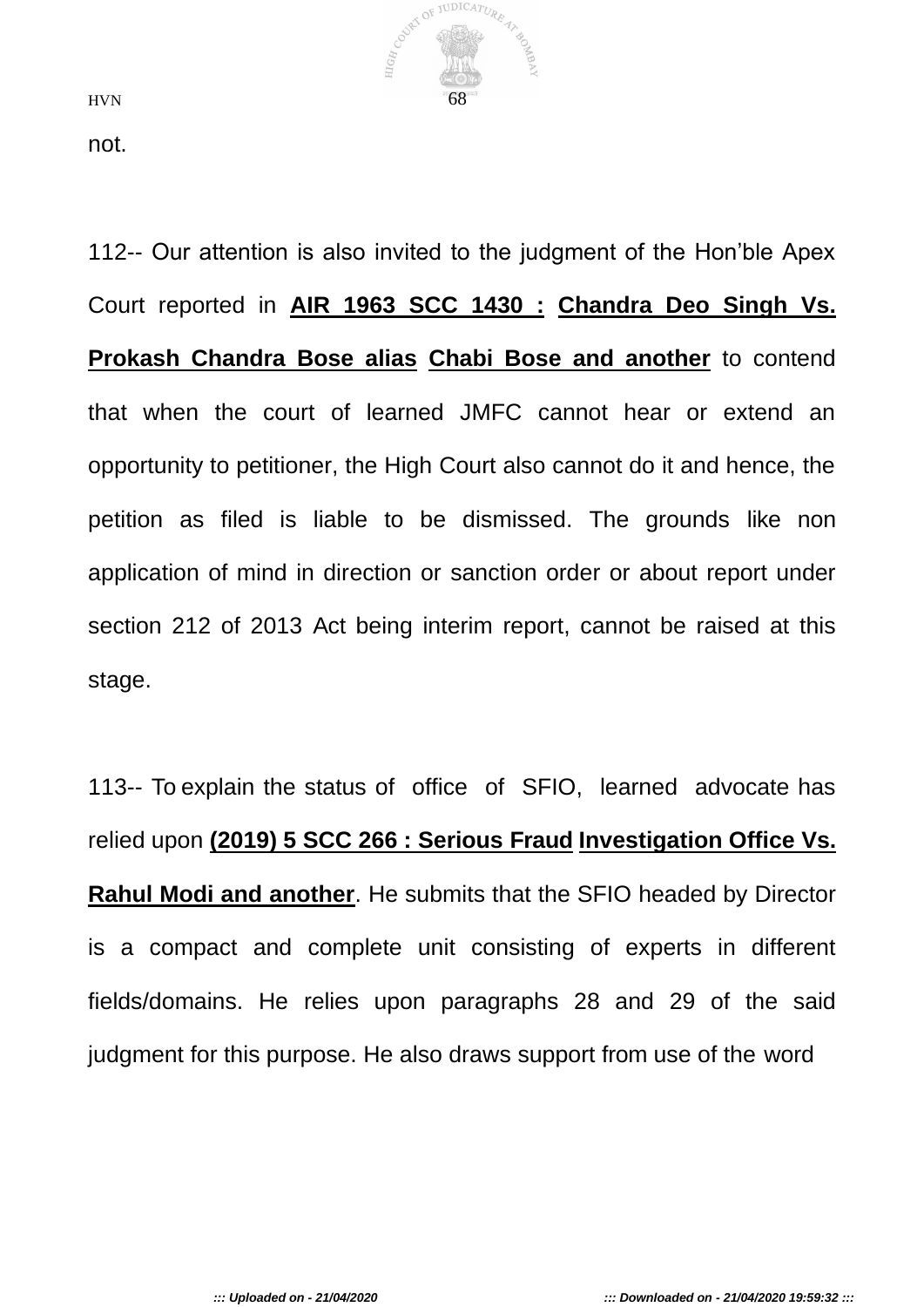not.

112-- Our attention is also invited to the judgment of the Hon'ble Apex Court reported in **AIR 1963 SCC 1430 : Chandra Deo Singh Vs. Prokash Chandra Bose alias Chabi Bose and another** to contend that when the court of learned JMFC cannot hear or extend an opportunity to petitioner, the High Court also cannot do it and hence, the petition as filed is liable to be dismissed. The grounds like non application of mind in direction or sanction order or about report under section 212 of 2013 Act being interim report, cannot be raised at this stage.

113-- To explain the status of office of SFIO, learned advocate has relied upon **(2019) 5 SCC 266 : Serious Fraud Investigation Office Vs. Rahul Modi and another**. He submits that the SFIO headed by Director is a compact and complete unit consisting of experts in different fields/domains. He relies upon paragraphs 28 and 29 of the said judgment for this purpose. He also draws support from use of the word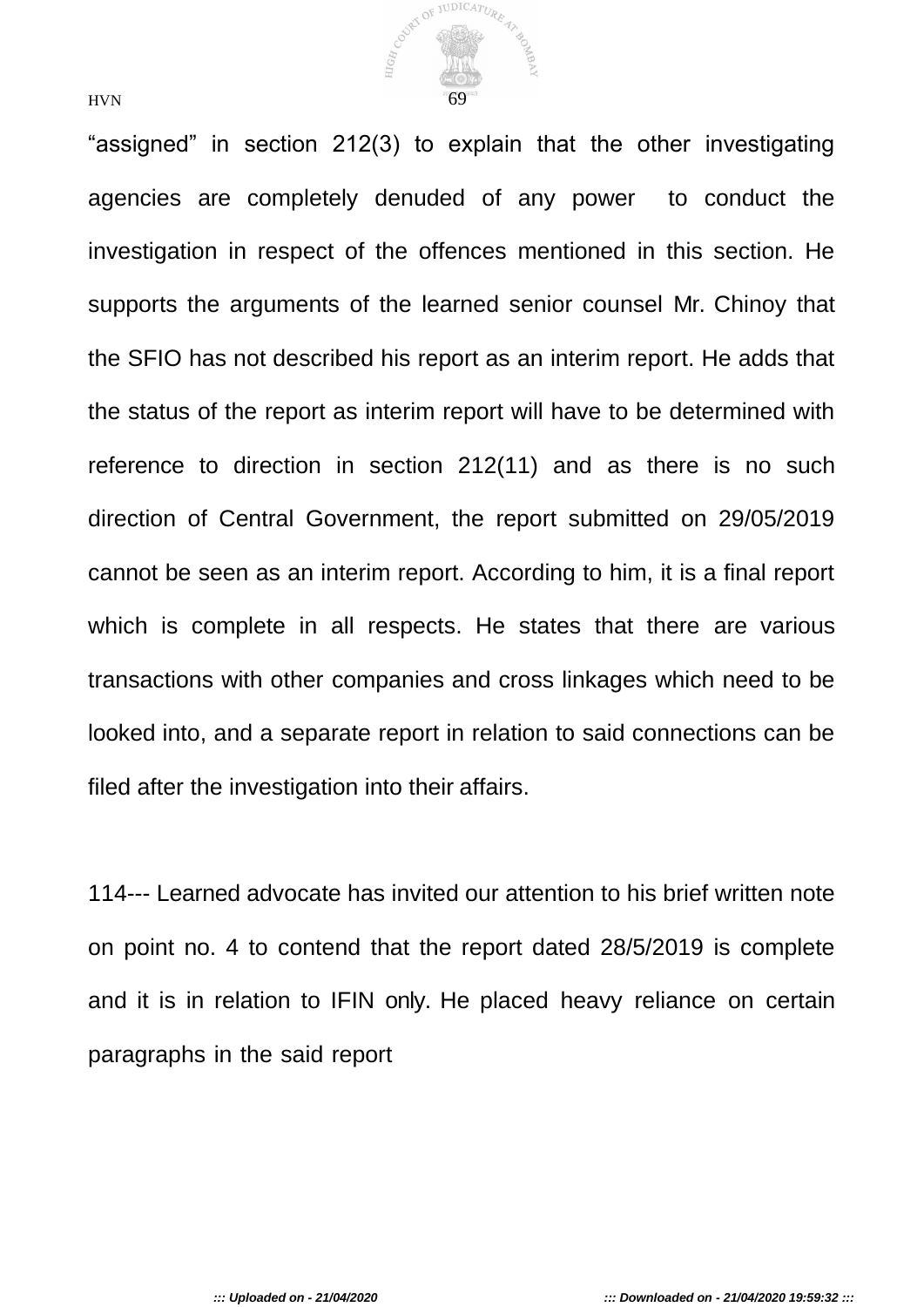"assigned" in section 212(3) to explain that the other investigating agencies are completely denuded of any power to conduct the investigation in respect of the offences mentioned in this section. He supports the arguments of the learned senior counsel Mr. Chinoy that the SFIO has not described his report as an interim report. He adds that the status of the report as interim report will have to be determined with reference to direction in section 212(11) and as there is no such direction of Central Government, the report submitted on 29/05/2019 cannot be seen as an interim report. According to him, it is a final report which is complete in all respects. He states that there are various transactions with other companies and cross linkages which need to be looked into, and a separate report in relation to said connections can be filed after the investigation into their affairs.

114--- Learned advocate has invited our attention to his brief written note on point no. 4 to contend that the report dated 28/5/2019 is complete and it is in relation to IFIN only. He placed heavy reliance on certain paragraphs in the said report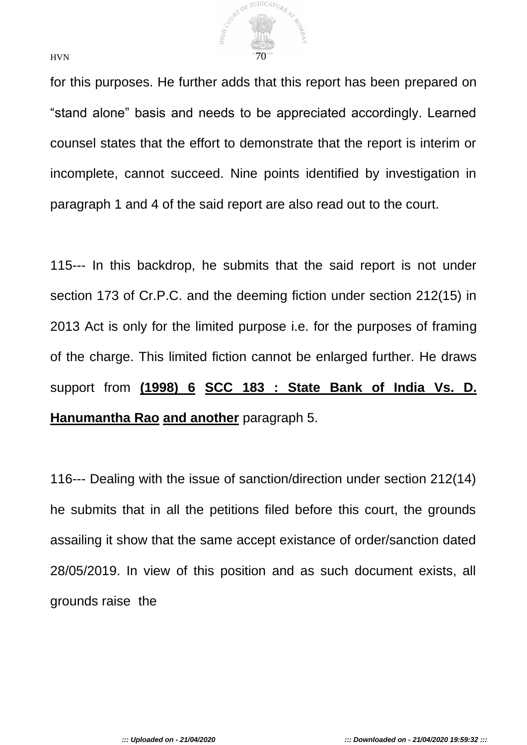for this purposes. He further adds that this report has been prepared on "stand alone" basis and needs to be appreciated accordingly. Learned counsel states that the effort to demonstrate that the report is interim or incomplete, cannot succeed. Nine points identified by investigation in paragraph 1 and 4 of the said report are also read out to the court.

115--- In this backdrop, he submits that the said report is not under section 173 of Cr.P.C. and the deeming fiction under section 212(15) in 2013 Act is only for the limited purpose i.e. for the purposes of framing of the charge. This limited fiction cannot be enlarged further. He draws support from **(1998) 6 SCC 183 : State Bank of India Vs. D. Hanumantha Rao and another** paragraph 5.

116--- Dealing with the issue of sanction/direction under section 212(14) he submits that in all the petitions filed before this court, the grounds assailing it show that the same accept existance of order/sanction dated 28/05/2019. In view of this position and as such document exists, all grounds raise the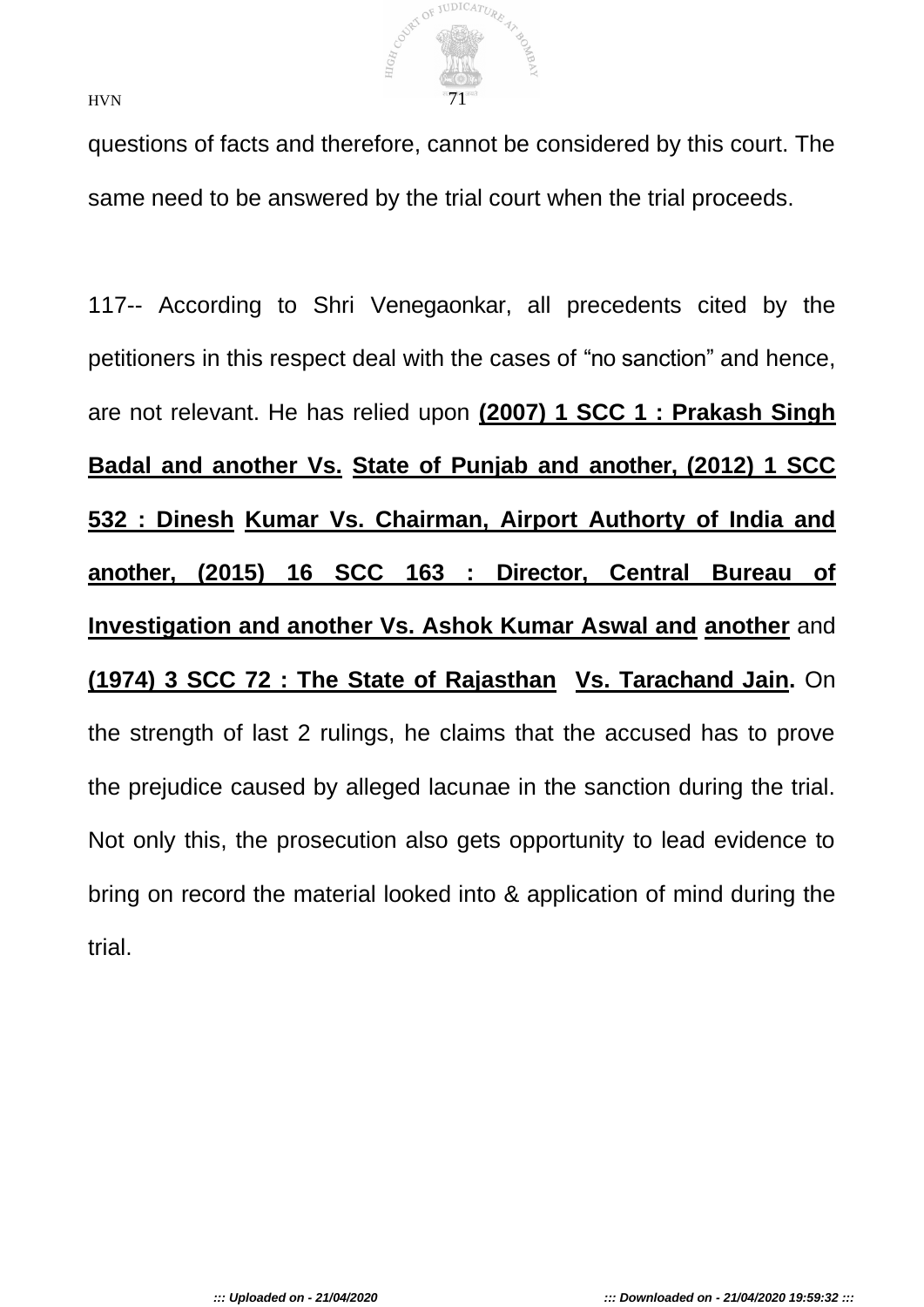questions of facts and therefore, cannot be considered by this court. The same need to be answered by the trial court when the trial proceeds.

117-- According to Shri Venegaonkar, all precedents cited by the petitioners in this respect deal with the cases of “no sanction” and hence, are not relevant. He has relied upon **(2007) 1 SCC 1 : Prakash Singh Badal and another Vs. State of Punjab and another, (2012) 1 SCC 532 : Dinesh Kumar Vs. Chairman, Airport Authorty of India and another, (2015) 16 SCC 163 : Director, Central Bureau of Investigation and another Vs. Ashok Kumar Aswal and another** and **(1974) 3 SCC 72 : The State of Rajasthan Vs. Tarachand Jain.** On the strength of last 2 rulings, he claims that the accused has to prove the prejudice caused by alleged lacunae in the sanction during the trial. Not only this, the prosecution also gets opportunity to lead evidence to bring on record the material looked into & application of mind during the trial.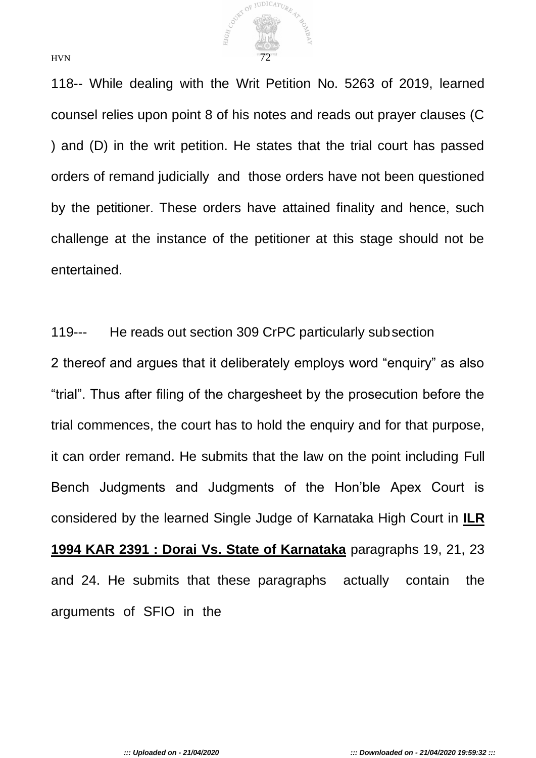118-- While dealing with the Writ Petition No. 5263 of 2019, learned counsel relies upon point 8 of his notes and reads out prayer clauses (C ) and (D) in the writ petition. He states that the trial court has passed orders of remand judicially and those orders have not been questioned by the petitioner. These orders have attained finality and hence, such challenge at the instance of the petitioner at this stage should not be entertained.

119--- He reads out section 309 CrPC particularly subsection 2 thereof and argues that it deliberately employs word "enquiry" as also "trial". Thus after filing of the chargesheet by the prosecution before the trial commences, the court has to hold the enquiry and for that purpose, it can order remand. He submits that the law on the point including Full Bench Judgments and Judgments of the Hon'ble Apex Court is considered by the learned Single Judge of Karnataka High Court in **ILR 1994 KAR 2391 : Dorai Vs. State of Karnataka** paragraphs 19, 21, 23 and 24. He submits that these paragraphs actually contain the arguments of SFIO in the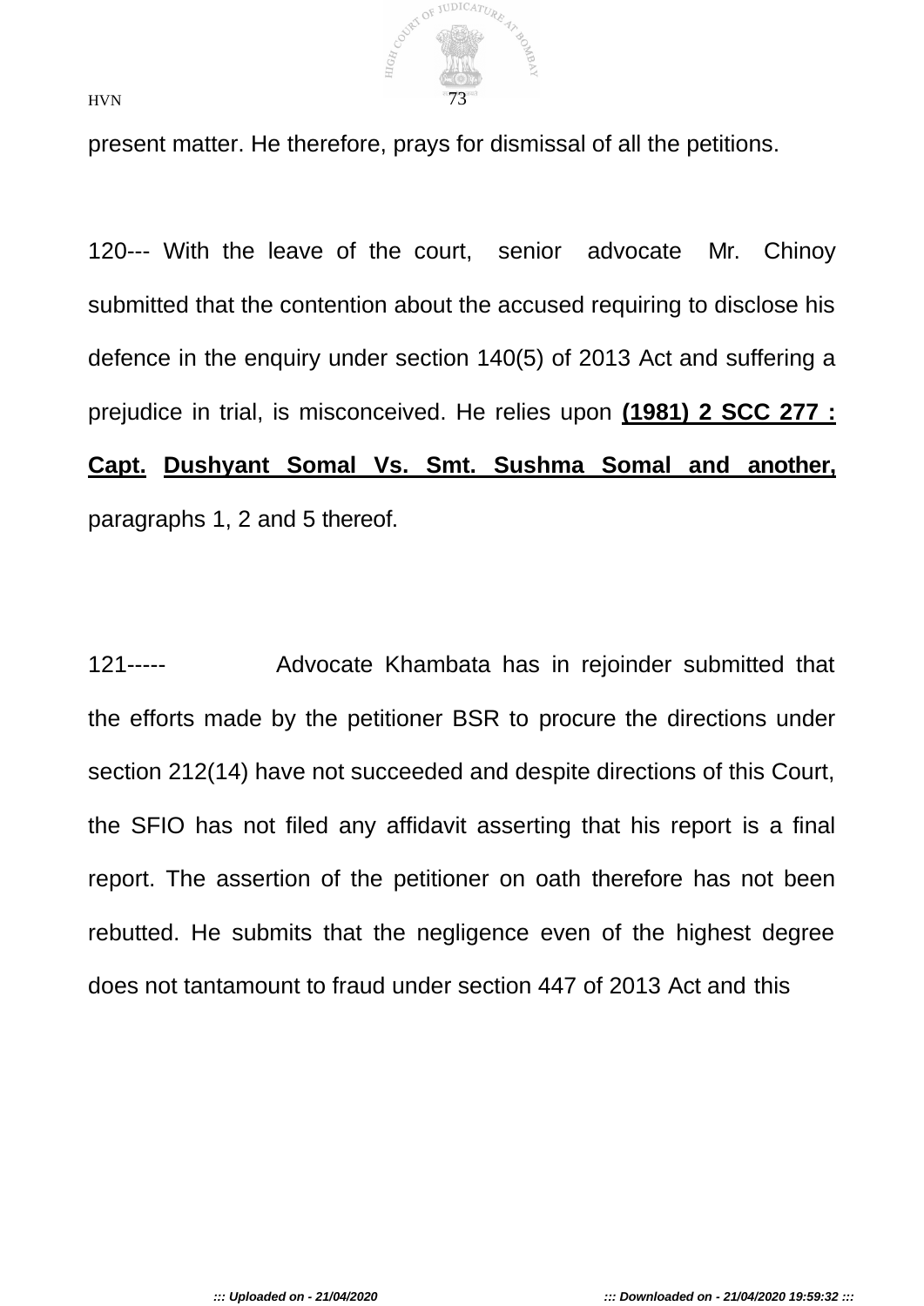present matter. He therefore, prays for dismissal of all the petitions.

120--- With the leave of the court, senior advocate Mr. Chinoy submitted that the contention about the accused requiring to disclose his defence in the enquiry under section 140(5) of 2013 Act and suffering a prejudice in trial, is misconceived. He relies upon **(1981) 2 SCC 277 : Capt. Dushyant Somal Vs. Smt. Sushma Somal and another,** paragraphs 1, 2 and 5 thereof.

121----- Advocate Khambata has in rejoinder submitted that the efforts made by the petitioner BSR to procure the directions under section 212(14) have not succeeded and despite directions of this Court, the SFIO has not filed any affidavit asserting that his report is a final report. The assertion of the petitioner on oath therefore has not been rebutted. He submits that the negligence even of the highest degree does not tantamount to fraud under section 447 of 2013 Act and this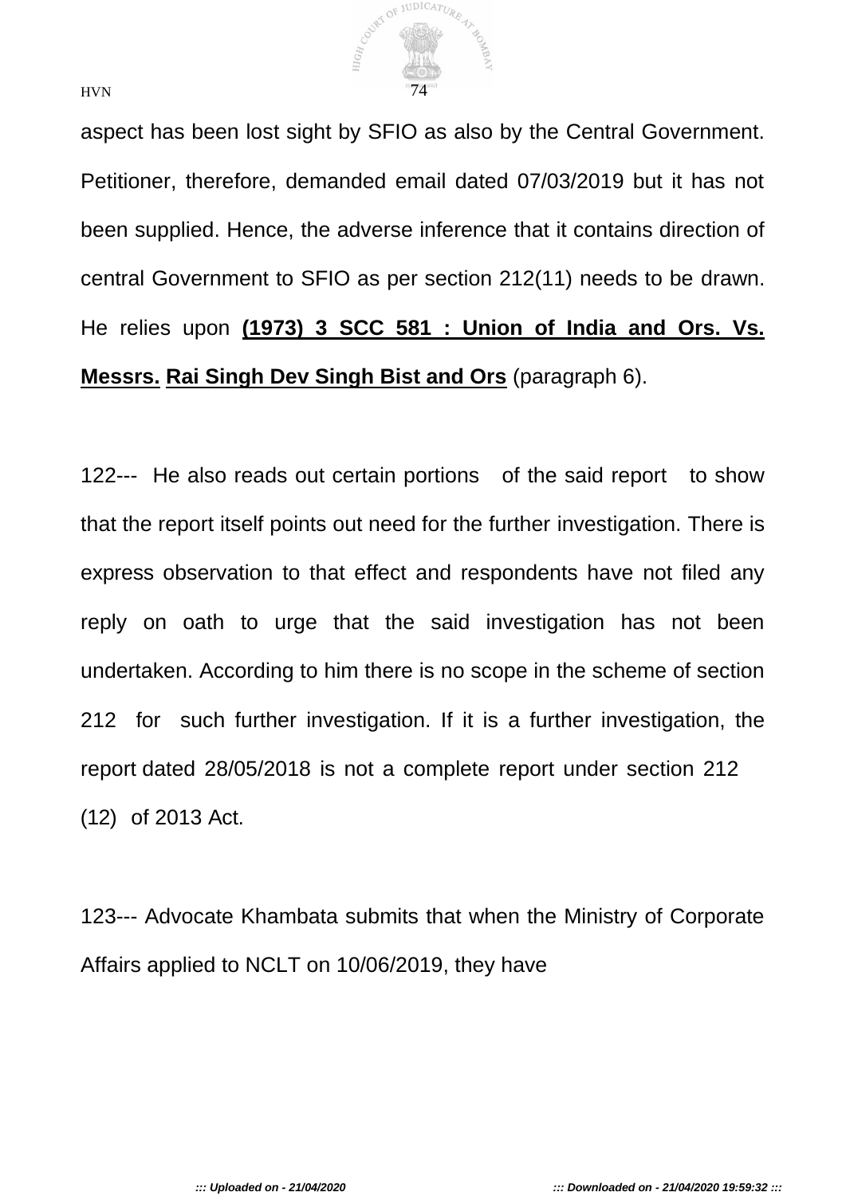aspect has been lost sight by SFIO as also by the Central Government. Petitioner, therefore, demanded email dated 07/03/2019 but it has not been supplied. Hence, the adverse inference that it contains direction of central Government to SFIO as per section 212(11) needs to be drawn. He relies upon **(1973) 3 SCC 581 : Union of India and Ors. Vs. Messrs. Rai Singh Dev Singh Bist and Ors** (paragraph 6).

122--- He also reads out certain portions of the said report to show that the report itself points out need for the further investigation. There is express observation to that effect and respondents have not filed any reply on oath to urge that the said investigation has not been undertaken. According to him there is no scope in the scheme of section 212 for such further investigation. If it is a further investigation, the report dated 28/05/2018 is not a complete report under section 212 (12) of 2013 Act.

123--- Advocate Khambata submits that when the Ministry of Corporate Affairs applied to NCLT on 10/06/2019, they have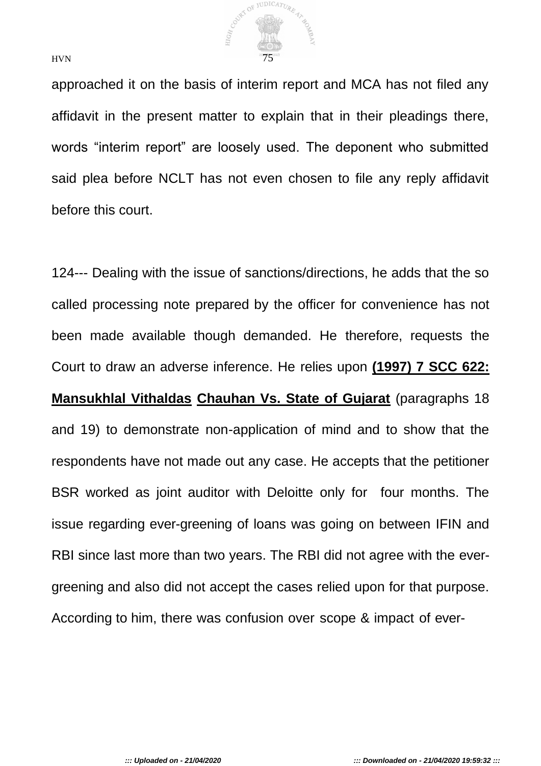approached it on the basis of interim report and MCA has not filed any affidavit in the present matter to explain that in their pleadings there, words “interim report” are loosely used. The deponent who submitted said plea before NCLT has not even chosen to file any reply affidavit before this court.

124--- Dealing with the issue of sanctions/directions, he adds that the so called processing note prepared by the officer for convenience has not been made available though demanded. He therefore, requests the Court to draw an adverse inference. He relies upon **(1997) 7 SCC 622: Mansukhlal Vithaldas Chauhan Vs. State of Gujarat** (paragraphs 18 and 19) to demonstrate non-application of mind and to show that the respondents have not made out any case. He accepts that the petitioner BSR worked as joint auditor with Deloitte only for four months. The issue regarding ever-greening of loans was going on between IFIN and RBI since last more than two years. The RBI did not agree with the ever-greening and also did not accept the cases relied upon for that purpose. According to him, there was confusion over scope & impact of ever-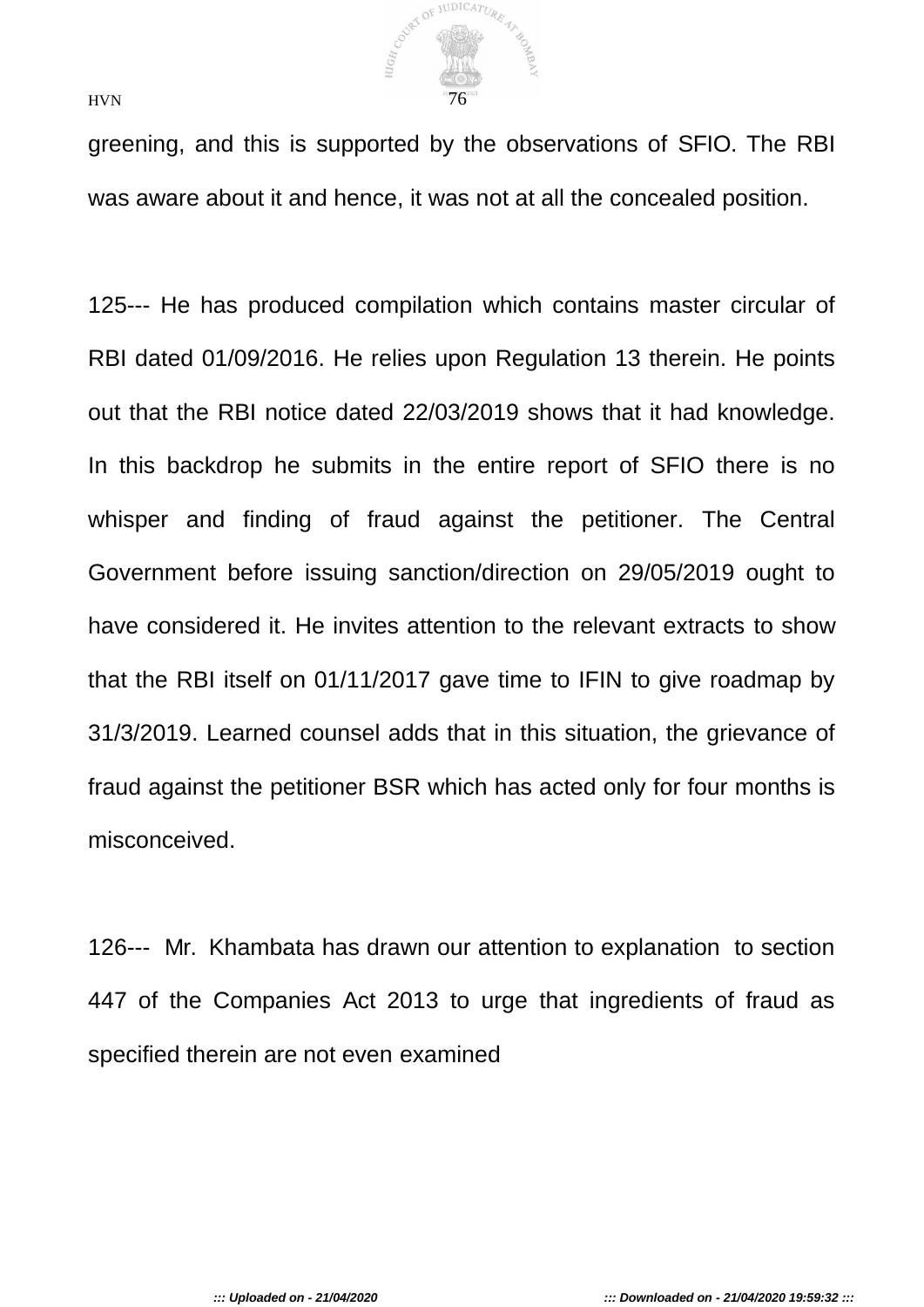greening, and this is supported by the observations of SFIO. The RBI was aware about it and hence, it was not at all the concealed position.

125--- He has produced compilation which contains master circular of RBI dated 01/09/2016. He relies upon Regulation 13 therein. He points out that the RBI notice dated 22/03/2019 shows that it had knowledge. In this backdrop he submits in the entire report of SFIO there is no whisper and finding of fraud against the petitioner. The Central Government before issuing sanction/direction on 29/05/2019 ought to have considered it. He invites attention to the relevant extracts to show that the RBI itself on 01/11/2017 gave time to IFIN to give roadmap by 31/3/2019. Learned counsel adds that in this situation, the grievance of fraud against the petitioner BSR which has acted only for four months is misconceived.

126--- Mr. Khambata has drawn our attention to explanation to section 447 of the Companies Act 2013 to urge that ingredients of fraud as specified therein are not even examined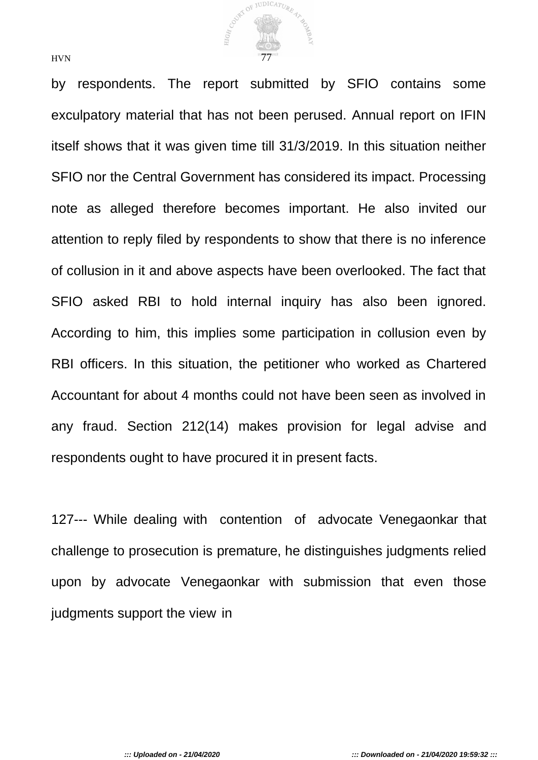by respondents. The report submitted by SFIO contains some exculpatory material that has not been perused. Annual report on IFIN itself shows that it was given time till 31/3/2019. In this situation neither SFIO nor the Central Government has considered its impact. Processing note as alleged therefore becomes important. He also invited our attention to reply filed by respondents to show that there is no inference of collusion in it and above aspects have been overlooked. The fact that SFIO asked RBI to hold internal inquiry has also been ignored. According to him, this implies some participation in collusion even by RBI officers. In this situation, the petitioner who worked as Chartered Accountant for about 4 months could not have been seen as involved in any fraud. Section 212(14) makes provision for legal advise and respondents ought to have procured it in present facts.

127--- While dealing with contention of advocate Venegaonkar that challenge to prosecution is premature, he distinguishes judgments relied upon by advocate Venegaonkar with submission that even those judgments support the view in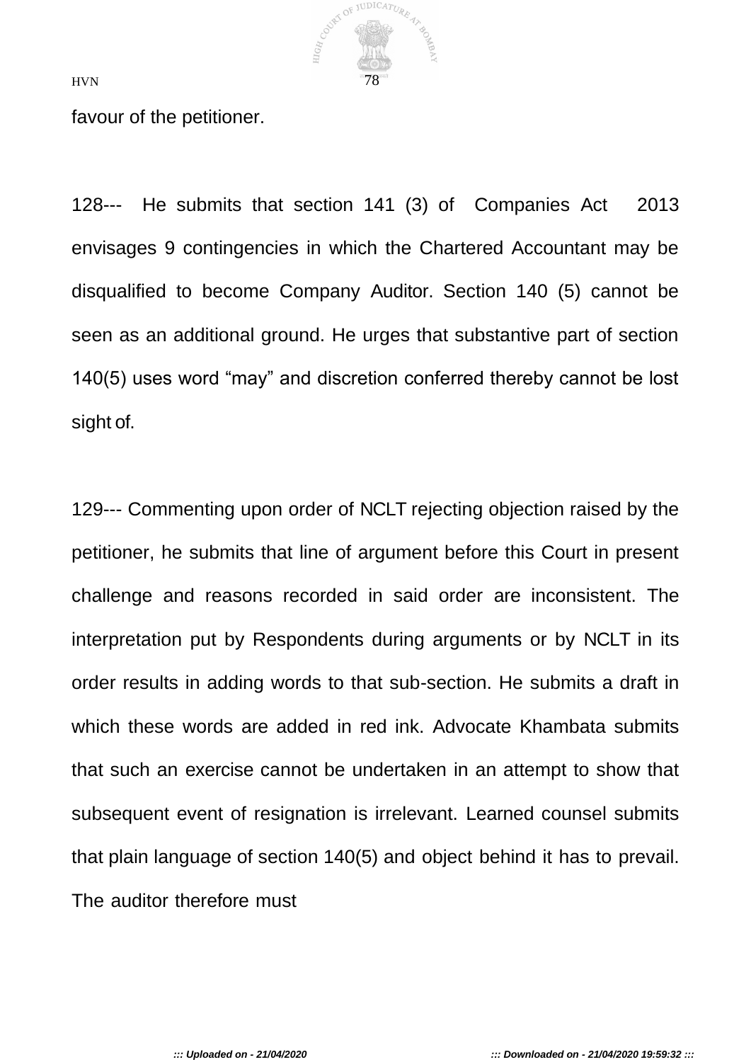favour of the petitioner.

128--- He submits that section 141 (3) of Companies Act 2013 envisages 9 contingencies in which the Chartered Accountant may be disqualified to become Company Auditor. Section 140 (5) cannot be seen as an additional ground. He urges that substantive part of section 140(5) uses word "may" and discretion conferred thereby cannot be lost sight of.

129--- Commenting upon order of NCLT rejecting objection raised by the petitioner, he submits that line of argument before this Court in present challenge and reasons recorded in said order are inconsistent. The interpretation put by Respondents during arguments or by NCLT in its order results in adding words to that sub-section. He submits a draft in which these words are added in red ink. Advocate Khambata submits that such an exercise cannot be undertaken in an attempt to show that subsequent event of resignation is irrelevant. Learned counsel submits that plain language of section 140(5) and object behind it has to prevail. The auditor therefore must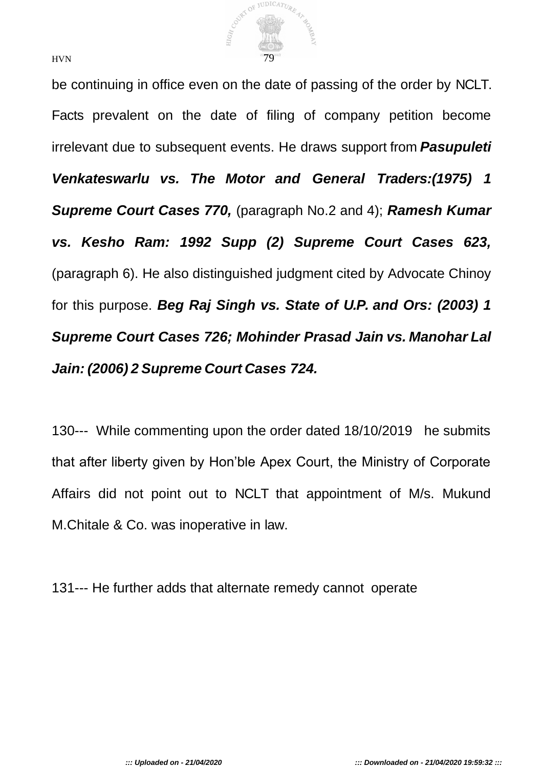be continuing in office even on the date of passing of the order by NCLT. Facts prevalent on the date of filing of company petition become irrelevant due to subsequent events. He draws support from ***Pasupuleti Venkateswarlu vs. The Motor and General Traders:(1975) 1 Supreme Court Cases 770,*** (paragraph No.2 and 4); ***Ramesh Kumar vs. Kesho Ram: 1992 Supp (2) Supreme Court Cases 623,*** (paragraph 6). He also distinguished judgment cited by Advocate Chinoy for this purpose. ***Beg Raj Singh vs. State of U.P. and Ors: (2003) 1 Supreme Court Cases 726; Mohinder Prasad Jain vs. Manohar Lal Jain: (2006) 2 Supreme Court Cases 724.***

130--- While commenting upon the order dated 18/10/2019 he submits that after liberty given by Hon'ble Apex Court, the Ministry of Corporate Affairs did not point out to NCLT that appointment of M/s. Mukund M.Chitale & Co. was inoperative in law.

131--- He further adds that alternate remedy cannot operate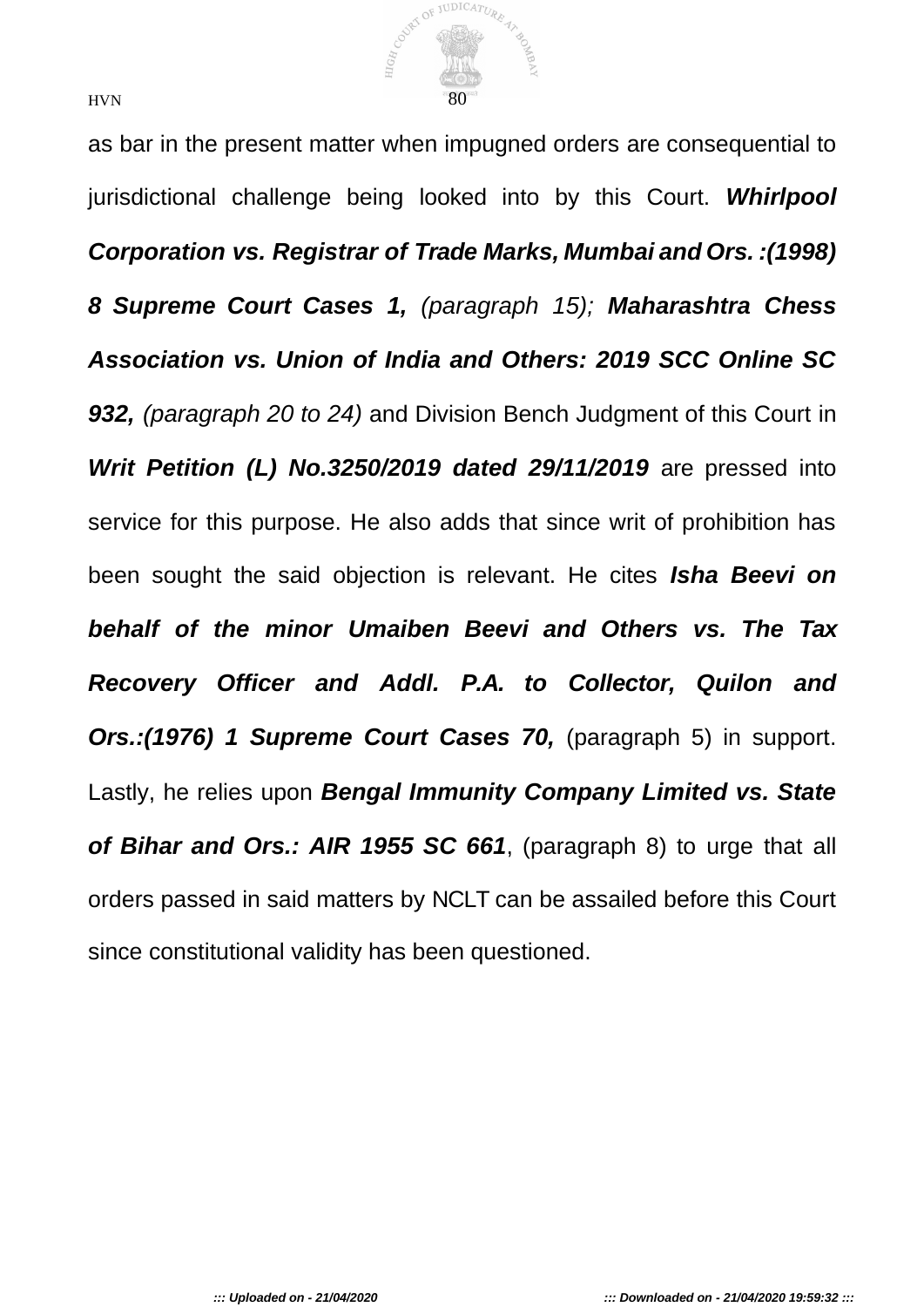as bar in the present matter when impugned orders are consequential to jurisdictional challenge being looked into by this Court. ***Whirlpool Corporation vs. Registrar of Trade Marks, Mumbai and Ors. :(1998) 8 Supreme Court Cases 1,*** *(paragraph 15);* ***Maharashtra Chess Association vs. Union of India and Others: 2019 SCC Online SC 932,*** *(paragraph 20 to 24)* and Division Bench Judgment of this Court in ***Writ Petition (L) No.3250/2019 dated 29/11/2019*** are pressed into service for this purpose. He also adds that since writ of prohibition has been sought the said objection is relevant. He cites ***Isha Beevi on behalf of the minor Umaiben Beevi and Others vs. The Tax Recovery Officer and Addl. P.A. to Collector, Quilon and Ors.:(1976) 1 Supreme Court Cases 70,*** (paragraph 5) in support. Lastly, he relies upon ***Bengal Immunity Company Limited vs. State of Bihar and Ors.: AIR 1955 SC 661***, (paragraph 8) to urge that all orders passed in said matters by NCLT can be assailed before this Court since constitutional validity has been questioned.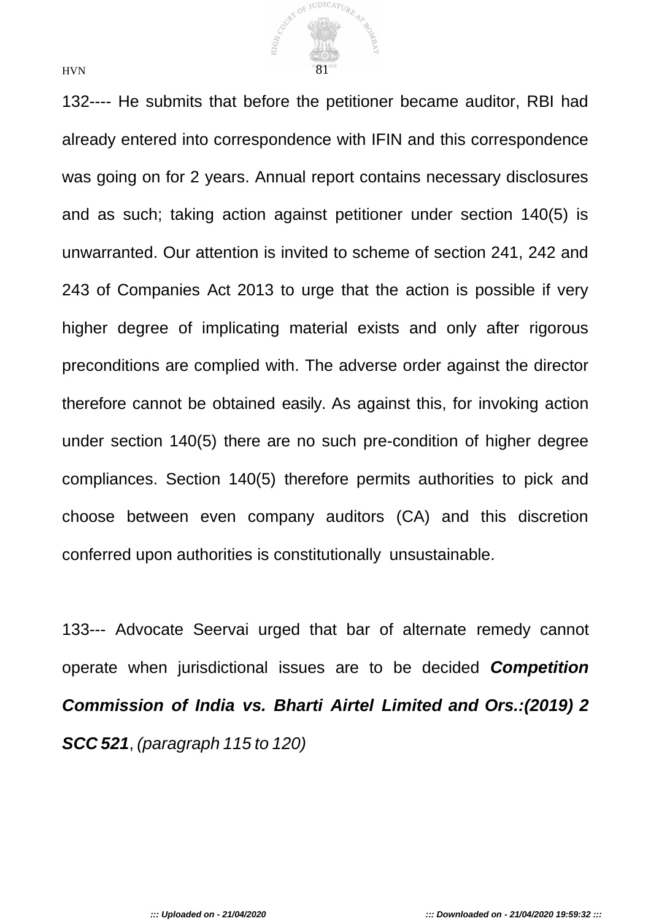132---- He submits that before the petitioner became auditor, RBI had already entered into correspondence with IFIN and this correspondence was going on for 2 years. Annual report contains necessary disclosures and as such; taking action against petitioner under section 140(5) is unwarranted. Our attention is invited to scheme of section 241, 242 and 243 of Companies Act 2013 to urge that the action is possible if very higher degree of implicating material exists and only after rigorous preconditions are complied with. The adverse order against the director therefore cannot be obtained easily. As against this, for invoking action under section 140(5) there are no such pre-condition of higher degree compliances. Section 140(5) therefore permits authorities to pick and choose between even company auditors (CA) and this discretion conferred upon authorities is constitutionally unsustainable.

133--- Advocate Seervai urged that bar of alternate remedy cannot operate when jurisdictional issues are to be decided ***Competition Commission of India vs. Bharti Airtel Limited and Ors.:(2019) 2 SCC 521***, *(paragraph 115 to 120)*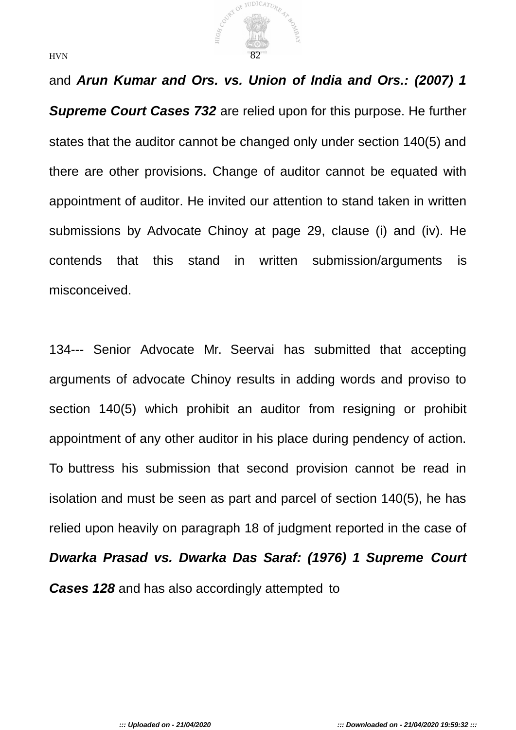and ***Arun Kumar and Ors. vs. Union of India and Ors.: (2007) 1 Supreme Court Cases 732*** are relied upon for this purpose. He further states that the auditor cannot be changed only under section 140(5) and there are other provisions. Change of auditor cannot be equated with appointment of auditor. He invited our attention to stand taken in written submissions by Advocate Chinoy at page 29, clause (i) and (iv). He contends that this stand in written submission/arguments is misconceived.

134--- Senior Advocate Mr. Seervai has submitted that accepting arguments of advocate Chinoy results in adding words and proviso to section 140(5) which prohibit an auditor from resigning or prohibit appointment of any other auditor in his place during pendency of action. To buttress his submission that second provision cannot be read in isolation and must be seen as part and parcel of section 140(5), he has relied upon heavily on paragraph 18 of judgment reported in the case of ***Dwarka Prasad vs. Dwarka Das Saraf: (1976) 1 Supreme Court Cases 128*** and has also accordingly attempted to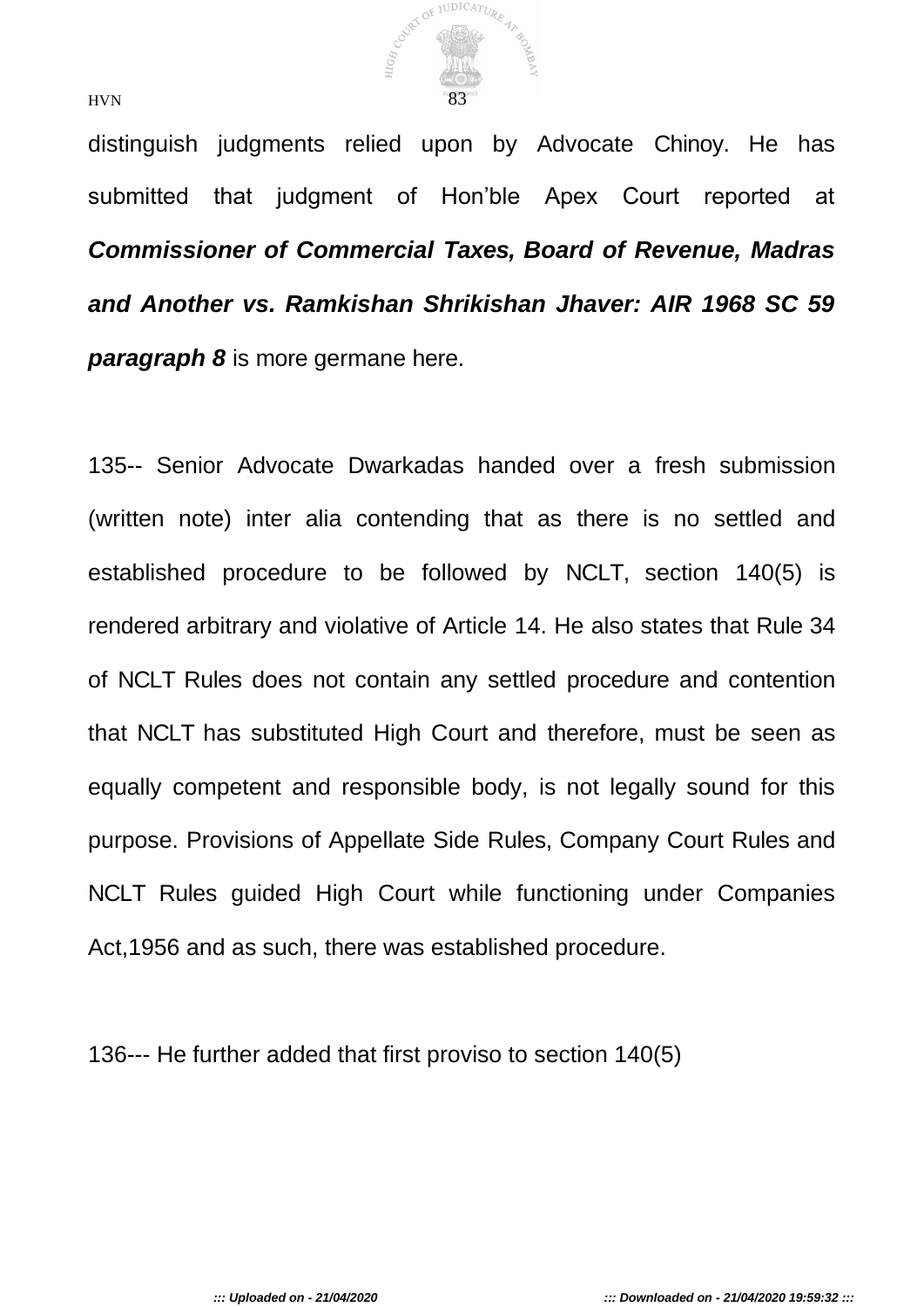distinguish judgments relied upon by Advocate Chinoy. He has submitted that judgment of Hon'ble Apex Court reported at ***Commissioner of Commercial Taxes, Board of Revenue, Madras and Another vs. Ramkishan Shrikishan Jhaver: AIR 1968 SC 59 paragraph 8*** is more germane here.

135-- Senior Advocate Dwarkadas handed over a fresh submission (written note) inter alia contending that as there is no settled and established procedure to be followed by NCLT, section 140(5) is rendered arbitrary and violative of Article 14. He also states that Rule 34 of NCLT Rules does not contain any settled procedure and contention that NCLT has substituted High Court and therefore, must be seen as equally competent and responsible body, is not legally sound for this purpose. Provisions of Appellate Side Rules, Company Court Rules and NCLT Rules guided High Court while functioning under Companies Act,1956 and as such, there was established procedure.

136--- He further added that first proviso to section 140(5)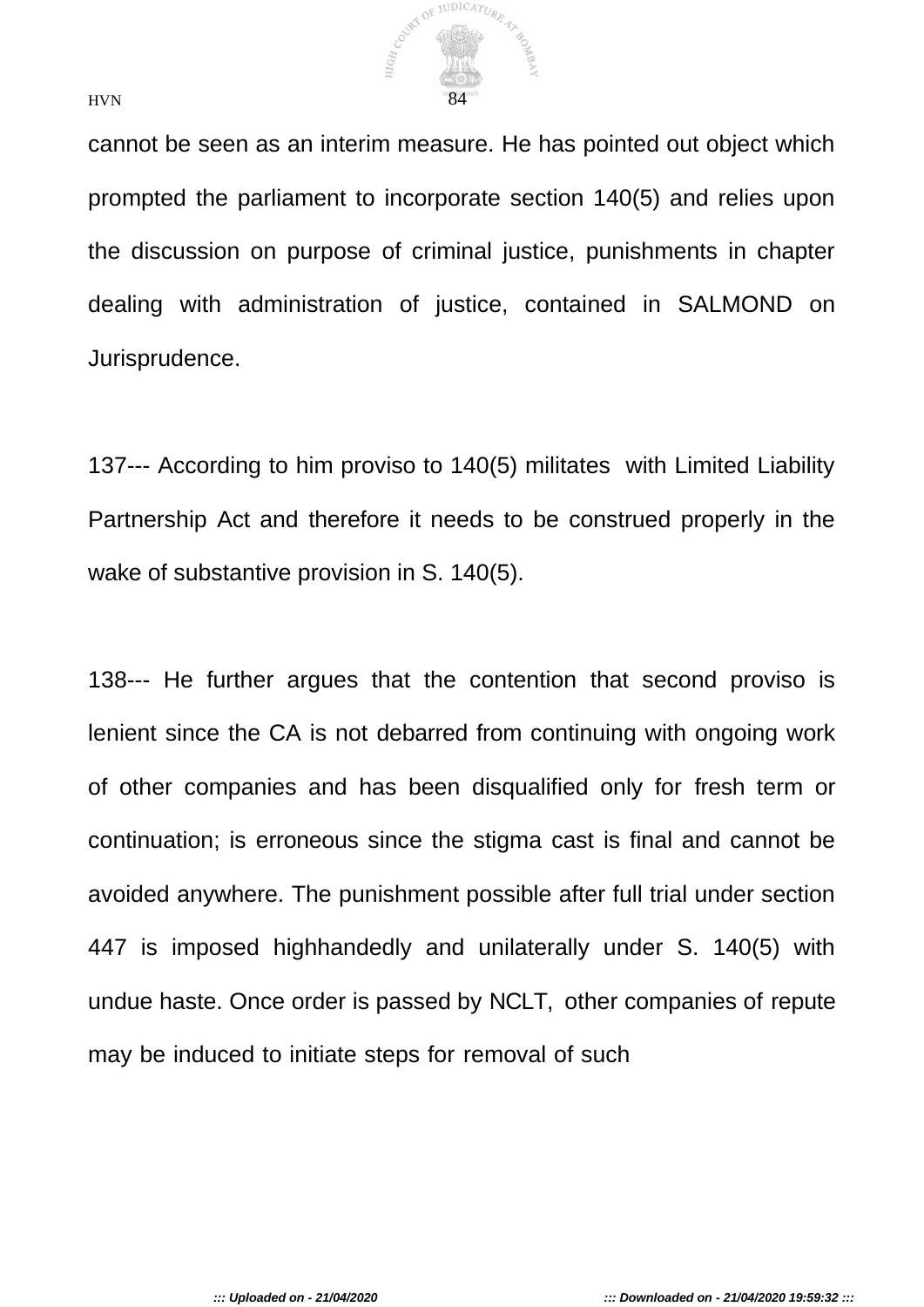cannot be seen as an interim measure. He has pointed out object which prompted the parliament to incorporate section 140(5) and relies upon the discussion on purpose of criminal justice, punishments in chapter dealing with administration of justice, contained in SALMOND on Jurisprudence.

137--- According to him proviso to 140(5) militates with Limited Liability Partnership Act and therefore it needs to be construed properly in the wake of substantive provision in S. 140(5).

138--- He further argues that the contention that second proviso is lenient since the CA is not debarred from continuing with ongoing work of other companies and has been disqualified only for fresh term or continuation; is erroneous since the stigma cast is final and cannot be avoided anywhere. The punishment possible after full trial under section 447 is imposed highhandedly and unilaterally under S. 140(5) with undue haste. Once order is passed by NCLT, other companies of repute may be induced to initiate steps for removal of such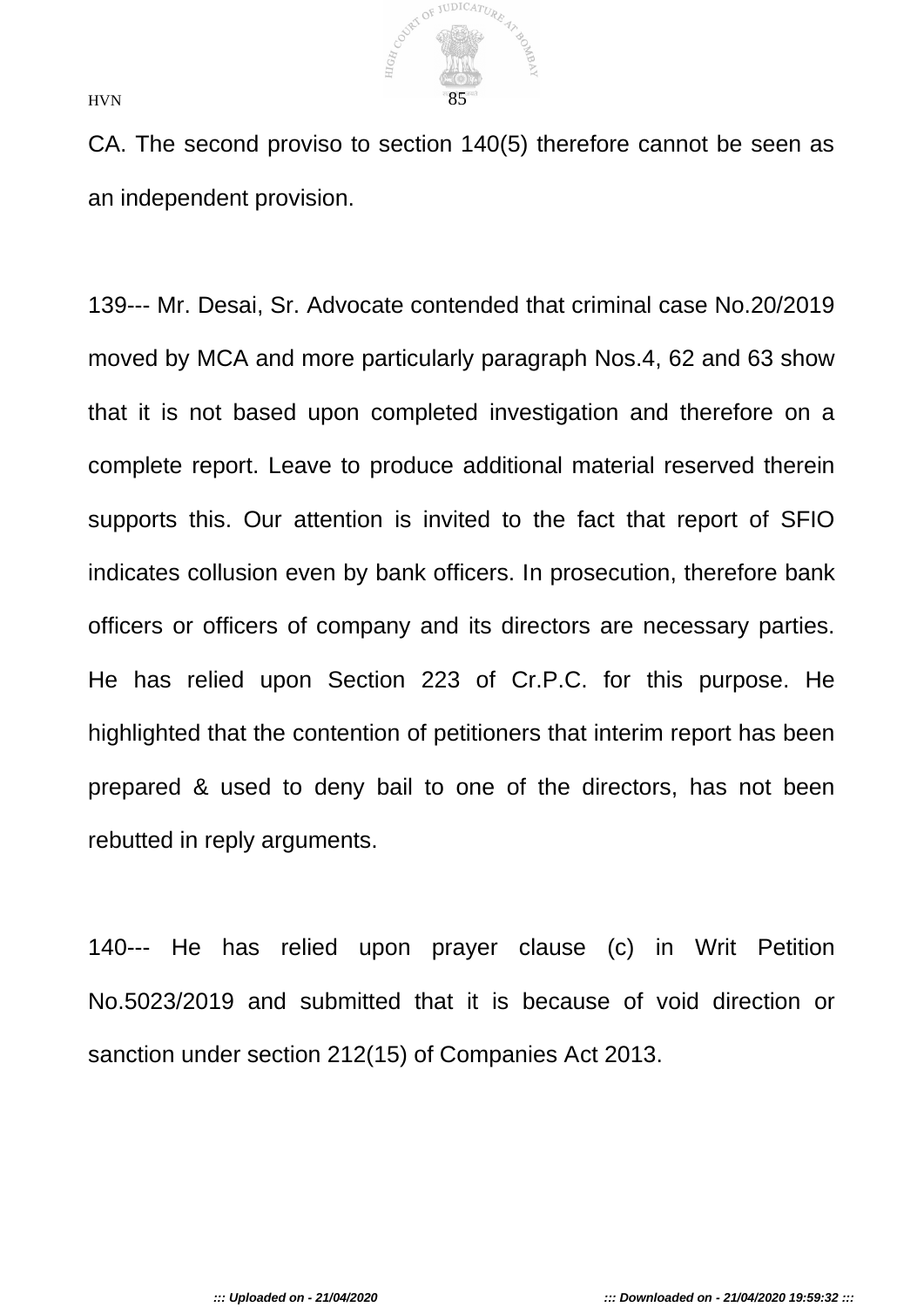CA. The second proviso to section 140(5) therefore cannot be seen as an independent provision.

139--- Mr. Desai, Sr. Advocate contended that criminal case No.20/2019 moved by MCA and more particularly paragraph Nos.4, 62 and 63 show that it is not based upon completed investigation and therefore on a complete report. Leave to produce additional material reserved therein supports this. Our attention is invited to the fact that report of SFIO indicates collusion even by bank officers. In prosecution, therefore bank officers or officers of company and its directors are necessary parties. He has relied upon Section 223 of Cr.P.C. for this purpose. He highlighted that the contention of petitioners that interim report has been prepared & used to deny bail to one of the directors, has not been rebutted in reply arguments.

140--- He has relied upon prayer clause (c) in Writ Petition No.5023/2019 and submitted that it is because of void direction or sanction under section 212(15) of Companies Act 2013.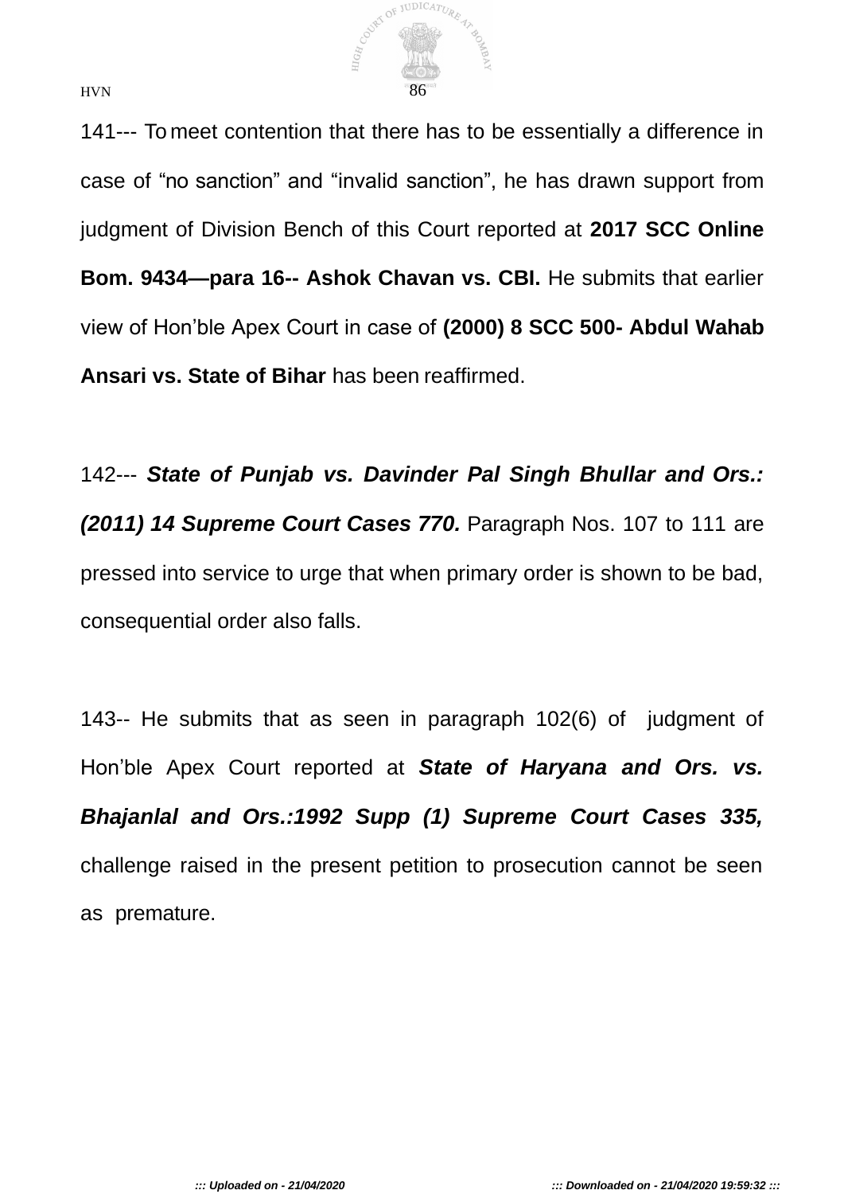141--- To meet contention that there has to be essentially a difference in case of "no sanction" and "invalid sanction", he has drawn support from judgment of Division Bench of this Court reported at **2017 SCC Online Bom. 9434—para 16-- Ashok Chavan vs. CBI.** He submits that earlier view of Hon'ble Apex Court in case of **(2000) 8 SCC 500- Abdul Wahab Ansari vs. State of Bihar** has been reaffirmed.

142--- ***State of Punjab vs. Davinder Pal Singh Bhullar and Ors.: (2011) 14 Supreme Court Cases 770.*** Paragraph Nos. 107 to 111 are pressed into service to urge that when primary order is shown to be bad, consequential order also falls.

143-- He submits that as seen in paragraph 102(6) of judgment of Hon'ble Apex Court reported at ***State of Haryana and Ors. vs. Bhajanlal and Ors.:1992 Supp (1) Supreme Court Cases 335,*** challenge raised in the present petition to prosecution cannot be seen as premature.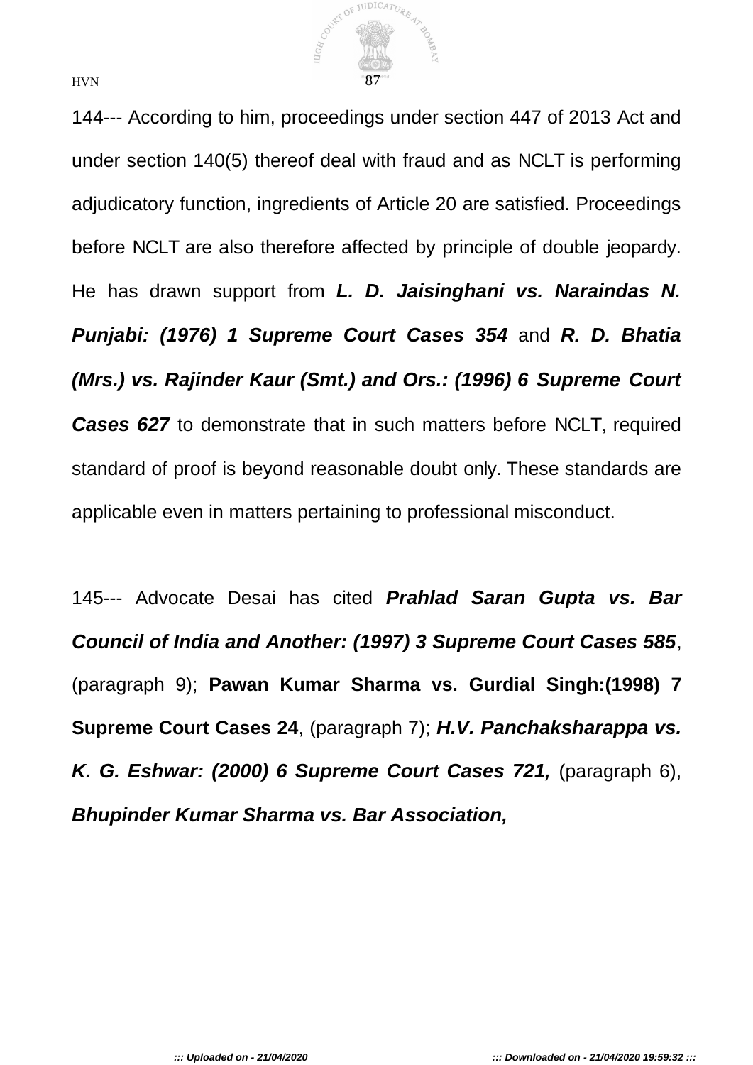144--- According to him, proceedings under section 447 of 2013 Act and under section 140(5) thereof deal with fraud and as NCLT is performing adjudicatory function, ingredients of Article 20 are satisfied. Proceedings before NCLT are also therefore affected by principle of double jeopardy. He has drawn support from ***L. D. Jaisinghani vs. Naraindas N. Punjabi: (1976) 1 Supreme Court Cases 354*** and ***R. D. Bhatia (Mrs.) vs. Rajinder Kaur (Smt.) and Ors.: (1996) 6 Supreme Court Cases 627*** to demonstrate that in such matters before NCLT, required standard of proof is beyond reasonable doubt only. These standards are applicable even in matters pertaining to professional misconduct.

145--- Advocate Desai has cited ***Prahlad Saran Gupta vs. Bar Council of India and Another: (1997) 3 Supreme Court Cases 585***, (paragraph 9); **Pawan Kumar Sharma vs. Gurdial Singh:(1998) 7 Supreme Court Cases 24**, (paragraph 7); ***H.V. Panchaksharappa vs. K. G. Eshwar: (2000) 6 Supreme Court Cases 721,*** (paragraph 6), ***Bhupinder Kumar Sharma vs. Bar Association,***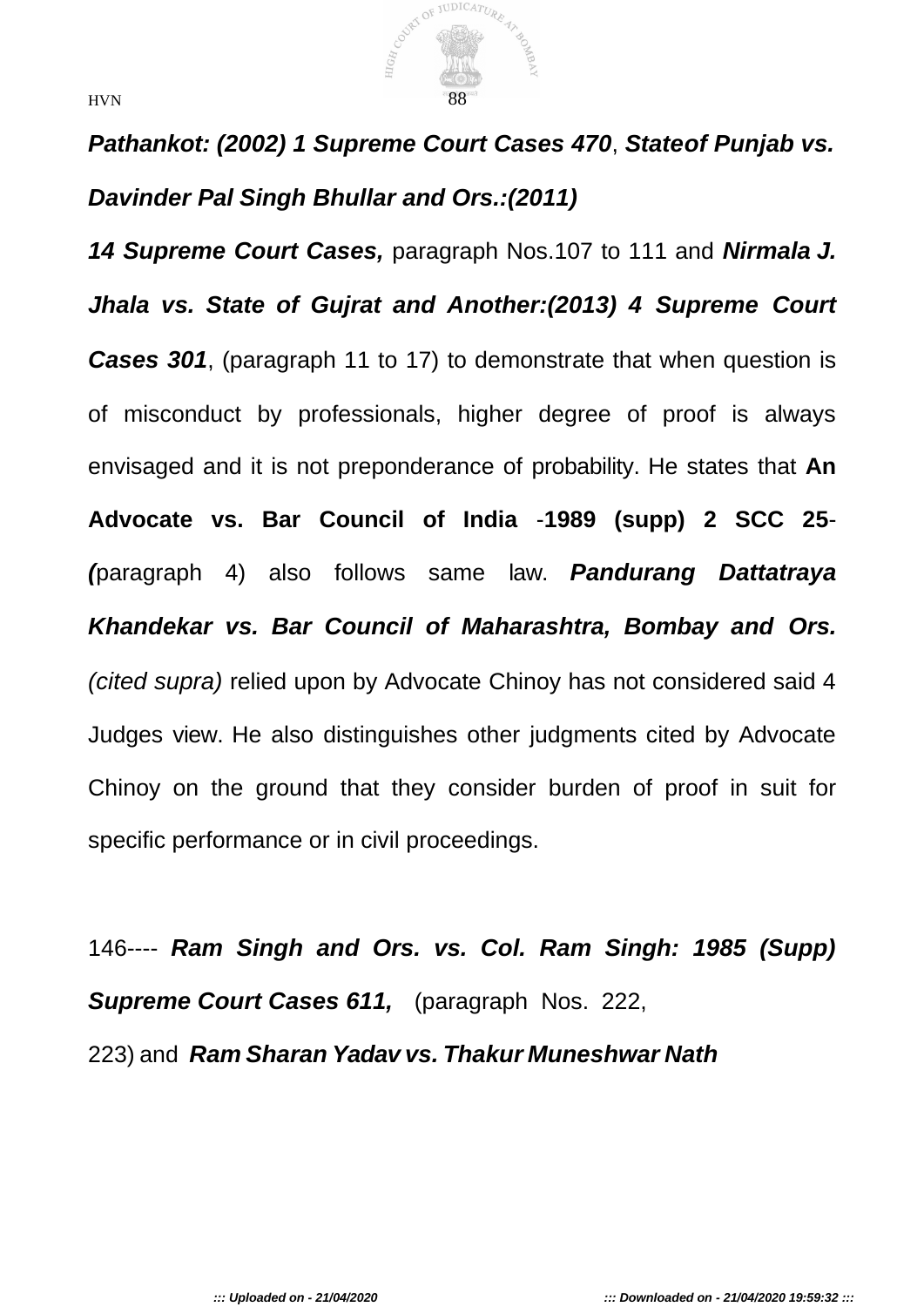***Pathankot: (2002) 1 Supreme Court Cases 470***, ***Stateof Punjab vs. Davinder Pal Singh Bhullar and Ors.:(2011) 14 Supreme Court Cases,*** paragraph Nos.107 to 111 and ***Nirmala J. Jhala vs. State of Gujrat and Another:(2013) 4 Supreme Court Cases 301***, (paragraph 11 to 17) to demonstrate that when question is of misconduct by professionals, higher degree of proof is always envisaged and it is not preponderance of probability. He states that **An Advocate vs. Bar Council of India** -**1989 (supp) 2 SCC 25**-***(***paragraph 4) also follows same law. ***Pandurang Dattatraya Khandekar vs. Bar Council of Maharashtra, Bombay and Ors.*** *(cited supra)* relied upon by Advocate Chinoy has not considered said 4 Judges view. He also distinguishes other judgments cited by Advocate Chinoy on the ground that they consider burden of proof in suit for specific performance or in civil proceedings.

146---- ***Ram Singh and Ors. vs. Col. Ram Singh: 1985 (Supp) Supreme Court Cases 611,*** (paragraph Nos. 222, 223) and ***Ram Sharan Yadav vs. Thakur Muneshwar Nath***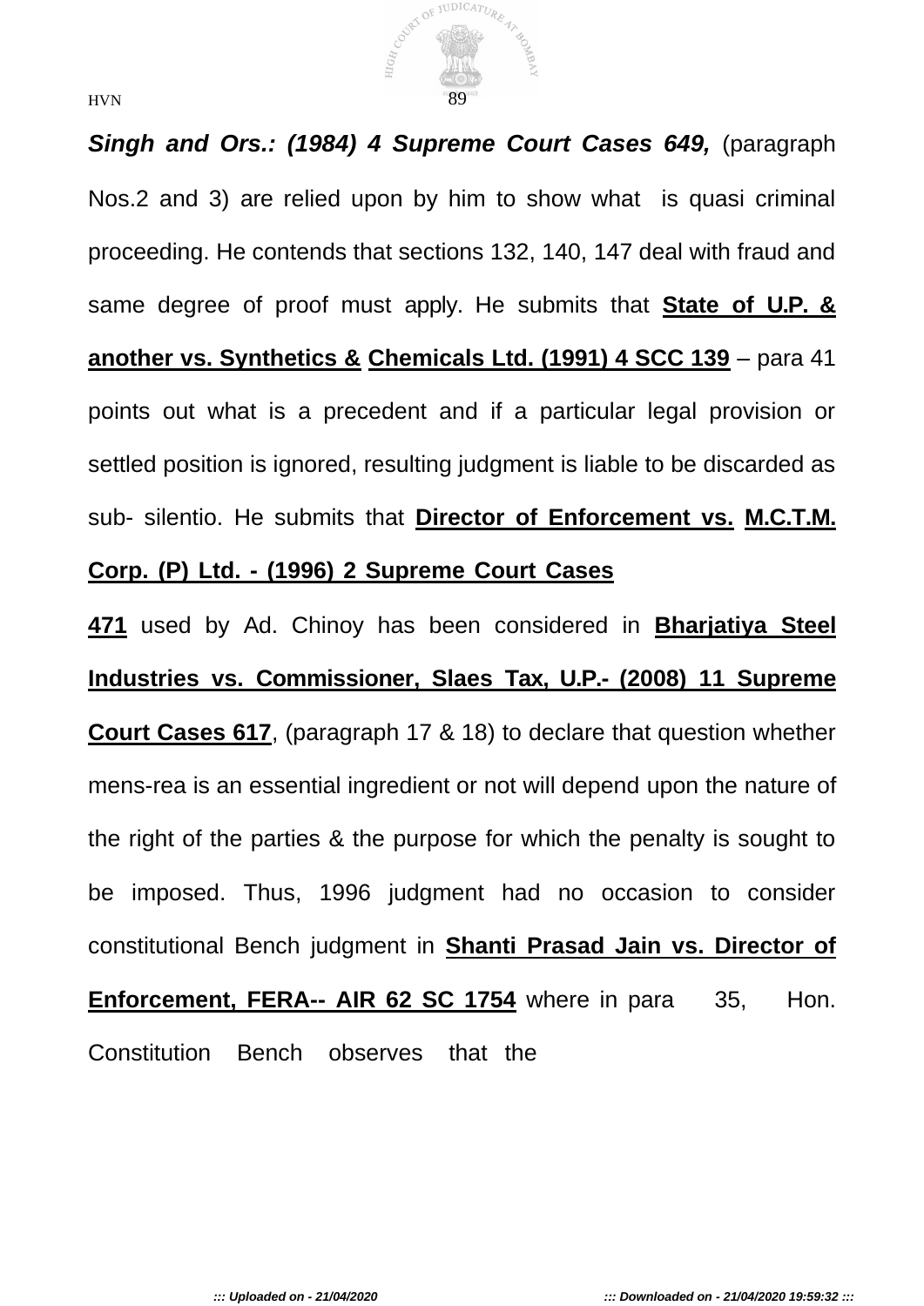***Singh and Ors.: (1984) 4 Supreme Court Cases 649,*** (paragraph Nos.2 and 3) are relied upon by him to show what is quasi criminal proceeding. He contends that sections 132, 140, 147 deal with fraud and same degree of proof must apply. He submits that **State of U.P. & another vs. Synthetics & Chemicals Ltd. (1991) 4 SCC 139** – para 41 points out what is a precedent and if a particular legal provision or settled position is ignored, resulting judgment is liable to be discarded as sub- silentio. He submits that **Director of Enforcement vs. M.C.T.M. Corp. (P) Ltd. - (1996) 2 Supreme Court Cases 471** used by Ad. Chinoy has been considered in **Bharjatiya Steel Industries vs. Commissioner, Slaes Tax, U.P.- (2008) 11 Supreme Court Cases 617**, (paragraph 17 & 18) to declare that question whether mens-rea is an essential ingredient or not will depend upon the nature of the right of the parties & the purpose for which the penalty is sought to be imposed. Thus, 1996 judgment had no occasion to consider constitutional Bench judgment in **Shanti Prasad Jain vs. Director of Enforcement, FERA-- AIR 62 SC 1754** where in para 35, Hon. Constitution Bench observes that the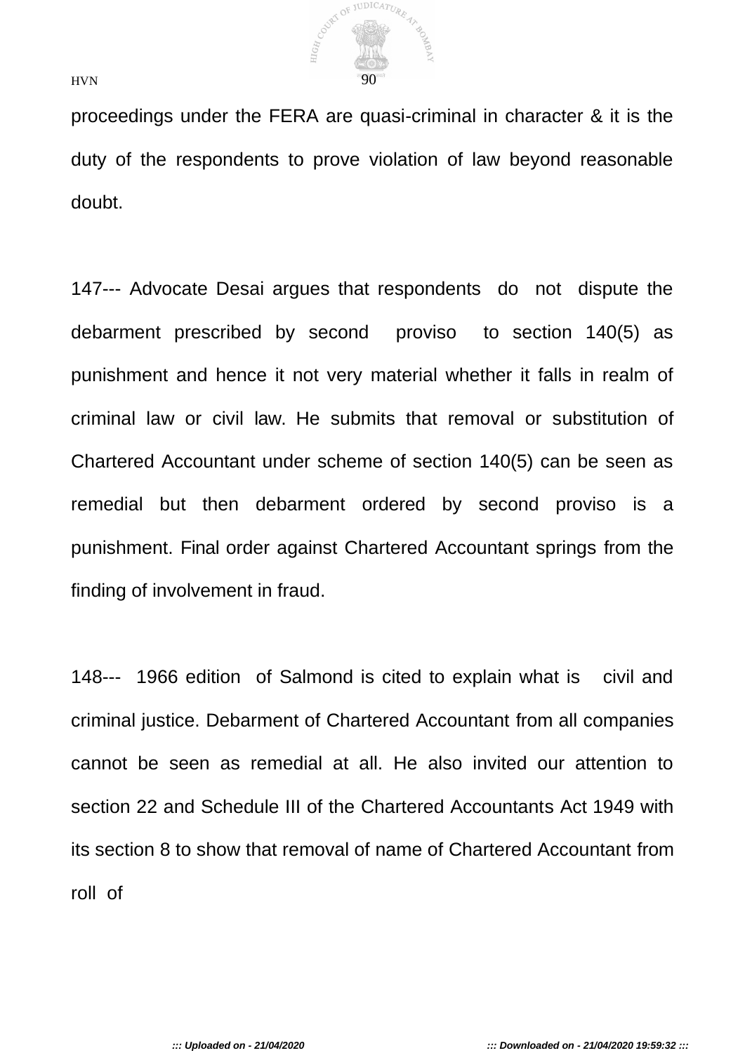proceedings under the FERA are quasi-criminal in character & it is the duty of the respondents to prove violation of law beyond reasonable doubt.

147--- Advocate Desai argues that respondents do not dispute the debarment prescribed by second proviso to section 140(5) as punishment and hence it not very material whether it falls in realm of criminal law or civil law. He submits that removal or substitution of Chartered Accountant under scheme of section 140(5) can be seen as remedial but then debarment ordered by second proviso is a punishment. Final order against Chartered Accountant springs from the finding of involvement in fraud.

148--- 1966 edition of Salmond is cited to explain what is civil and criminal justice. Debarment of Chartered Accountant from all companies cannot be seen as remedial at all. He also invited our attention to section 22 and Schedule III of the Chartered Accountants Act 1949 with its section 8 to show that removal of name of Chartered Accountant from roll of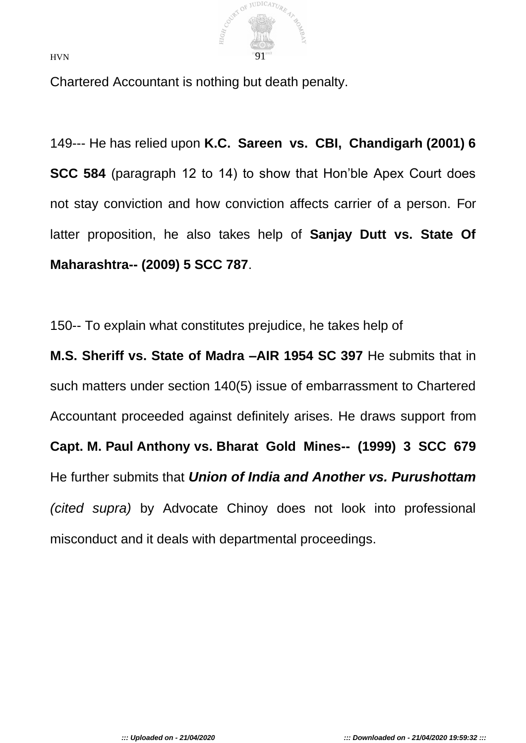Chartered Accountant is nothing but death penalty.

149--- He has relied upon **K.C. Sareen vs. CBI, Chandigarh (2001) 6 SCC 584** (paragraph 12 to 14) to show that Hon'ble Apex Court does not stay conviction and how conviction affects carrier of a person. For latter proposition, he also takes help of **Sanjay Dutt vs. State Of Maharashtra-- (2009) 5 SCC 787**.

150-- To explain what constitutes prejudice, he takes help of **M.S. Sheriff vs. State of Madra –AIR 1954 SC 397** He submits that in such matters under section 140(5) issue of embarrassment to Chartered Accountant proceeded against definitely arises. He draws support from **Capt. M. Paul Anthony vs. Bharat Gold Mines-- (1999) 3 SCC 679** He further submits that ***Union of India and Another vs. Purushottam*** *(cited supra)* by Advocate Chinoy does not look into professional misconduct and it deals with departmental proceedings.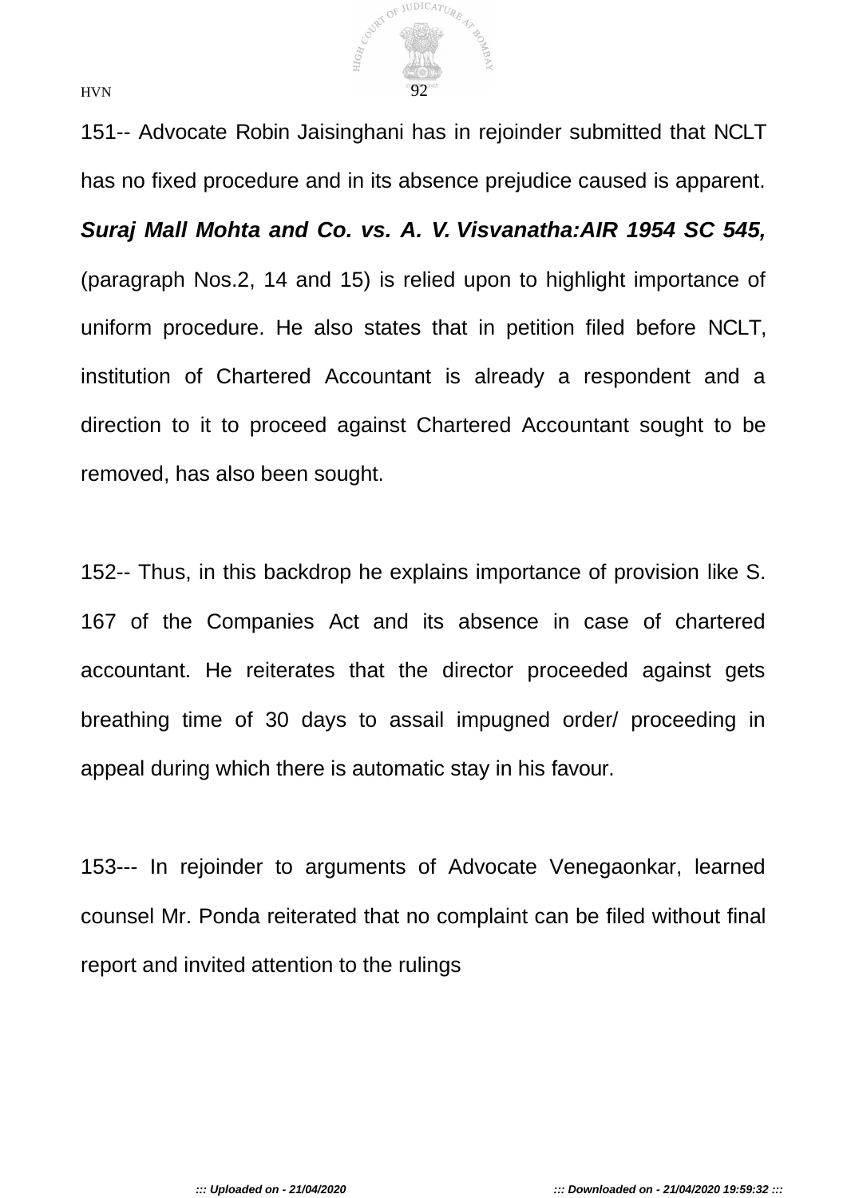151-- Advocate Robin Jaisinghani has in rejoinder submitted that NCLT has no fixed procedure and in its absence prejudice caused is apparent. ***Suraj Mall Mohta and Co. vs. A. V. Visvanatha:AIR 1954 SC 545,*** (paragraph Nos.2, 14 and 15) is relied upon to highlight importance of uniform procedure. He also states that in petition filed before NCLT, institution of Chartered Accountant is already a respondent and a direction to it to proceed against Chartered Accountant sought to be removed, has also been sought.

152-- Thus, in this backdrop he explains importance of provision like S. 167 of the Companies Act and its absence in case of chartered accountant. He reiterates that the director proceeded against gets breathing time of 30 days to assail impugned order/ proceeding in appeal during which there is automatic stay in his favour.

153--- In rejoinder to arguments of Advocate Venegaonkar, learned counsel Mr. Ponda reiterated that no complaint can be filed without final report and invited attention to the rulings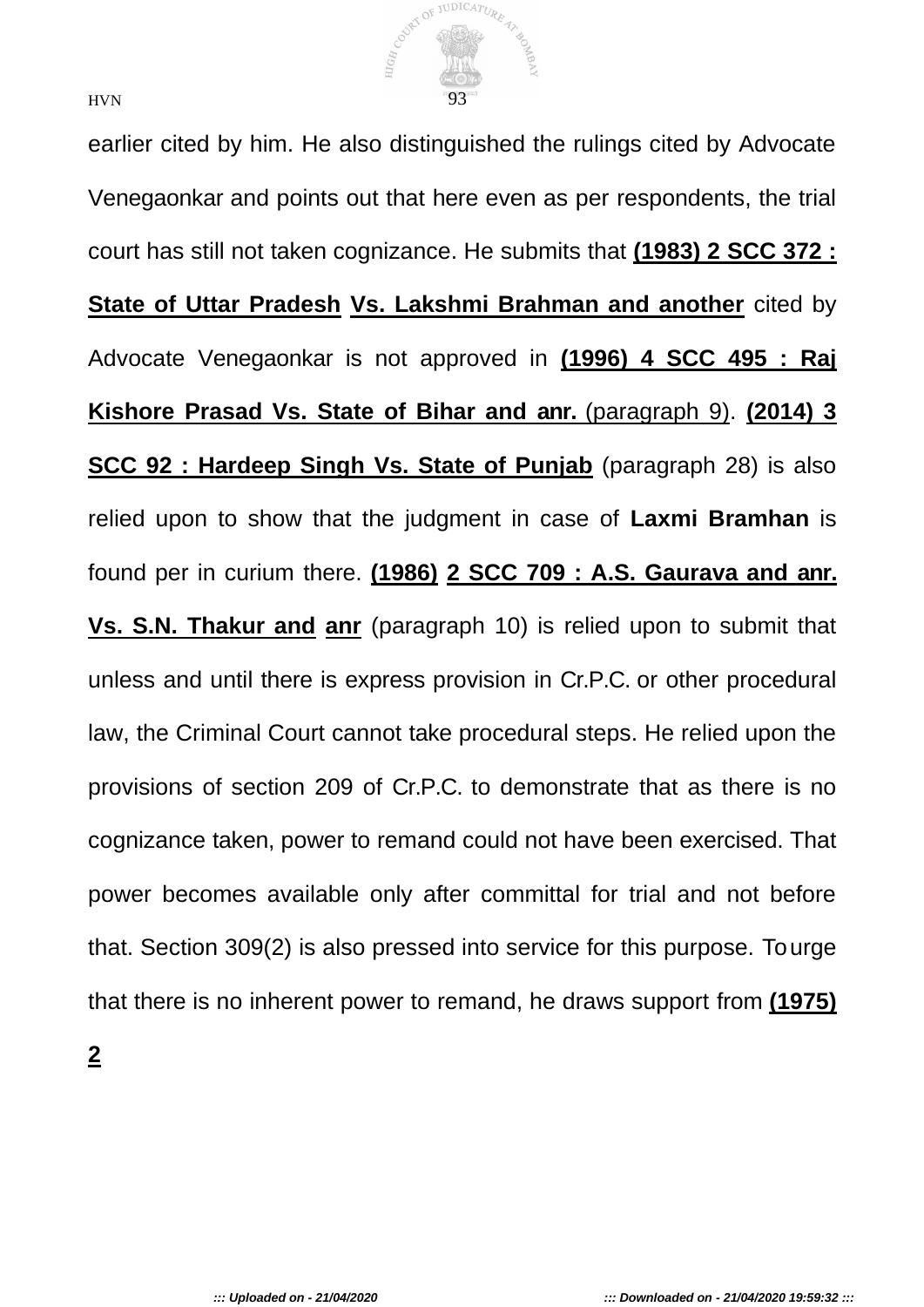earlier cited by him. He also distinguished the rulings cited by Advocate Venegaonkar and points out that here even as per respondents, the trial court has still not taken cognizance. He submits that **(1983) 2 SCC 372 : State of Uttar Pradesh Vs. Lakshmi Brahman and another** cited by Advocate Venegaonkar is not approved in **(1996) 4 SCC 495 : Raj Kishore Prasad Vs. State of Bihar and anr.** (paragraph 9). **(2014) 3 SCC 92 : Hardeep Singh Vs. State of Punjab** (paragraph 28) is also relied upon to show that the judgment in case of **Laxmi Bramhan** is found per in curium there. **(1986) 2 SCC 709 : A.S. Gaurava and anr. Vs. S.N. Thakur and anr** (paragraph 10) is relied upon to submit that unless and until there is express provision in Cr.P.C. or other procedural law, the Criminal Court cannot take procedural steps. He relied upon the provisions of section 209 of Cr.P.C. to demonstrate that as there is no cognizance taken, power to remand could not have been exercised. That power becomes available only after committal for trial and not before that. Section 309(2) is also pressed into service for this purpose. To urge that there is no inherent power to remand, he draws support from **(1975) 2**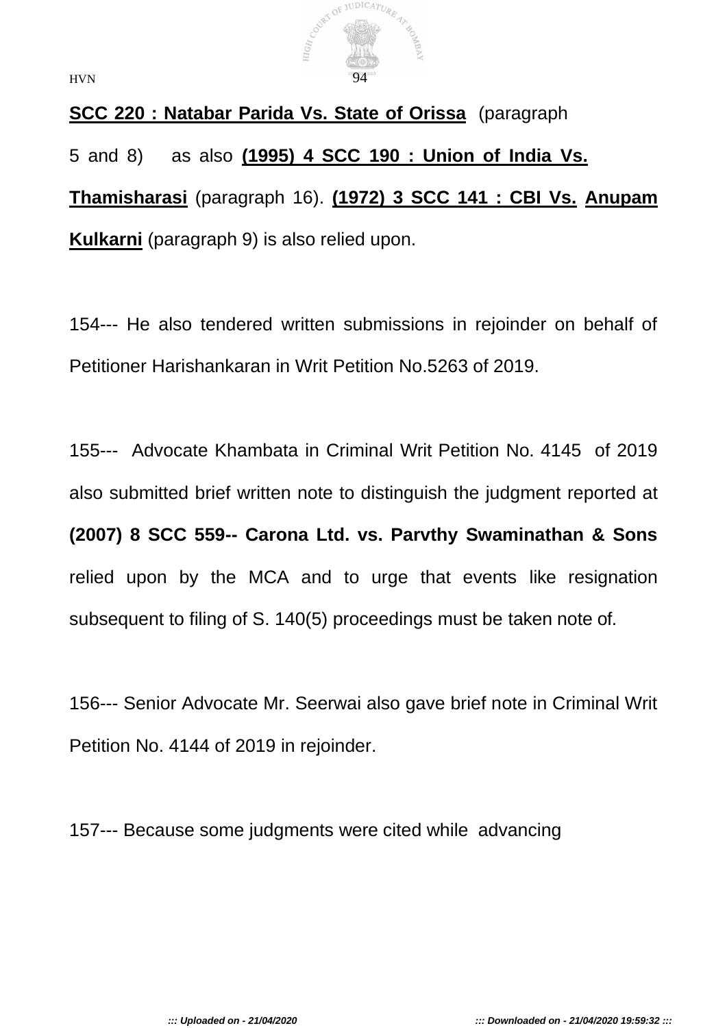**SCC 220 : Natabar Parida Vs. State of Orissa** (paragraph 5 and 8) as also **(1995) 4 SCC 190 : Union of India Vs. Thamisharasi** (paragraph 16). **(1972) 3 SCC 141 : CBI Vs. Anupam Kulkarni** (paragraph 9) is also relied upon.

154--- He also tendered written submissions in rejoinder on behalf of Petitioner Harishankaran in Writ Petition No.5263 of 2019.

155--- Advocate Khambata in Criminal Writ Petition No. 4145 of 2019 also submitted brief written note to distinguish the judgment reported at **(2007) 8 SCC 559-- Carona Ltd. vs. Parvthy Swaminathan & Sons** relied upon by the MCA and to urge that events like resignation subsequent to filing of S. 140(5) proceedings must be taken note of.

156--- Senior Advocate Mr. Seerwai also gave brief note in Criminal Writ Petition No. 4144 of 2019 in rejoinder.

157--- Because some judgments were cited while advancing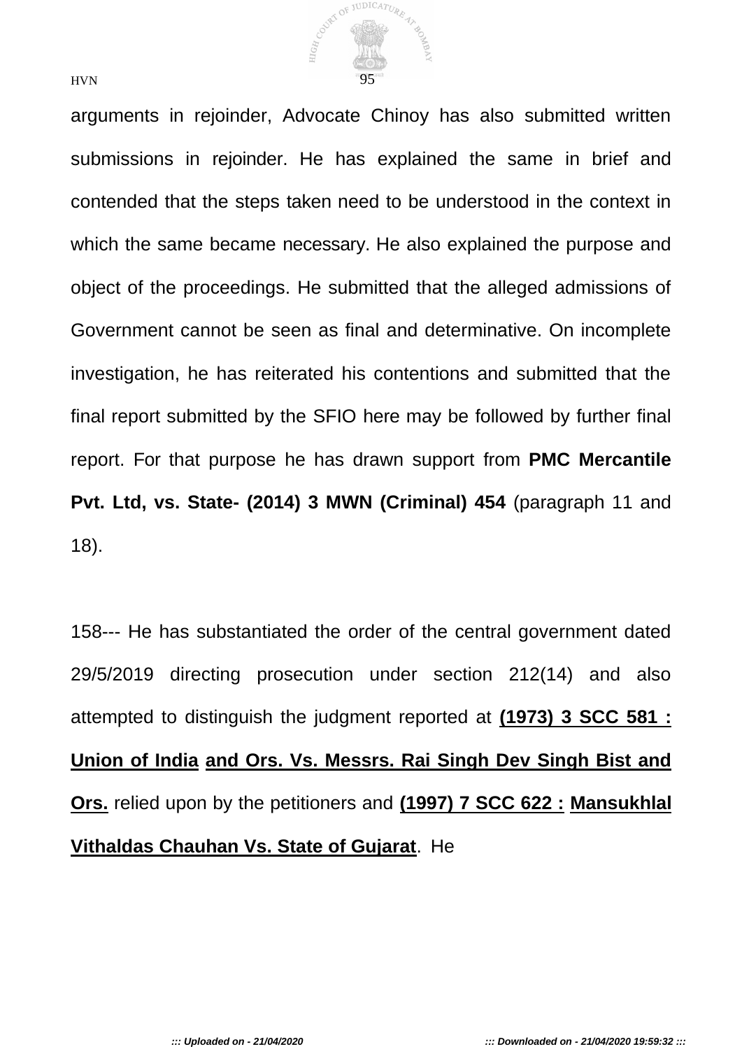arguments in rejoinder, Advocate Chinoy has also submitted written submissions in rejoinder. He has explained the same in brief and contended that the steps taken need to be understood in the context in which the same became necessary. He also explained the purpose and object of the proceedings. He submitted that the alleged admissions of Government cannot be seen as final and determinative. On incomplete investigation, he has reiterated his contentions and submitted that the final report submitted by the SFIO here may be followed by further final report. For that purpose he has drawn support from **PMC Mercantile Pvt. Ltd, vs. State- (2014) 3 MWN (Criminal) 454** (paragraph 11 and 18).

158--- He has substantiated the order of the central government dated 29/5/2019 directing prosecution under section 212(14) and also attempted to distinguish the judgment reported at **(1973) 3 SCC 581 : Union of India and Ors. Vs. Messrs. Rai Singh Dev Singh Bist and Ors.** relied upon by the petitioners and **(1997) 7 SCC 622 : Mansukhlal Vithaldas Chauhan Vs. State of Gujarat**. He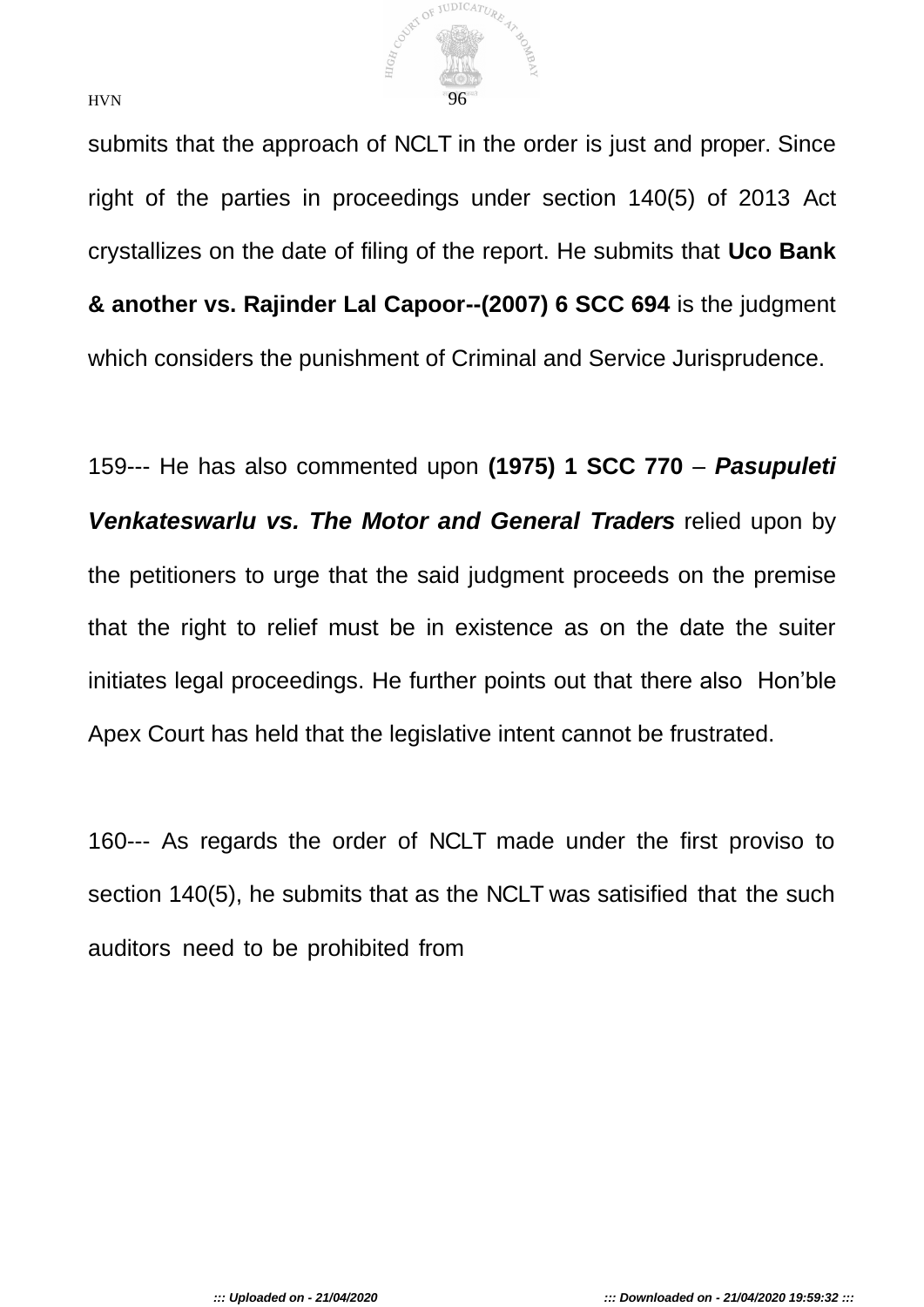submits that the approach of NCLT in the order is just and proper. Since right of the parties in proceedings under section 140(5) of 2013 Act crystallizes on the date of filing of the report. He submits that **Uco Bank & another vs. Rajinder Lal Capoor--(2007) 6 SCC 694** is the judgment which considers the punishment of Criminal and Service Jurisprudence.

159--- He has also commented upon **(1975) 1 SCC 770** – ***Pasupuleti Venkateswarlu vs. The Motor and General Traders*** relied upon by the petitioners to urge that the said judgment proceeds on the premise that the right to relief must be in existence as on the date the suiter initiates legal proceedings. He further points out that there also Hon'ble Apex Court has held that the legislative intent cannot be frustrated.

160--- As regards the order of NCLT made under the first proviso to section 140(5), he submits that as the NCLT was satisified that the such auditors need to be prohibited from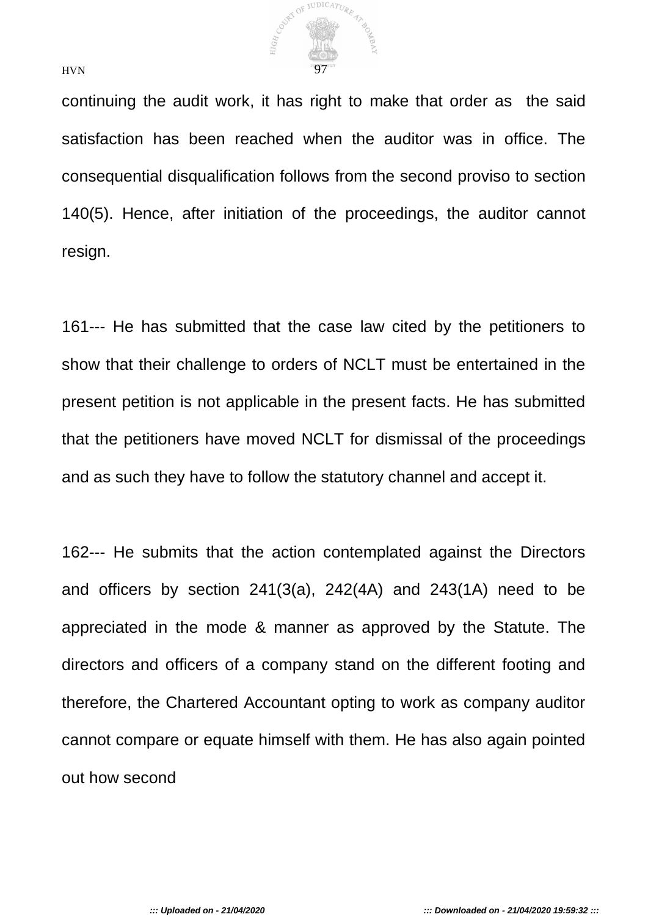continuing the audit work, it has right to make that order as the said satisfaction has been reached when the auditor was in office. The consequential disqualification follows from the second proviso to section 140(5). Hence, after initiation of the proceedings, the auditor cannot resign.

161--- He has submitted that the case law cited by the petitioners to show that their challenge to orders of NCLT must be entertained in the present petition is not applicable in the present facts. He has submitted that the petitioners have moved NCLT for dismissal of the proceedings and as such they have to follow the statutory channel and accept it.

162--- He submits that the action contemplated against the Directors and officers by section 241(3(a), 242(4A) and 243(1A) need to be appreciated in the mode & manner as approved by the Statute. The directors and officers of a company stand on the different footing and therefore, the Chartered Accountant opting to work as company auditor cannot compare or equate himself with them. He has also again pointed out how second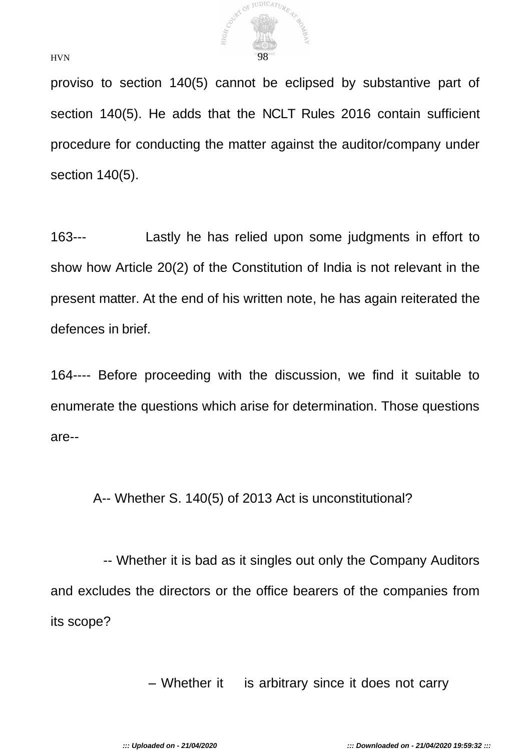proviso to section 140(5) cannot be eclipsed by substantive part of section 140(5). He adds that the NCLT Rules 2016 contain sufficient procedure for conducting the matter against the auditor/company under section 140(5).

163--- Lastly he has relied upon some judgments in effort to show how Article 20(2) of the Constitution of India is not relevant in the present matter. At the end of his written note, he has again reiterated the defences in brief.

164---- Before proceeding with the discussion, we find it suitable to enumerate the questions which arise for determination. Those questions are--

A-- Whether S. 140(5) of 2013 Act is unconstitutional?

-- Whether it is bad as it singles out only the Company Auditors and excludes the directors or the office bearers of the companies from its scope?

– Whether it is arbitrary since it does not carry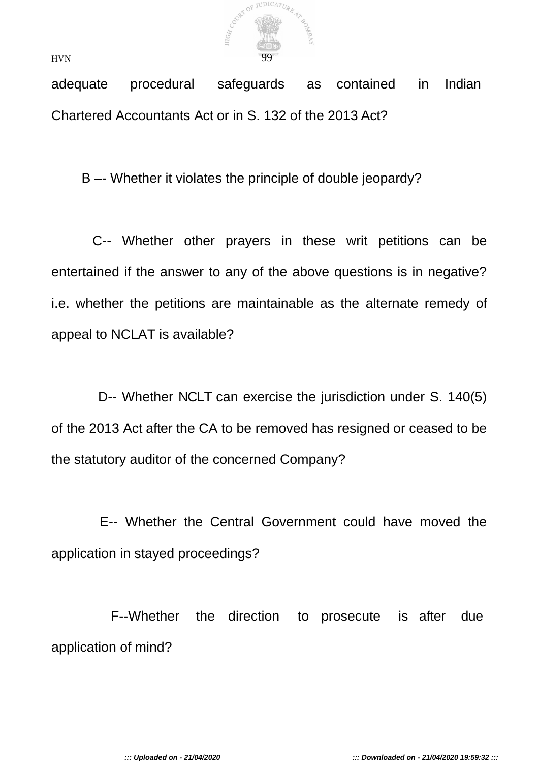adequate procedural safeguards as contained in Indian Chartered Accountants Act or in S. 132 of the 2013 Act?

B –- Whether it violates the principle of double jeopardy?

C-- Whether other prayers in these writ petitions can be entertained if the answer to any of the above questions is in negative? i.e. whether the petitions are maintainable as the alternate remedy of appeal to NCLAT is available?

D-- Whether NCLT can exercise the jurisdiction under S. 140(5) of the 2013 Act after the CA to be removed has resigned or ceased to be the statutory auditor of the concerned Company?

E-- Whether the Central Government could have moved the application in stayed proceedings?

F--Whether the direction to prosecute is after due application of mind?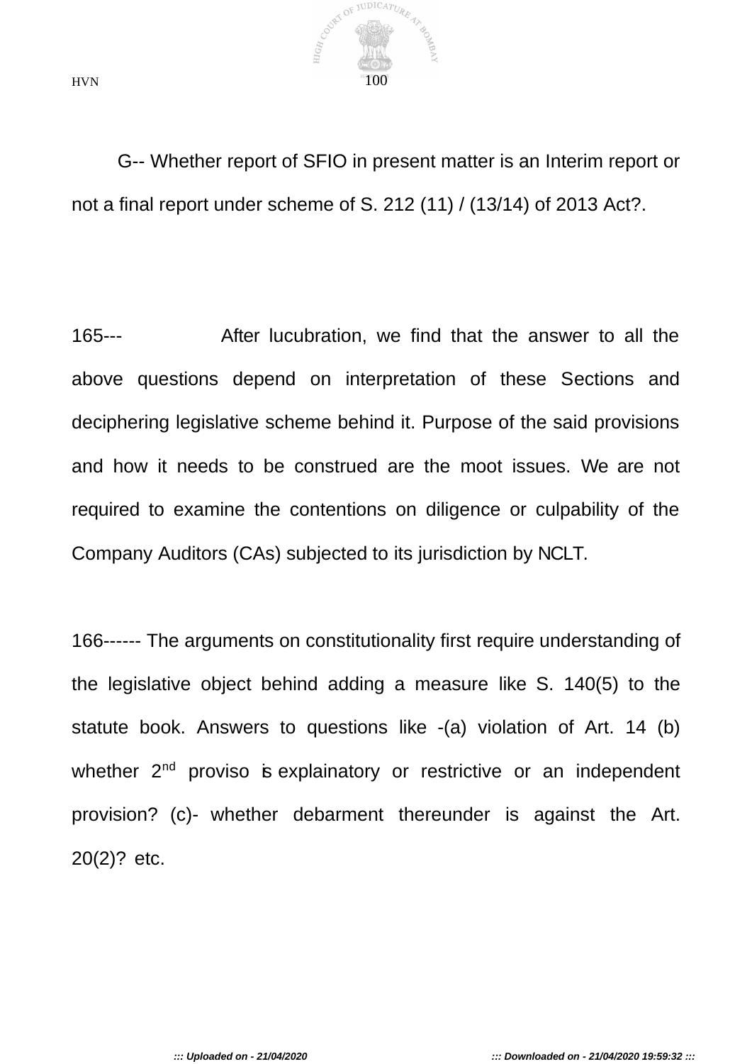G-- Whether report of SFIO in present matter is an Interim report or not a final report under scheme of S. 212 (11) / (13/14) of 2013 Act?.

165--- After lucubration, we find that the answer to all the above questions depend on interpretation of these Sections and deciphering legislative scheme behind it. Purpose of the said provisions and how it needs to be construed are the moot issues. We are not required to examine the contentions on diligence or culpability of the Company Auditors (CAs) subjected to its jurisdiction by NCLT.

166------ The arguments on constitutionality first require understanding of the legislative object behind adding a measure like S. 140(5) to the statute book. Answers to questions like -(a) violation of Art. 14 (b) whether 2nd proviso is explainatory or restrictive or an independent provision? (c)- whether debarment thereunder is against the Art. 20(2)? etc.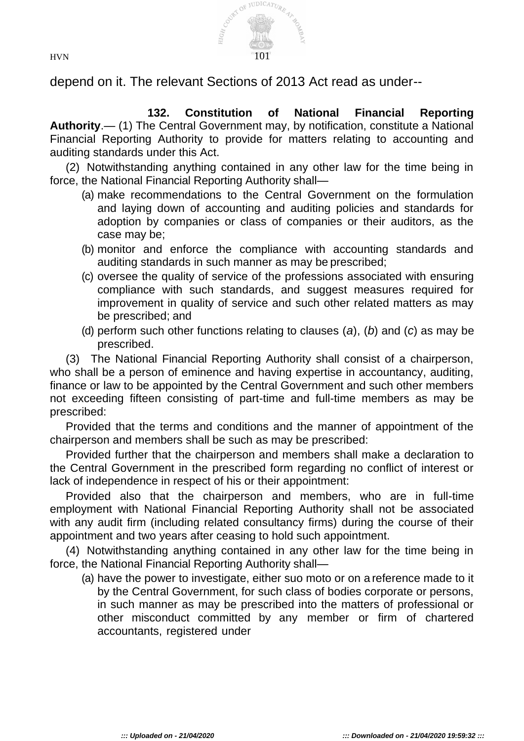depend on it. The relevant Sections of 2013 Act read as under--

**132. Constitution of National Financial Reporting Authority**.— (1) The Central Government may, by notification, constitute a National Financial Reporting Authority to provide for matters relating to accounting and auditing standards under this Act.

(2) Notwithstanding anything contained in any other law for the time being in force, the National Financial Reporting Authority shall—

(a) make recommendations to the Central Government on the formulation and laying down of accounting and auditing policies and standards for adoption by companies or class of companies or their auditors, as the case may be;

(b) monitor and enforce the compliance with accounting standards and auditing standards in such manner as may be prescribed;

(c) oversee the quality of service of the professions associated with ensuring compliance with such standards, and suggest measures required for improvement in quality of service and such other related matters as may be prescribed; and

(d) perform such other functions relating to clauses (*a*), (*b*) and (*c*) as may be prescribed.

(3) The National Financial Reporting Authority shall consist of a chairperson, who shall be a person of eminence and having expertise in accountancy, auditing, finance or law to be appointed by the Central Government and such other members not exceeding fifteen consisting of part-time and full-time members as may be prescribed:

Provided that the terms and conditions and the manner of appointment of the chairperson and members shall be such as may be prescribed:

Provided further that the chairperson and members shall make a declaration to the Central Government in the prescribed form regarding no conflict of interest or lack of independence in respect of his or their appointment:

Provided also that the chairperson and members, who are in full-time employment with National Financial Reporting Authority shall not be associated with any audit firm (including related consultancy firms) during the course of their appointment and two years after ceasing to hold such appointment.

(4) Notwithstanding anything contained in any other law for the time being in force, the National Financial Reporting Authority shall—

(a) have the power to investigate, either suo moto or on a reference made to it by the Central Government, for such class of bodies corporate or persons, in such manner as may be prescribed into the matters of professional or other misconduct committed by any member or firm of chartered accountants, registered under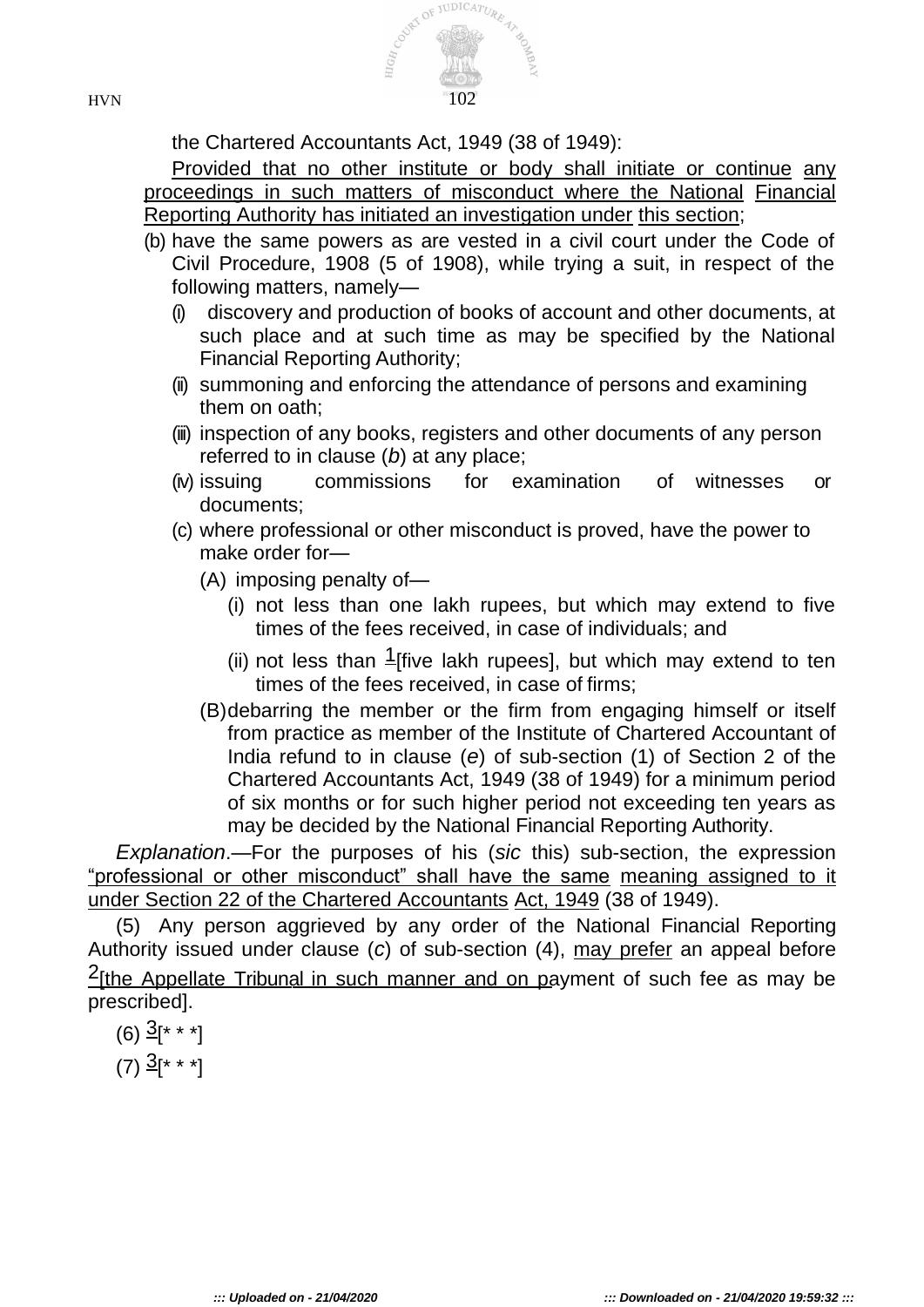the Chartered Accountants Act, 1949 (38 of 1949):

Provided that no other institute or body shall initiate or continue any proceedings in such matters of misconduct where the National Financial Reporting Authority has initiated an investigation under this section;

(b) have the same powers as are vested in a civil court under the Code of Civil Procedure, 1908 (5 of 1908), while trying a suit, in respect of the following matters, namely—

(i) discovery and production of books of account and other documents, at such place and at such time as may be specified by the National Financial Reporting Authority;

(ii) summoning and enforcing the attendance of persons and examining them on oath;

(iii) inspection of any books, registers and other documents of any person referred to in clause (*b*) at any place;

(iv) issuing commissions for examination of witnesses or documents;

(c) where professional or other misconduct is proved, have the power to make order for—

(A) imposing penalty of—

(i) not less than one lakh rupees, but which may extend to five times of the fees received, in case of individuals; and

(ii) not less than [1][five lakh rupees], but which may extend to ten times of the fees received, in case of firms;

(B) debarring the member or the firm from engaging himself or itself from practice as member of the Institute of Chartered Accountant of India refund to in clause (*e*) of sub-section (1) of Section 2 of the Chartered Accountants Act, 1949 (38 of 1949) for a minimum period of six months or for such higher period not exceeding ten years as may be decided by the National Financial Reporting Authority.

*Explanation*.—For the purposes of his (*sic* this) sub-section, the expression "professional or other misconduct" shall have the same meaning assigned to it under Section 22 of the Chartered Accountants Act, 1949 (38 of 1949).

(5) Any person aggrieved by any order of the National Financial Reporting Authority issued under clause (*c*) of sub-section (4), may prefer an appeal before [2][the Appellate Tribunal in such manner and on payment of such fee as may be prescribed].

(6) [3][* * *]

(7) [3][* * *]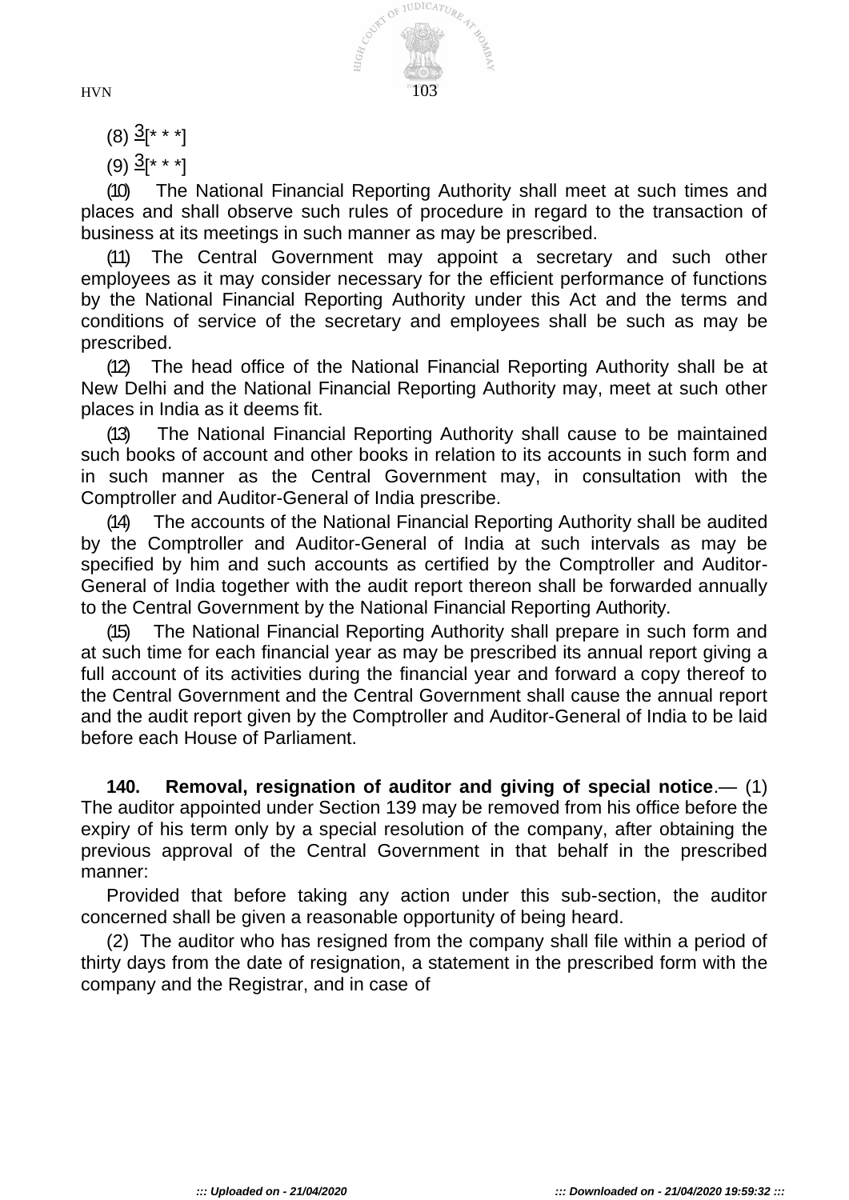(8) [3][* * *]

(9) [3][* * *]

(10) The National Financial Reporting Authority shall meet at such times and places and shall observe such rules of procedure in regard to the transaction of business at its meetings in such manner as may be prescribed.

(11) The Central Government may appoint a secretary and such other employees as it may consider necessary for the efficient performance of functions by the National Financial Reporting Authority under this Act and the terms and conditions of service of the secretary and employees shall be such as may be prescribed.

(12) The head office of the National Financial Reporting Authority shall be at New Delhi and the National Financial Reporting Authority may, meet at such other places in India as it deems fit.

(13) The National Financial Reporting Authority shall cause to be maintained such books of account and other books in relation to its accounts in such form and in such manner as the Central Government may, in consultation with the Comptroller and Auditor-General of India prescribe.

(14) The accounts of the National Financial Reporting Authority shall be audited by the Comptroller and Auditor-General of India at such intervals as may be specified by him and such accounts as certified by the Comptroller and Auditor-General of India together with the audit report thereon shall be forwarded annually to the Central Government by the National Financial Reporting Authority.

(15) The National Financial Reporting Authority shall prepare in such form and at such time for each financial year as may be prescribed its annual report giving a full account of its activities during the financial year and forward a copy thereof to the Central Government and the Central Government shall cause the annual report and the audit report given by the Comptroller and Auditor-General of India to be laid before each House of Parliament.

**140. Removal, resignation of auditor and giving of special notice**.— (1) The auditor appointed under Section 139 may be removed from his office before the expiry of his term only by a special resolution of the company, after obtaining the previous approval of the Central Government in that behalf in the prescribed manner:

Provided that before taking any action under this sub-section, the auditor concerned shall be given a reasonable opportunity of being heard.

(2) The auditor who has resigned from the company shall file within a period of thirty days from the date of resignation, a statement in the prescribed form with the company and the Registrar, and in case of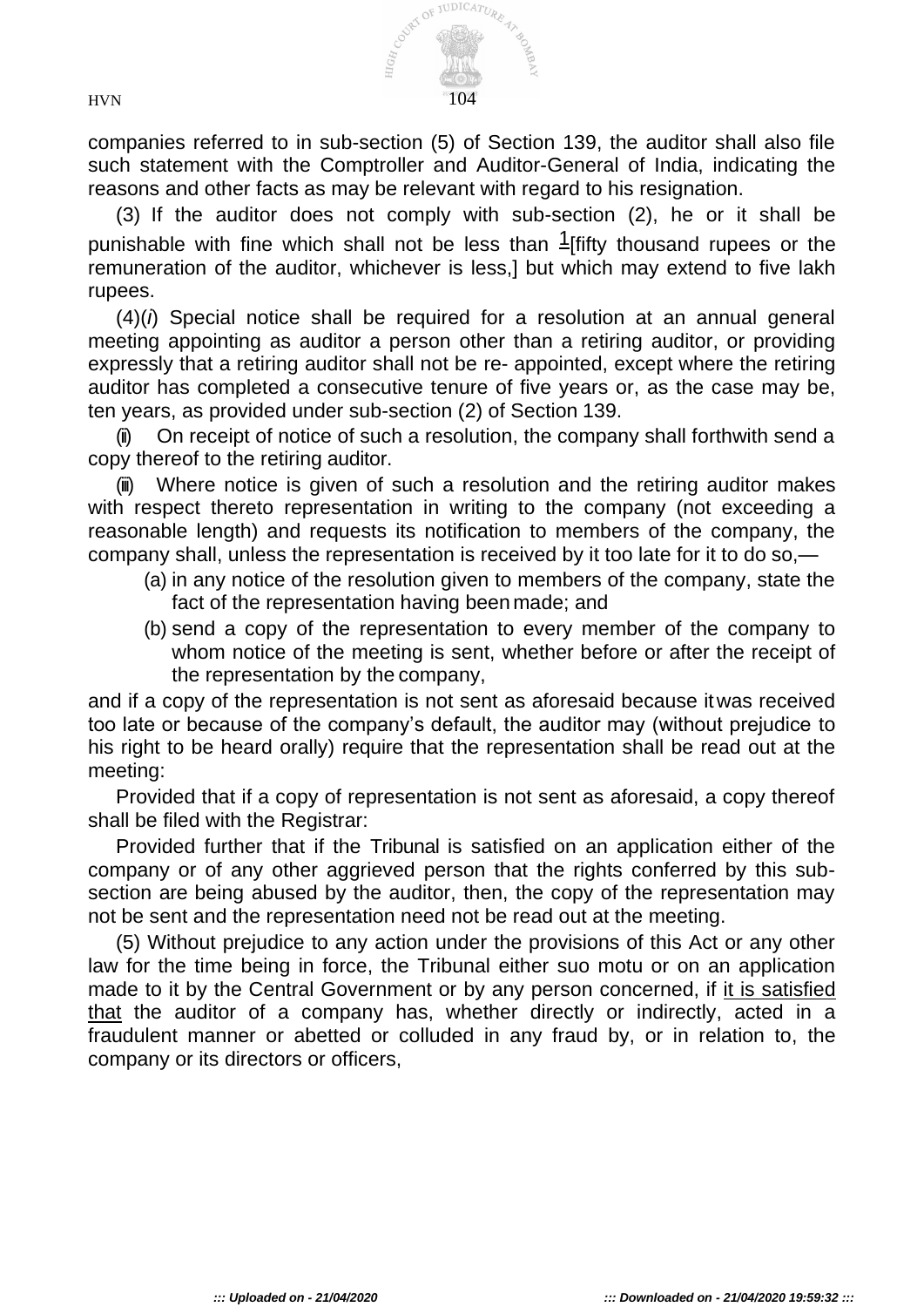companies referred to in sub-section (5) of Section 139, the auditor shall also file such statement with the Comptroller and Auditor-General of India, indicating the reasons and other facts as may be relevant with regard to his resignation.

(3) If the auditor does not comply with sub-section (2), he or it shall be punishable with fine which shall not be less than [1][fifty thousand rupees or the remuneration of the auditor, whichever is less,] but which may extend to five lakh rupees.

(4)(*i*) Special notice shall be required for a resolution at an annual general meeting appointing as auditor a person other than a retiring auditor, or providing expressly that a retiring auditor shall not be re- appointed, except where the retiring auditor has completed a consecutive tenure of five years or, as the case may be, ten years, as provided under sub-section (2) of Section 139.

(ii) On receipt of notice of such a resolution, the company shall forthwith send a copy thereof to the retiring auditor.

(iii) Where notice is given of such a resolution and the retiring auditor makes with respect thereto representation in writing to the company (not exceeding a reasonable length) and requests its notification to members of the company, the company shall, unless the representation is received by it too late for it to do so,—

(a) in any notice of the resolution given to members of the company, state the fact of the representation having been made; and

(b) send a copy of the representation to every member of the company to whom notice of the meeting is sent, whether before or after the receipt of the representation by the company,

and if a copy of the representation is not sent as aforesaid because it was received too late or because of the company's default, the auditor may (without prejudice to his right to be heard orally) require that the representation shall be read out at the meeting:

Provided that if a copy of representation is not sent as aforesaid, a copy thereof shall be filed with the Registrar:

Provided further that if the Tribunal is satisfied on an application either of the company or of any other aggrieved person that the rights conferred by this sub-section are being abused by the auditor, then, the copy of the representation may not be sent and the representation need not be read out at the meeting.

(5) Without prejudice to any action under the provisions of this Act or any other law for the time being in force, the Tribunal either suo motu or on an application made to it by the Central Government or by any person concerned, if <u>it is satisfied that</u> the auditor of a company has, whether directly or indirectly, acted in a fraudulent manner or abetted or colluded in any fraud by, or in relation to, the company or its directors or officers,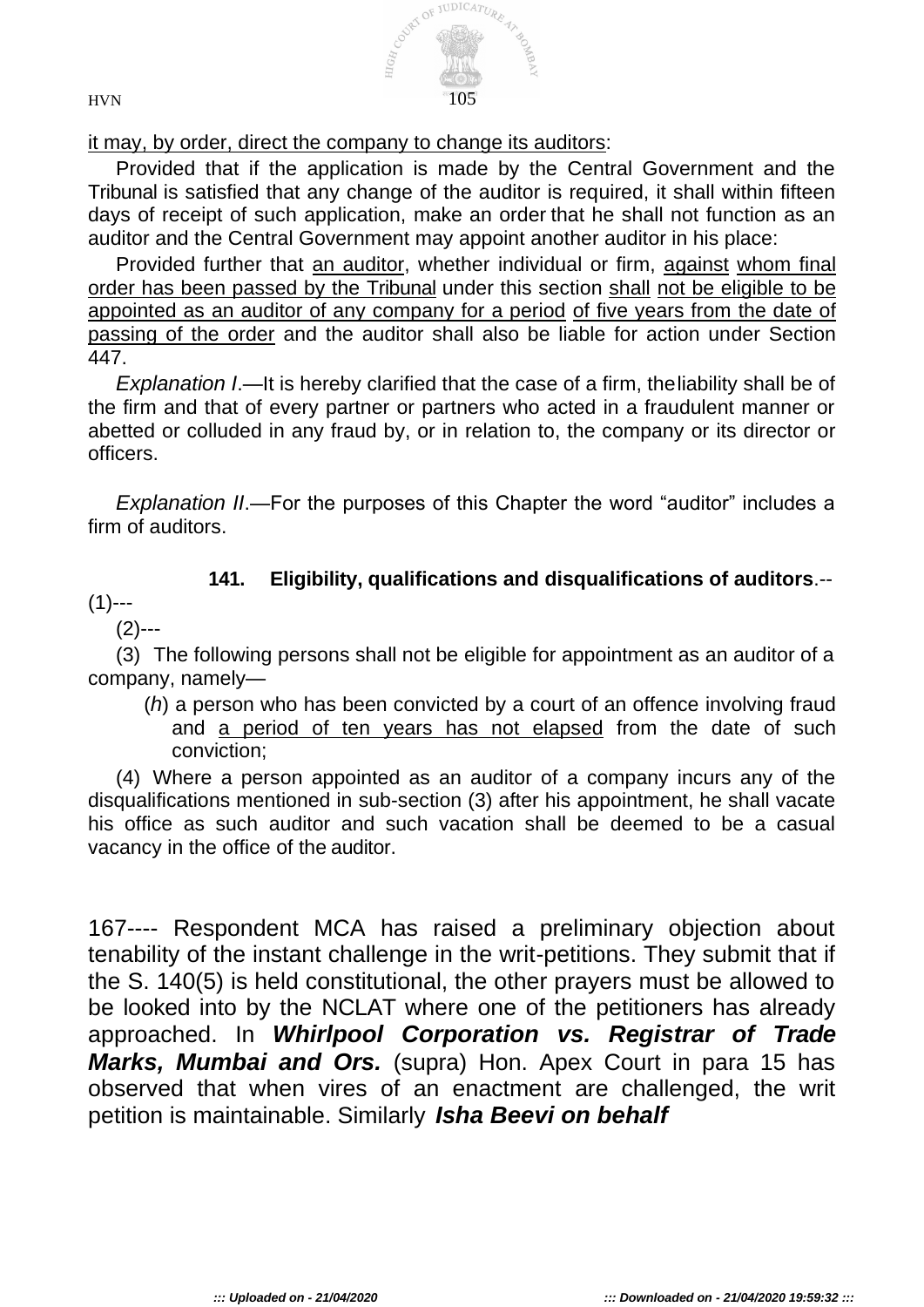it may, by order, direct the company to change its auditors:

Provided that if the application is made by the Central Government and the Tribunal is satisfied that any change of the auditor is required, it shall within fifteen days of receipt of such application, make an order that he shall not function as an auditor and the Central Government may appoint another auditor in his place:

Provided further that an auditor, whether individual or firm, against whom final order has been passed by the Tribunal under this section shall not be eligible to be appointed as an auditor of any company for a period of five years from the date of passing of the order and the auditor shall also be liable for action under Section 447.

*Explanation I*.—It is hereby clarified that the case of a firm, theliability shall be of the firm and that of every partner or partners who acted in a fraudulent manner or abetted or colluded in any fraud by, or in relation to, the company or its director or officers.

*Explanation II*.—For the purposes of this Chapter the word "auditor" includes a firm of auditors.

**141. Eligibility, qualifications and disqualifications of auditors**.--

(1)---

(2)---

(3) The following persons shall not be eligible for appointment as an auditor of a company, namely—

(*h*) a person who has been convicted by a court of an offence involving fraud and a period of ten years has not elapsed from the date of such conviction;

(4) Where a person appointed as an auditor of a company incurs any of the disqualifications mentioned in sub-section (3) after his appointment, he shall vacate his office as such auditor and such vacation shall be deemed to be a casual vacancy in the office of the auditor.

167---- Respondent MCA has raised a preliminary objection about tenability of the instant challenge in the writ-petitions. They submit that if the S. 140(5) is held constitutional, the other prayers must be allowed to be looked into by the NCLAT where one of the petitioners has already approached. In ***Whirlpool Corporation vs. Registrar of Trade Marks, Mumbai and Ors.*** (supra) Hon. Apex Court in para 15 has observed that when vires of an enactment are challenged, the writ petition is maintainable. Similarly ***Isha Beevi on behalf***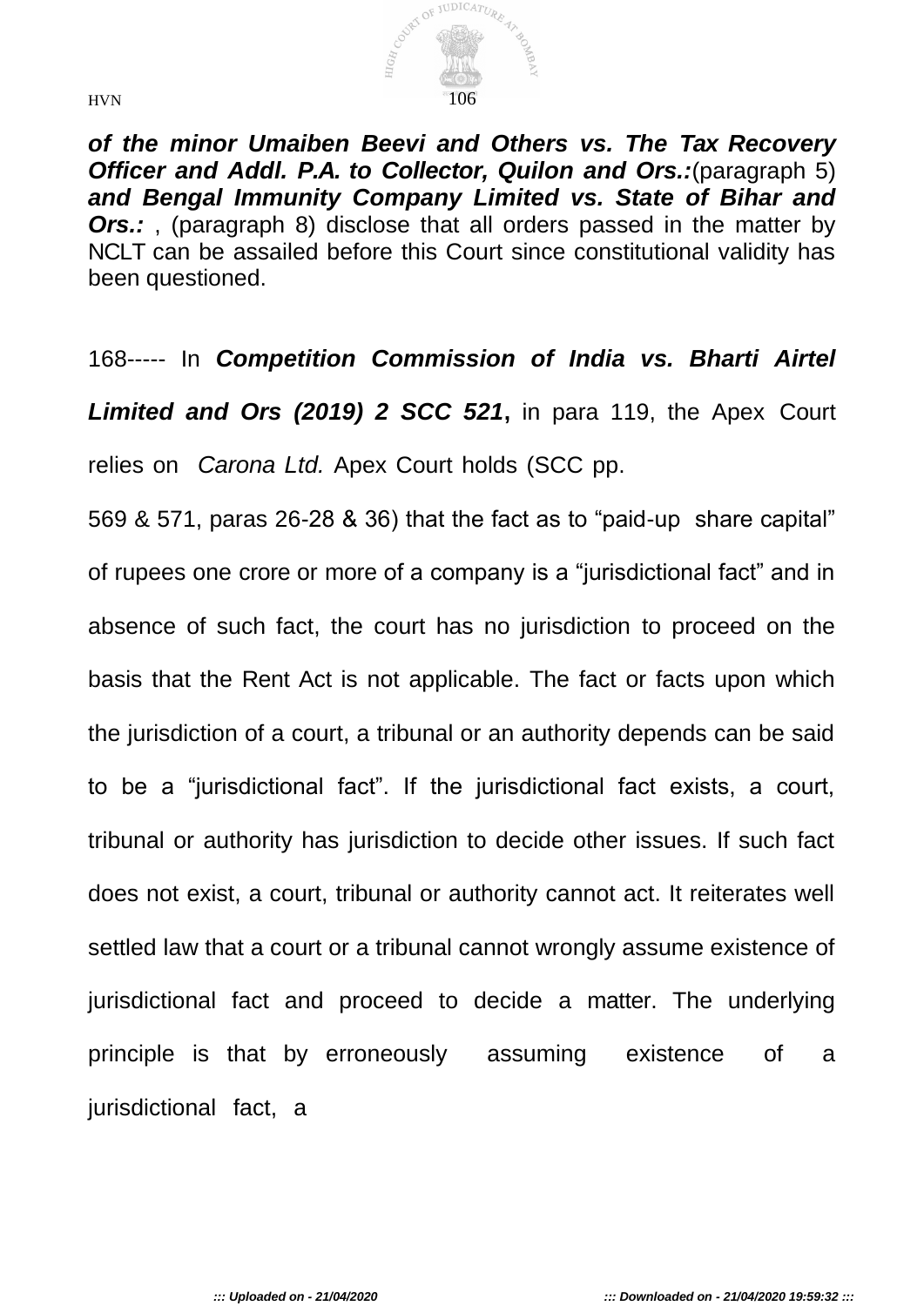***of the minor Umaiben Beevi and Others vs. The Tax Recovery Officer and Addl. P.A. to Collector, Quilon and Ors.:***(paragraph 5) ***and Bengal Immunity Company Limited vs. State of Bihar and Ors.:*** , (paragraph 8) disclose that all orders passed in the matter by NCLT can be assailed before this Court since constitutional validity has been questioned.

168----- In ***Competition Commission of India vs. Bharti Airtel Limited and Ors (2019) 2 SCC 521*****,** in para 119, the Apex Court relies on *Carona Ltd.* Apex Court holds (SCC pp. 569 & 571, paras 26-28 & 36) that the fact as to "paid-up share capital" of rupees one crore or more of a company is a "jurisdictional fact" and in absence of such fact, the court has no jurisdiction to proceed on the basis that the Rent Act is not applicable. The fact or facts upon which the jurisdiction of a court, a tribunal or an authority depends can be said to be a "jurisdictional fact". If the jurisdictional fact exists, a court, tribunal or authority has jurisdiction to decide other issues. If such fact does not exist, a court, tribunal or authority cannot act. It reiterates well settled law that a court or a tribunal cannot wrongly assume existence of jurisdictional fact and proceed to decide a matter. The underlying principle is that by erroneously assuming existence of a jurisdictional fact, a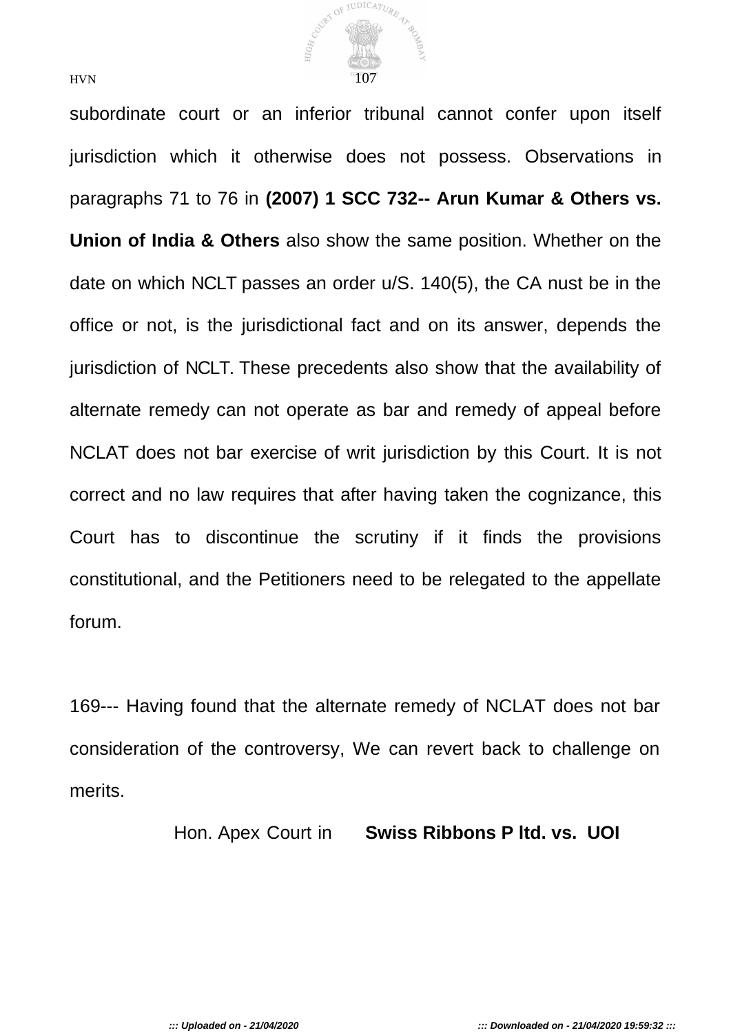subordinate court or an inferior tribunal cannot confer upon itself jurisdiction which it otherwise does not possess. Observations in paragraphs 71 to 76 in **(2007) 1 SCC 732-- Arun Kumar & Others vs. Union of India & Others** also show the same position. Whether on the date on which NCLT passes an order u/S. 140(5), the CA nust be in the office or not, is the jurisdictional fact and on its answer, depends the jurisdiction of NCLT. These precedents also show that the availability of alternate remedy can not operate as bar and remedy of appeal before NCLAT does not bar exercise of writ jurisdiction by this Court. It is not correct and no law requires that after having taken the cognizance, this Court has to discontinue the scrutiny if it finds the provisions constitutional, and the Petitioners need to be relegated to the appellate forum.

169--- Having found that the alternate remedy of NCLAT does not bar consideration of the controversy, We can revert back to challenge on merits.

Hon. Apex Court in **Swiss Ribbons P ltd. vs. UOI**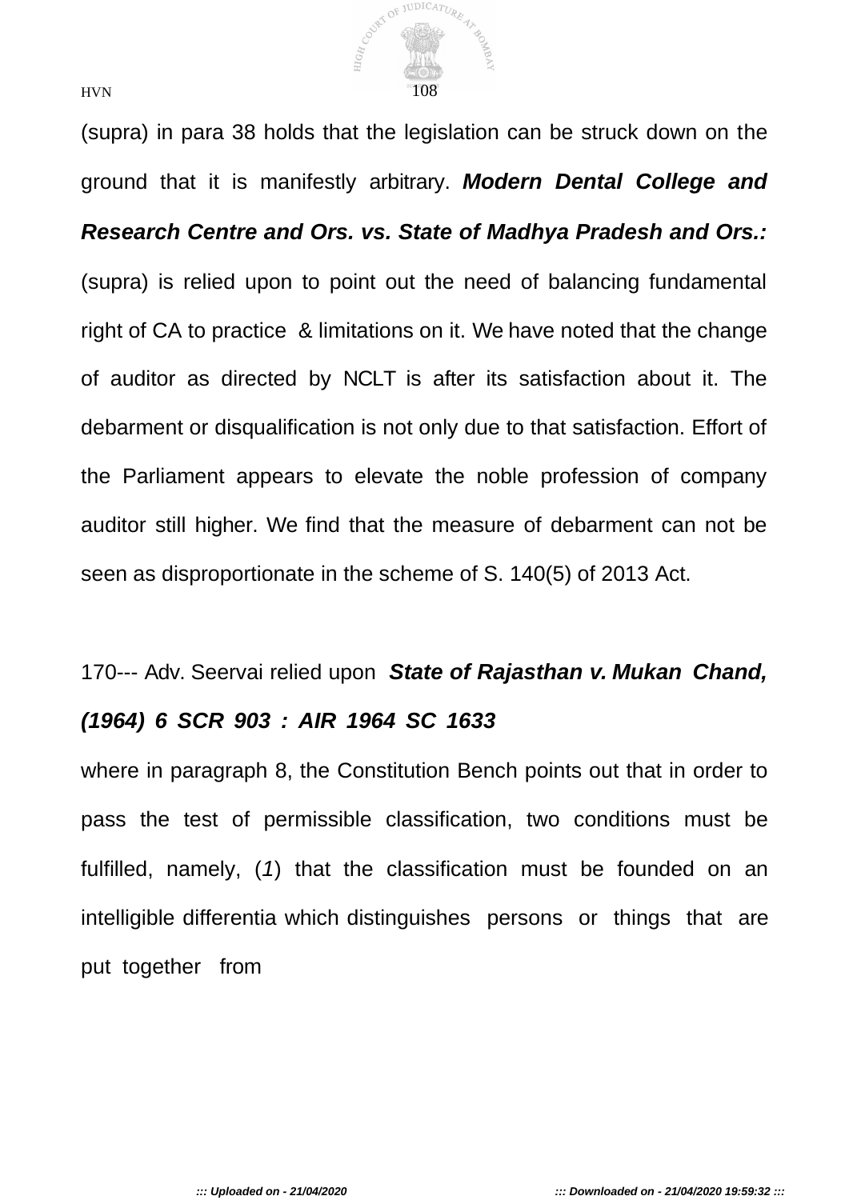(supra) in para 38 holds that the legislation can be struck down on the ground that it is manifestly arbitrary. ***Modern Dental College and Research Centre and Ors. vs. State of Madhya Pradesh and Ors.:*** (supra) is relied upon to point out the need of balancing fundamental right of CA to practice & limitations on it. We have noted that the change of auditor as directed by NCLT is after its satisfaction about it. The debarment or disqualification is not only due to that satisfaction. Effort of the Parliament appears to elevate the noble profession of company auditor still higher. We find that the measure of debarment can not be seen as disproportionate in the scheme of S. 140(5) of 2013 Act.

170--- Adv. Seervai relied upon ***State of Rajasthan v. Mukan Chand, (1964) 6 SCR 903 : AIR 1964 SC 1633***

where in paragraph 8, the Constitution Bench points out that in order to pass the test of permissible classification, two conditions must be fulfilled, namely, (*1*) that the classification must be founded on an intelligible differentia which distinguishes persons or things that are put together from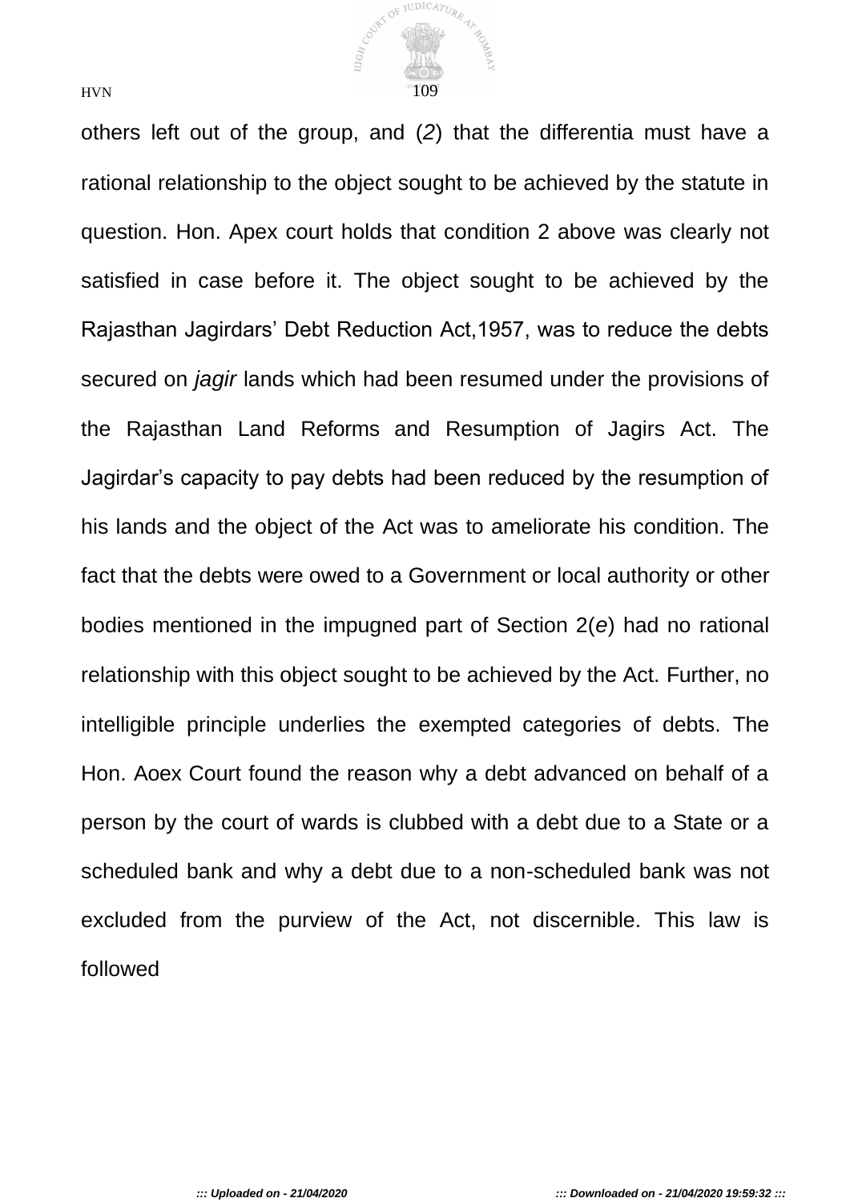others left out of the group, and (*2*) that the differentia must have a rational relationship to the object sought to be achieved by the statute in question. Hon. Apex court holds that condition 2 above was clearly not satisfied in case before it. The object sought to be achieved by the Rajasthan Jagirdars' Debt Reduction Act,1957, was to reduce the debts secured on *jagir* lands which had been resumed under the provisions of the Rajasthan Land Reforms and Resumption of Jagirs Act. The Jagirdar's capacity to pay debts had been reduced by the resumption of his lands and the object of the Act was to ameliorate his condition. The fact that the debts were owed to a Government or local authority or other bodies mentioned in the impugned part of Section 2(*e*) had no rational relationship with this object sought to be achieved by the Act. Further, no intelligible principle underlies the exempted categories of debts. The Hon. Aoex Court found the reason why a debt advanced on behalf of a person by the court of wards is clubbed with a debt due to a State or a scheduled bank and why a debt due to a non-scheduled bank was not excluded from the purview of the Act, not discernible. This law is followed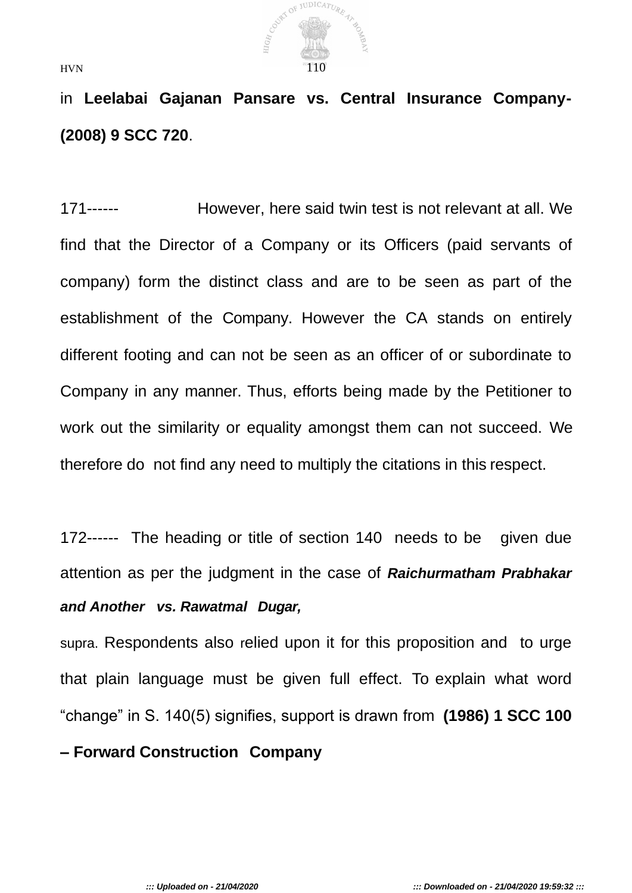in **Leelabai Gajanan Pansare vs. Central Insurance Company- (2008) 9 SCC 720**.

171------ However, here said twin test is not relevant at all. We find that the Director of a Company or its Officers (paid servants of company) form the distinct class and are to be seen as part of the establishment of the Company. However the CA stands on entirely different footing and can not be seen as an officer of or subordinate to Company in any manner. Thus, efforts being made by the Petitioner to work out the similarity or equality amongst them can not succeed. We therefore do not find any need to multiply the citations in this respect.

172------ The heading or title of section 140 needs to be given due attention as per the judgment in the case of ***Raichurmatham Prabhakar and Another vs. Rawatmal Dugar,*** supra. Respondents also relied upon it for this proposition and to urge that plain language must be given full effect. To explain what word "change" in S. 140(5) signifies, support is drawn from **(1986) 1 SCC 100 – Forward Construction Company**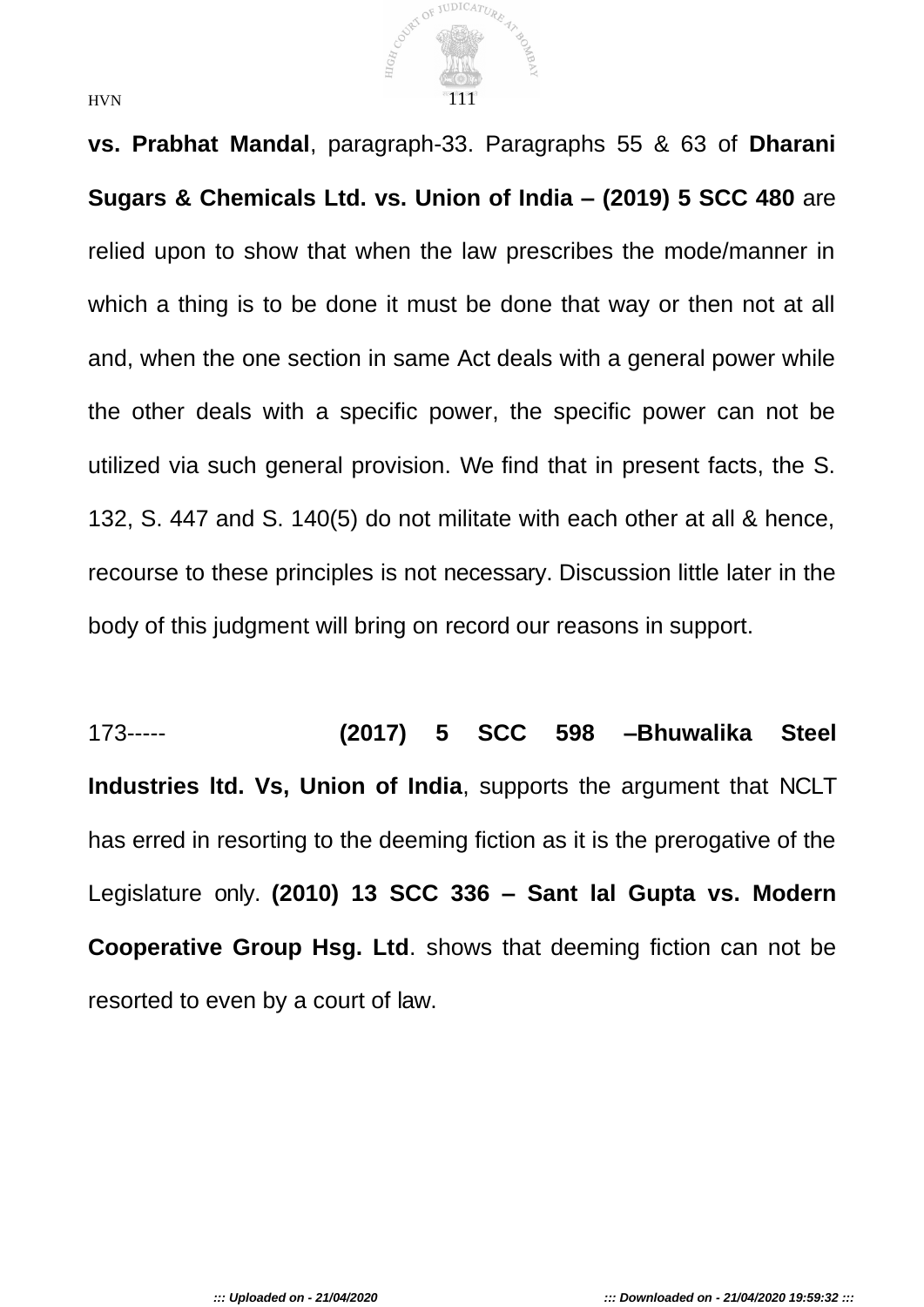**vs. Prabhat Mandal**, paragraph-33. Paragraphs 55 & 63 of **Dharani Sugars & Chemicals Ltd. vs. Union of India – (2019) 5 SCC 480** are relied upon to show that when the law prescribes the mode/manner in which a thing is to be done it must be done that way or then not at all and, when the one section in same Act deals with a general power while the other deals with a specific power, the specific power can not be utilized via such general provision. We find that in present facts, the S. 132, S. 447 and S. 140(5) do not militate with each other at all & hence, recourse to these principles is not necessary. Discussion little later in the body of this judgment will bring on record our reasons in support.

173----- **(2017) 5 SCC 598 –Bhuwalika Steel Industries ltd. Vs, Union of India**, supports the argument that NCLT has erred in resorting to the deeming fiction as it is the prerogative of the Legislature only. **(2010) 13 SCC 336 – Sant lal Gupta vs. Modern Cooperative Group Hsg. Ltd**. shows that deeming fiction can not be resorted to even by a court of law.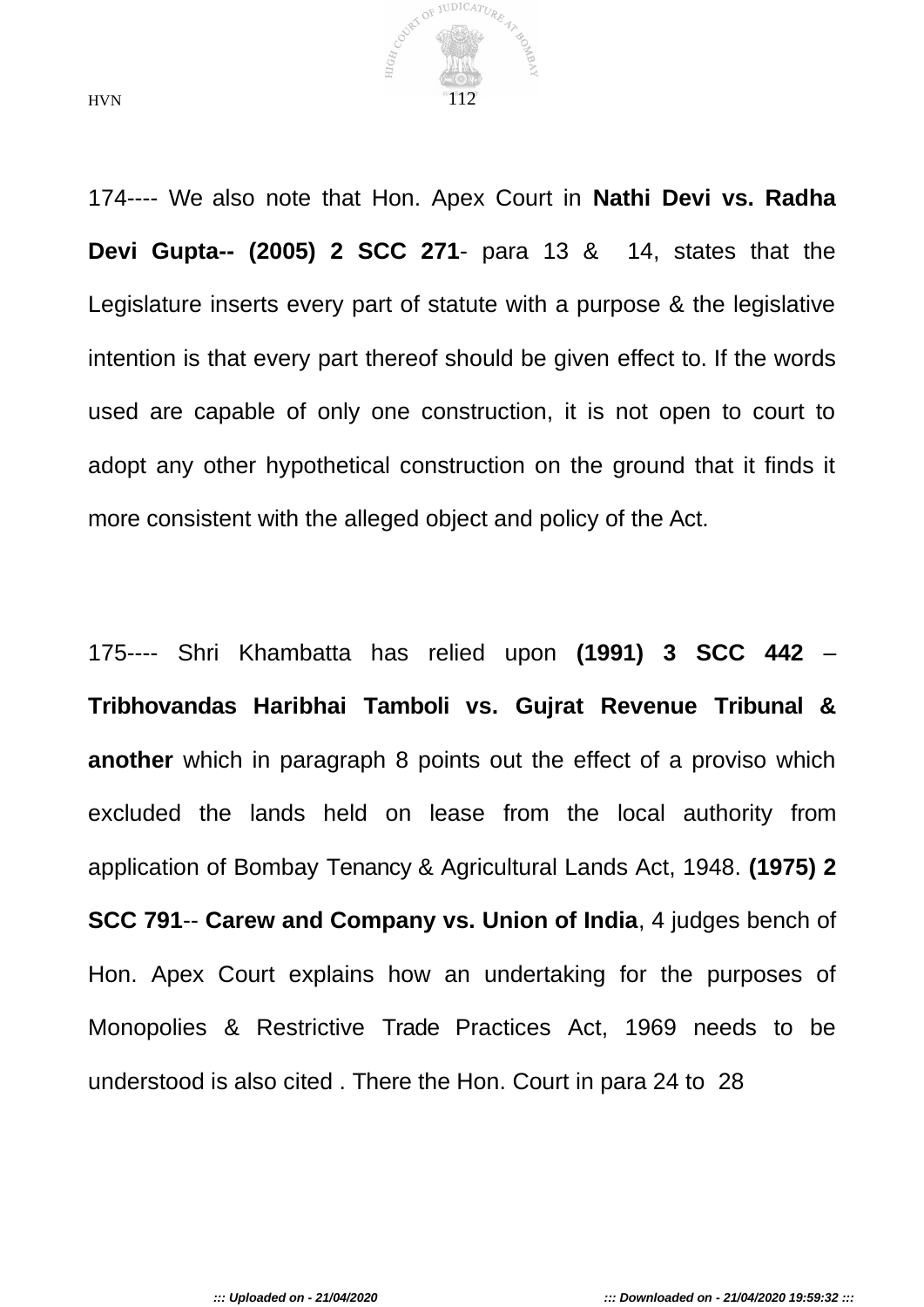174---- We also note that Hon. Apex Court in **Nathi Devi vs. Radha Devi Gupta-- (2005) 2 SCC 271**- para 13 & 14, states that the Legislature inserts every part of statute with a purpose & the legislative intention is that every part thereof should be given effect to. If the words used are capable of only one construction, it is not open to court to adopt any other hypothetical construction on the ground that it finds it more consistent with the alleged object and policy of the Act.

175---- Shri Khambatta has relied upon **(1991) 3 SCC 442** – **Tribhovandas Haribhai Tamboli vs. Gujrat Revenue Tribunal & another** which in paragraph 8 points out the effect of a proviso which excluded the lands held on lease from the local authority from application of Bombay Tenancy & Agricultural Lands Act, 1948. **(1975) 2 SCC 791**-- **Carew and Company vs. Union of India**, 4 judges bench of Hon. Apex Court explains how an undertaking for the purposes of Monopolies & Restrictive Trade Practices Act, 1969 needs to be understood is also cited . There the Hon. Court in para 24 to 28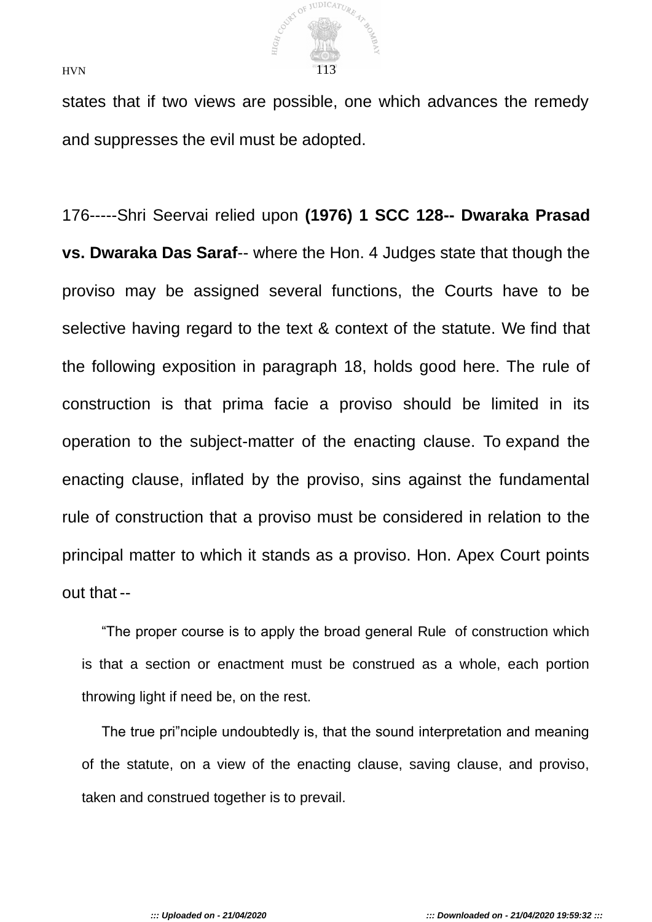states that if two views are possible, one which advances the remedy and suppresses the evil must be adopted.

176-----Shri Seervai relied upon **(1976) 1 SCC 128-- Dwaraka Prasad vs. Dwaraka Das Saraf**-- where the Hon. 4 Judges state that though the proviso may be assigned several functions, the Courts have to be selective having regard to the text & context of the statute. We find that the following exposition in paragraph 18, holds good here. The rule of construction is that prima facie a proviso should be limited in its operation to the subject-matter of the enacting clause. To expand the enacting clause, inflated by the proviso, sins against the fundamental rule of construction that a proviso must be considered in relation to the principal matter to which it stands as a proviso. Hon. Apex Court points out that --

> "The proper course is to apply the broad general Rule of construction which is that a section or enactment must be construed as a whole, each portion throwing light if need be, on the rest.
>
> The true pri"nciple undoubtedly is, that the sound interpretation and meaning of the statute, on a view of the enacting clause, saving clause, and proviso, taken and construed together is to prevail.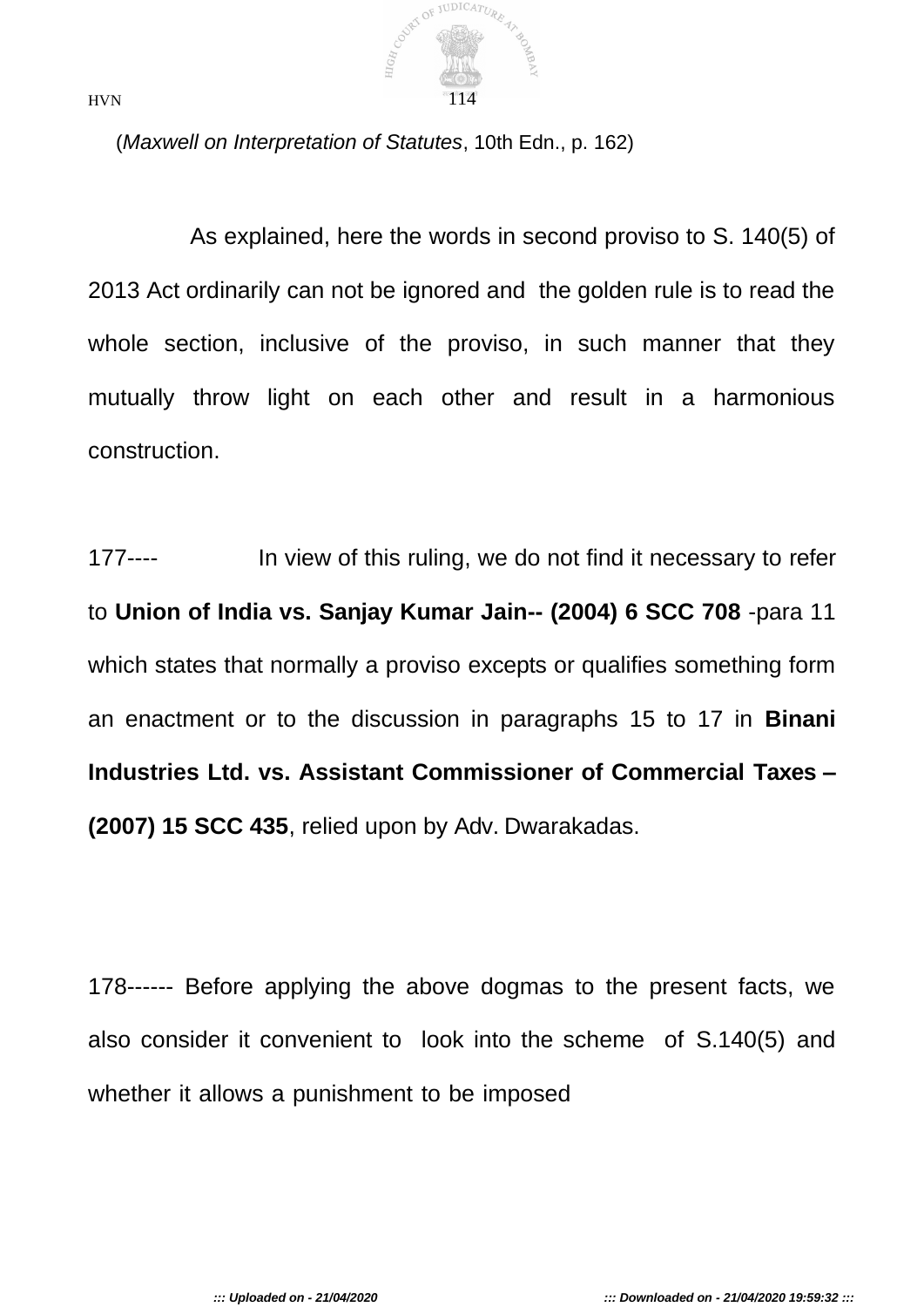(*Maxwell on Interpretation of Statutes*, 10th Edn., p. 162)

As explained, here the words in second proviso to S. 140(5) of 2013 Act ordinarily can not be ignored and the golden rule is to read the whole section, inclusive of the proviso, in such manner that they mutually throw light on each other and result in a harmonious construction.

177---- In view of this ruling, we do not find it necessary to refer to **Union of India vs. Sanjay Kumar Jain-- (2004) 6 SCC 708** -para 11 which states that normally a proviso excepts or qualifies something form an enactment or to the discussion in paragraphs 15 to 17 in **Binani Industries Ltd. vs. Assistant Commissioner of Commercial Taxes – (2007) 15 SCC 435**, relied upon by Adv. Dwarakadas.

178------ Before applying the above dogmas to the present facts, we also consider it convenient to look into the scheme of S.140(5) and whether it allows a punishment to be imposed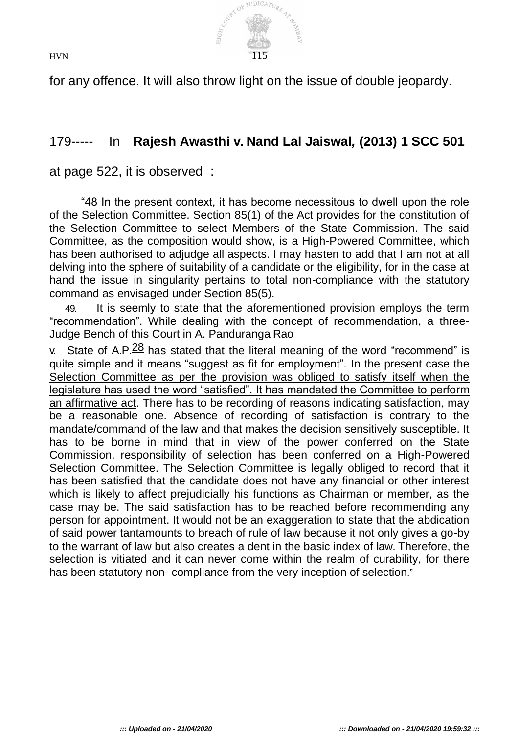for any offence. It will also throw light on the issue of double jeopardy.

179----- In **Rajesh Awasthi v. Nand Lal Jaiswal, (2013) 1 SCC 501** at page 522, it is observed :

> "48 In the present context, it has become necessitous to dwell upon the role of the Selection Committee. Section 85(1) of the Act provides for the constitution of the Selection Committee to select Members of the State Commission. The said Committee, as the composition would show, is a High-Powered Committee, which has been authorised to adjudge all aspects. I may hasten to add that I am not at all delving into the sphere of suitability of a candidate or the eligibility, for in the case at hand the issue in singularity pertains to total non-compliance with the statutory command as envisaged under Section 85(5).
>
> 49. It is seemly to state that the aforementioned provision employs the term "recommendation". While dealing with the concept of recommendation, a three-Judge Bench of this Court in A. Panduranga Rao v. State of A.P.[28] has stated that the literal meaning of the word "recommend" is quite simple and it means "suggest as fit for employment". <u>In the present case the Selection Committee as per the provision was obliged to satisfy itself when the legislature has used the word "satisfied". It has mandated the Committee to perform an affirmative act</u>. There has to be recording of reasons indicating satisfaction, may be a reasonable one. Absence of recording of satisfaction is contrary to the mandate/command of the law and that makes the decision sensitively susceptible. It has to be borne in mind that in view of the power conferred on the State Commission, responsibility of selection has been conferred on a High-Powered Selection Committee. The Selection Committee is legally obliged to record that it has been satisfied that the candidate does not have any financial or other interest which is likely to affect prejudicially his functions as Chairman or member, as the case may be. The said satisfaction has to be reached before recommending any person for appointment. It would not be an exaggeration to state that the abdication of said power tantamounts to breach of rule of law because it not only gives a go-by to the warrant of law but also creates a dent in the basic index of law. Therefore, the selection is vitiated and it can never come within the realm of curability, for there has been statutory non- compliance from the very inception of selection."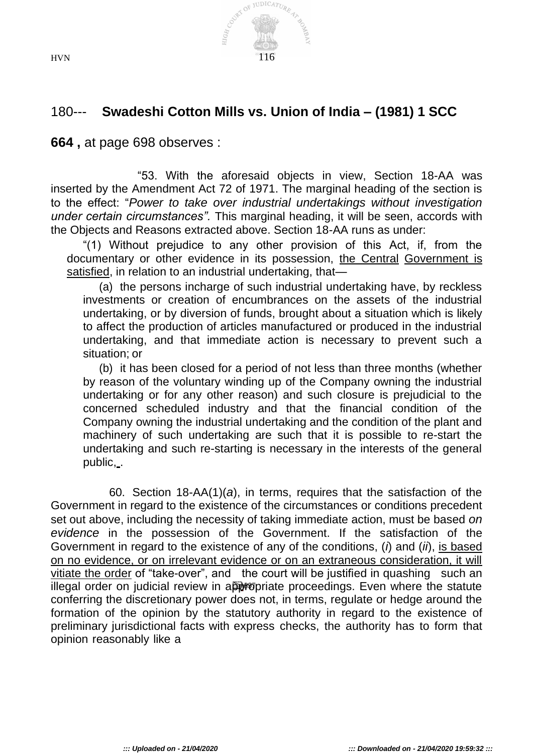180--- **Swadeshi Cotton Mills vs. Union of India – (1981) 1 SCC 664 ,** at page 698 observes :

"53. With the aforesaid objects in view, Section 18-AA was inserted by the Amendment Act 72 of 1971. The marginal heading of the section is to the effect: "*Power to take over industrial undertakings without investigation under certain circumstances".* This marginal heading, it will be seen, accords with the Objects and Reasons extracted above. Section 18-AA runs as under:

"(1) Without prejudice to any other provision of this Act, if, from the documentary or other evidence in its possession, <u>the Central Government is satisfied</u>, in relation to an industrial undertaking, that—

(a) the persons incharge of such industrial undertaking have, by reckless investments or creation of encumbrances on the assets of the industrial undertaking, or by diversion of funds, brought about a situation which is likely to affect the production of articles manufactured or produced in the industrial undertaking, and that immediate action is necessary to prevent such a situation; or

(b) it has been closed for a period of not less than three months (whether by reason of the voluntary winding up of the Company owning the industrial undertaking or for any other reason) and such closure is prejudicial to the concerned scheduled industry and that the financial condition of the Company owning the industrial undertaking and the condition of the plant and machinery of such undertaking are such that it is possible to re-start the undertaking and such re-starting is necessary in the interests of the general public, .

60. Section 18-AA(1)(*a*), in terms, requires that the satisfaction of the Government in regard to the existence of the circumstances or conditions precedent set out above, including the necessity of taking immediate action, must be based *on evidence* in the possession of the Government. If the satisfaction of the Government in regard to the existence of any of the conditions, (*i*) and (*ii*), <u>is based on no evidence, or on irrelevant evidence or on an extraneous consideration, it will vitiate the order</u> of "take-over", and the court will be justified in quashing such an illegal order on judicial review in appropriate proceedings. Even where the statute conferring the discretionary power does not, in terms, regulate or hedge around the formation of the opinion by the statutory authority in regard to the existence of preliminary jurisdictional facts with express checks, the authority has to form that opinion reasonably like a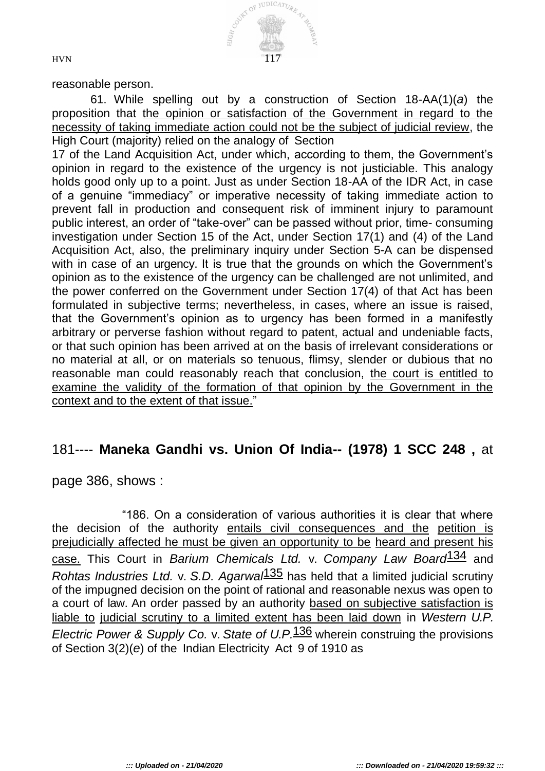reasonable person.

61. While spelling out by a construction of Section 18-AA(1)(*a*) the proposition that <u>the opinion or satisfaction of the Government in regard to the necessity of taking immediate action could not be the subject of judicial review</u>, the High Court (majority) relied on the analogy of Section 17 of the Land Acquisition Act, under which, according to them, the Government's opinion in regard to the existence of the urgency is not justiciable. This analogy holds good only up to a point. Just as under Section 18-AA of the IDR Act, in case of a genuine "immediacy" or imperative necessity of taking immediate action to prevent fall in production and consequent risk of imminent injury to paramount public interest, an order of "take-over" can be passed without prior, time- consuming investigation under Section 15 of the Act, under Section 17(1) and (4) of the Land Acquisition Act, also, the preliminary inquiry under Section 5-A can be dispensed with in case of an urgency. It is true that the grounds on which the Government's opinion as to the existence of the urgency can be challenged are not unlimited, and the power conferred on the Government under Section 17(4) of that Act has been formulated in subjective terms; nevertheless, in cases, where an issue is raised, that the Government's opinion as to urgency has been formed in a manifestly arbitrary or perverse fashion without regard to patent, actual and undeniable facts, or that such opinion has been arrived at on the basis of irrelevant considerations or no material at all, or on materials so tenuous, flimsy, slender or dubious that no reasonable man could reasonably reach that conclusion, <u>the court is entitled to examine the validity of the formation of that opinion by the Government in the context and to the extent of that issue.</u>"

181---- **Maneka Gandhi vs. Union Of India-- (1978) 1 SCC 248 ,** at page 386, shows :

"186. On a consideration of various authorities it is clear that where the decision of the authority <u>entails civil consequences and the petition is prejudicially affected he must be given an opportunity to be heard and present his case.</u> This Court in *Barium Chemicals Ltd.* v. *Company Law Board*[134] and *Rohtas Industries Ltd.* v. *S.D. Agarwal*[135] has held that a limited judicial scrutiny of the impugned decision on the point of rational and reasonable nexus was open to a court of law. An order passed by an authority <u>based on subjective satisfaction is liable to judicial scrutiny to a limited extent has been laid down</u> in *Western U.P. Electric Power & Supply Co.* v. *State of U.P.*[136] wherein construing the provisions of Section 3(2)(*e*) of the Indian Electricity Act 9 of 1910 as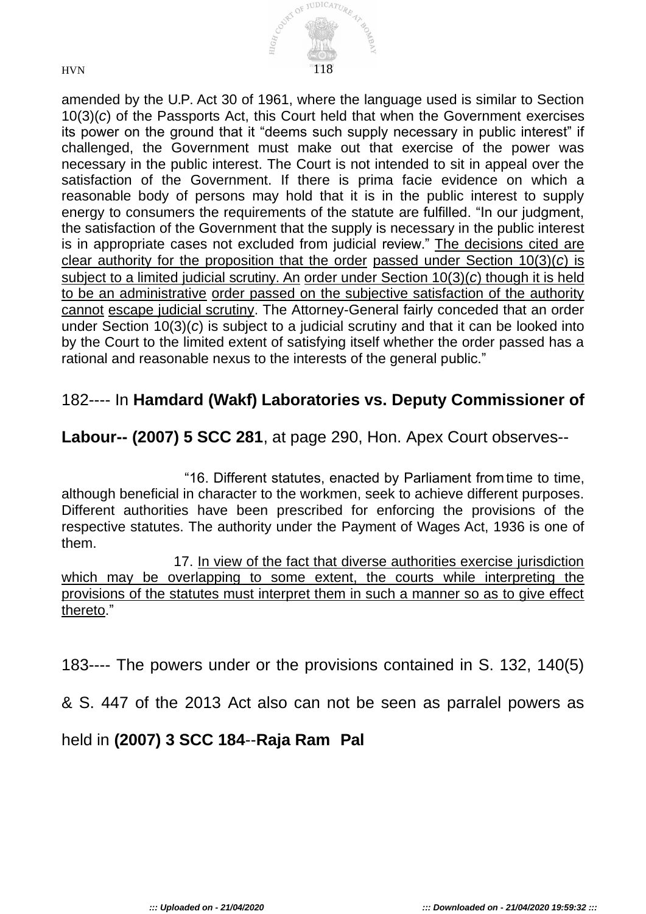amended by the U.P. Act 30 of 1961, where the language used is similar to Section 10(3)(*c*) of the Passports Act, this Court held that when the Government exercises its power on the ground that it "deems such supply necessary in public interest" if challenged, the Government must make out that exercise of the power was necessary in the public interest. The Court is not intended to sit in appeal over the satisfaction of the Government. If there is prima facie evidence on which a reasonable body of persons may hold that it is in the public interest to supply energy to consumers the requirements of the statute are fulfilled. "In our judgment, the satisfaction of the Government that the supply is necessary in the public interest is in appropriate cases not excluded from judicial review." <u>The decisions cited are clear authority for the proposition that the order passed under Section 10(3)(*c*) is subject to a limited judicial scrutiny. An order under Section 10(3)(*c*) though it is held to be an administrative order passed on the subjective satisfaction of the authority cannot escape judicial scrutiny</u>. The Attorney-General fairly conceded that an order under Section 10(3)(*c*) is subject to a judicial scrutiny and that it can be looked into by the Court to the limited extent of satisfying itself whether the order passed has a rational and reasonable nexus to the interests of the general public."

182---- In **Hamdard (Wakf) Laboratories vs. Deputy Commissioner of Labour-- (2007) 5 SCC 281**, at page 290, Hon. Apex Court observes--

"16. Different statutes, enacted by Parliament from time to time, although beneficial in character to the workmen, seek to achieve different purposes. Different authorities have been prescribed for enforcing the provisions of the respective statutes. The authority under the Payment of Wages Act, 1936 is one of them.

17. <u>In view of the fact that diverse authorities exercise jurisdiction which may be overlapping to some extent, the courts while interpreting the provisions of the statutes must interpret them in such a manner so as to give effect thereto</u>."

183---- The powers under or the provisions contained in S. 132, 140(5) & S. 447 of the 2013 Act also can not be seen as parralel powers as held in **(2007) 3 SCC 184**--**Raja Ram Pal**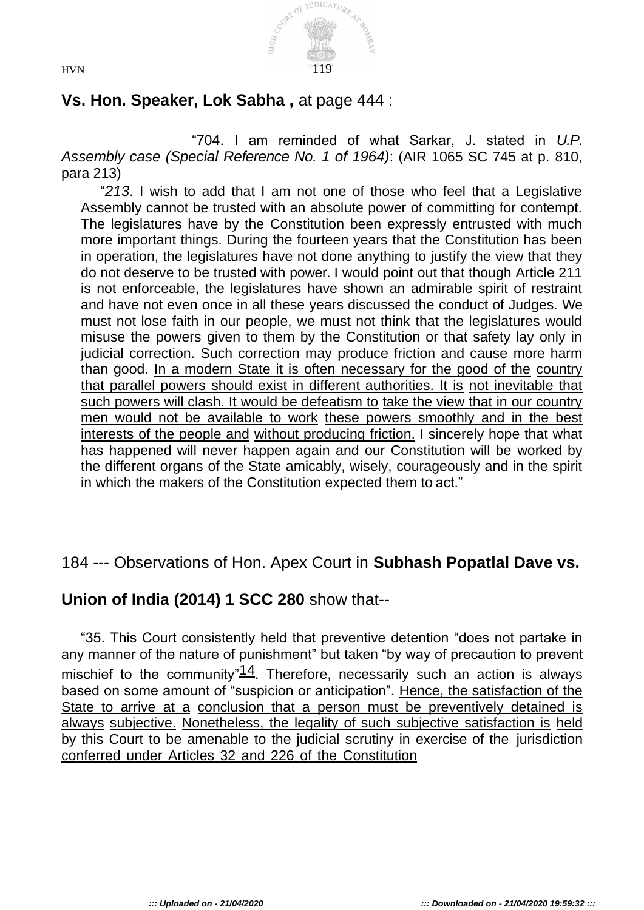**Vs. Hon. Speaker, Lok Sabha ,** at page 444 :

"704. I am reminded of what Sarkar, J. stated in *U.P. Assembly case (Special Reference No. 1 of 1964)*: (AIR 1065 SC 745 at p. 810, para 213)

> "*213*. I wish to add that I am not one of those who feel that a Legislative Assembly cannot be trusted with an absolute power of committing for contempt. The legislatures have by the Constitution been expressly entrusted with much more important things. During the fourteen years that the Constitution has been in operation, the legislatures have not done anything to justify the view that they do not deserve to be trusted with power. I would point out that though Article 211 is not enforceable, the legislatures have shown an admirable spirit of restraint and have not even once in all these years discussed the conduct of Judges. We must not lose faith in our people, we must not think that the legislatures would misuse the powers given to them by the Constitution or that safety lay only in judicial correction. Such correction may produce friction and cause more harm than good. <u>In a modern State it is often necessary for the good of the country that parallel powers should exist in different authorities. It is not inevitable that such powers will clash. It would be defeatism to take the view that in our country men would not be available to work these powers smoothly and in the best interests of the people and without producing friction.</u> I sincerely hope that what has happened will never happen again and our Constitution will be worked by the different organs of the State amicably, wisely, courageously and in the spirit in which the makers of the Constitution expected them to act."

184 --- Observations of Hon. Apex Court in **Subhash Popatlal Dave vs. Union of India (2014) 1 SCC 280** show that--

"35. This Court consistently held that preventive detention "does not partake in any manner of the nature of punishment" but taken "by way of precaution to prevent mischief to the community"[14]. Therefore, necessarily such an action is always based on some amount of "suspicion or anticipation". <u>Hence, the satisfaction of the State to arrive at a conclusion that a person must be preventively detained is always subjective. Nonetheless, the legality of such subjective satisfaction is held by this Court to be amenable to the judicial scrutiny in exercise of the jurisdiction conferred under Articles 32 and 226 of the Constitution</u>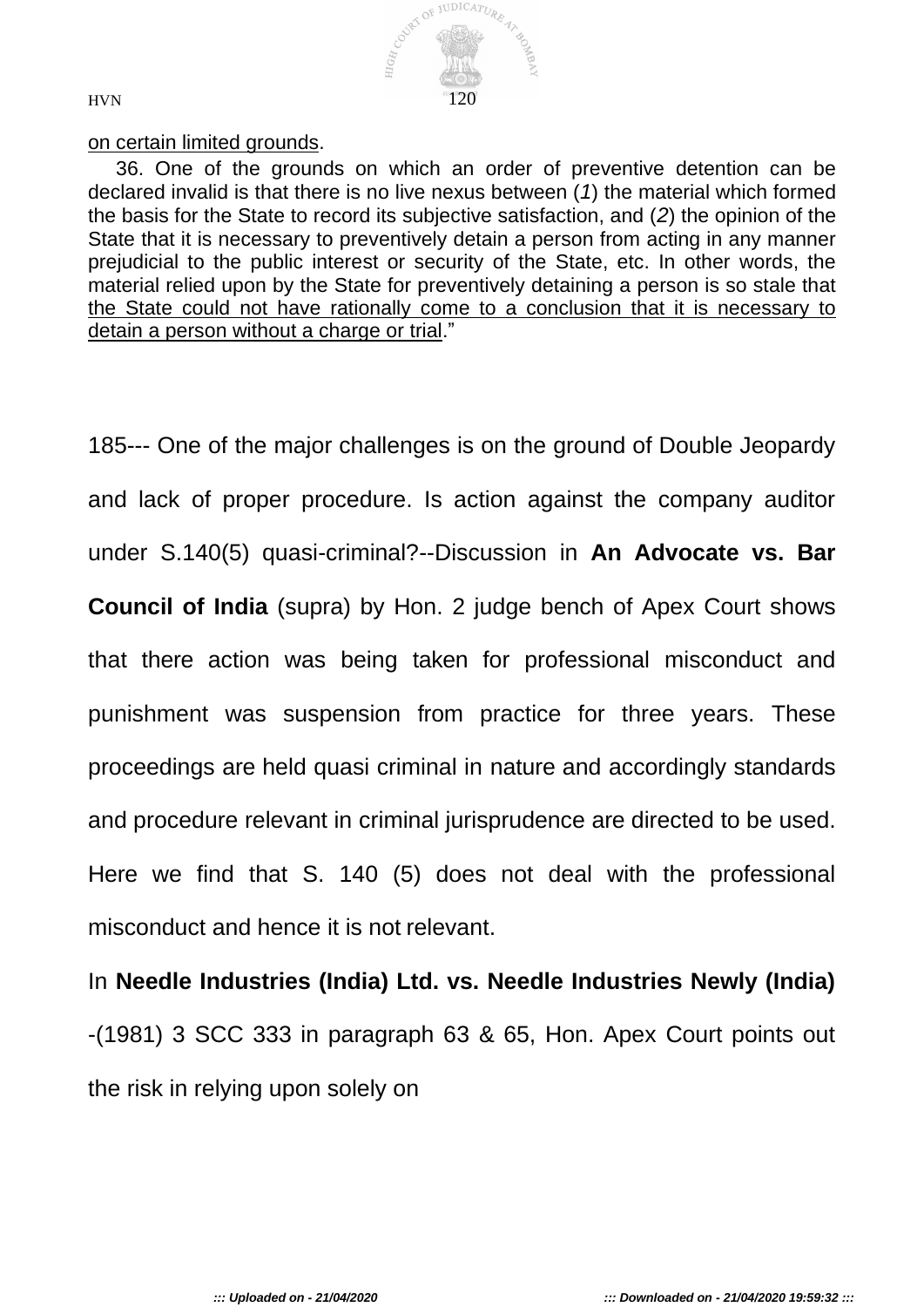<u>on certain limited grounds</u>.

36. One of the grounds on which an order of preventive detention can be declared invalid is that there is no live nexus between (*1*) the material which formed the basis for the State to record its subjective satisfaction, and (*2*) the opinion of the State that it is necessary to preventively detain a person from acting in any manner prejudicial to the public interest or security of the State, etc. In other words, the material relied upon by the State for preventively detaining a person is so stale that <u>the State could not have rationally come to a conclusion that it is necessary to detain a person without a charge or trial</u>."

185--- One of the major challenges is on the ground of Double Jeopardy and lack of proper procedure. Is action against the company auditor under S.140(5) quasi-criminal?--Discussion in **An Advocate vs. Bar Council of India** (supra) by Hon. 2 judge bench of Apex Court shows that there action was being taken for professional misconduct and punishment was suspension from practice for three years. These proceedings are held quasi criminal in nature and accordingly standards and procedure relevant in criminal jurisprudence are directed to be used. Here we find that S. 140 (5) does not deal with the professional misconduct and hence it is not relevant.

In **Needle Industries (India) Ltd. vs. Needle Industries Newly (India)** -(1981) 3 SCC 333 in paragraph 63 & 65, Hon. Apex Court points out the risk in relying upon solely on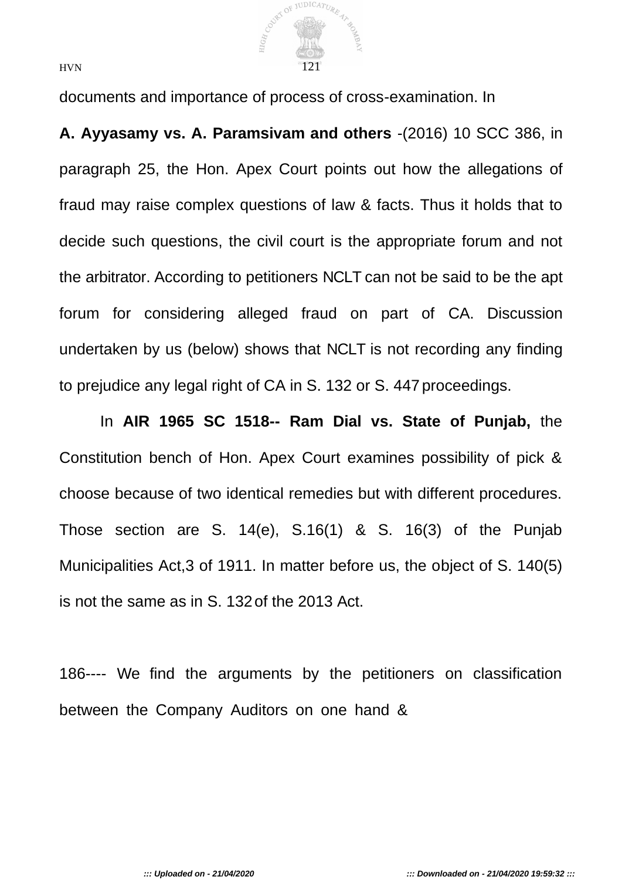documents and importance of process of cross-examination. In **A. Ayyasamy vs. A. Paramsivam and others** -(2016) 10 SCC 386, in paragraph 25, the Hon. Apex Court points out how the allegations of fraud may raise complex questions of law & facts. Thus it holds that to decide such questions, the civil court is the appropriate forum and not the arbitrator. According to petitioners NCLT can not be said to be the apt forum for considering alleged fraud on part of CA. Discussion undertaken by us (below) shows that NCLT is not recording any finding to prejudice any legal right of CA in S. 132 or S. 447 proceedings.

In **AIR 1965 SC 1518-- Ram Dial vs. State of Punjab,** the Constitution bench of Hon. Apex Court examines possibility of pick & choose because of two identical remedies but with different procedures. Those section are S. 14(e), S.16(1) & S. 16(3) of the Punjab Municipalities Act,3 of 1911. In matter before us, the object of S. 140(5) is not the same as in S. 132 of the 2013 Act.

186---- We find the arguments by the petitioners on classification between the Company Auditors on one hand &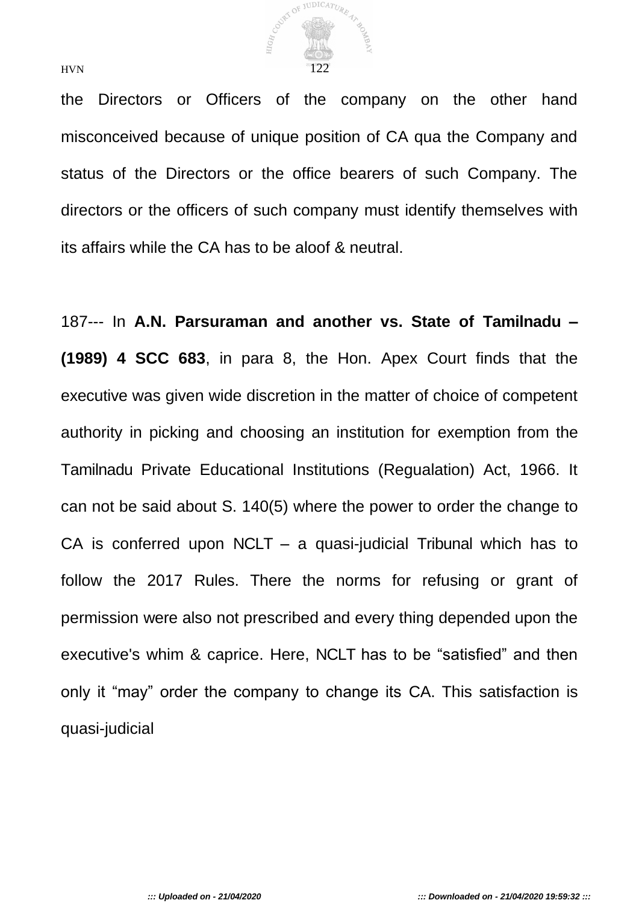the Directors or Officers of the company on the other hand misconceived because of unique position of CA qua the Company and status of the Directors or the office bearers of such Company. The directors or the officers of such company must identify themselves with its affairs while the CA has to be aloof & neutral.

187--- In **A.N. Parsuraman and another vs. State of Tamilnadu – (1989) 4 SCC 683**, in para 8, the Hon. Apex Court finds that the executive was given wide discretion in the matter of choice of competent authority in picking and choosing an institution for exemption from the Tamilnadu Private Educational Institutions (Regualation) Act, 1966. It can not be said about S. 140(5) where the power to order the change to CA is conferred upon NCLT – a quasi-judicial Tribunal which has to follow the 2017 Rules. There the norms for refusing or grant of permission were also not prescribed and every thing depended upon the executive's whim & caprice. Here, NCLT has to be "satisfied" and then only it "may" order the company to change its CA. This satisfaction is quasi-judicial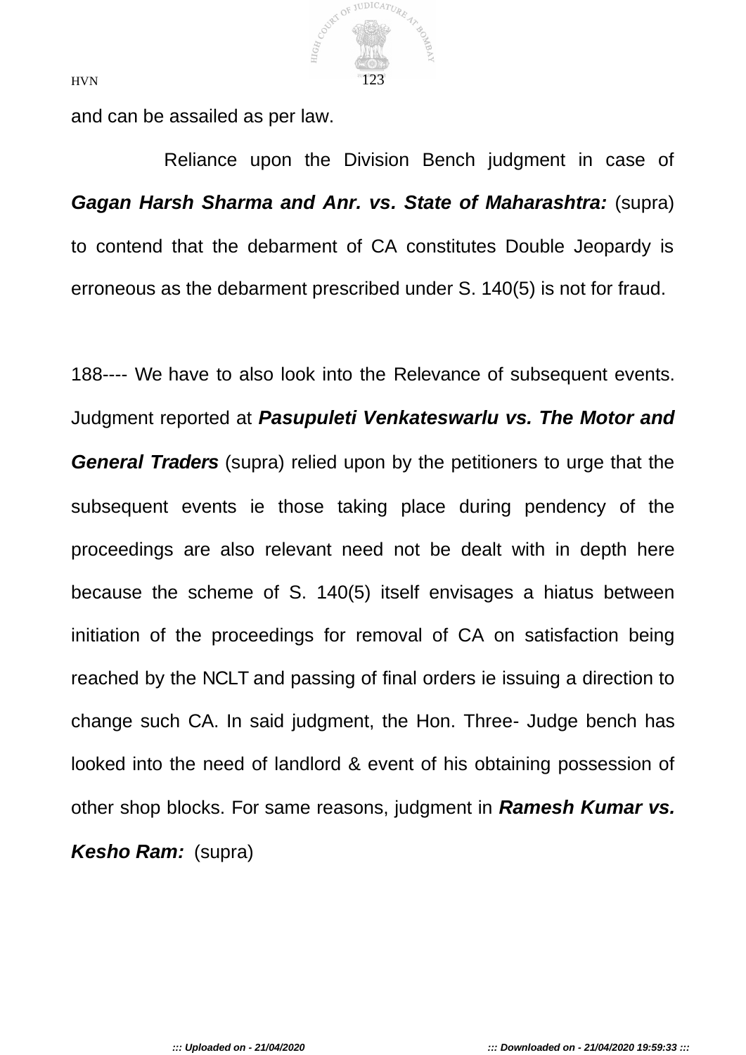and can be assailed as per law.

Reliance upon the Division Bench judgment in case of ***Gagan Harsh Sharma and Anr. vs. State of Maharashtra:*** (supra) to contend that the debarment of CA constitutes Double Jeopardy is erroneous as the debarment prescribed under S. 140(5) is not for fraud.

188---- We have to also look into the Relevance of subsequent events. Judgment reported at ***Pasupuleti Venkateswarlu vs. The Motor and General Traders*** (supra) relied upon by the petitioners to urge that the subsequent events ie those taking place during pendency of the proceedings are also relevant need not be dealt with in depth here because the scheme of S. 140(5) itself envisages a hiatus between initiation of the proceedings for removal of CA on satisfaction being reached by the NCLT and passing of final orders ie issuing a direction to change such CA. In said judgment, the Hon. Three- Judge bench has looked into the need of landlord & event of his obtaining possession of other shop blocks. For same reasons, judgment in ***Ramesh Kumar vs. Kesho Ram:*** (supra)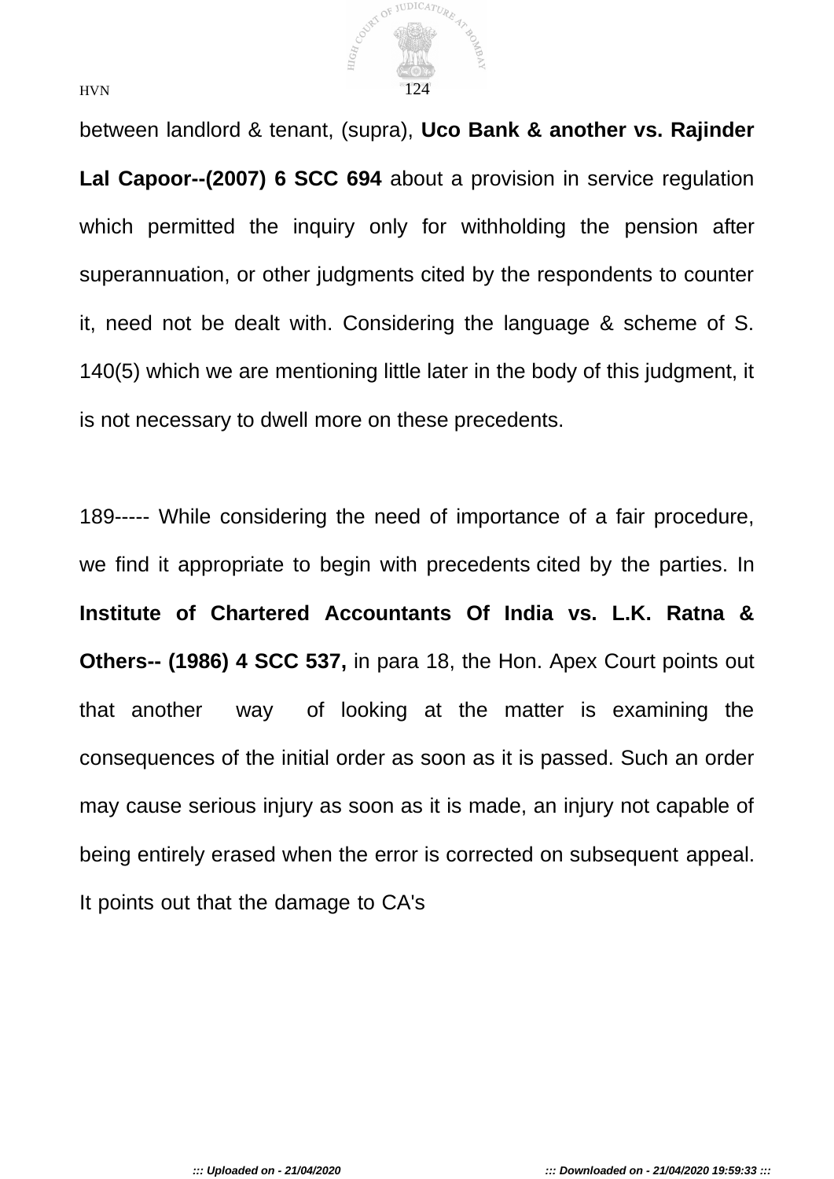between landlord & tenant, (supra), **Uco Bank & another vs. Rajinder Lal Capoor--(2007) 6 SCC 694** about a provision in service regulation which permitted the inquiry only for withholding the pension after superannuation, or other judgments cited by the respondents to counter it, need not be dealt with. Considering the language & scheme of S. 140(5) which we are mentioning little later in the body of this judgment, it is not necessary to dwell more on these precedents.

189----- While considering the need of importance of a fair procedure, we find it appropriate to begin with precedents cited by the parties. In **Institute of Chartered Accountants Of India vs. L.K. Ratna & Others-- (1986) 4 SCC 537,** in para 18, the Hon. Apex Court points out that another way of looking at the matter is examining the consequences of the initial order as soon as it is passed. Such an order may cause serious injury as soon as it is made, an injury not capable of being entirely erased when the error is corrected on subsequent appeal. It points out that the damage to CA's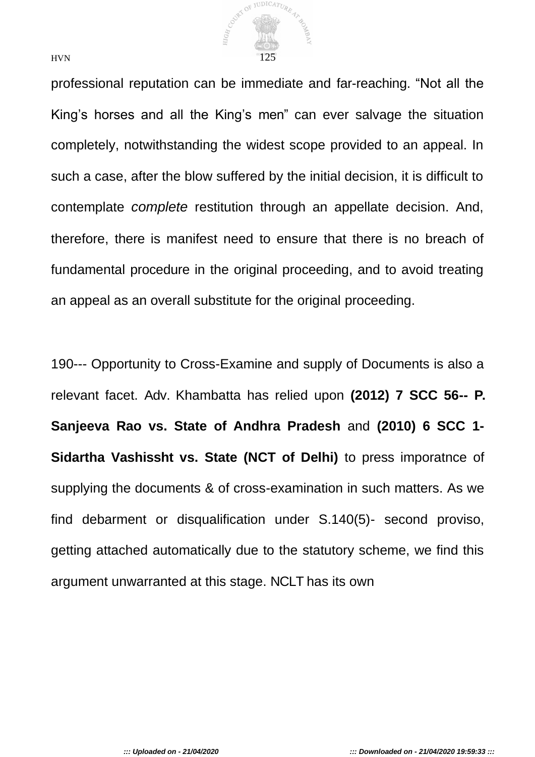professional reputation can be immediate and far-reaching. “Not all the King’s horses and all the King’s men” can ever salvage the situation completely, notwithstanding the widest scope provided to an appeal. In such a case, after the blow suffered by the initial decision, it is difficult to contemplate *complete* restitution through an appellate decision. And, therefore, there is manifest need to ensure that there is no breach of fundamental procedure in the original proceeding, and to avoid treating an appeal as an overall substitute for the original proceeding.

190--- Opportunity to Cross-Examine and supply of Documents is also a relevant facet. Adv. Khambatta has relied upon **(2012) 7 SCC 56-- P. Sanjeeva Rao vs. State of Andhra Pradesh** and **(2010) 6 SCC 1- Sidartha Vashissht vs. State (NCT of Delhi)** to press imporatnce of supplying the documents & of cross-examination in such matters. As we find debarment or disqualification under S.140(5)- second proviso, getting attached automatically due to the statutory scheme, we find this argument unwarranted at this stage. NCLT has its own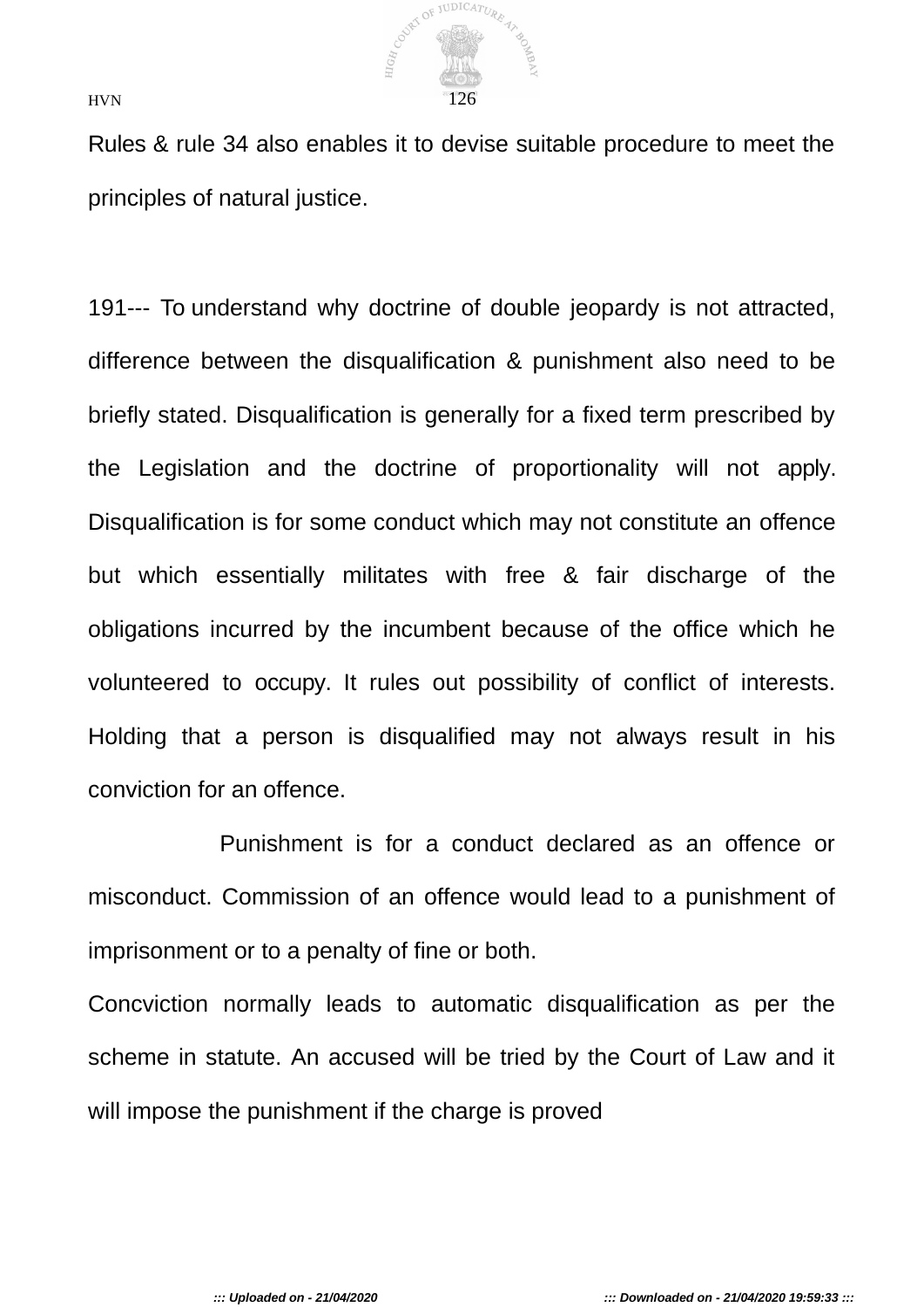Rules & rule 34 also enables it to devise suitable procedure to meet the principles of natural justice.

191--- To understand why doctrine of double jeopardy is not attracted, difference between the disqualification & punishment also need to be briefly stated. Disqualification is generally for a fixed term prescribed by the Legislation and the doctrine of proportionality will not apply. Disqualification is for some conduct which may not constitute an offence but which essentially militates with free & fair discharge of the obligations incurred by the incumbent because of the office which he volunteered to occupy. It rules out possibility of conflict of interests. Holding that a person is disqualified may not always result in his conviction for an offence.

Punishment is for a conduct declared as an offence or misconduct. Commission of an offence would lead to a punishment of imprisonment or to a penalty of fine or both.

Concviction normally leads to automatic disqualification as per the scheme in statute. An accused will be tried by the Court of Law and it will impose the punishment if the charge is proved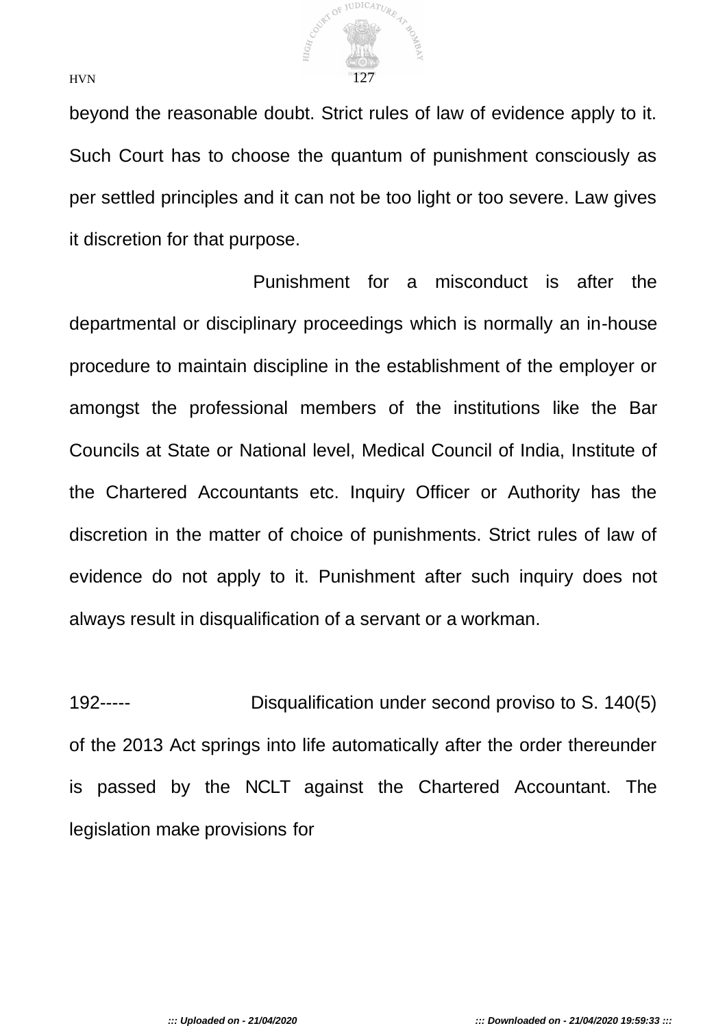beyond the reasonable doubt. Strict rules of law of evidence apply to it. Such Court has to choose the quantum of punishment consciously as per settled principles and it can not be too light or too severe. Law gives it discretion for that purpose.

Punishment for a misconduct is after the departmental or disciplinary proceedings which is normally an in-house procedure to maintain discipline in the establishment of the employer or amongst the professional members of the institutions like the Bar Councils at State or National level, Medical Council of India, Institute of the Chartered Accountants etc. Inquiry Officer or Authority has the discretion in the matter of choice of punishments. Strict rules of law of evidence do not apply to it. Punishment after such inquiry does not always result in disqualification of a servant or a workman.

192----- Disqualification under second proviso to S. 140(5) of the 2013 Act springs into life automatically after the order thereunder is passed by the NCLT against the Chartered Accountant. The legislation make provisions for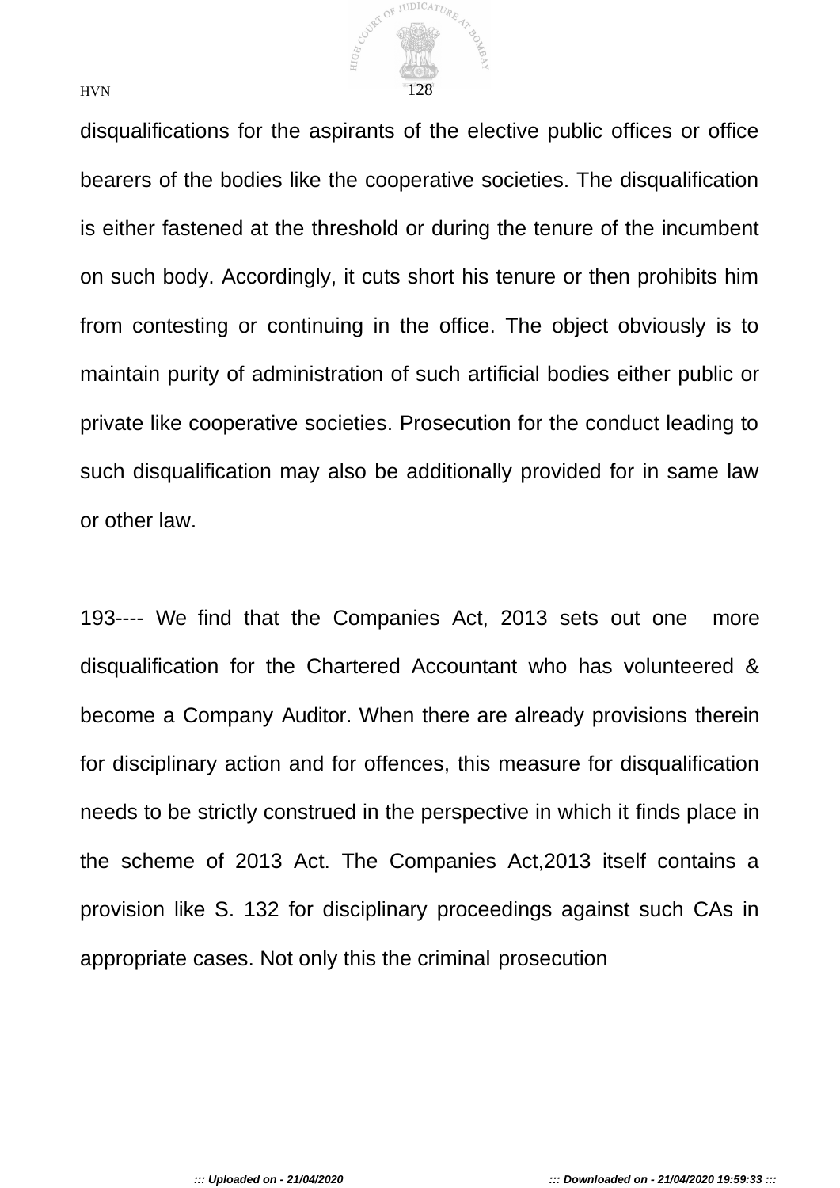disqualifications for the aspirants of the elective public offices or office bearers of the bodies like the cooperative societies. The disqualification is either fastened at the threshold or during the tenure of the incumbent on such body. Accordingly, it cuts short his tenure or then prohibits him from contesting or continuing in the office. The object obviously is to maintain purity of administration of such artificial bodies either public or private like cooperative societies. Prosecution for the conduct leading to such disqualification may also be additionally provided for in same law or other law.

193---- We find that the Companies Act, 2013 sets out one more disqualification for the Chartered Accountant who has volunteered & become a Company Auditor. When there are already provisions therein for disciplinary action and for offences, this measure for disqualification needs to be strictly construed in the perspective in which it finds place in the scheme of 2013 Act. The Companies Act,2013 itself contains a provision like S. 132 for disciplinary proceedings against such CAs in appropriate cases. Not only this the criminal prosecution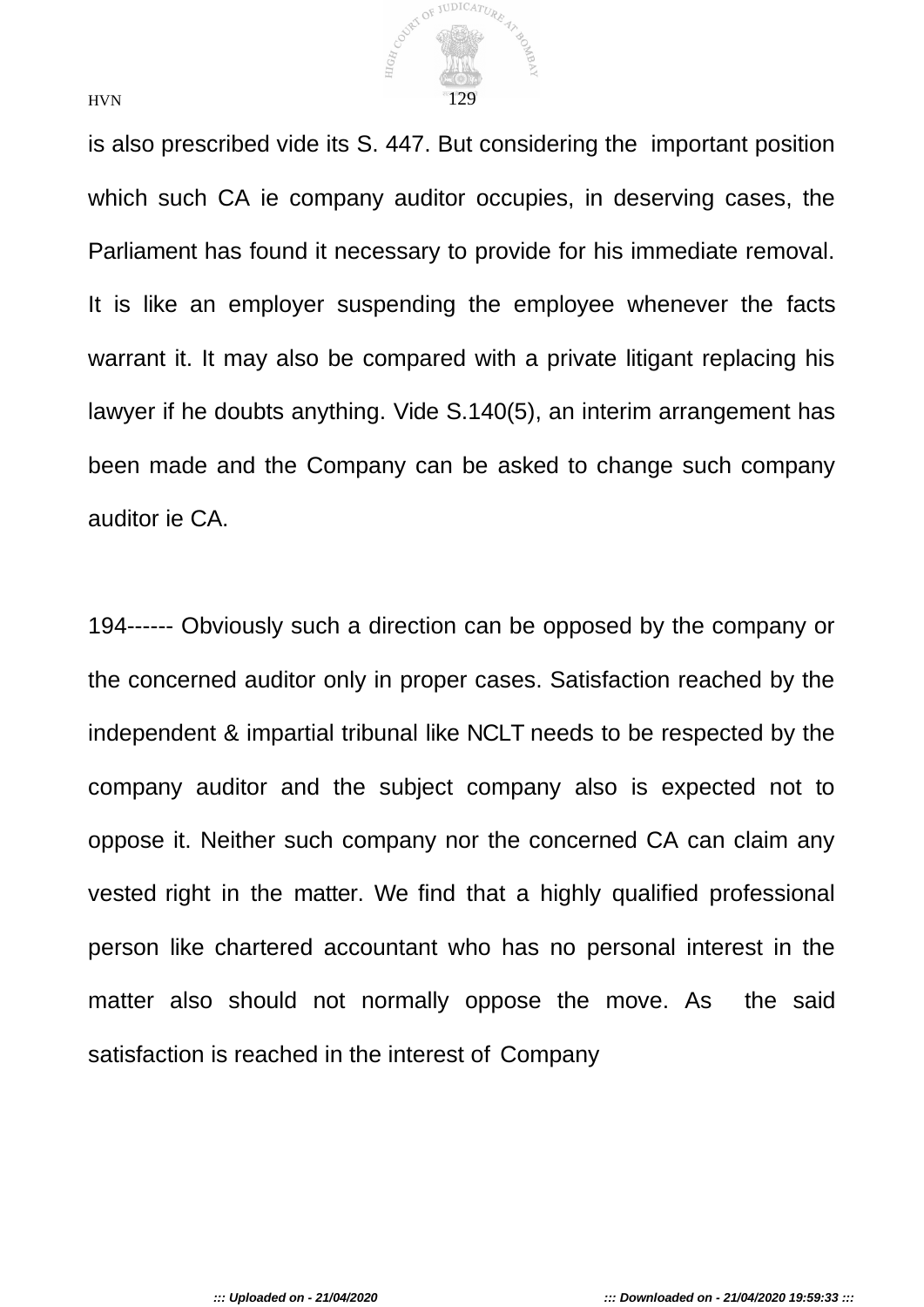is also prescribed vide its S. 447. But considering the important position which such CA ie company auditor occupies, in deserving cases, the Parliament has found it necessary to provide for his immediate removal. It is like an employer suspending the employee whenever the facts warrant it. It may also be compared with a private litigant replacing his lawyer if he doubts anything. Vide S.140(5), an interim arrangement has been made and the Company can be asked to change such company auditor ie CA.

194------ Obviously such a direction can be opposed by the company or the concerned auditor only in proper cases. Satisfaction reached by the independent & impartial tribunal like NCLT needs to be respected by the company auditor and the subject company also is expected not to oppose it. Neither such company nor the concerned CA can claim any vested right in the matter. We find that a highly qualified professional person like chartered accountant who has no personal interest in the matter also should not normally oppose the move. As the said satisfaction is reached in the interest of Company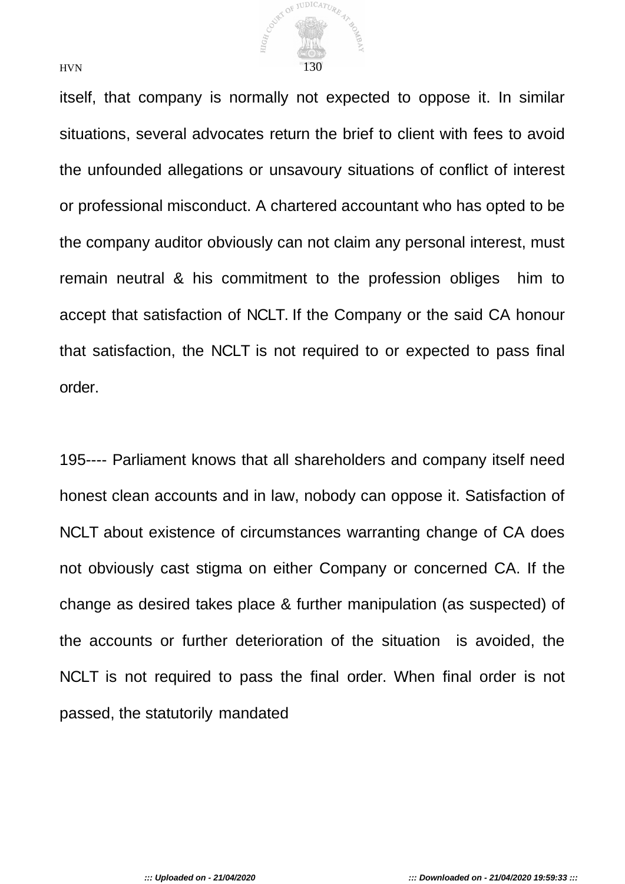itself, that company is normally not expected to oppose it. In similar situations, several advocates return the brief to client with fees to avoid the unfounded allegations or unsavoury situations of conflict of interest or professional misconduct. A chartered accountant who has opted to be the company auditor obviously can not claim any personal interest, must remain neutral & his commitment to the profession obliges him to accept that satisfaction of NCLT. If the Company or the said CA honour that satisfaction, the NCLT is not required to or expected to pass final order.

195---- Parliament knows that all shareholders and company itself need honest clean accounts and in law, nobody can oppose it. Satisfaction of NCLT about existence of circumstances warranting change of CA does not obviously cast stigma on either Company or concerned CA. If the change as desired takes place & further manipulation (as suspected) of the accounts or further deterioration of the situation is avoided, the NCLT is not required to pass the final order. When final order is not passed, the statutorily mandated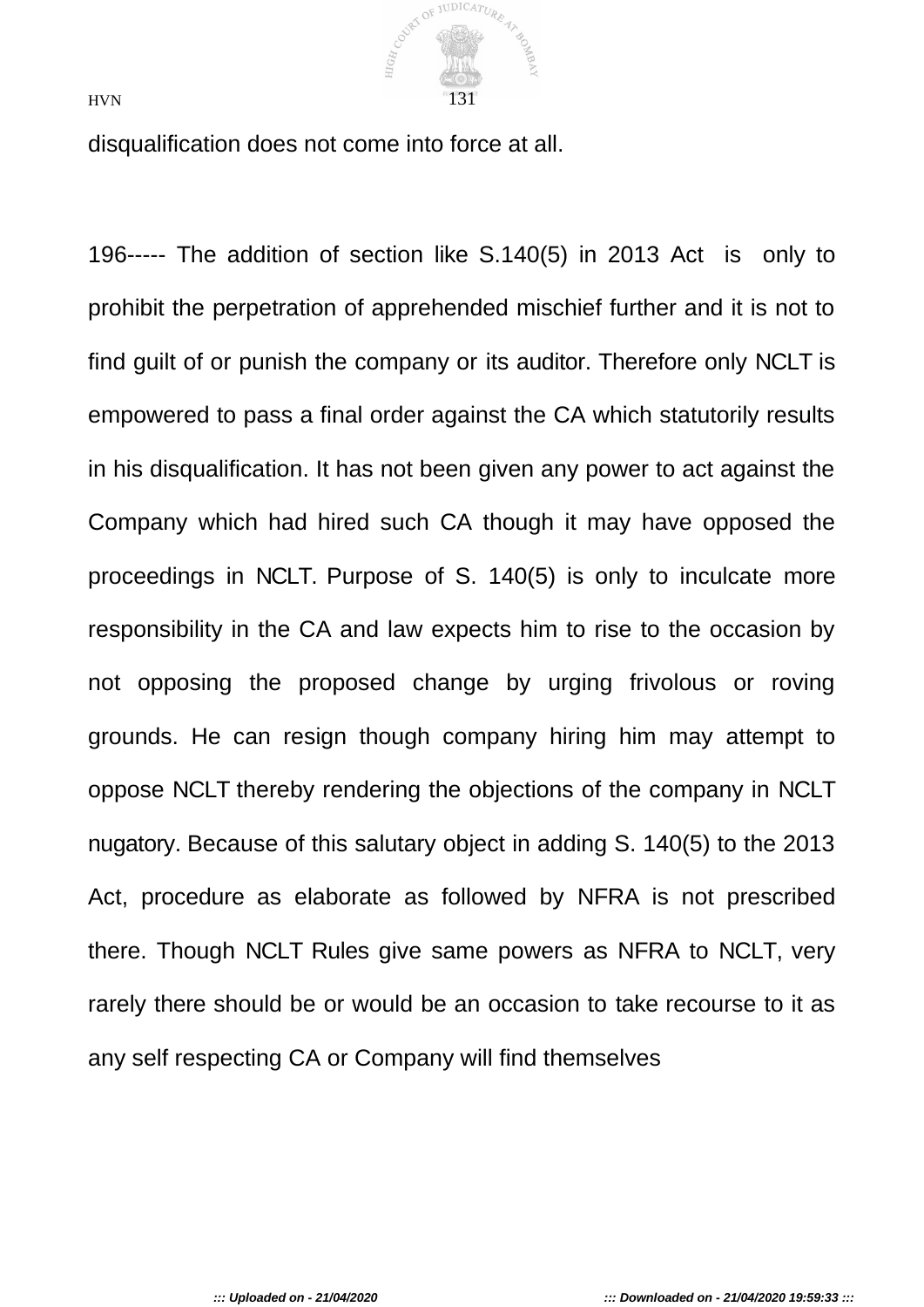disqualification does not come into force at all.

196----- The addition of section like S.140(5) in 2013 Act is only to prohibit the perpetration of apprehended mischief further and it is not to find guilt of or punish the company or its auditor. Therefore only NCLT is empowered to pass a final order against the CA which statutorily results in his disqualification. It has not been given any power to act against the Company which had hired such CA though it may have opposed the proceedings in NCLT. Purpose of S. 140(5) is only to inculcate more responsibility in the CA and law expects him to rise to the occasion by not opposing the proposed change by urging frivolous or roving grounds. He can resign though company hiring him may attempt to oppose NCLT thereby rendering the objections of the company in NCLT nugatory. Because of this salutary object in adding S. 140(5) to the 2013 Act, procedure as elaborate as followed by NFRA is not prescribed there. Though NCLT Rules give same powers as NFRA to NCLT, very rarely there should be or would be an occasion to take recourse to it as any self respecting CA or Company will find themselves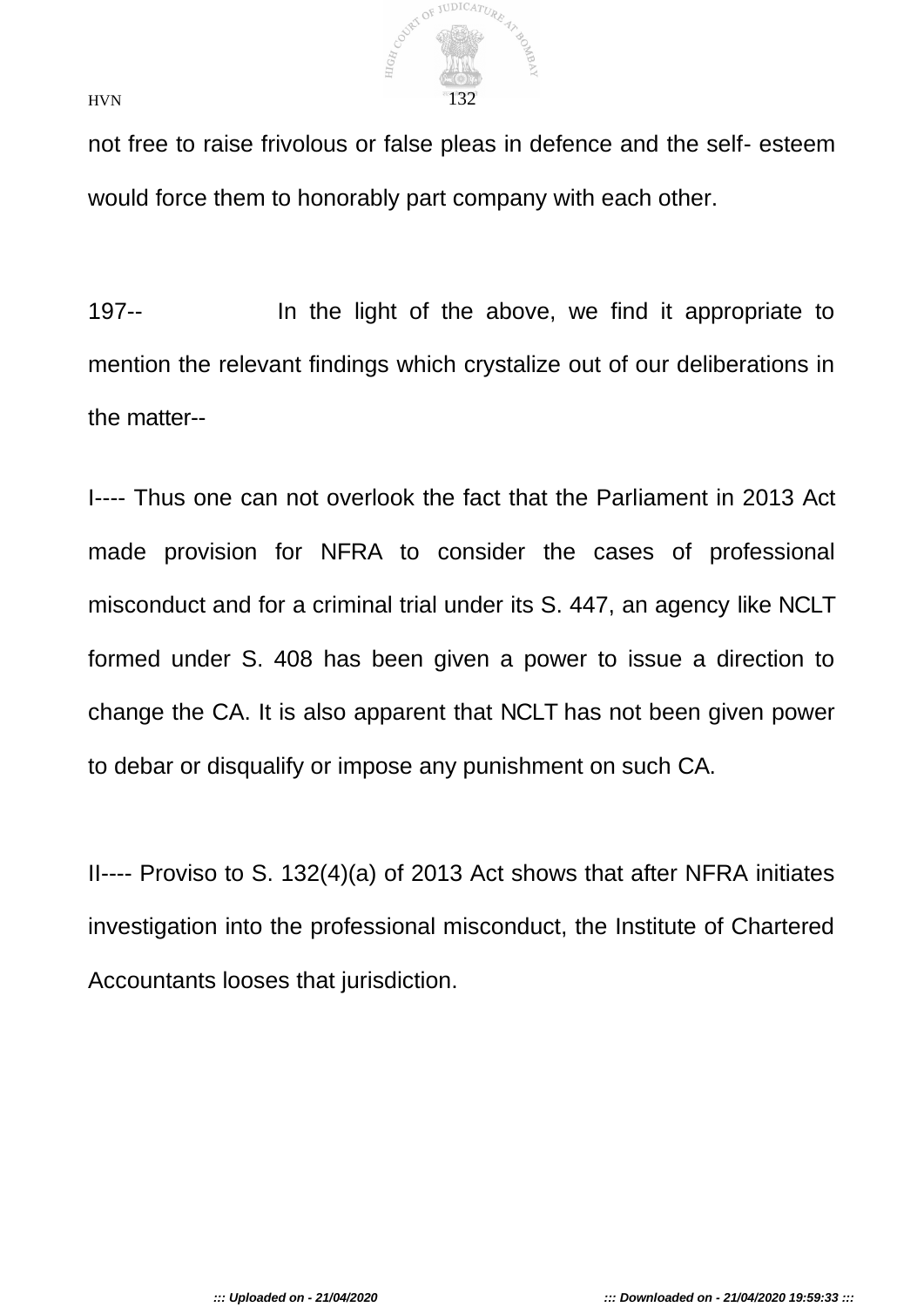not free to raise frivolous or false pleas in defence and the self- esteem would force them to honorably part company with each other.

197-- In the light of the above, we find it appropriate to mention the relevant findings which crystalize out of our deliberations in the matter--

I---- Thus one can not overlook the fact that the Parliament in 2013 Act made provision for NFRA to consider the cases of professional misconduct and for a criminal trial under its S. 447, an agency like NCLT formed under S. 408 has been given a power to issue a direction to change the CA. It is also apparent that NCLT has not been given power to debar or disqualify or impose any punishment on such CA.

II---- Proviso to S. 132(4)(a) of 2013 Act shows that after NFRA initiates investigation into the professional misconduct, the Institute of Chartered Accountants looses that jurisdiction.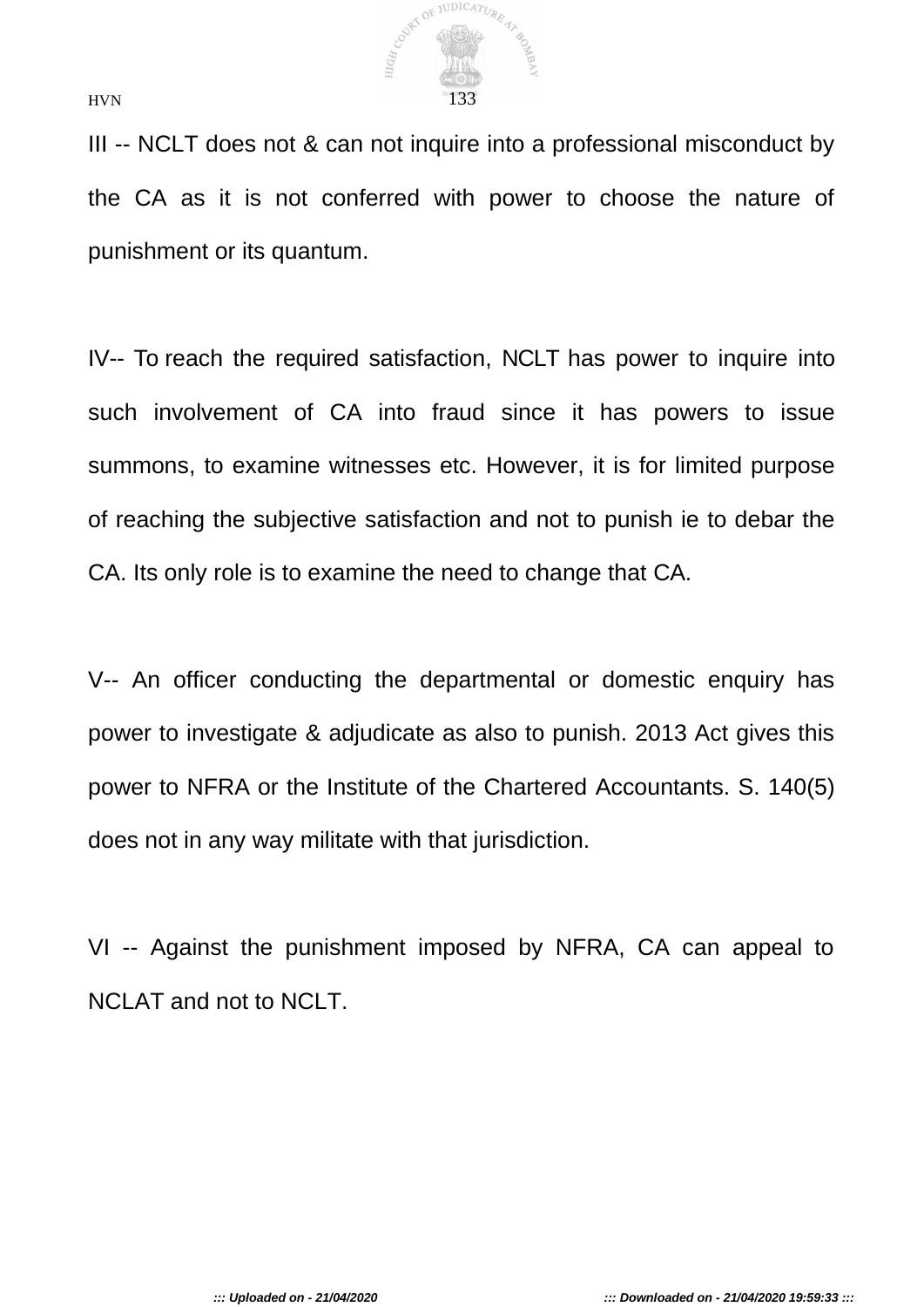III -- NCLT does not & can not inquire into a professional misconduct by the CA as it is not conferred with power to choose the nature of punishment or its quantum.

IV-- To reach the required satisfaction, NCLT has power to inquire into such involvement of CA into fraud since it has powers to issue summons, to examine witnesses etc. However, it is for limited purpose of reaching the subjective satisfaction and not to punish ie to debar the CA. Its only role is to examine the need to change that CA.

V-- An officer conducting the departmental or domestic enquiry has power to investigate & adjudicate as also to punish. 2013 Act gives this power to NFRA or the Institute of the Chartered Accountants. S. 140(5) does not in any way militate with that jurisdiction.

VI -- Against the punishment imposed by NFRA, CA can appeal to NCLAT and not to NCLT.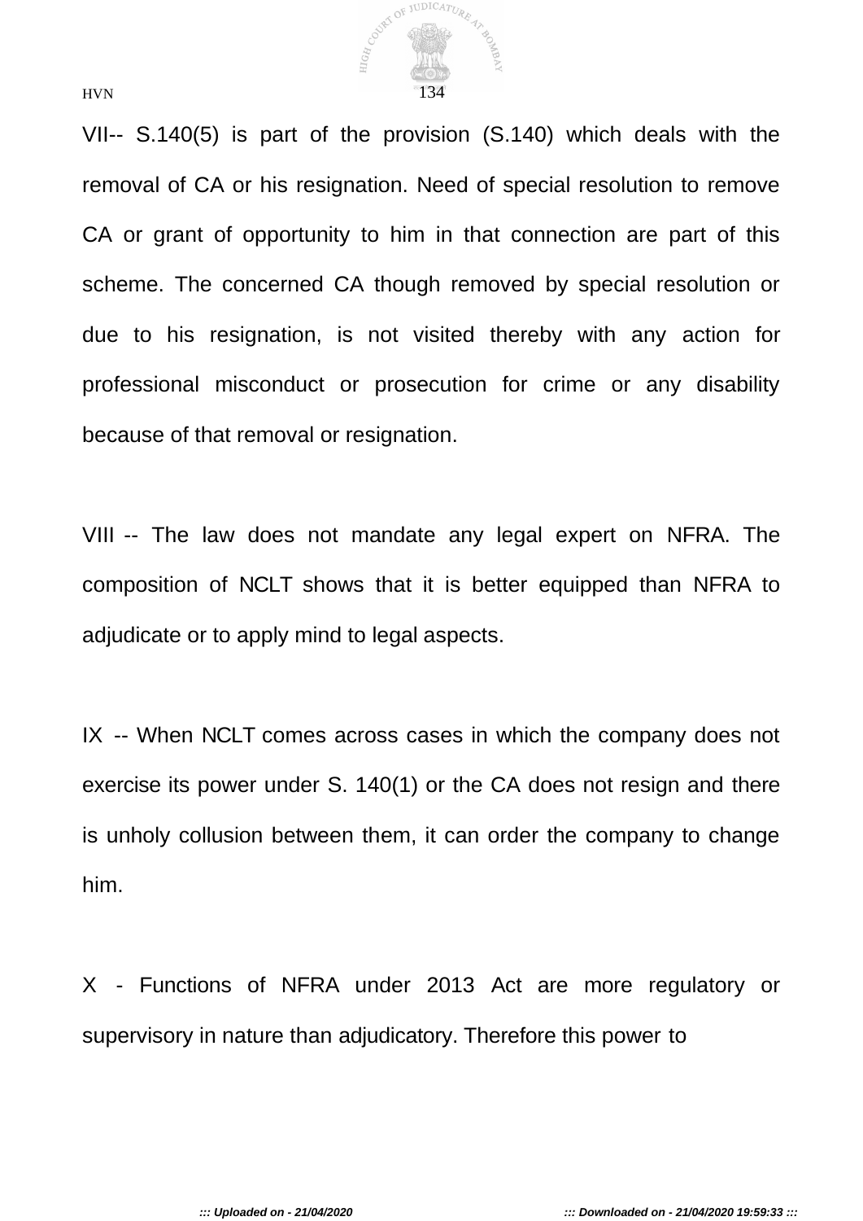VII-- S.140(5) is part of the provision (S.140) which deals with the removal of CA or his resignation. Need of special resolution to remove CA or grant of opportunity to him in that connection are part of this scheme. The concerned CA though removed by special resolution or due to his resignation, is not visited thereby with any action for professional misconduct or prosecution for crime or any disability because of that removal or resignation.

VIII -- The law does not mandate any legal expert on NFRA. The composition of NCLT shows that it is better equipped than NFRA to adjudicate or to apply mind to legal aspects.

IX -- When NCLT comes across cases in which the company does not exercise its power under S. 140(1) or the CA does not resign and there is unholy collusion between them, it can order the company to change him.

X - Functions of NFRA under 2013 Act are more regulatory or supervisory in nature than adjudicatory. Therefore this power to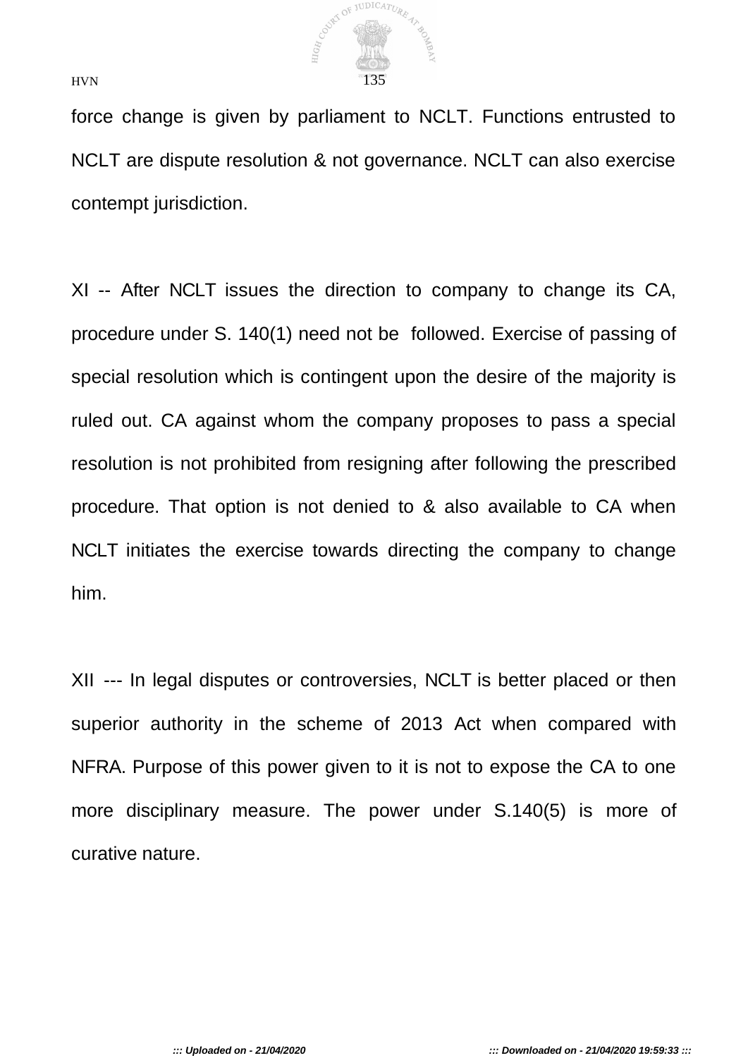force change is given by parliament to NCLT. Functions entrusted to NCLT are dispute resolution & not governance. NCLT can also exercise contempt jurisdiction.

XI -- After NCLT issues the direction to company to change its CA, procedure under S. 140(1) need not be followed. Exercise of passing of special resolution which is contingent upon the desire of the majority is ruled out. CA against whom the company proposes to pass a special resolution is not prohibited from resigning after following the prescribed procedure. That option is not denied to & also available to CA when NCLT initiates the exercise towards directing the company to change him.

XII --- In legal disputes or controversies, NCLT is better placed or then superior authority in the scheme of 2013 Act when compared with NFRA. Purpose of this power given to it is not to expose the CA to one more disciplinary measure. The power under S.140(5) is more of curative nature.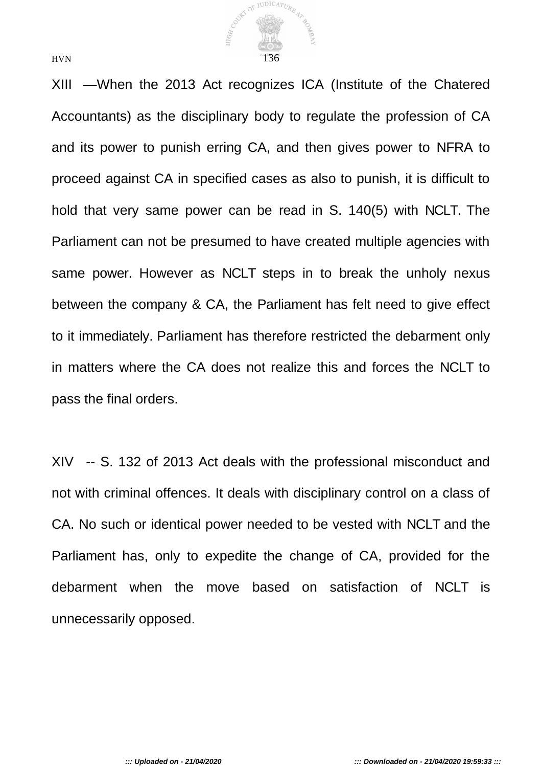XIII —When the 2013 Act recognizes ICA (Institute of the Chatered Accountants) as the disciplinary body to regulate the profession of CA and its power to punish erring CA, and then gives power to NFRA to proceed against CA in specified cases as also to punish, it is difficult to hold that very same power can be read in S. 140(5) with NCLT. The Parliament can not be presumed to have created multiple agencies with same power. However as NCLT steps in to break the unholy nexus between the company & CA, the Parliament has felt need to give effect to it immediately. Parliament has therefore restricted the debarment only in matters where the CA does not realize this and forces the NCLT to pass the final orders.

XIV -- S. 132 of 2013 Act deals with the professional misconduct and not with criminal offences. It deals with disciplinary control on a class of CA. No such or identical power needed to be vested with NCLT and the Parliament has, only to expedite the change of CA, provided for the debarment when the move based on satisfaction of NCLT is unnecessarily opposed.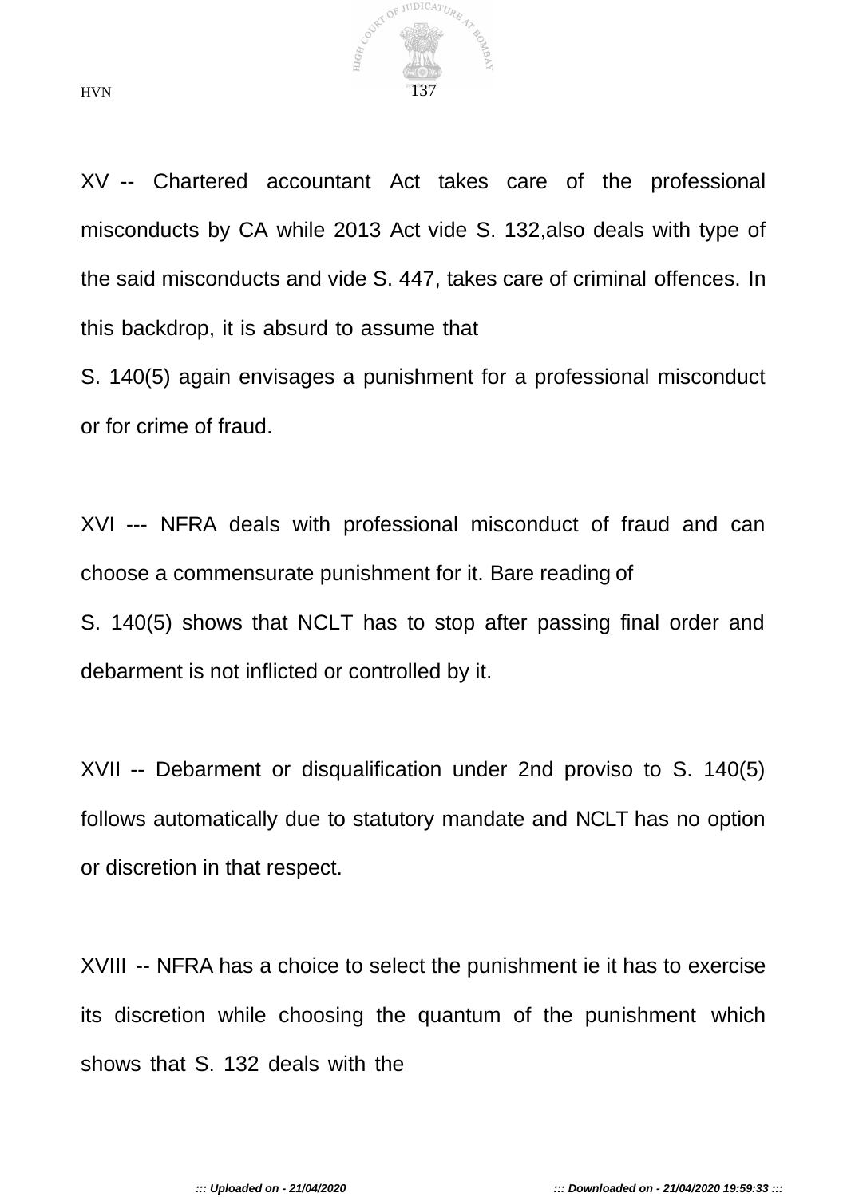XV -- Chartered accountant Act takes care of the professional misconducts by CA while 2013 Act vide S. 132,also deals with type of the said misconducts and vide S. 447, takes care of criminal offences. In this backdrop, it is absurd to assume that S. 140(5) again envisages a punishment for a professional misconduct or for crime of fraud.

XVI --- NFRA deals with professional misconduct of fraud and can choose a commensurate punishment for it. Bare reading of S. 140(5) shows that NCLT has to stop after passing final order and debarment is not inflicted or controlled by it.

XVII -- Debarment or disqualification under 2nd proviso to S. 140(5) follows automatically due to statutory mandate and NCLT has no option or discretion in that respect.

XVIII -- NFRA has a choice to select the punishment ie it has to exercise its discretion while choosing the quantum of the punishment which shows that S. 132 deals with the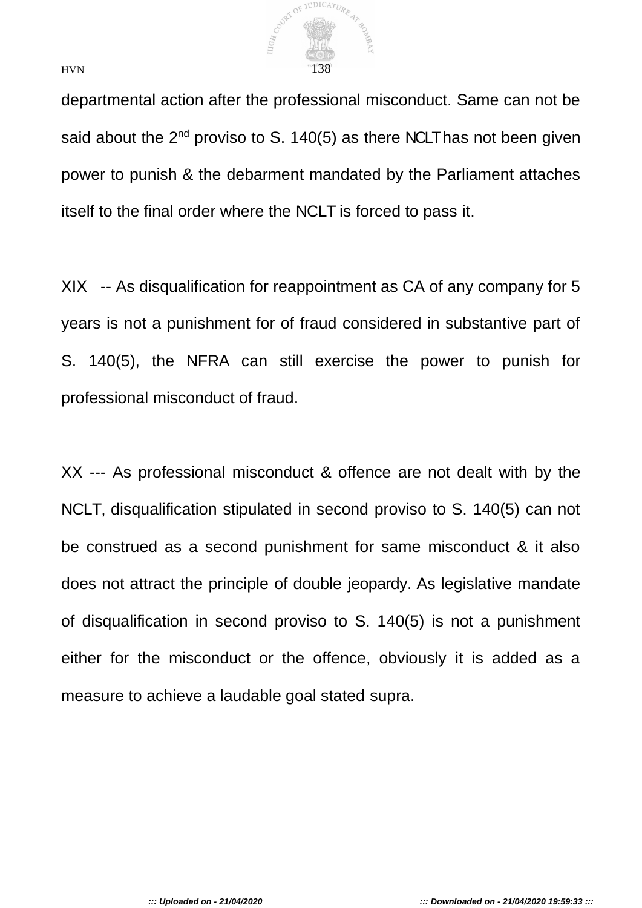departmental action after the professional misconduct. Same can not be said about the 2nd proviso to S. 140(5) as there NCLT has not been given power to punish & the debarment mandated by the Parliament attaches itself to the final order where the NCLT is forced to pass it.

XIX -- As disqualification for reappointment as CA of any company for 5 years is not a punishment for of fraud considered in substantive part of S. 140(5), the NFRA can still exercise the power to punish for professional misconduct of fraud.

XX --- As professional misconduct & offence are not dealt with by the NCLT, disqualification stipulated in second proviso to S. 140(5) can not be construed as a second punishment for same misconduct & it also does not attract the principle of double jeopardy. As legislative mandate of disqualification in second proviso to S. 140(5) is not a punishment either for the misconduct or the offence, obviously it is added as a measure to achieve a laudable goal stated supra.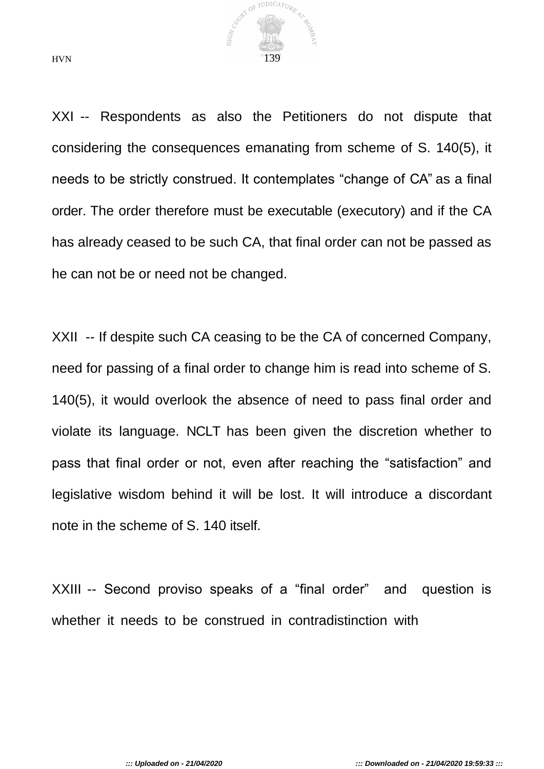XXI -- Respondents as also the Petitioners do not dispute that considering the consequences emanating from scheme of S. 140(5), it needs to be strictly construed. It contemplates “change of CA” as a final order. The order therefore must be executable (executory) and if the CA has already ceased to be such CA, that final order can not be passed as he can not be or need not be changed.

XXII -- If despite such CA ceasing to be the CA of concerned Company, need for passing of a final order to change him is read into scheme of S. 140(5), it would overlook the absence of need to pass final order and violate its language. NCLT has been given the discretion whether to pass that final order or not, even after reaching the “satisfaction” and legislative wisdom behind it will be lost. It will introduce a discordant note in the scheme of S. 140 itself.

XXIII -- Second proviso speaks of a “final order” and question is whether it needs to be construed in contradistinction with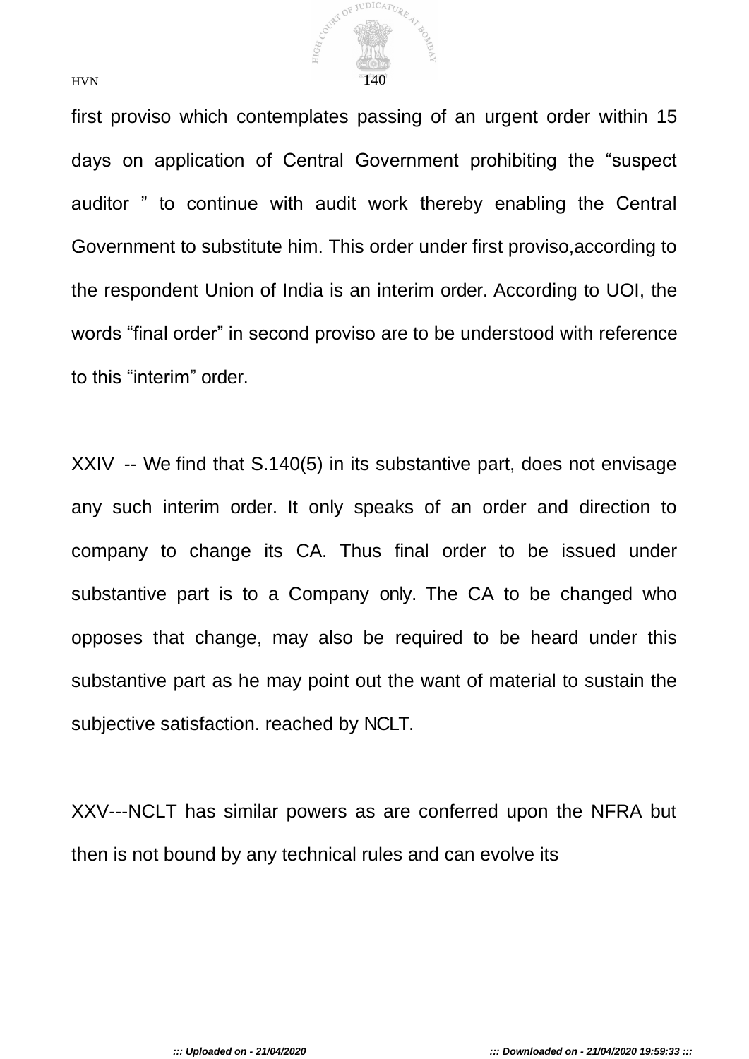first proviso which contemplates passing of an urgent order within 15 days on application of Central Government prohibiting the “suspect auditor ” to continue with audit work thereby enabling the Central Government to substitute him. This order under first proviso,according to the respondent Union of India is an interim order. According to UOI, the words “final order” in second proviso are to be understood with reference to this “interim” order.

XXIV -- We find that S.140(5) in its substantive part, does not envisage any such interim order. It only speaks of an order and direction to company to change its CA. Thus final order to be issued under substantive part is to a Company only. The CA to be changed who opposes that change, may also be required to be heard under this substantive part as he may point out the want of material to sustain the subjective satisfaction. reached by NCLT.

XXV---NCLT has similar powers as are conferred upon the NFRA but then is not bound by any technical rules and can evolve its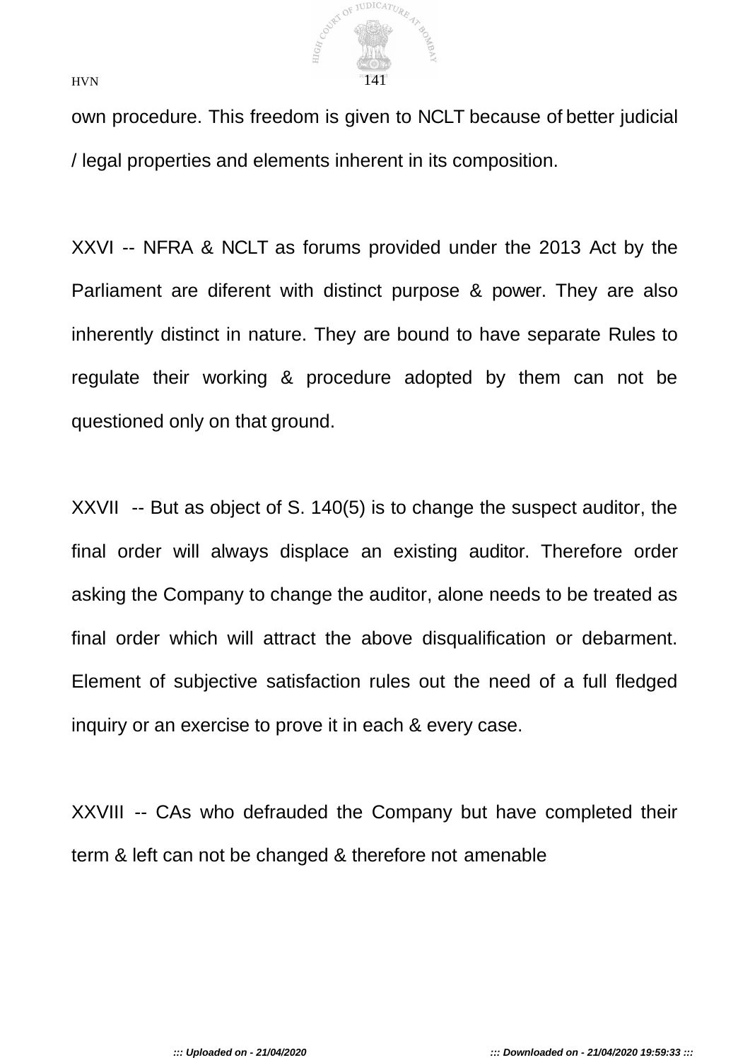own procedure. This freedom is given to NCLT because of better judicial / legal properties and elements inherent in its composition.

XXVI -- NFRA & NCLT as forums provided under the 2013 Act by the Parliament are diferent with distinct purpose & power. They are also inherently distinct in nature. They are bound to have separate Rules to regulate their working & procedure adopted by them can not be questioned only on that ground.

XXVII -- But as object of S. 140(5) is to change the suspect auditor, the final order will always displace an existing auditor. Therefore order asking the Company to change the auditor, alone needs to be treated as final order which will attract the above disqualification or debarment. Element of subjective satisfaction rules out the need of a full fledged inquiry or an exercise to prove it in each & every case.

XXVIII -- CAs who defrauded the Company but have completed their term & left can not be changed & therefore not amenable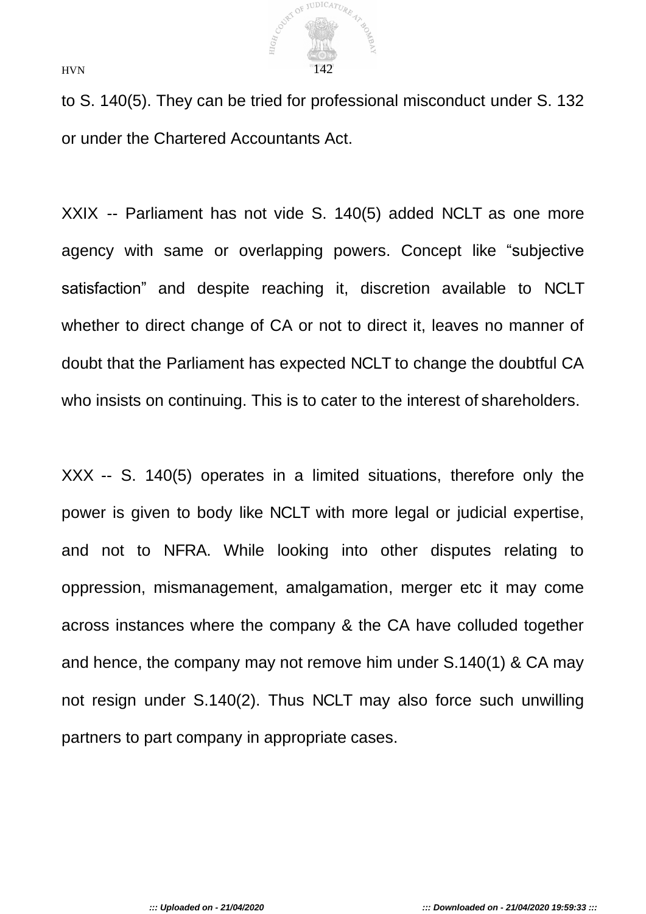to S. 140(5). They can be tried for professional misconduct under S. 132 or under the Chartered Accountants Act.

XXIX -- Parliament has not vide S. 140(5) added NCLT as one more agency with same or overlapping powers. Concept like “subjective satisfaction” and despite reaching it, discretion available to NCLT whether to direct change of CA or not to direct it, leaves no manner of doubt that the Parliament has expected NCLT to change the doubtful CA who insists on continuing. This is to cater to the interest of shareholders.

XXX -- S. 140(5) operates in a limited situations, therefore only the power is given to body like NCLT with more legal or judicial expertise, and not to NFRA. While looking into other disputes relating to oppression, mismanagement, amalgamation, merger etc it may come across instances where the company & the CA have colluded together and hence, the company may not remove him under S.140(1) & CA may not resign under S.140(2). Thus NCLT may also force such unwilling partners to part company in appropriate cases.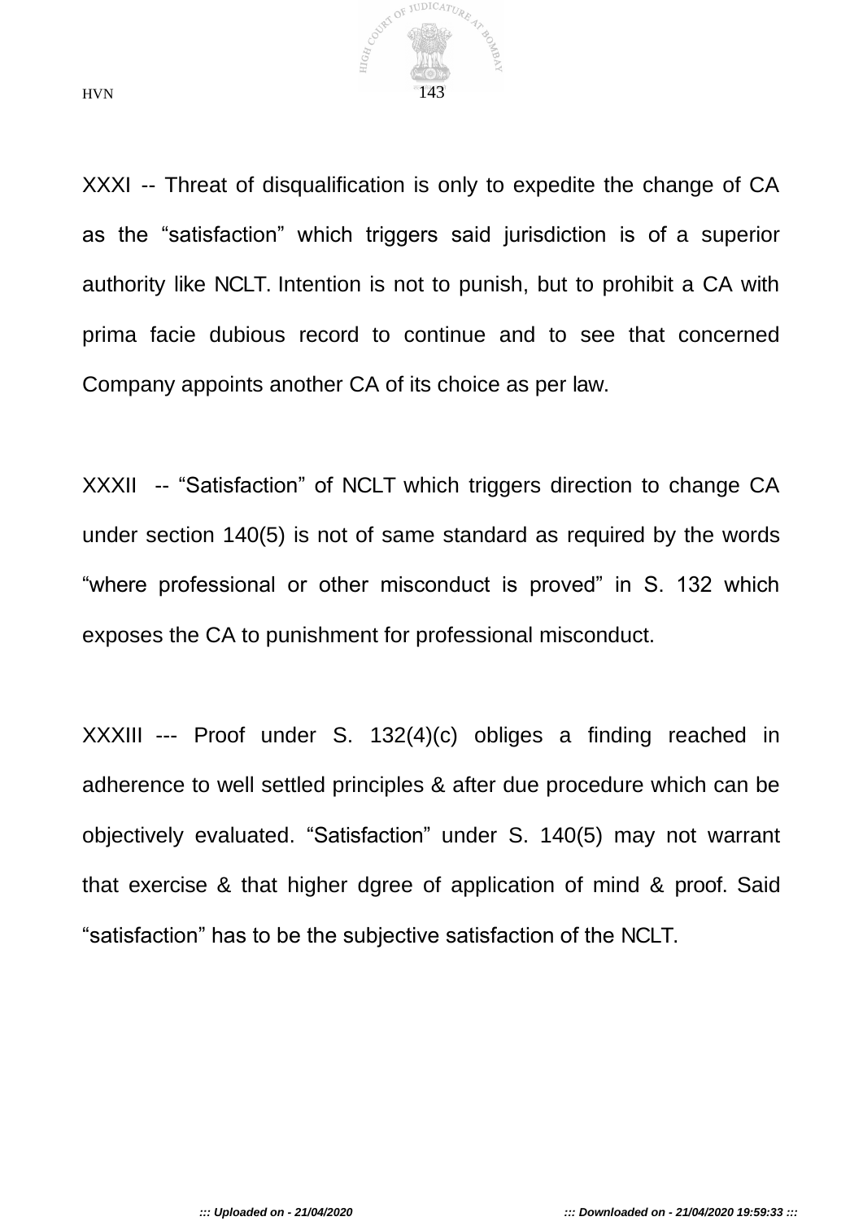XXXI -- Threat of disqualification is only to expedite the change of CA as the "satisfaction" which triggers said jurisdiction is of a superior authority like NCLT. Intention is not to punish, but to prohibit a CA with prima facie dubious record to continue and to see that concerned Company appoints another CA of its choice as per law.

XXXII -- "Satisfaction" of NCLT which triggers direction to change CA under section 140(5) is not of same standard as required by the words "where professional or other misconduct is proved" in S. 132 which exposes the CA to punishment for professional misconduct.

XXXIII --- Proof under S. 132(4)(c) obliges a finding reached in adherence to well settled principles & after due procedure which can be objectively evaluated. "Satisfaction" under S. 140(5) may not warrant that exercise & that higher dgree of application of mind & proof. Said "satisfaction" has to be the subjective satisfaction of the NCLT.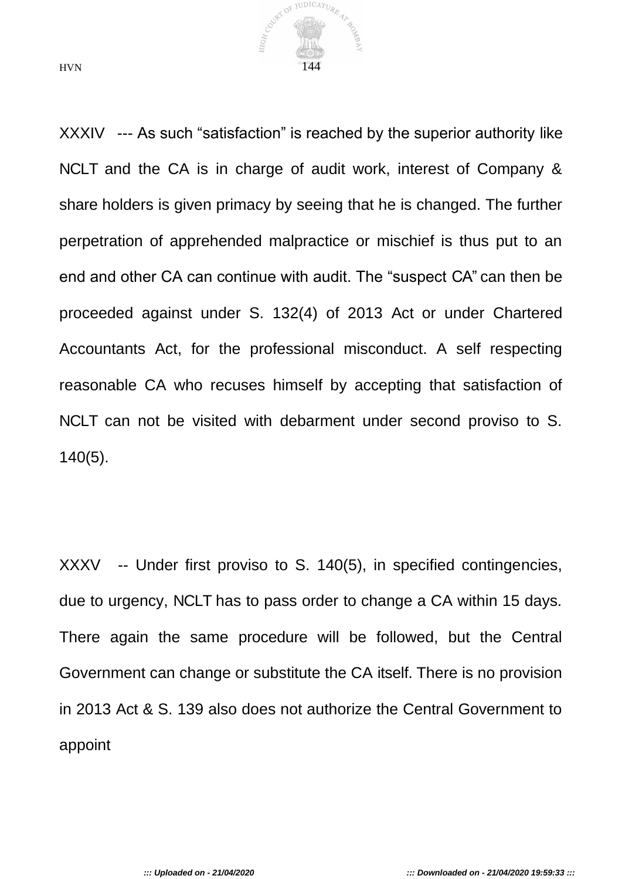XXXIV --- As such “satisfaction” is reached by the superior authority like NCLT and the CA is in charge of audit work, interest of Company & share holders is given primacy by seeing that he is changed. The further perpetration of apprehended malpractice or mischief is thus put to an end and other CA can continue with audit. The “suspect CA” can then be proceeded against under S. 132(4) of 2013 Act or under Chartered Accountants Act, for the professional misconduct. A self respecting reasonable CA who recuses himself by accepting that satisfaction of NCLT can not be visited with debarment under second proviso to S. 140(5).

XXXV -- Under first proviso to S. 140(5), in specified contingencies, due to urgency, NCLT has to pass order to change a CA within 15 days. There again the same procedure will be followed, but the Central Government can change or substitute the CA itself. There is no provision in 2013 Act & S. 139 also does not authorize the Central Government to appoint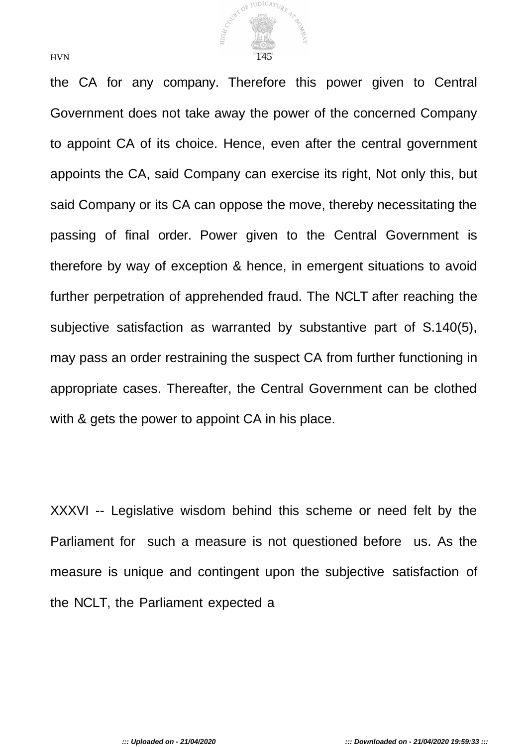the CA for any company. Therefore this power given to Central Government does not take away the power of the concerned Company to appoint CA of its choice. Hence, even after the central government appoints the CA, said Company can exercise its right, Not only this, but said Company or its CA can oppose the move, thereby necessitating the passing of final order. Power given to the Central Government is therefore by way of exception & hence, in emergent situations to avoid further perpetration of apprehended fraud. The NCLT after reaching the subjective satisfaction as warranted by substantive part of S.140(5), may pass an order restraining the suspect CA from further functioning in appropriate cases. Thereafter, the Central Government can be clothed with & gets the power to appoint CA in his place.

XXXVI -- Legislative wisdom behind this scheme or need felt by the Parliament for such a measure is not questioned before us. As the measure is unique and contingent upon the subjective satisfaction of the NCLT, the Parliament expected a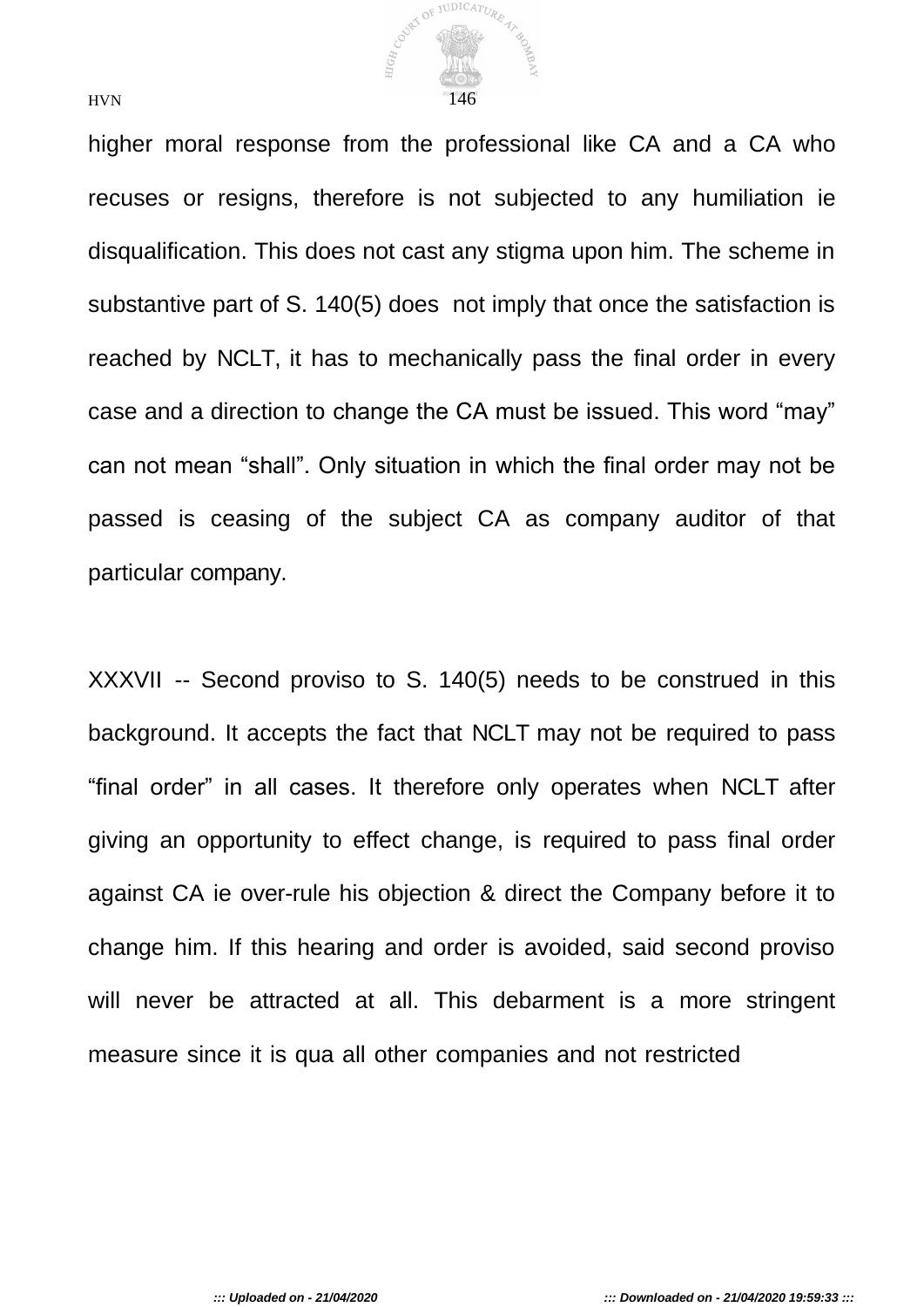higher moral response from the professional like CA and a CA who recuses or resigns, therefore is not subjected to any humiliation ie disqualification. This does not cast any stigma upon him. The scheme in substantive part of S. 140(5) does not imply that once the satisfaction is reached by NCLT, it has to mechanically pass the final order in every case and a direction to change the CA must be issued. This word “may” can not mean “shall”. Only situation in which the final order may not be passed is ceasing of the subject CA as company auditor of that particular company.

XXXVII -- Second proviso to S. 140(5) needs to be construed in this background. It accepts the fact that NCLT may not be required to pass “final order” in all cases. It therefore only operates when NCLT after giving an opportunity to effect change, is required to pass final order against CA ie over-rule his objection & direct the Company before it to change him. If this hearing and order is avoided, said second proviso will never be attracted at all. This debarment is a more stringent measure since it is qua all other companies and not restricted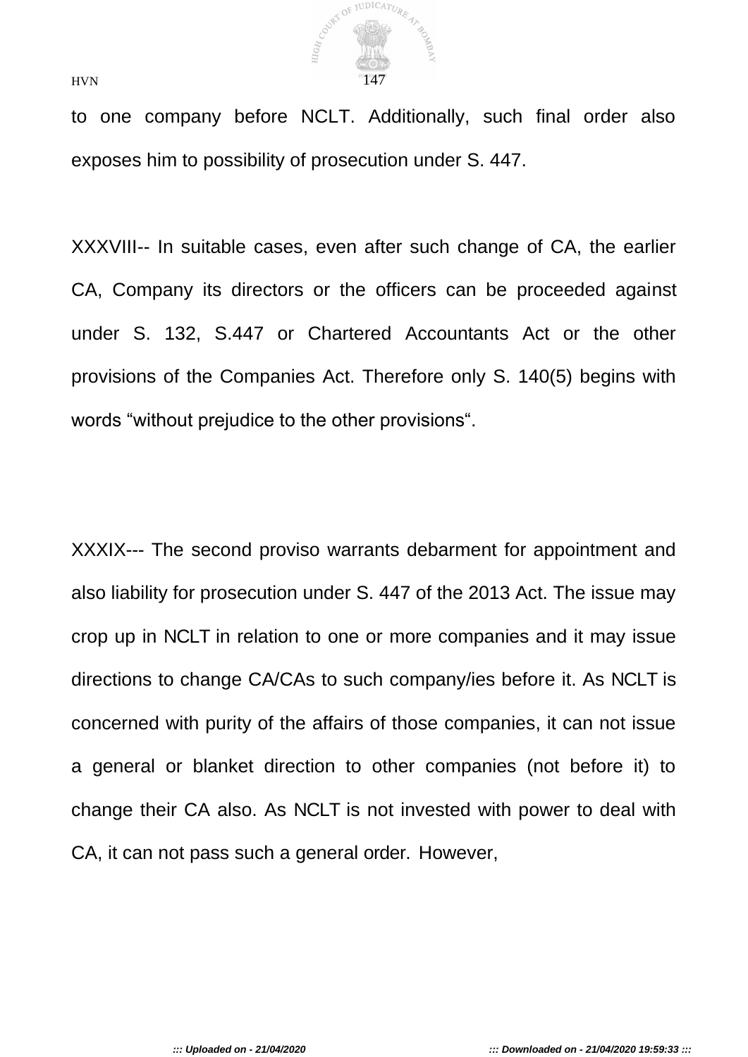to one company before NCLT. Additionally, such final order also exposes him to possibility of prosecution under S. 447.

XXXVIII-- In suitable cases, even after such change of CA, the earlier CA, Company its directors or the officers can be proceeded against under S. 132, S.447 or Chartered Accountants Act or the other provisions of the Companies Act. Therefore only S. 140(5) begins with words “without prejudice to the other provisions“.

XXXIX--- The second proviso warrants debarment for appointment and also liability for prosecution under S. 447 of the 2013 Act. The issue may crop up in NCLT in relation to one or more companies and it may issue directions to change CA/CAs to such company/ies before it. As NCLT is concerned with purity of the affairs of those companies, it can not issue a general or blanket direction to other companies (not before it) to change their CA also. As NCLT is not invested with power to deal with CA, it can not pass such a general order. However,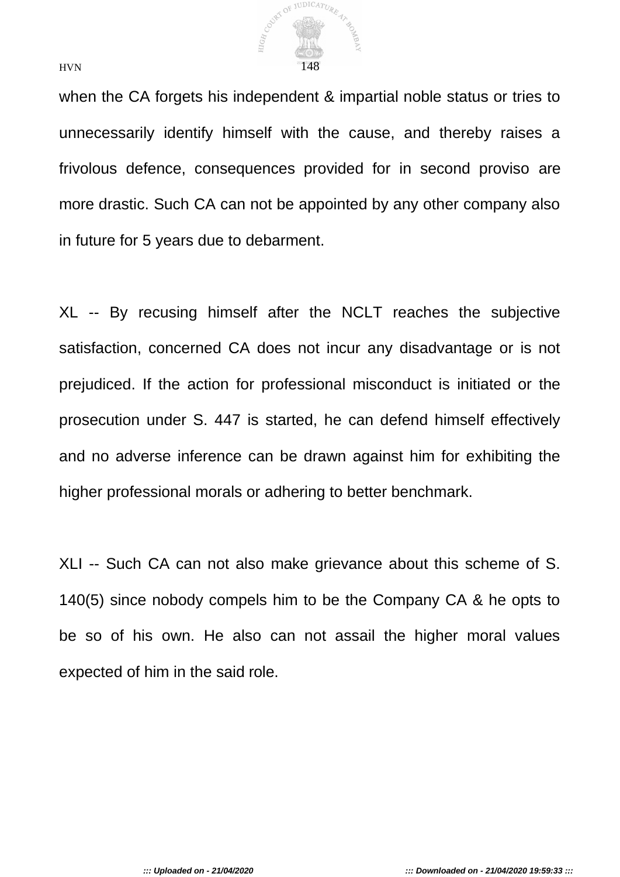when the CA forgets his independent & impartial noble status or tries to unnecessarily identify himself with the cause, and thereby raises a frivolous defence, consequences provided for in second proviso are more drastic. Such CA can not be appointed by any other company also in future for 5 years due to debarment.

XL -- By recusing himself after the NCLT reaches the subjective satisfaction, concerned CA does not incur any disadvantage or is not prejudiced. If the action for professional misconduct is initiated or the prosecution under S. 447 is started, he can defend himself effectively and no adverse inference can be drawn against him for exhibiting the higher professional morals or adhering to better benchmark.

XLI -- Such CA can not also make grievance about this scheme of S. 140(5) since nobody compels him to be the Company CA & he opts to be so of his own. He also can not assail the higher moral values expected of him in the said role.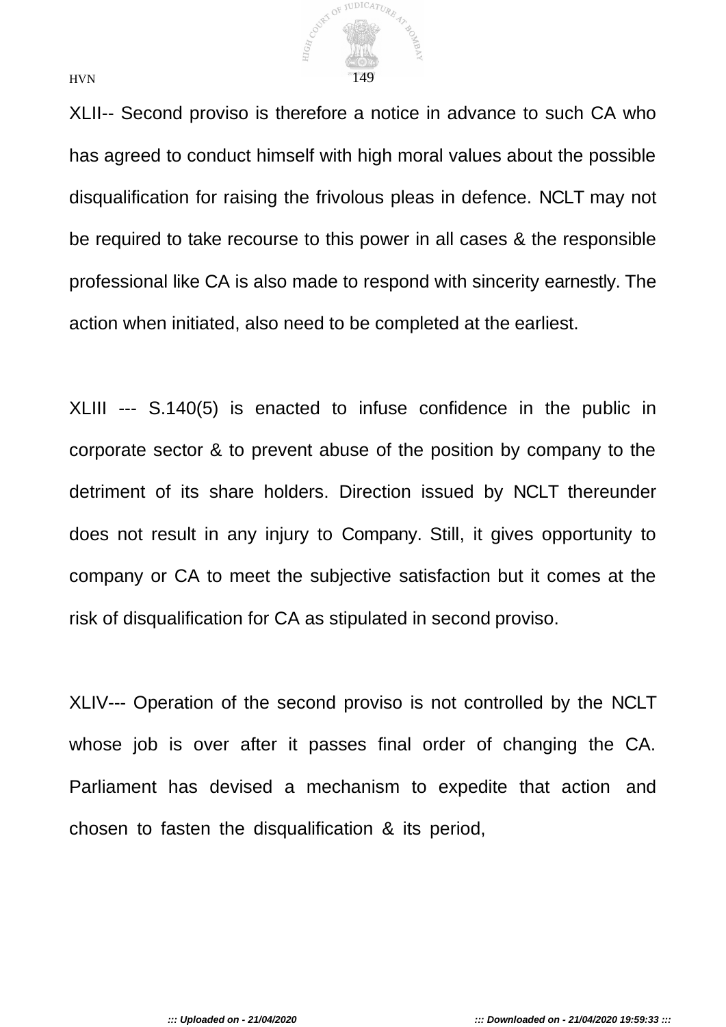XLII-- Second proviso is therefore a notice in advance to such CA who has agreed to conduct himself with high moral values about the possible disqualification for raising the frivolous pleas in defence. NCLT may not be required to take recourse to this power in all cases & the responsible professional like CA is also made to respond with sincerity earnestly. The action when initiated, also need to be completed at the earliest.

XLIII --- S.140(5) is enacted to infuse confidence in the public in corporate sector & to prevent abuse of the position by company to the detriment of its share holders. Direction issued by NCLT thereunder does not result in any injury to Company. Still, it gives opportunity to company or CA to meet the subjective satisfaction but it comes at the risk of disqualification for CA as stipulated in second proviso.

XLIV--- Operation of the second proviso is not controlled by the NCLT whose job is over after it passes final order of changing the CA. Parliament has devised a mechanism to expedite that action and chosen to fasten the disqualification & its period,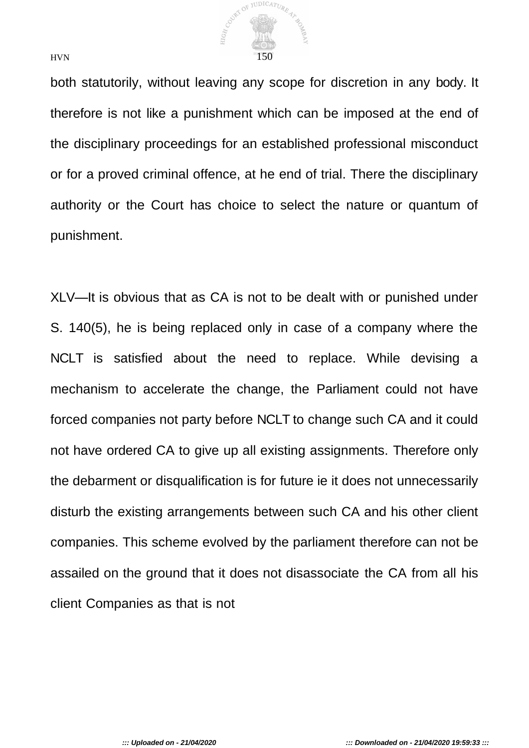both statutorily, without leaving any scope for discretion in any body. It therefore is not like a punishment which can be imposed at the end of the disciplinary proceedings for an established professional misconduct or for a proved criminal offence, at he end of trial. There the disciplinary authority or the Court has choice to select the nature or quantum of punishment.

XLV—It is obvious that as CA is not to be dealt with or punished under S. 140(5), he is being replaced only in case of a company where the NCLT is satisfied about the need to replace. While devising a mechanism to accelerate the change, the Parliament could not have forced companies not party before NCLT to change such CA and it could not have ordered CA to give up all existing assignments. Therefore only the debarment or disqualification is for future ie it does not unnecessarily disturb the existing arrangements between such CA and his other client companies. This scheme evolved by the parliament therefore can not be assailed on the ground that it does not disassociate the CA from all his client Companies as that is not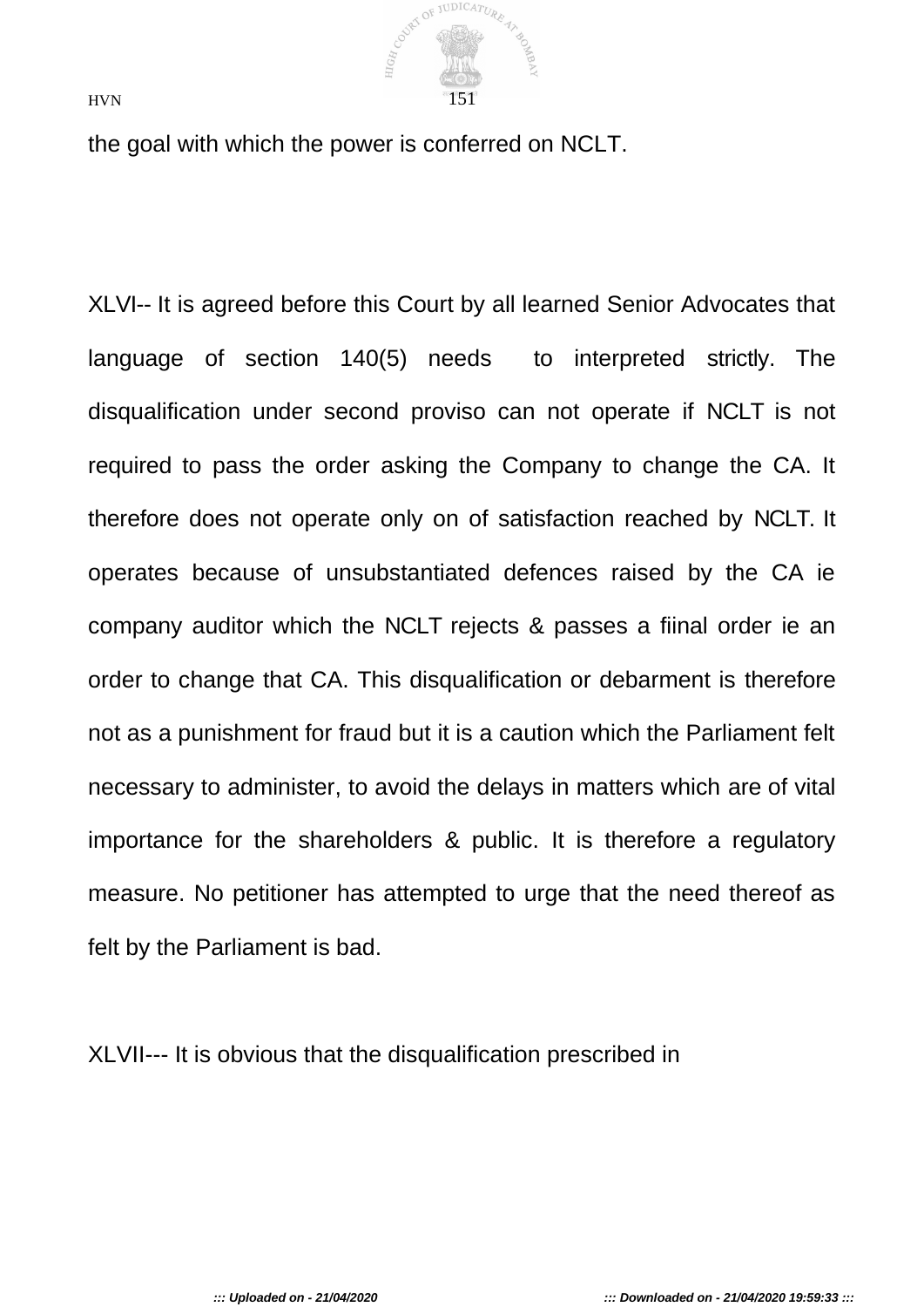the goal with which the power is conferred on NCLT.

XLVI-- It is agreed before this Court by all learned Senior Advocates that language of section 140(5) needs to interpreted strictly. The disqualification under second proviso can not operate if NCLT is not required to pass the order asking the Company to change the CA. It therefore does not operate only on of satisfaction reached by NCLT. It operates because of unsubstantiated defences raised by the CA ie company auditor which the NCLT rejects & passes a fiinal order ie an order to change that CA. This disqualification or debarment is therefore not as a punishment for fraud but it is a caution which the Parliament felt necessary to administer, to avoid the delays in matters which are of vital importance for the shareholders & public. It is therefore a regulatory measure. No petitioner has attempted to urge that the need thereof as felt by the Parliament is bad.

XLVII--- It is obvious that the disqualification prescribed in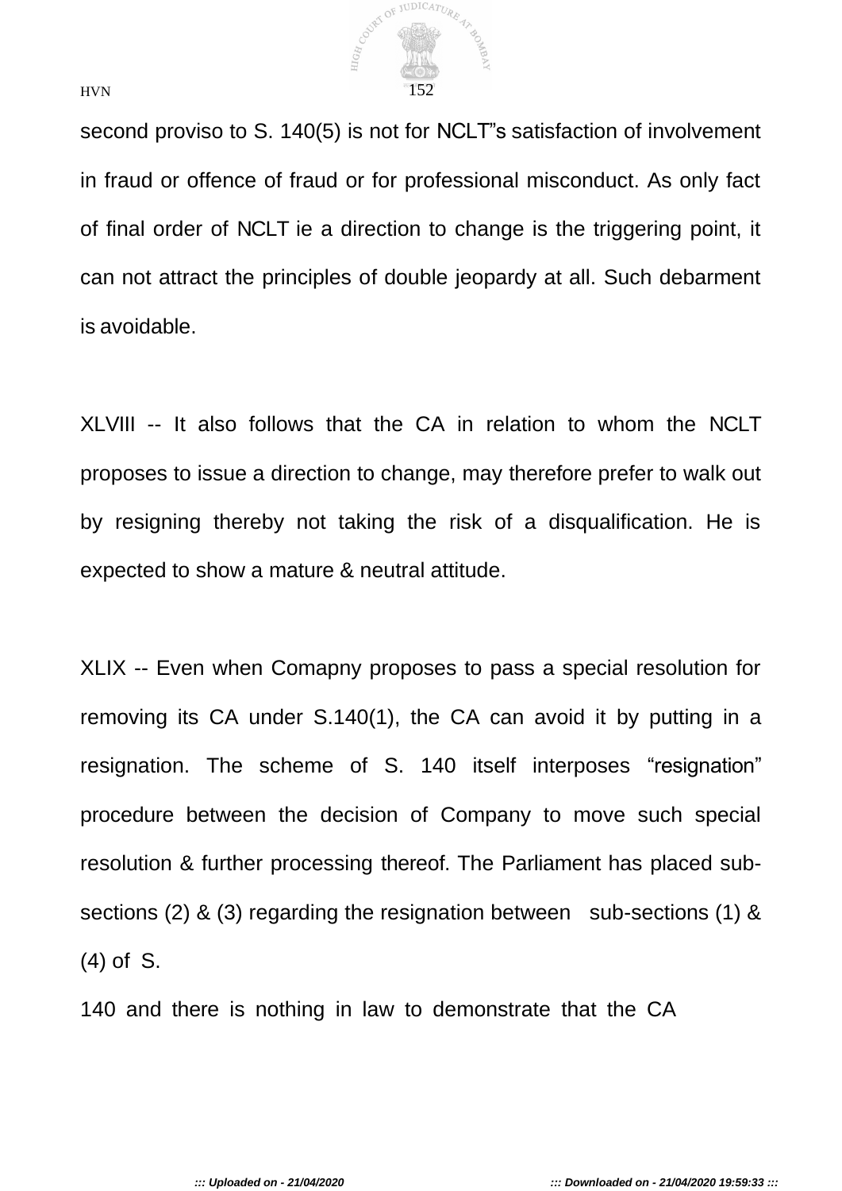second proviso to S. 140(5) is not for NCLT"s satisfaction of involvement in fraud or offence of fraud or for professional misconduct. As only fact of final order of NCLT ie a direction to change is the triggering point, it can not attract the principles of double jeopardy at all. Such debarment is avoidable.

XLVIII -- It also follows that the CA in relation to whom the NCLT proposes to issue a direction to change, may therefore prefer to walk out by resigning thereby not taking the risk of a disqualification. He is expected to show a mature & neutral attitude.

XLIX -- Even when Comapny proposes to pass a special resolution for removing its CA under S.140(1), the CA can avoid it by putting in a resignation. The scheme of S. 140 itself interposes "resignation" procedure between the decision of Company to move such special resolution & further processing thereof. The Parliament has placed sub-sections (2) & (3) regarding the resignation between sub-sections (1) & (4) of S. 140 and there is nothing in law to demonstrate that the CA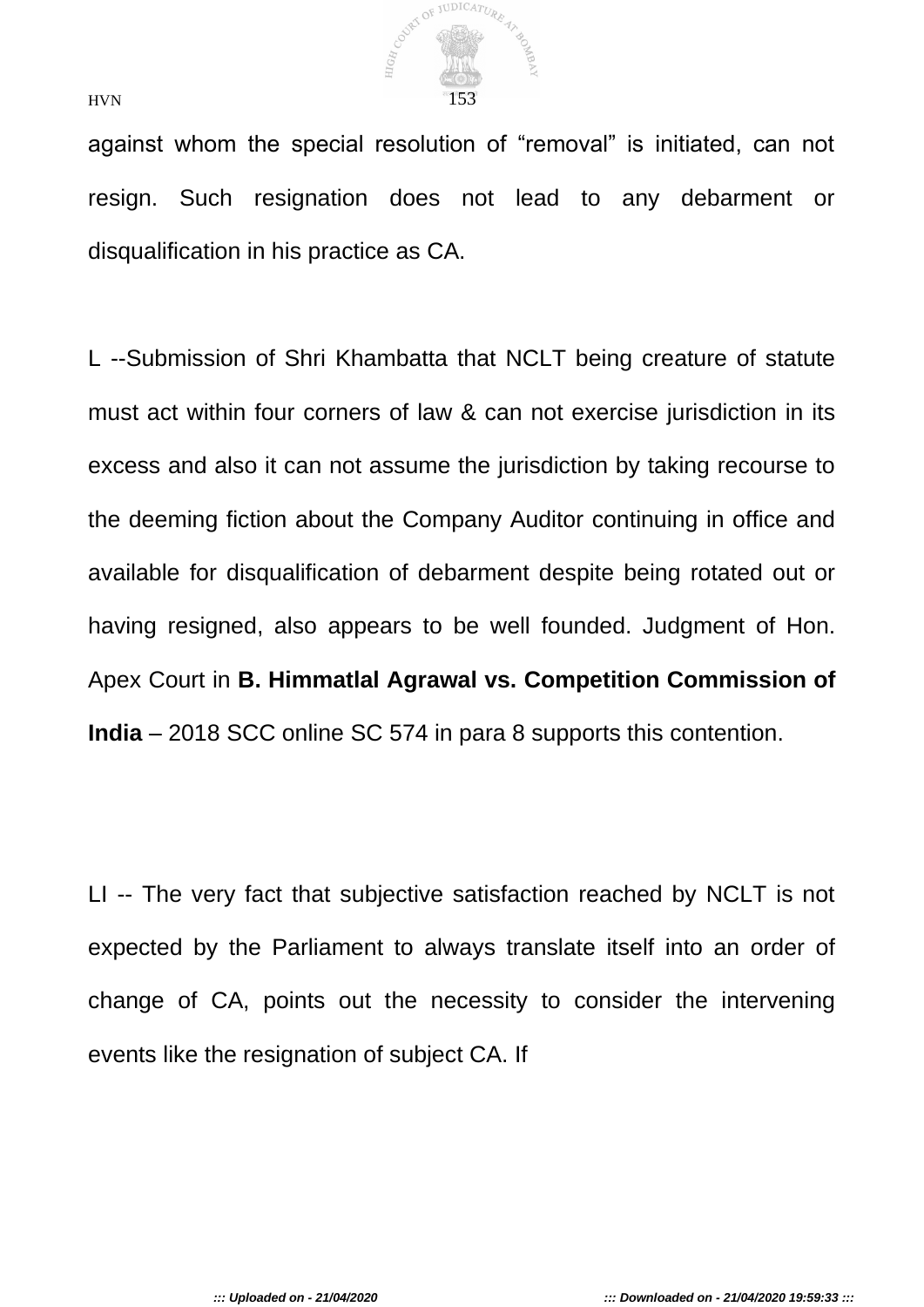against whom the special resolution of "removal" is initiated, can not resign. Such resignation does not lead to any debarment or disqualification in his practice as CA.

L --Submission of Shri Khambatta that NCLT being creature of statute must act within four corners of law & can not exercise jurisdiction in its excess and also it can not assume the jurisdiction by taking recourse to the deeming fiction about the Company Auditor continuing in office and available for disqualification of debarment despite being rotated out or having resigned, also appears to be well founded. Judgment of Hon. Apex Court in **B. Himmatlal Agrawal vs. Competition Commission of India** – 2018 SCC online SC 574 in para 8 supports this contention.

LI -- The very fact that subjective satisfaction reached by NCLT is not expected by the Parliament to always translate itself into an order of change of CA, points out the necessity to consider the intervening events like the resignation of subject CA. If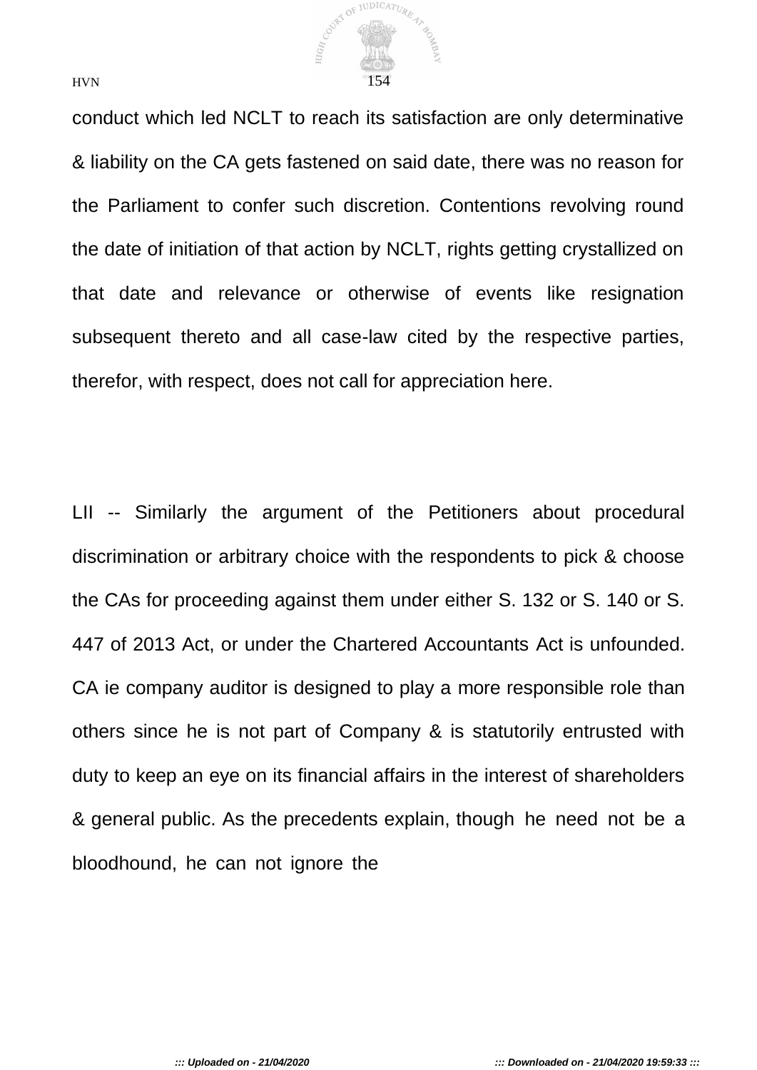conduct which led NCLT to reach its satisfaction are only determinative & liability on the CA gets fastened on said date, there was no reason for the Parliament to confer such discretion. Contentions revolving round the date of initiation of that action by NCLT, rights getting crystallized on that date and relevance or otherwise of events like resignation subsequent thereto and all case-law cited by the respective parties, therefor, with respect, does not call for appreciation here.

LII -- Similarly the argument of the Petitioners about procedural discrimination or arbitrary choice with the respondents to pick & choose the CAs for proceeding against them under either S. 132 or S. 140 or S. 447 of 2013 Act, or under the Chartered Accountants Act is unfounded. CA ie company auditor is designed to play a more responsible role than others since he is not part of Company & is statutorily entrusted with duty to keep an eye on its financial affairs in the interest of shareholders & general public. As the precedents explain, though he need not be a bloodhound, he can not ignore the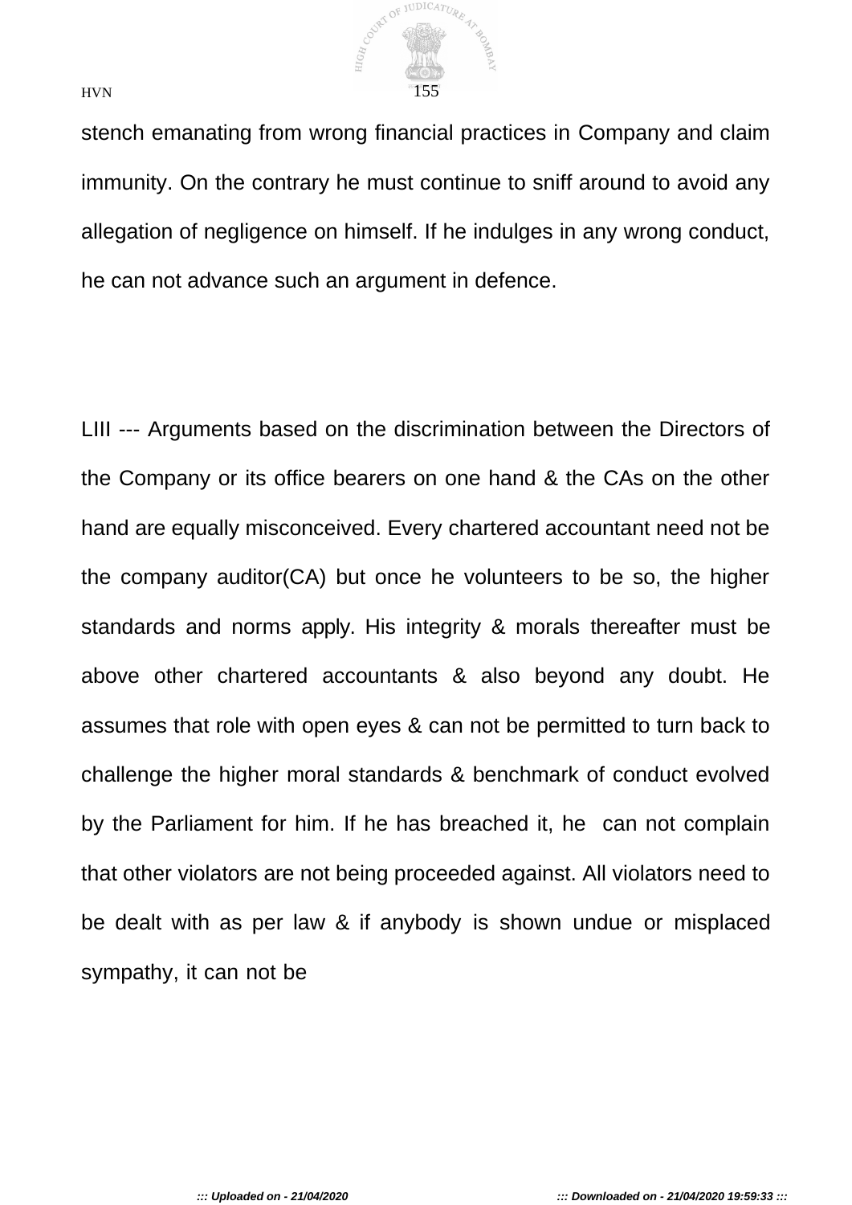stench emanating from wrong financial practices in Company and claim immunity. On the contrary he must continue to sniff around to avoid any allegation of negligence on himself. If he indulges in any wrong conduct, he can not advance such an argument in defence.

LIII --- Arguments based on the discrimination between the Directors of the Company or its office bearers on one hand & the CAs on the other hand are equally misconceived. Every chartered accountant need not be the company auditor(CA) but once he volunteers to be so, the higher standards and norms apply. His integrity & morals thereafter must be above other chartered accountants & also beyond any doubt. He assumes that role with open eyes & can not be permitted to turn back to challenge the higher moral standards & benchmark of conduct evolved by the Parliament for him. If he has breached it, he can not complain that other violators are not being proceeded against. All violators need to be dealt with as per law & if anybody is shown undue or misplaced sympathy, it can not be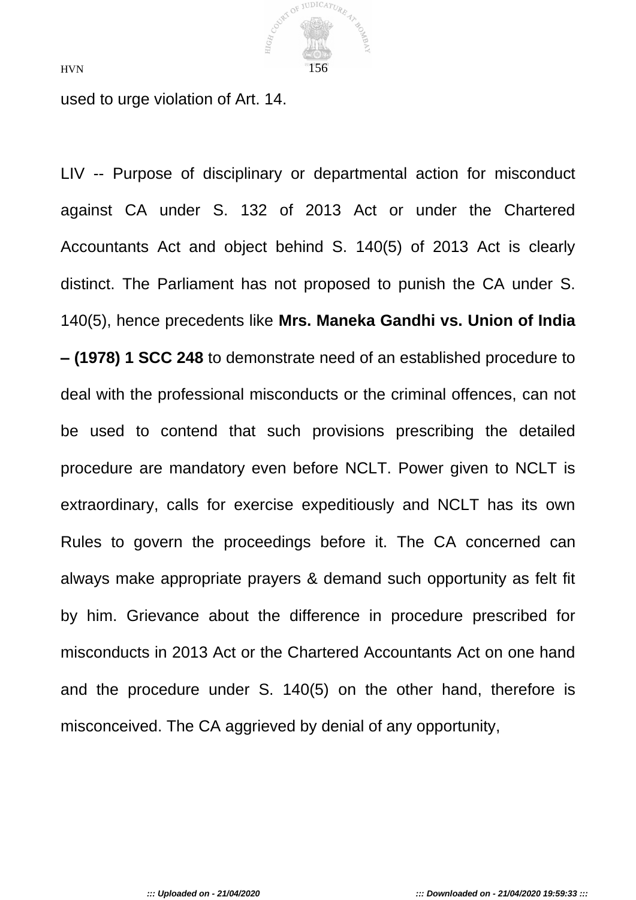used to urge violation of Art. 14.

LIV -- Purpose of disciplinary or departmental action for misconduct against CA under S. 132 of 2013 Act or under the Chartered Accountants Act and object behind S. 140(5) of 2013 Act is clearly distinct. The Parliament has not proposed to punish the CA under S. 140(5), hence precedents like **Mrs. Maneka Gandhi vs. Union of India – (1978) 1 SCC 248** to demonstrate need of an established procedure to deal with the professional misconducts or the criminal offences, can not be used to contend that such provisions prescribing the detailed procedure are mandatory even before NCLT. Power given to NCLT is extraordinary, calls for exercise expeditiously and NCLT has its own Rules to govern the proceedings before it. The CA concerned can always make appropriate prayers & demand such opportunity as felt fit by him. Grievance about the difference in procedure prescribed for misconducts in 2013 Act or the Chartered Accountants Act on one hand and the procedure under S. 140(5) on the other hand, therefore is misconceived. The CA aggrieved by denial of any opportunity,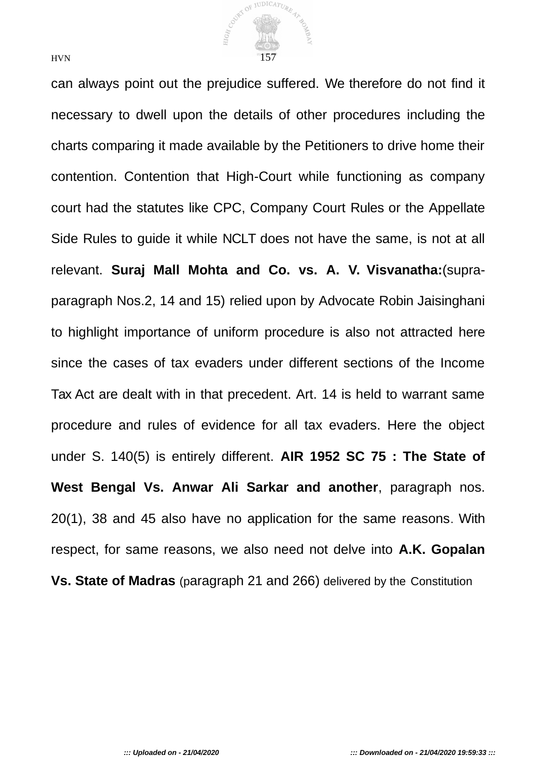can always point out the prejudice suffered. We therefore do not find it necessary to dwell upon the details of other procedures including the charts comparing it made available by the Petitioners to drive home their contention. Contention that High-Court while functioning as company court had the statutes like CPC, Company Court Rules or the Appellate Side Rules to guide it while NCLT does not have the same, is not at all relevant. **Suraj Mall Mohta and Co. vs. A. V. Visvanatha:**(supra-paragraph Nos.2, 14 and 15) relied upon by Advocate Robin Jaisinghani to highlight importance of uniform procedure is also not attracted here since the cases of tax evaders under different sections of the Income Tax Act are dealt with in that precedent. Art. 14 is held to warrant same procedure and rules of evidence for all tax evaders. Here the object under S. 140(5) is entirely different. **AIR 1952 SC 75 : The State of West Bengal Vs. Anwar Ali Sarkar and another**, paragraph nos. 20(1), 38 and 45 also have no application for the same reasons. With respect, for same reasons, we also need not delve into **A.K. Gopalan Vs. State of Madras** (paragraph 21 and 266) delivered by the Constitution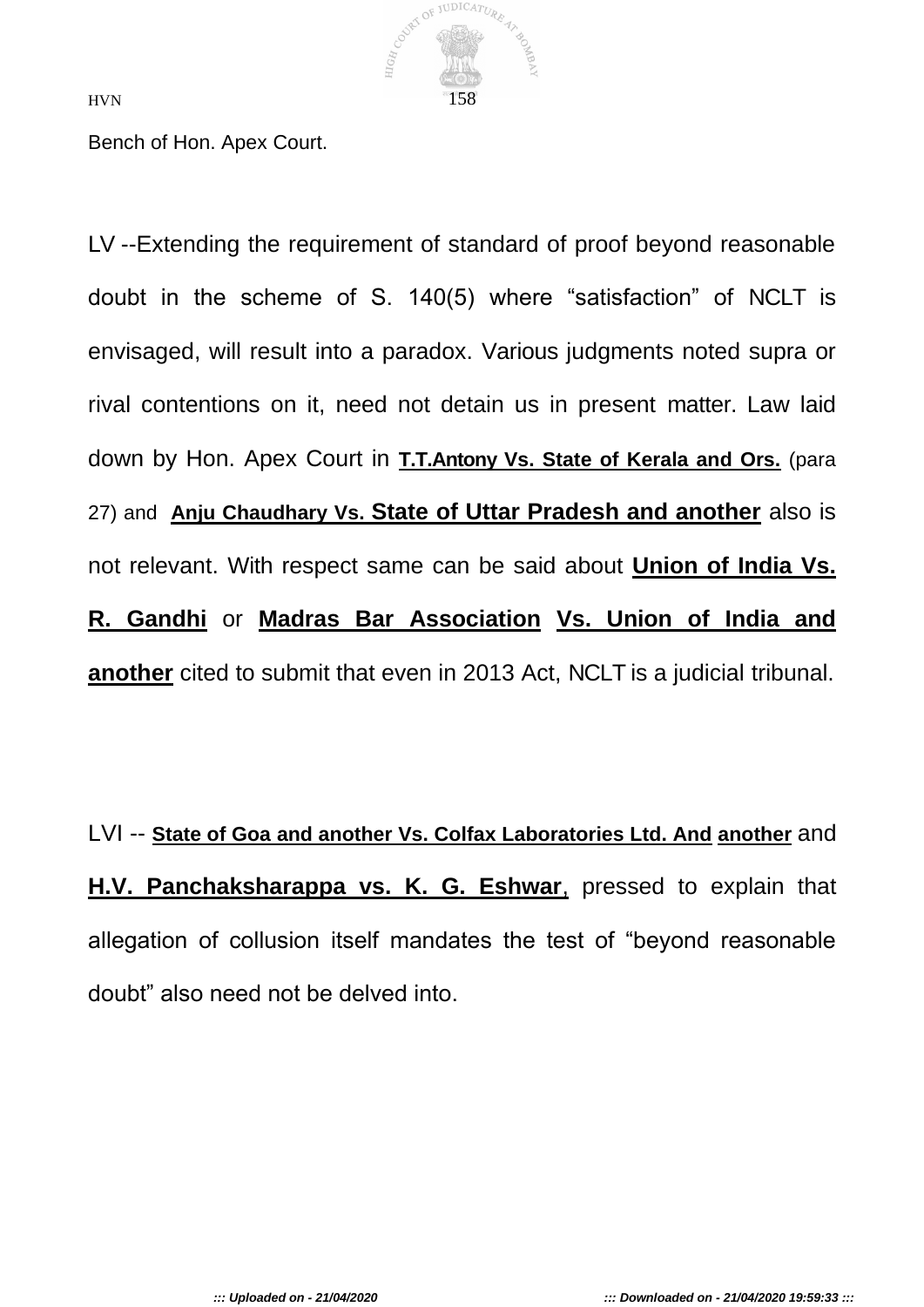Bench of Hon. Apex Court.

LV --Extending the requirement of standard of proof beyond reasonable doubt in the scheme of S. 140(5) where “satisfaction” of NCLT is envisaged, will result into a paradox. Various judgments noted supra or rival contentions on it, need not detain us in present matter. Law laid down by Hon. Apex Court in **T.T.Antony Vs. State of Kerala and Ors.** (para 27) and **Anju Chaudhary Vs. State of Uttar Pradesh and another** also is not relevant. With respect same can be said about **Union of India Vs. R. Gandhi** or **Madras Bar Association Vs. Union of India and another** cited to submit that even in 2013 Act, NCLT is a judicial tribunal.

LVI -- **State of Goa and another Vs. Colfax Laboratories Ltd. And another** and **H.V. Panchaksharappa vs. K. G. Eshwar**, pressed to explain that allegation of collusion itself mandates the test of “beyond reasonable doubt” also need not be delved into.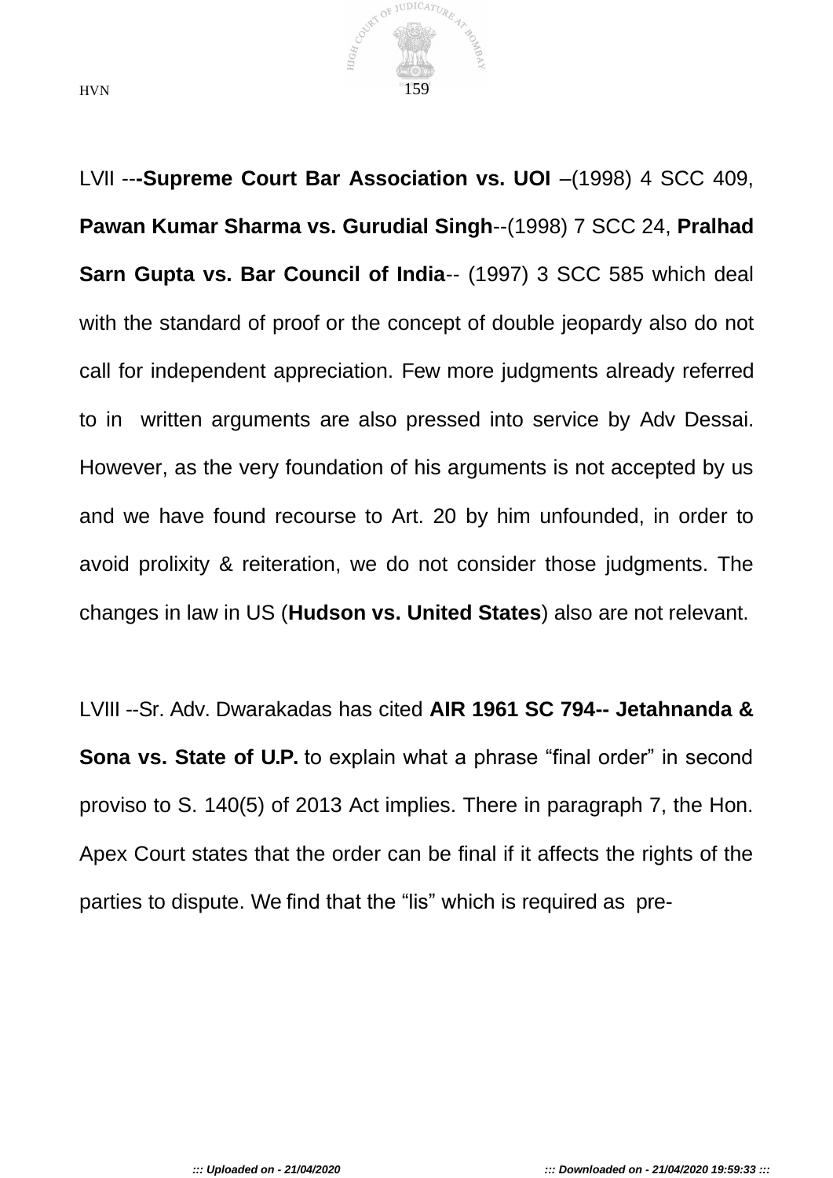LVII ---**Supreme Court Bar Association vs. UOI** –(1998) 4 SCC 409, **Pawan Kumar Sharma vs. Gurudial Singh**--(1998) 7 SCC 24, **Pralhad Sarn Gupta vs. Bar Council of India**-- (1997) 3 SCC 585 which deal with the standard of proof or the concept of double jeopardy also do not call for independent appreciation. Few more judgments already referred to in written arguments are also pressed into service by Adv Dessai. However, as the very foundation of his arguments is not accepted by us and we have found recourse to Art. 20 by him unfounded, in order to avoid prolixity & reiteration, we do not consider those judgments. The changes in law in US (**Hudson vs. United States**) also are not relevant.

LVIII --Sr. Adv. Dwarakadas has cited **AIR 1961 SC 794-- Jetahnanda & Sona vs. State of U.P.** to explain what a phrase “final order” in second proviso to S. 140(5) of 2013 Act implies. There in paragraph 7, the Hon. Apex Court states that the order can be final if it affects the rights of the parties to dispute. We find that the “lis” which is required as pre-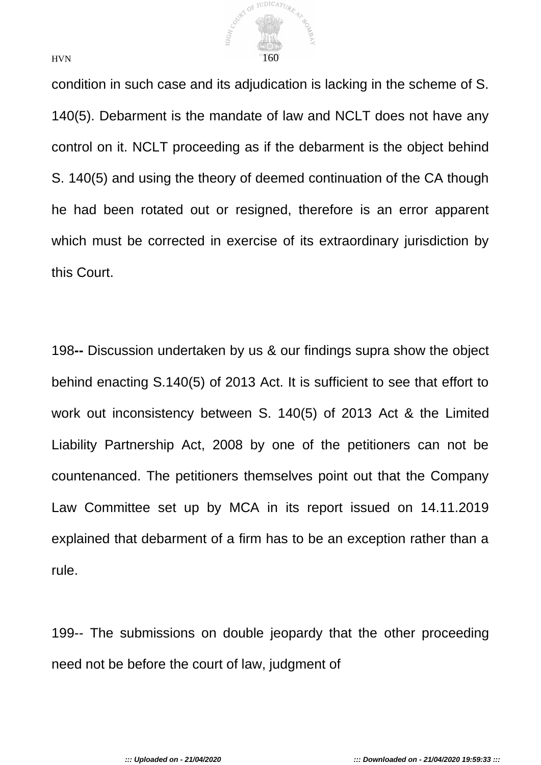condition in such case and its adjudication is lacking in the scheme of S. 140(5). Debarment is the mandate of law and NCLT does not have any control on it. NCLT proceeding as if the debarment is the object behind S. 140(5) and using the theory of deemed continuation of the CA though he had been rotated out or resigned, therefore is an error apparent which must be corrected in exercise of its extraordinary jurisdiction by this Court.

198**--** Discussion undertaken by us & our findings supra show the object behind enacting S.140(5) of 2013 Act. It is sufficient to see that effort to work out inconsistency between S. 140(5) of 2013 Act & the Limited Liability Partnership Act, 2008 by one of the petitioners can not be countenanced. The petitioners themselves point out that the Company Law Committee set up by MCA in its report issued on 14.11.2019 explained that debarment of a firm has to be an exception rather than a rule.

199-- The submissions on double jeopardy that the other proceeding need not be before the court of law, judgment of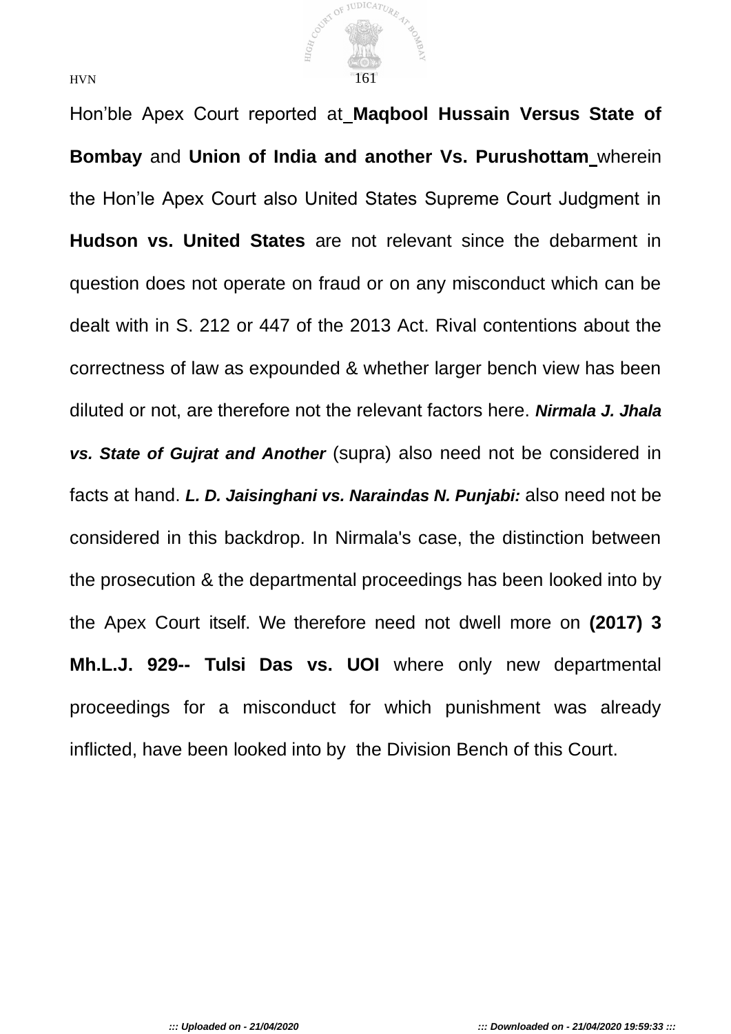Hon'ble Apex Court reported at **Maqbool Hussain Versus State of Bombay** and **Union of India and another Vs. Purushottam** wherein the Hon'le Apex Court also United States Supreme Court Judgment in **Hudson vs. United States** are not relevant since the debarment in question does not operate on fraud or on any misconduct which can be dealt with in S. 212 or 447 of the 2013 Act. Rival contentions about the correctness of law as expounded & whether larger bench view has been diluted or not, are therefore not the relevant factors here. ***Nirmala J. Jhala vs. State of Gujrat and Another*** (supra) also need not be considered in facts at hand. ***L. D. Jaisinghani vs. Naraindas N. Punjabi:*** also need not be considered in this backdrop. In Nirmala's case, the distinction between the prosecution & the departmental proceedings has been looked into by the Apex Court itself. We therefore need not dwell more on **(2017) 3 Mh.L.J. 929-- Tulsi Das vs. UOI** where only new departmental proceedings for a misconduct for which punishment was already inflicted, have been looked into by the Division Bench of this Court.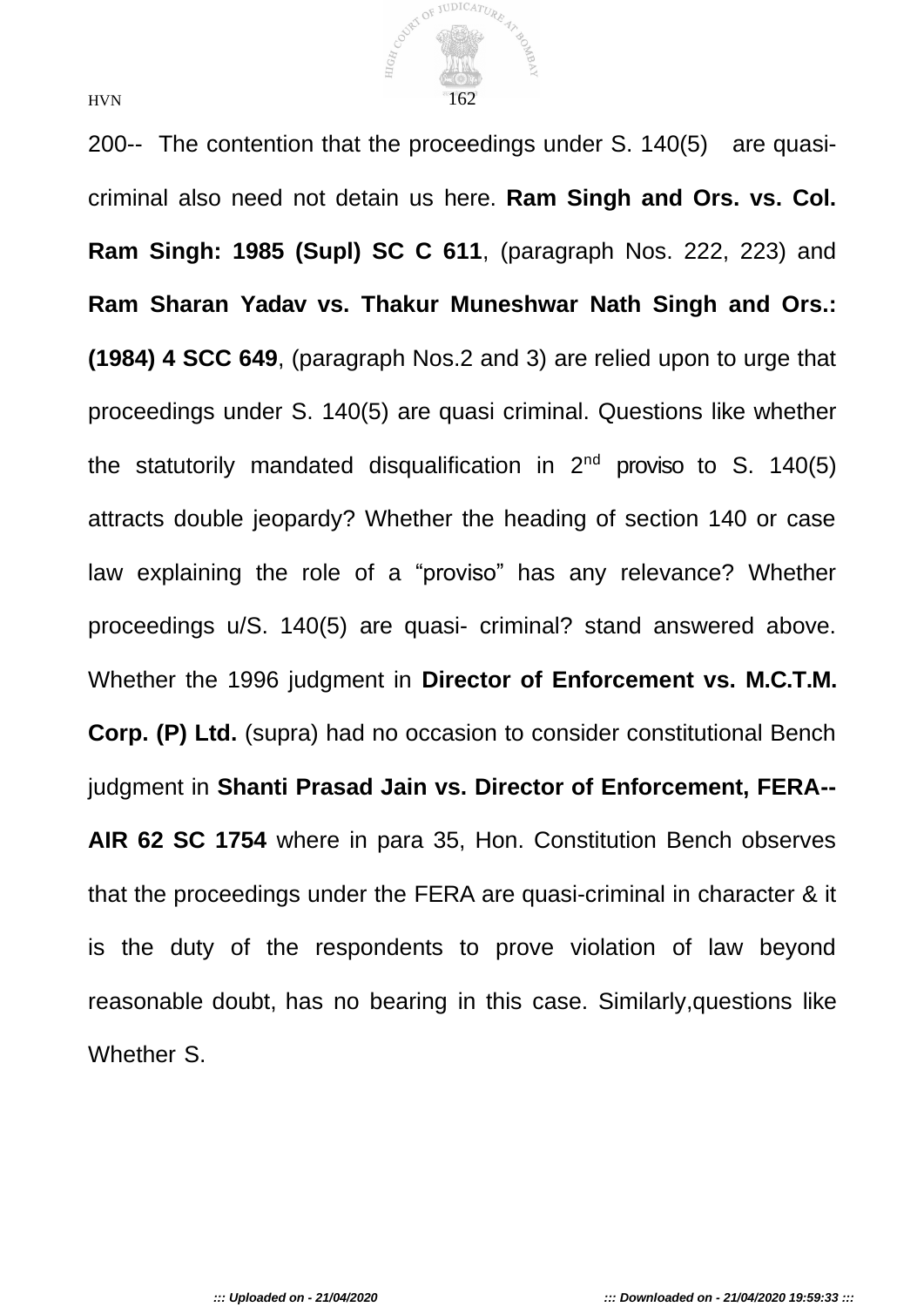200-- The contention that the proceedings under S. 140(5) are quasi-criminal also need not detain us here. **Ram Singh and Ors. vs. Col. Ram Singh: 1985 (Supl) SC C 611**, (paragraph Nos. 222, 223) and **Ram Sharan Yadav vs. Thakur Muneshwar Nath Singh and Ors.: (1984) 4 SCC 649**, (paragraph Nos.2 and 3) are relied upon to urge that proceedings under S. 140(5) are quasi criminal. Questions like whether the statutorily mandated disqualification in 2nd proviso to S. 140(5) attracts double jeopardy? Whether the heading of section 140 or case law explaining the role of a “proviso” has any relevance? Whether proceedings u/S. 140(5) are quasi- criminal? stand answered above. Whether the 1996 judgment in **Director of Enforcement vs. M.C.T.M. Corp. (P) Ltd.** (supra) had no occasion to consider constitutional Bench judgment in **Shanti Prasad Jain vs. Director of Enforcement, FERA-- AIR 62 SC 1754** where in para 35, Hon. Constitution Bench observes that the proceedings under the FERA are quasi-criminal in character & it is the duty of the respondents to prove violation of law beyond reasonable doubt, has no bearing in this case. Similarly,questions like Whether S.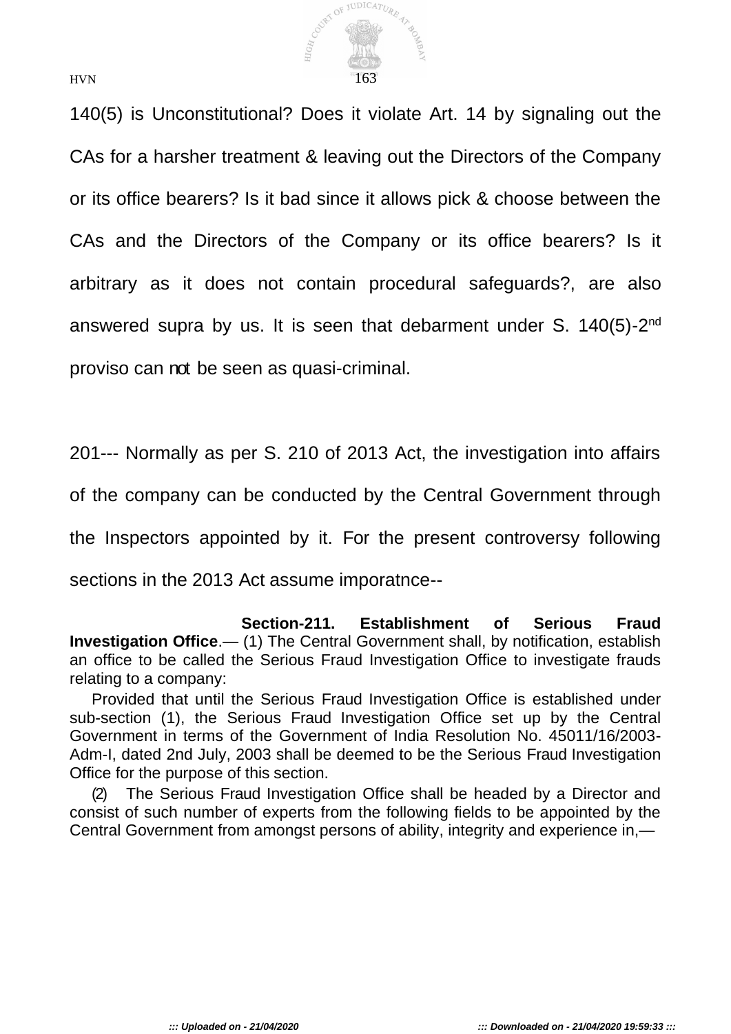140(5) is Unconstitutional? Does it violate Art. 14 by signaling out the CAs for a harsher treatment & leaving out the Directors of the Company or its office bearers? Is it bad since it allows pick & choose between the CAs and the Directors of the Company or its office bearers? Is it arbitrary as it does not contain procedural safeguards?, are also answered supra by us. It is seen that debarment under S. 140(5)-2nd proviso can not be seen as quasi-criminal.

201--- Normally as per S. 210 of 2013 Act, the investigation into affairs of the company can be conducted by the Central Government through the Inspectors appointed by it. For the present controversy following sections in the 2013 Act assume imporatnce--

**Section-211. Establishment of Serious Fraud Investigation Office**.— (1) The Central Government shall, by notification, establish an office to be called the Serious Fraud Investigation Office to investigate frauds relating to a company:

Provided that until the Serious Fraud Investigation Office is established under sub-section (1), the Serious Fraud Investigation Office set up by the Central Government in terms of the Government of India Resolution No. 45011/16/2003-Adm-I, dated 2nd July, 2003 shall be deemed to be the Serious Fraud Investigation Office for the purpose of this section.

(2) The Serious Fraud Investigation Office shall be headed by a Director and consist of such number of experts from the following fields to be appointed by the Central Government from amongst persons of ability, integrity and experience in,—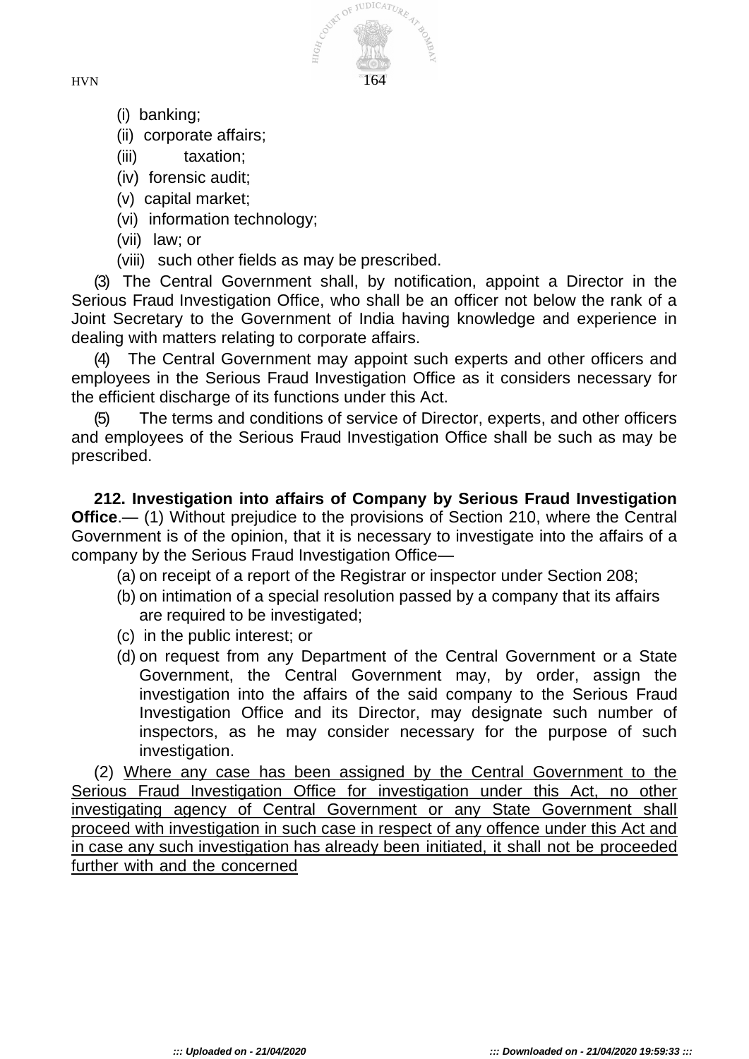(i) banking;

(ii) corporate affairs;

(iii) taxation;

(iv) forensic audit;

(v) capital market;

(vi) information technology;

(vii) law; or

(viii) such other fields as may be prescribed.

(3) The Central Government shall, by notification, appoint a Director in the Serious Fraud Investigation Office, who shall be an officer not below the rank of a Joint Secretary to the Government of India having knowledge and experience in dealing with matters relating to corporate affairs.

(4) The Central Government may appoint such experts and other officers and employees in the Serious Fraud Investigation Office as it considers necessary for the efficient discharge of its functions under this Act.

(5) The terms and conditions of service of Director, experts, and other officers and employees of the Serious Fraud Investigation Office shall be such as may be prescribed.

**212. Investigation into affairs of Company by Serious Fraud Investigation Office**.— (1) Without prejudice to the provisions of Section 210, where the Central Government is of the opinion, that it is necessary to investigate into the affairs of a company by the Serious Fraud Investigation Office—

(a) on receipt of a report of the Registrar or inspector under Section 208;

(b) on intimation of a special resolution passed by a company that its affairs are required to be investigated;

(c) in the public interest; or

(d) on request from any Department of the Central Government or a State Government, the Central Government may, by order, assign the investigation into the affairs of the said company to the Serious Fraud Investigation Office and its Director, may designate such number of inspectors, as he may consider necessary for the purpose of such investigation.

(2) <u>Where any case has been assigned by the Central Government to the Serious Fraud Investigation Office for investigation under this Act, no other investigating agency of Central Government or any State Government shall proceed with investigation in such case in respect of any offence under this Act and in case any such investigation has already been initiated, it shall not be proceeded further with and the concerned</u>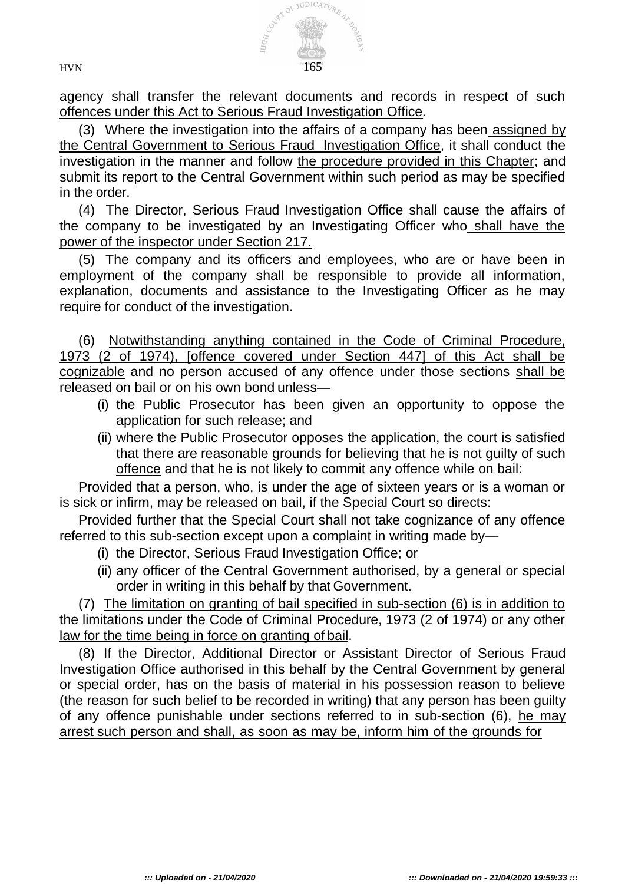agency shall transfer the relevant documents and records in respect of such offences under this Act to Serious Fraud Investigation Office.

(3) Where the investigation into the affairs of a company has been assigned by the Central Government to Serious Fraud Investigation Office, it shall conduct the investigation in the manner and follow the procedure provided in this Chapter; and submit its report to the Central Government within such period as may be specified in the order.

(4) The Director, Serious Fraud Investigation Office shall cause the affairs of the company to be investigated by an Investigating Officer who shall have the power of the inspector under Section 217.

(5) The company and its officers and employees, who are or have been in employment of the company shall be responsible to provide all information, explanation, documents and assistance to the Investigating Officer as he may require for conduct of the investigation.

(6) Notwithstanding anything contained in the Code of Criminal Procedure, 1973 (2 of 1974), [offence covered under Section 447] of this Act shall be cognizable and no person accused of any offence under those sections shall be released on bail or on his own bond unless—

- (i) the Public Prosecutor has been given an opportunity to oppose the application for such release; and
- (ii) where the Public Prosecutor opposes the application, the court is satisfied that there are reasonable grounds for believing that he is not guilty of such offence and that he is not likely to commit any offence while on bail:

Provided that a person, who, is under the age of sixteen years or is a woman or is sick or infirm, may be released on bail, if the Special Court so directs:

Provided further that the Special Court shall not take cognizance of any offence referred to this sub-section except upon a complaint in writing made by—

- (i) the Director, Serious Fraud Investigation Office; or
- (ii) any officer of the Central Government authorised, by a general or special order in writing in this behalf by that Government.

(7) The limitation on granting of bail specified in sub-section (6) is in addition to the limitations under the Code of Criminal Procedure, 1973 (2 of 1974) or any other law for the time being in force on granting of bail.

(8) If the Director, Additional Director or Assistant Director of Serious Fraud Investigation Office authorised in this behalf by the Central Government by general or special order, has on the basis of material in his possession reason to believe (the reason for such belief to be recorded in writing) that any person has been guilty of any offence punishable under sections referred to in sub-section (6), he may arrest such person and shall, as soon as may be, inform him of the grounds for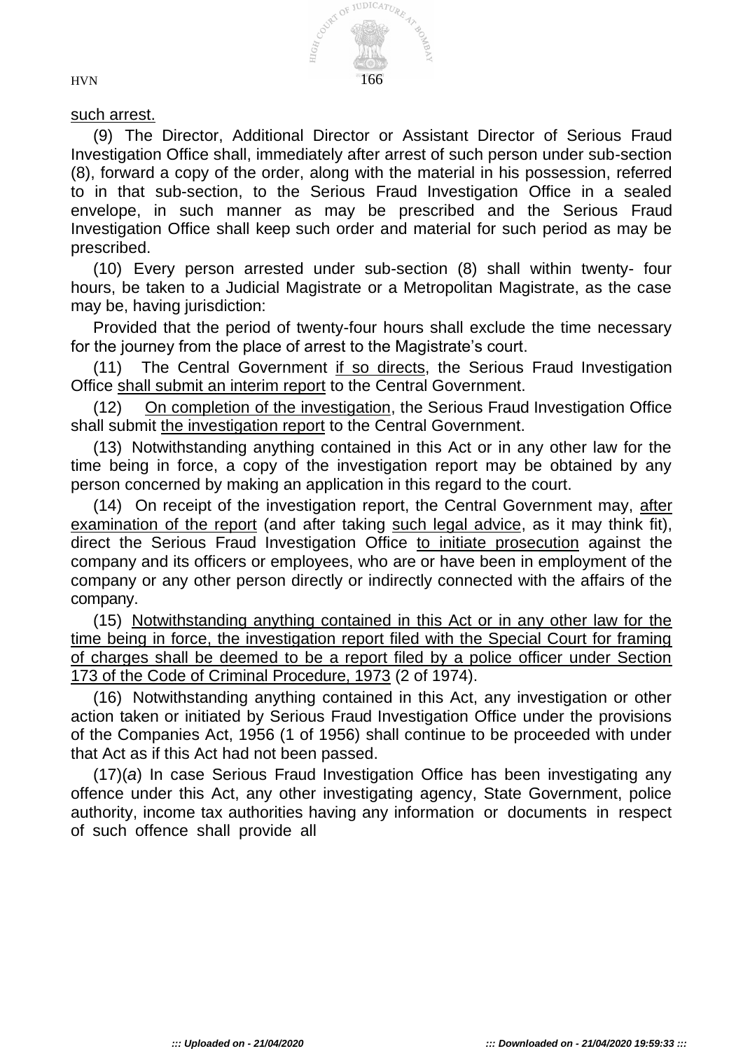such arrest.

(9) The Director, Additional Director or Assistant Director of Serious Fraud Investigation Office shall, immediately after arrest of such person under sub-section (8), forward a copy of the order, along with the material in his possession, referred to in that sub-section, to the Serious Fraud Investigation Office in a sealed envelope, in such manner as may be prescribed and the Serious Fraud Investigation Office shall keep such order and material for such period as may be prescribed.

(10) Every person arrested under sub-section (8) shall within twenty- four hours, be taken to a Judicial Magistrate or a Metropolitan Magistrate, as the case may be, having jurisdiction:

Provided that the period of twenty-four hours shall exclude the time necessary for the journey from the place of arrest to the Magistrate's court.

(11) The Central Government if so directs, the Serious Fraud Investigation Office shall submit an interim report to the Central Government.

(12) On completion of the investigation, the Serious Fraud Investigation Office shall submit the investigation report to the Central Government.

(13) Notwithstanding anything contained in this Act or in any other law for the time being in force, a copy of the investigation report may be obtained by any person concerned by making an application in this regard to the court.

(14) On receipt of the investigation report, the Central Government may, after examination of the report (and after taking such legal advice, as it may think fit), direct the Serious Fraud Investigation Office to initiate prosecution against the company and its officers or employees, who are or have been in employment of the company or any other person directly or indirectly connected with the affairs of the company.

(15) Notwithstanding anything contained in this Act or in any other law for the time being in force, the investigation report filed with the Special Court for framing of charges shall be deemed to be a report filed by a police officer under Section 173 of the Code of Criminal Procedure, 1973 (2 of 1974).

(16) Notwithstanding anything contained in this Act, any investigation or other action taken or initiated by Serious Fraud Investigation Office under the provisions of the Companies Act, 1956 (1 of 1956) shall continue to be proceeded with under that Act as if this Act had not been passed.

(17)(*a*) In case Serious Fraud Investigation Office has been investigating any offence under this Act, any other investigating agency, State Government, police authority, income tax authorities having any information or documents in respect of such offence shall provide all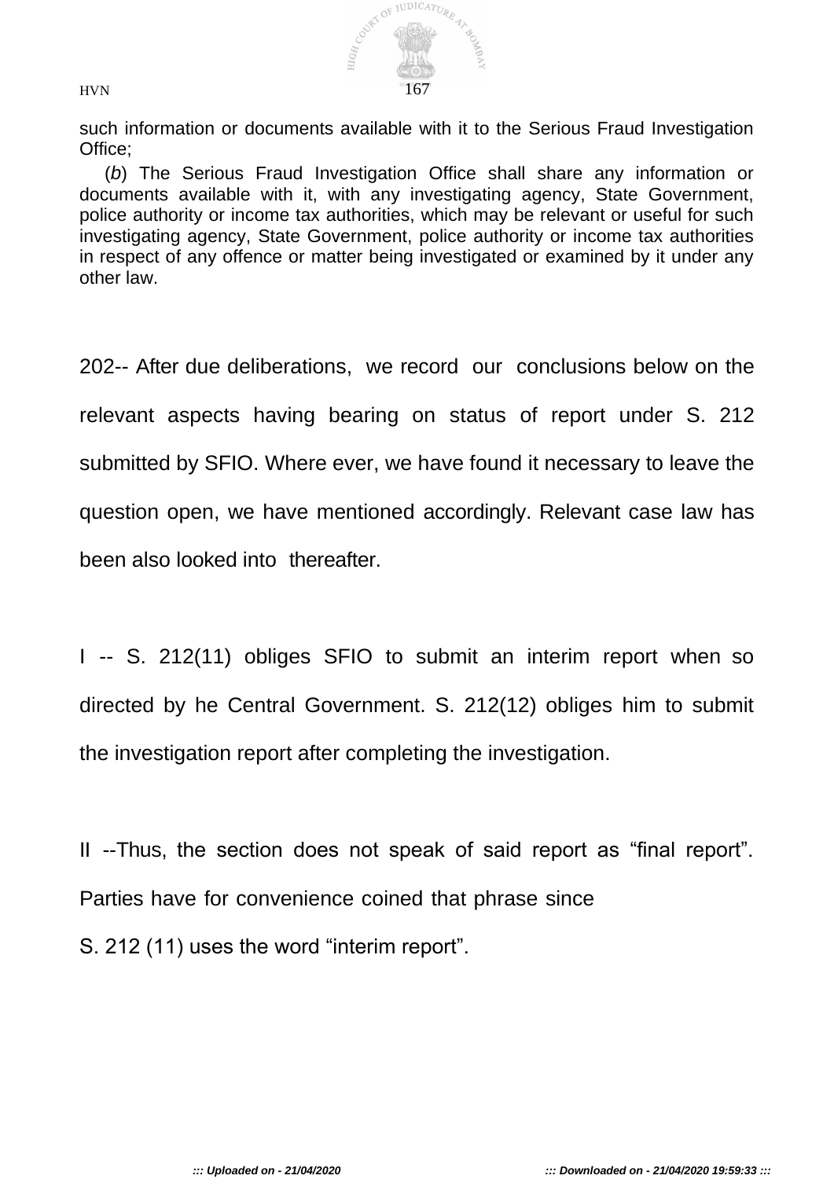such information or documents available with it to the Serious Fraud Investigation Office;

(*b*) The Serious Fraud Investigation Office shall share any information or documents available with it, with any investigating agency, State Government, police authority or income tax authorities, which may be relevant or useful for such investigating agency, State Government, police authority or income tax authorities in respect of any offence or matter being investigated or examined by it under any other law.

202-- After due deliberations, we record our conclusions below on the relevant aspects having bearing on status of report under S. 212 submitted by SFIO. Where ever, we have found it necessary to leave the question open, we have mentioned accordingly. Relevant case law has been also looked into thereafter.

I -- S. 212(11) obliges SFIO to submit an interim report when so directed by he Central Government. S. 212(12) obliges him to submit the investigation report after completing the investigation.

II --Thus, the section does not speak of said report as "final report". Parties have for convenience coined that phrase since S. 212 (11) uses the word "interim report".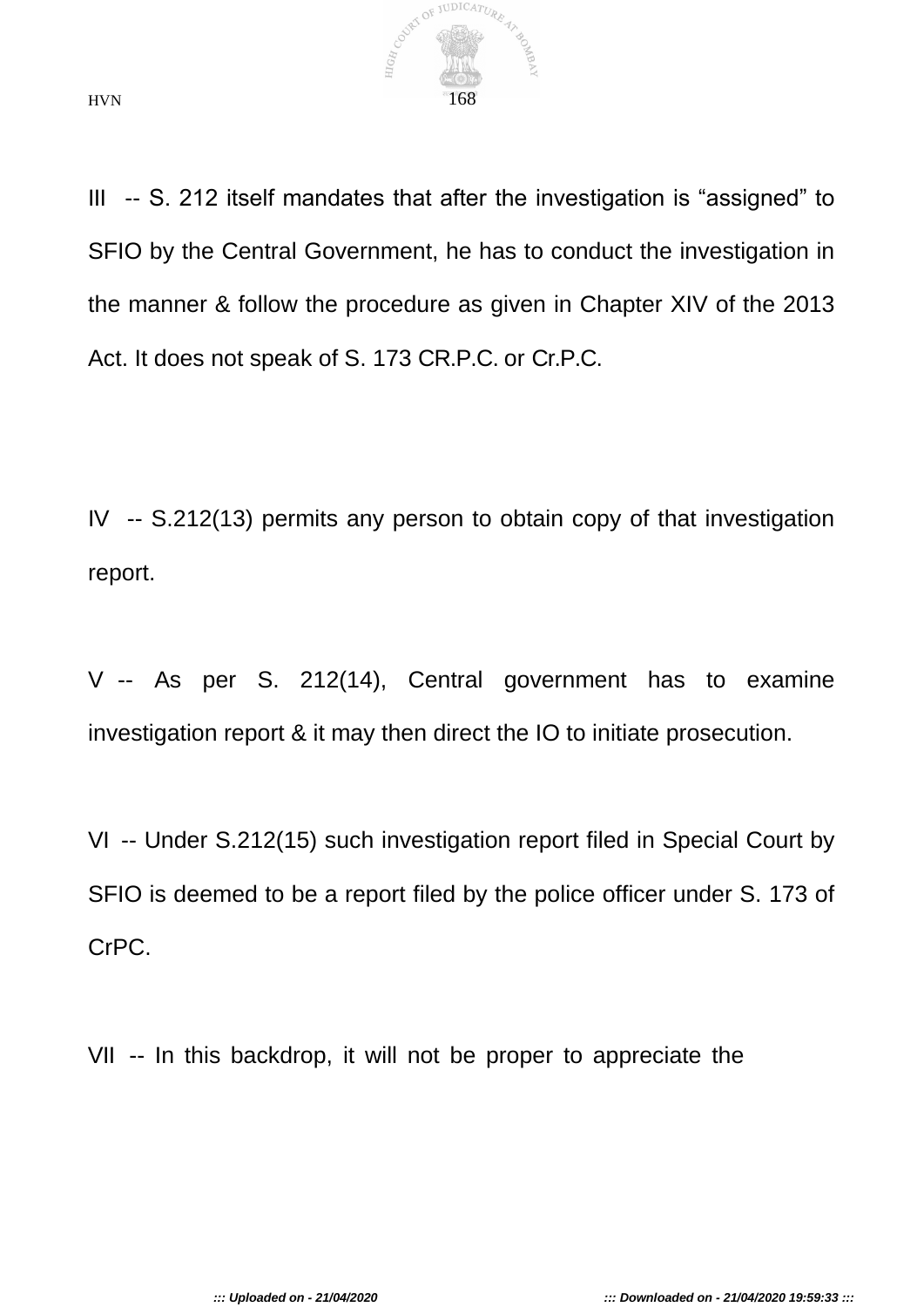III -- S. 212 itself mandates that after the investigation is "assigned" to SFIO by the Central Government, he has to conduct the investigation in the manner & follow the procedure as given in Chapter XIV of the 2013 Act. It does not speak of S. 173 CR.P.C. or Cr.P.C.

IV -- S.212(13) permits any person to obtain copy of that investigation report.

V -- As per S. 212(14), Central government has to examine investigation report & it may then direct the IO to initiate prosecution.

VI -- Under S.212(15) such investigation report filed in Special Court by SFIO is deemed to be a report filed by the police officer under S. 173 of CrPC.

VII -- In this backdrop, it will not be proper to appreciate the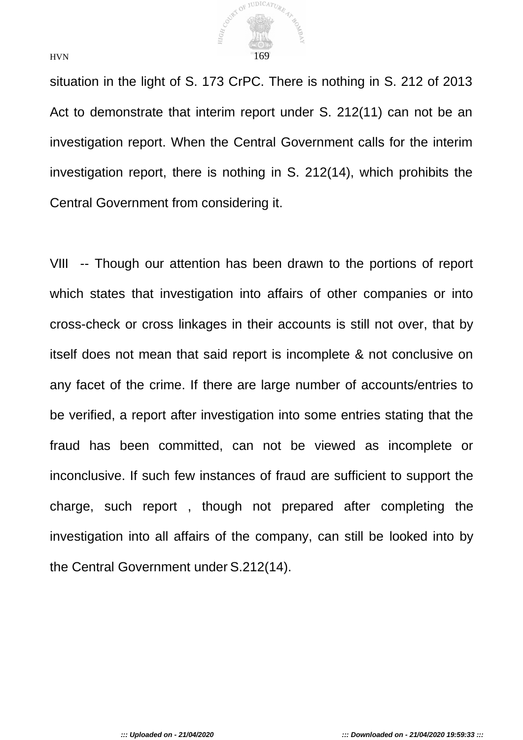situation in the light of S. 173 CrPC. There is nothing in S. 212 of 2013 Act to demonstrate that interim report under S. 212(11) can not be an investigation report. When the Central Government calls for the interim investigation report, there is nothing in S. 212(14), which prohibits the Central Government from considering it.

VIII -- Though our attention has been drawn to the portions of report which states that investigation into affairs of other companies or into cross-check or cross linkages in their accounts is still not over, that by itself does not mean that said report is incomplete & not conclusive on any facet of the crime. If there are large number of accounts/entries to be verified, a report after investigation into some entries stating that the fraud has been committed, can not be viewed as incomplete or inconclusive. If such few instances of fraud are sufficient to support the charge, such report , though not prepared after completing the investigation into all affairs of the company, can still be looked into by the Central Government under S.212(14).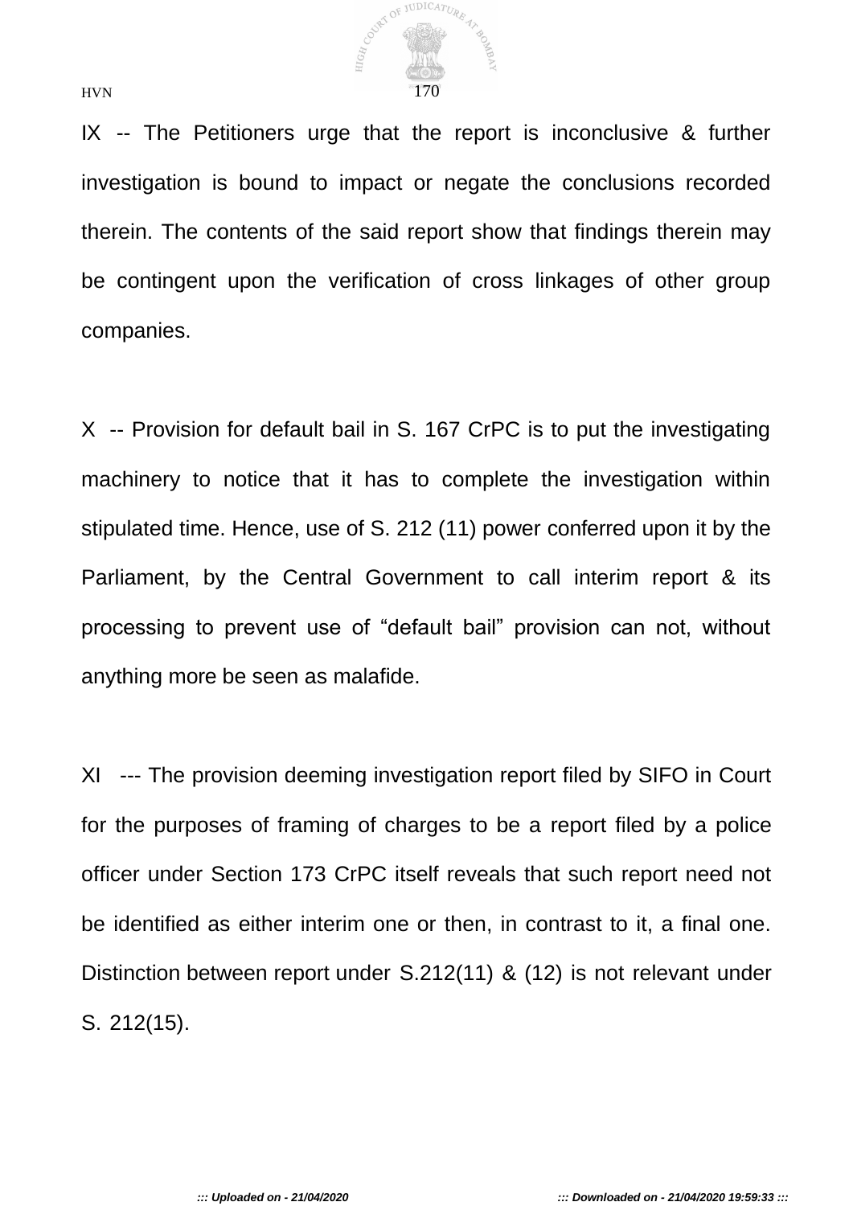IX -- The Petitioners urge that the report is inconclusive & further investigation is bound to impact or negate the conclusions recorded therein. The contents of the said report show that findings therein may be contingent upon the verification of cross linkages of other group companies.

X -- Provision for default bail in S. 167 CrPC is to put the investigating machinery to notice that it has to complete the investigation within stipulated time. Hence, use of S. 212 (11) power conferred upon it by the Parliament, by the Central Government to call interim report & its processing to prevent use of "default bail" provision can not, without anything more be seen as malafide.

XI --- The provision deeming investigation report filed by SIFO in Court for the purposes of framing of charges to be a report filed by a police officer under Section 173 CrPC itself reveals that such report need not be identified as either interim one or then, in contrast to it, a final one. Distinction between report under S.212(11) & (12) is not relevant under S. 212(15).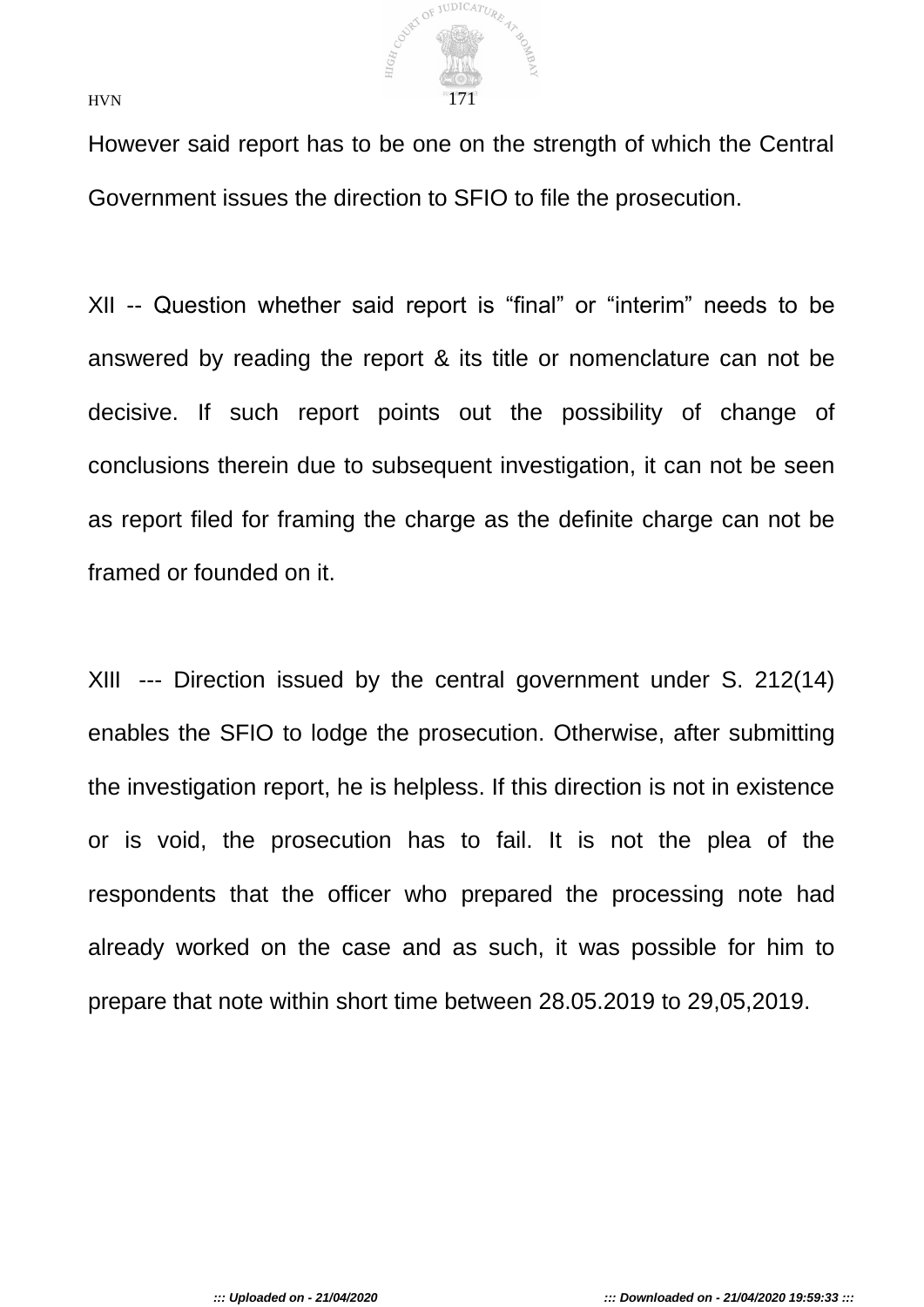However said report has to be one on the strength of which the Central Government issues the direction to SFIO to file the prosecution.

XII -- Question whether said report is “final” or “interim” needs to be answered by reading the report & its title or nomenclature can not be decisive. If such report points out the possibility of change of conclusions therein due to subsequent investigation, it can not be seen as report filed for framing the charge as the definite charge can not be framed or founded on it.

XIII --- Direction issued by the central government under S. 212(14) enables the SFIO to lodge the prosecution. Otherwise, after submitting the investigation report, he is helpless. If this direction is not in existence or is void, the prosecution has to fail. It is not the plea of the respondents that the officer who prepared the processing note had already worked on the case and as such, it was possible for him to prepare that note within short time between 28.05.2019 to 29,05,2019.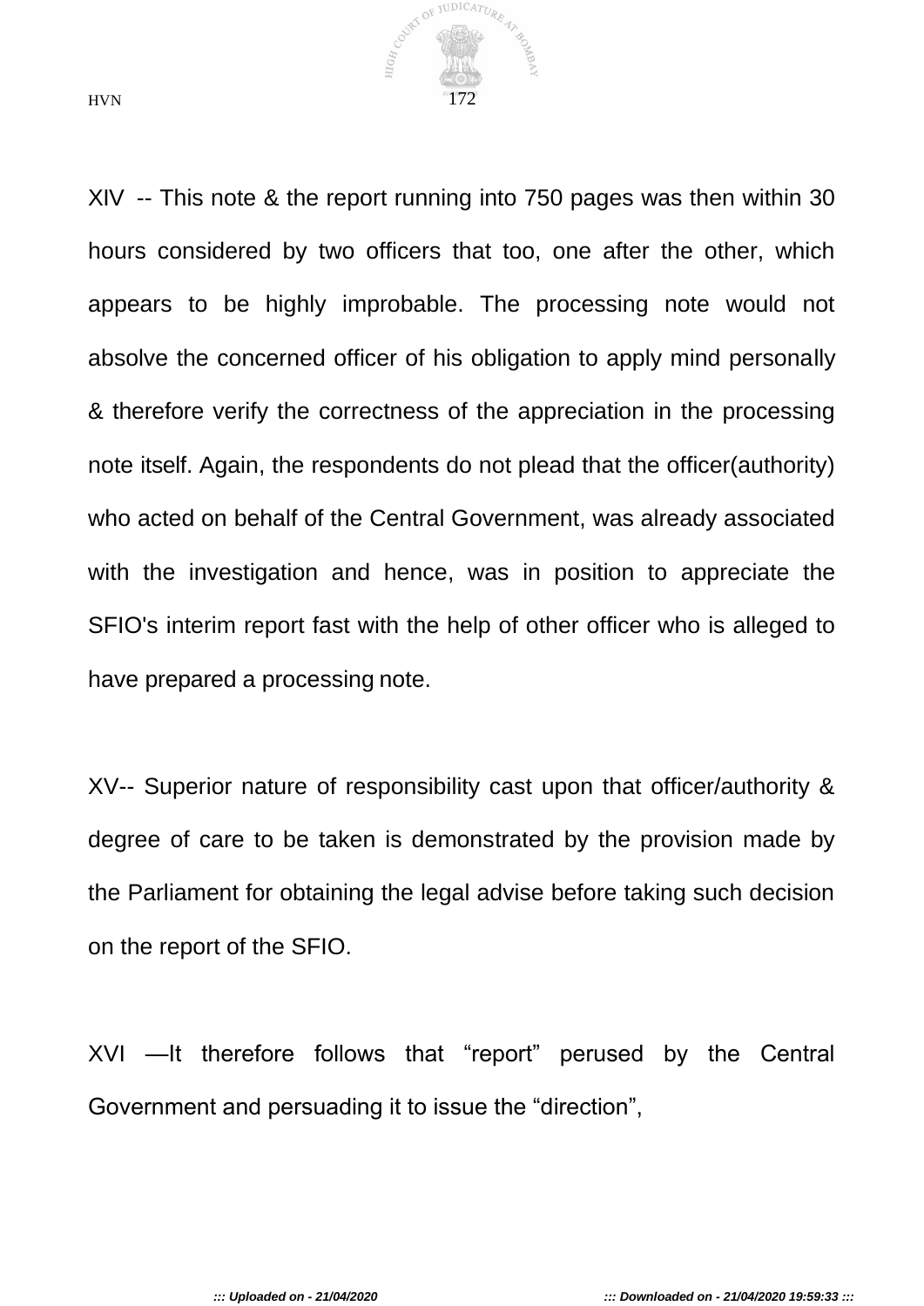XIV -- This note & the report running into 750 pages was then within 30 hours considered by two officers that too, one after the other, which appears to be highly improbable. The processing note would not absolve the concerned officer of his obligation to apply mind personally & therefore verify the correctness of the appreciation in the processing note itself. Again, the respondents do not plead that the officer(authority) who acted on behalf of the Central Government, was already associated with the investigation and hence, was in position to appreciate the SFIO's interim report fast with the help of other officer who is alleged to have prepared a processing note.

XV-- Superior nature of responsibility cast upon that officer/authority & degree of care to be taken is demonstrated by the provision made by the Parliament for obtaining the legal advise before taking such decision on the report of the SFIO.

XVI —It therefore follows that “report” perused by the Central Government and persuading it to issue the “direction”,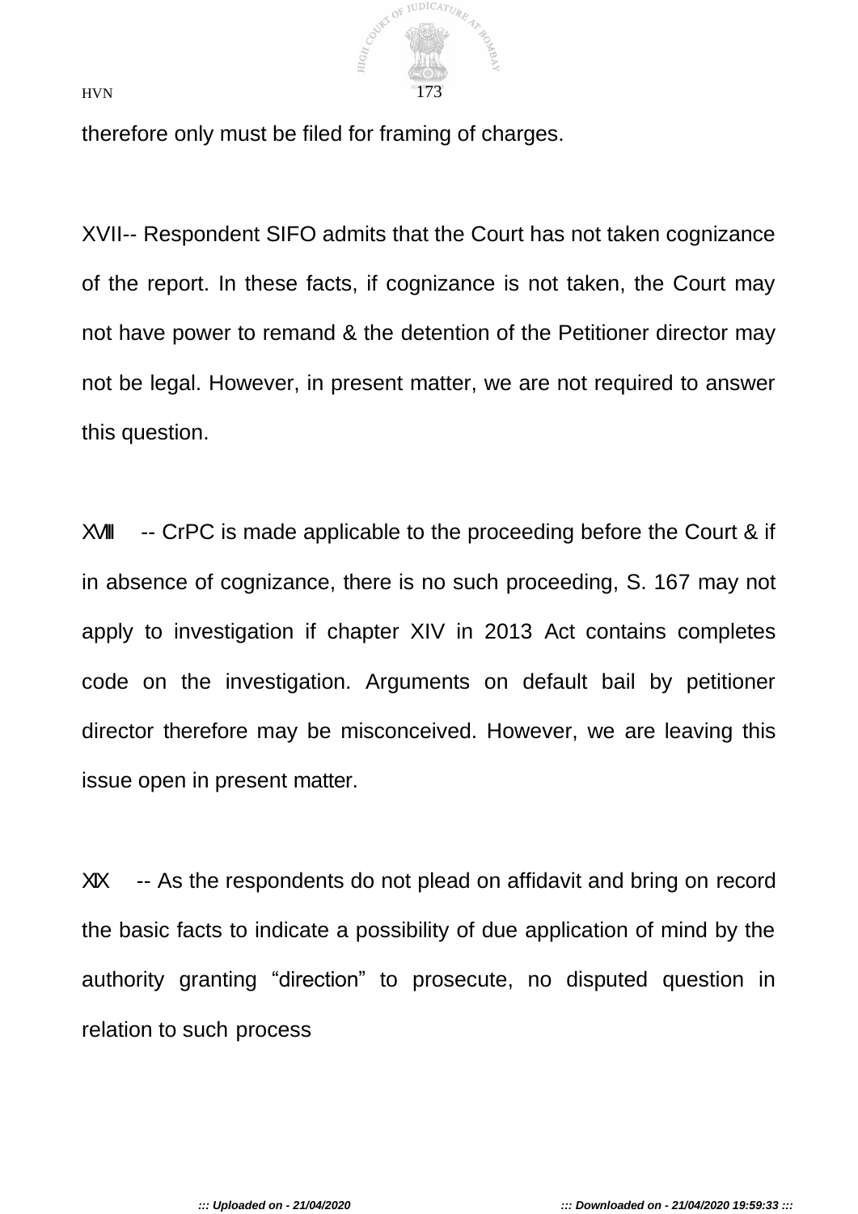therefore only must be filed for framing of charges.

XVII-- Respondent SIFO admits that the Court has not taken cognizance of the report. In these facts, if cognizance is not taken, the Court may not have power to remand & the detention of the Petitioner director may not be legal. However, in present matter, we are not required to answer this question.

XVIII -- CrPC is made applicable to the proceeding before the Court & if in absence of cognizance, there is no such proceeding, S. 167 may not apply to investigation if chapter XIV in 2013 Act contains completes code on the investigation. Arguments on default bail by petitioner director therefore may be misconceived. However, we are leaving this issue open in present matter.

XIX -- As the respondents do not plead on affidavit and bring on record the basic facts to indicate a possibility of due application of mind by the authority granting "direction" to prosecute, no disputed question in relation to such process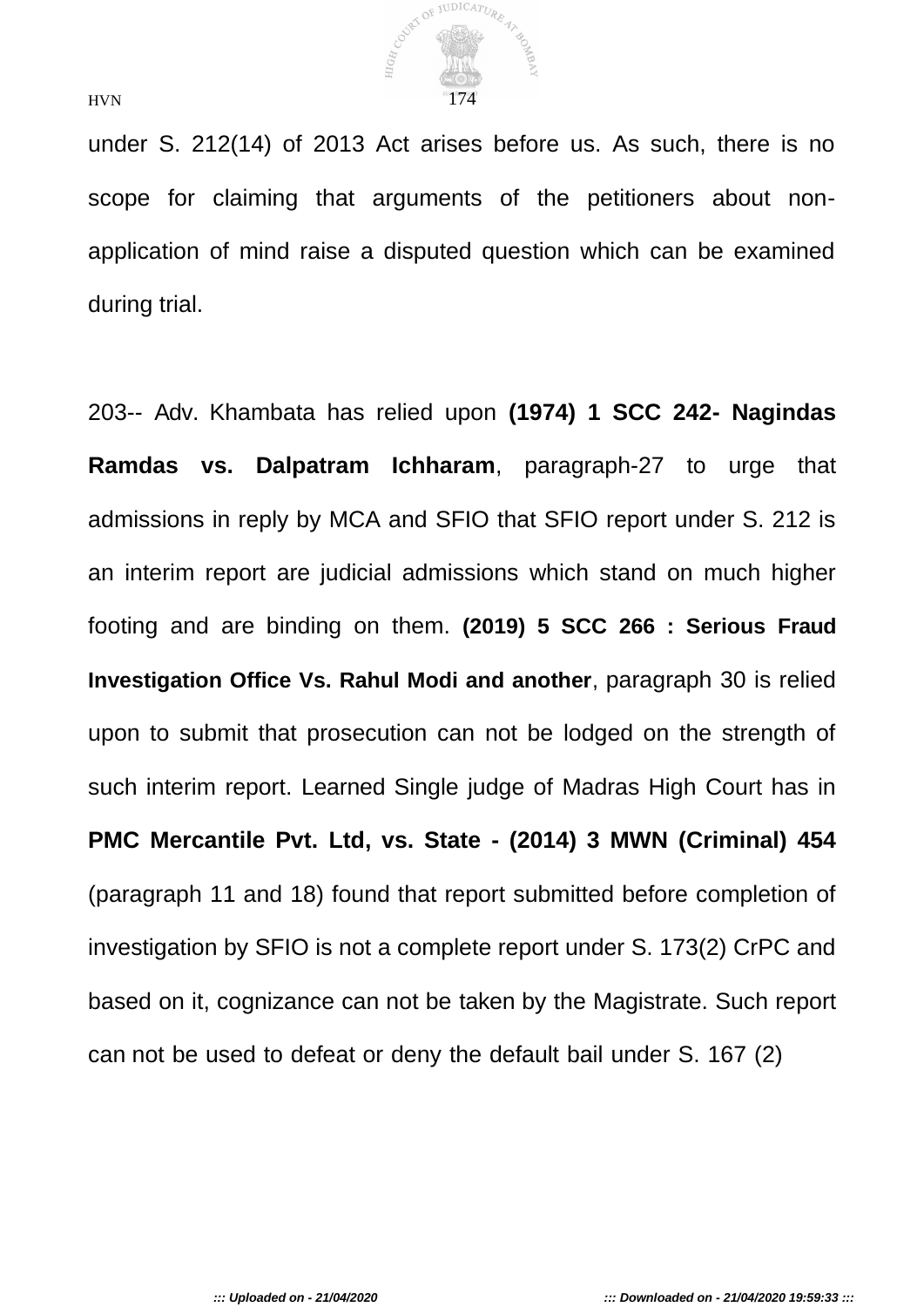under S. 212(14) of 2013 Act arises before us. As such, there is no scope for claiming that arguments of the petitioners about non-application of mind raise a disputed question which can be examined during trial.

203-- Adv. Khambata has relied upon **(1974) 1 SCC 242- Nagindas Ramdas vs. Dalpatram Ichharam**, paragraph-27 to urge that admissions in reply by MCA and SFIO that SFIO report under S. 212 is an interim report are judicial admissions which stand on much higher footing and are binding on them. **(2019) 5 SCC 266 : Serious Fraud Investigation Office Vs. Rahul Modi and another**, paragraph 30 is relied upon to submit that prosecution can not be lodged on the strength of such interim report. Learned Single judge of Madras High Court has in **PMC Mercantile Pvt. Ltd, vs. State - (2014) 3 MWN (Criminal) 454** (paragraph 11 and 18) found that report submitted before completion of investigation by SFIO is not a complete report under S. 173(2) CrPC and based on it, cognizance can not be taken by the Magistrate. Such report can not be used to defeat or deny the default bail under S. 167 (2)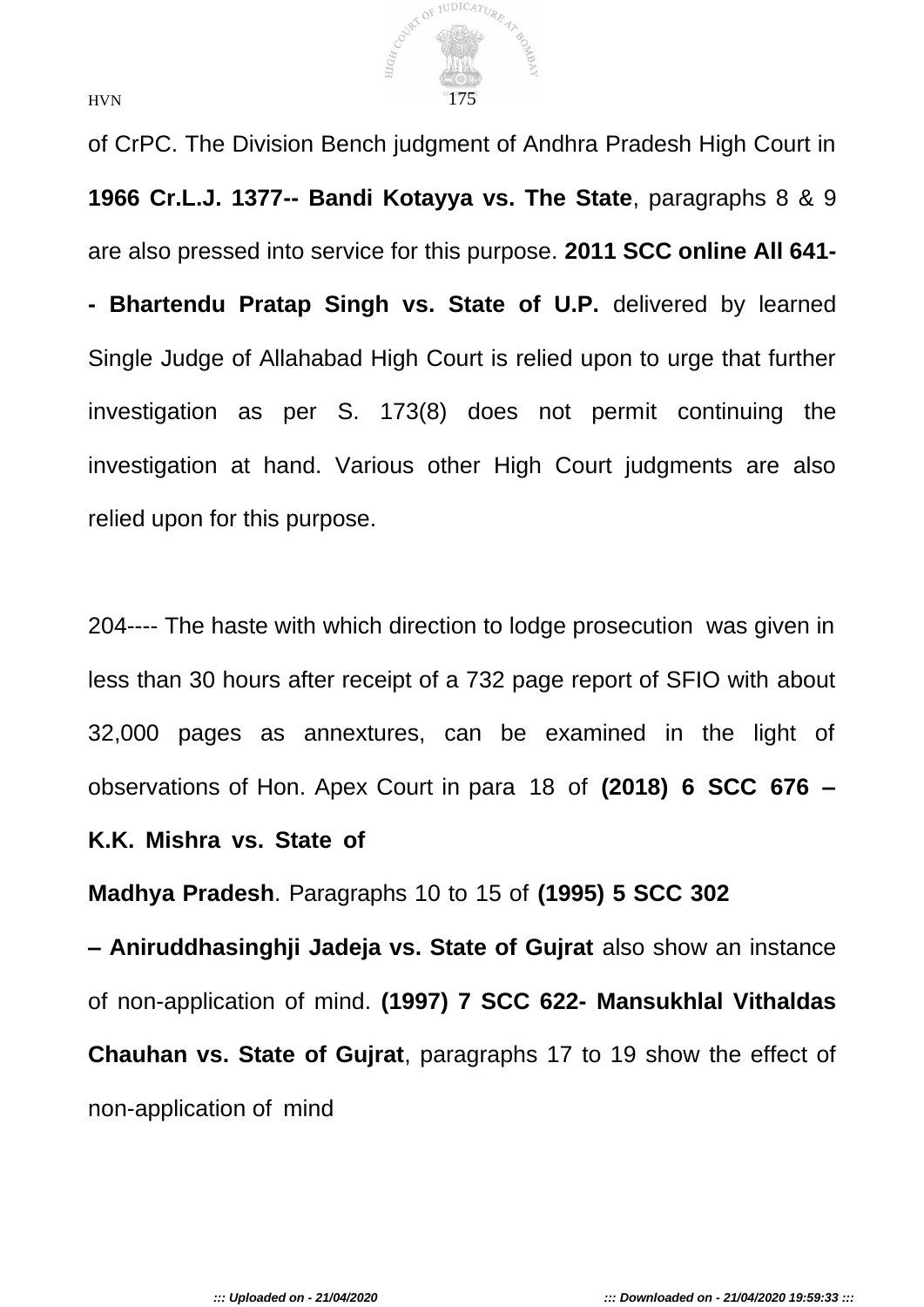of CrPC. The Division Bench judgment of Andhra Pradesh High Court in **1966 Cr.L.J. 1377-- Bandi Kotayya vs. The State**, paragraphs 8 & 9 are also pressed into service for this purpose. **2011 SCC online All 641-- Bhartendu Pratap Singh vs. State of U.P.** delivered by learned Single Judge of Allahabad High Court is relied upon to urge that further investigation as per S. 173(8) does not permit continuing the investigation at hand. Various other High Court judgments are also relied upon for this purpose.

204---- The haste with which direction to lodge prosecution was given in less than 30 hours after receipt of a 732 page report of SFIO with about 32,000 pages as annextures, can be examined in the light of observations of Hon. Apex Court in para 18 of **(2018) 6 SCC 676 – K.K. Mishra vs. State of Madhya Pradesh**. Paragraphs 10 to 15 of **(1995) 5 SCC 302 – Aniruddhasinghji Jadeja vs. State of Gujrat** also show an instance of non-application of mind. **(1997) 7 SCC 622- Mansukhlal Vithaldas Chauhan vs. State of Gujrat**, paragraphs 17 to 19 show the effect of non-application of mind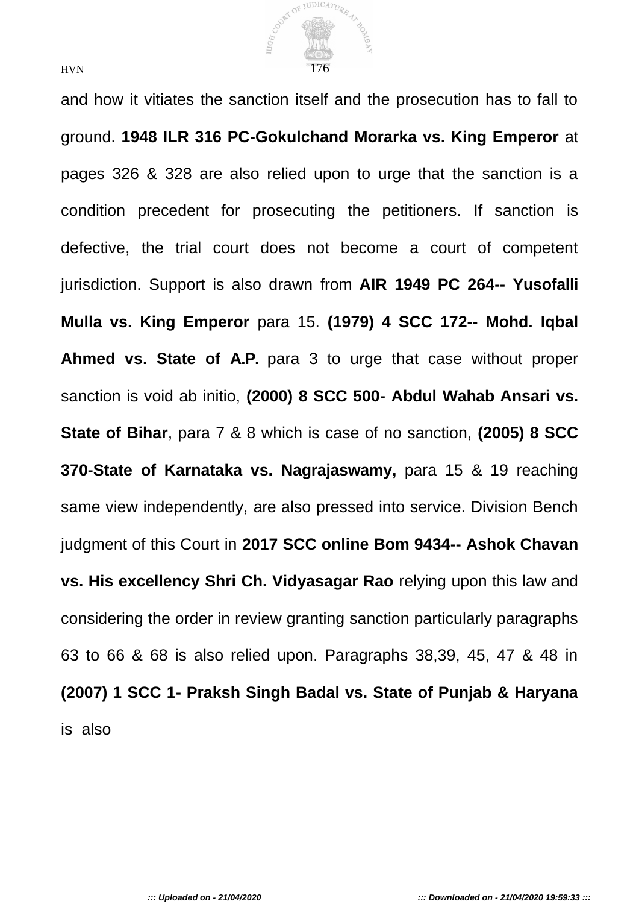and how it vitiates the sanction itself and the prosecution has to fall to ground. **1948 ILR 316 PC-Gokulchand Morarka vs. King Emperor** at pages 326 & 328 are also relied upon to urge that the sanction is a condition precedent for prosecuting the petitioners. If sanction is defective, the trial court does not become a court of competent jurisdiction. Support is also drawn from **AIR 1949 PC 264-- Yusofalli Mulla vs. King Emperor** para 15. **(1979) 4 SCC 172-- Mohd. Iqbal Ahmed vs. State of A.P.** para 3 to urge that case without proper sanction is void ab initio, **(2000) 8 SCC 500- Abdul Wahab Ansari vs. State of Bihar**, para 7 & 8 which is case of no sanction, **(2005) 8 SCC 370-State of Karnataka vs. Nagrajaswamy,** para 15 & 19 reaching same view independently, are also pressed into service. Division Bench judgment of this Court in **2017 SCC online Bom 9434-- Ashok Chavan vs. His excellency Shri Ch. Vidyasagar Rao** relying upon this law and considering the order in review granting sanction particularly paragraphs 63 to 66 & 68 is also relied upon. Paragraphs 38,39, 45, 47 & 48 in **(2007) 1 SCC 1- Praksh Singh Badal vs. State of Punjab & Haryana** is also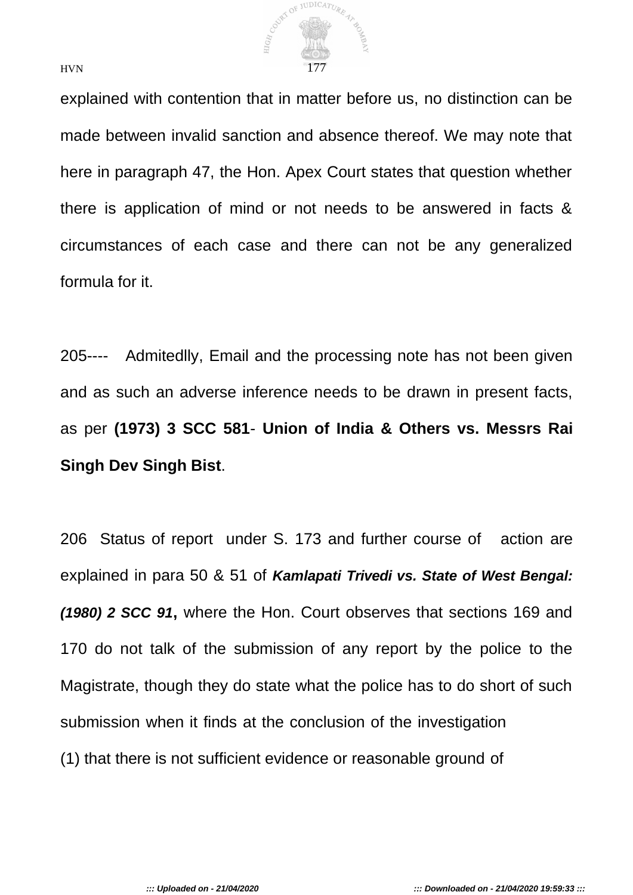explained with contention that in matter before us, no distinction can be made between invalid sanction and absence thereof. We may note that here in paragraph 47, the Hon. Apex Court states that question whether there is application of mind or not needs to be answered in facts & circumstances of each case and there can not be any generalized formula for it.

205---- Admitedlly, Email and the processing note has not been given and as such an adverse inference needs to be drawn in present facts, as per **(1973) 3 SCC 581**- **Union of India & Others vs. Messrs Rai Singh Dev Singh Bist**.

206 Status of report under S. 173 and further course of action are explained in para 50 & 51 of ***Kamlapati Trivedi vs. State of West Bengal: (1980) 2 SCC 91***, where the Hon. Court observes that sections 169 and 170 do not talk of the submission of any report by the police to the Magistrate, though they do state what the police has to do short of such submission when it finds at the conclusion of the investigation

(1) that there is not sufficient evidence or reasonable ground of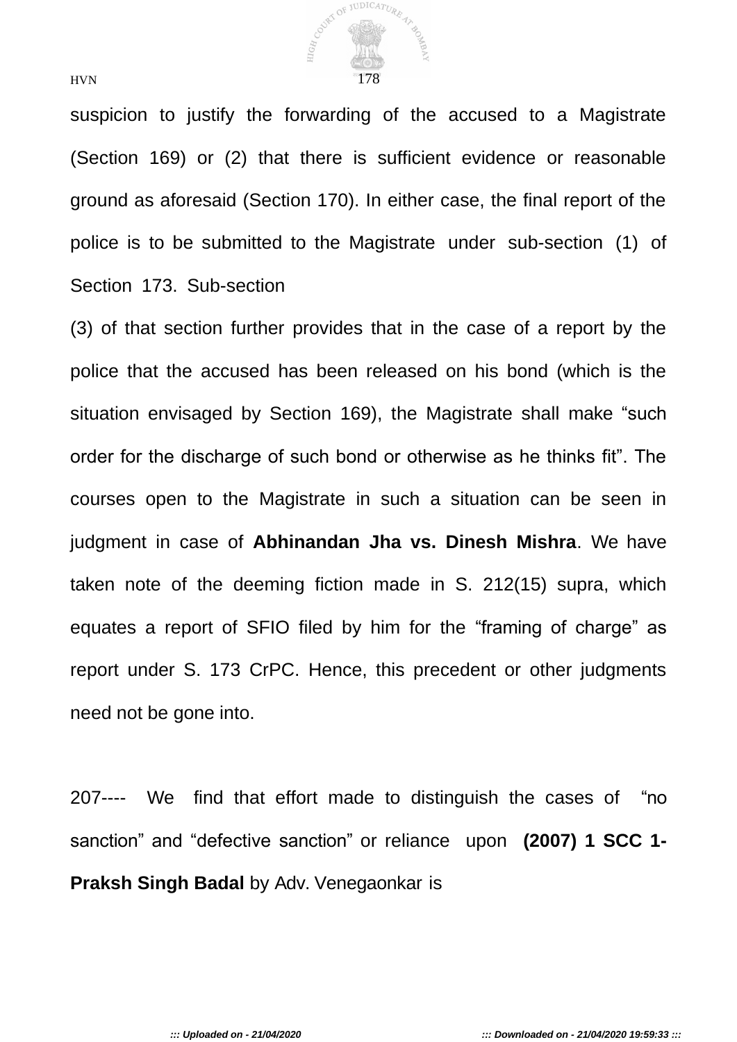suspicion to justify the forwarding of the accused to a Magistrate (Section 169) or (2) that there is sufficient evidence or reasonable ground as aforesaid (Section 170). In either case, the final report of the police is to be submitted to the Magistrate under sub-section (1) of Section 173. Sub-section (3) of that section further provides that in the case of a report by the police that the accused has been released on his bond (which is the situation envisaged by Section 169), the Magistrate shall make "such order for the discharge of such bond or otherwise as he thinks fit". The courses open to the Magistrate in such a situation can be seen in judgment in case of **Abhinandan Jha vs. Dinesh Mishra**. We have taken note of the deeming fiction made in S. 212(15) supra, which equates a report of SFIO filed by him for the "framing of charge" as report under S. 173 CrPC. Hence, this precedent or other judgments need not be gone into.

207---- We find that effort made to distinguish the cases of "no sanction" and "defective sanction" or reliance upon **(2007) 1 SCC 1- Praksh Singh Badal** by Adv. Venegaonkar is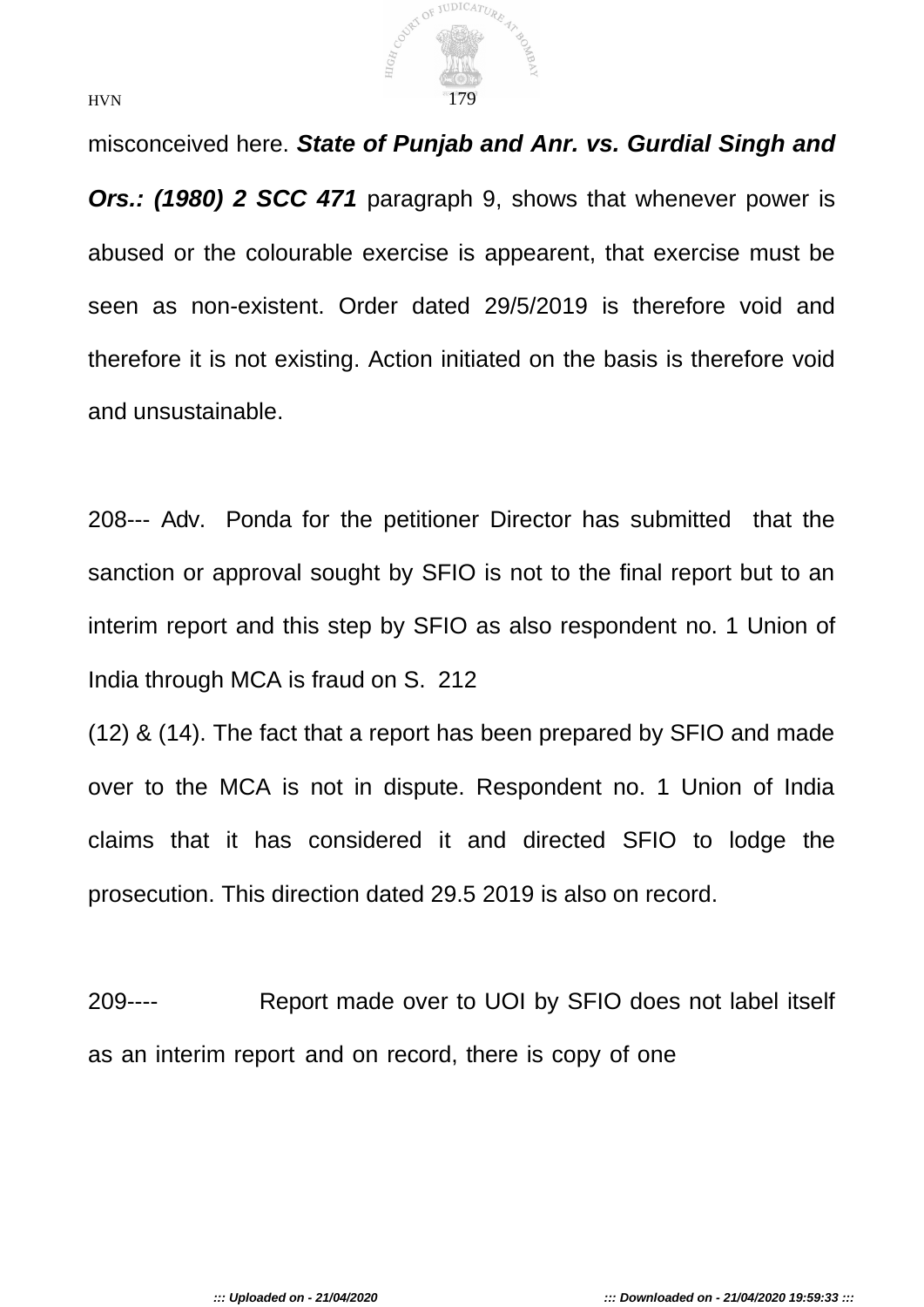misconceived here. ***State of Punjab and Anr. vs. Gurdial Singh and Ors.: (1980) 2 SCC 471*** paragraph 9, shows that whenever power is abused or the colourable exercise is appearent, that exercise must be seen as non-existent. Order dated 29/5/2019 is therefore void and therefore it is not existing. Action initiated on the basis is therefore void and unsustainable.

208--- Adv. Ponda for the petitioner Director has submitted that the sanction or approval sought by SFIO is not to the final report but to an interim report and this step by SFIO as also respondent no. 1 Union of India through MCA is fraud on S. 212 (12) & (14). The fact that a report has been prepared by SFIO and made over to the MCA is not in dispute. Respondent no. 1 Union of India claims that it has considered it and directed SFIO to lodge the prosecution. This direction dated 29.5 2019 is also on record.

209---- Report made over to UOI by SFIO does not label itself as an interim report and on record, there is copy of one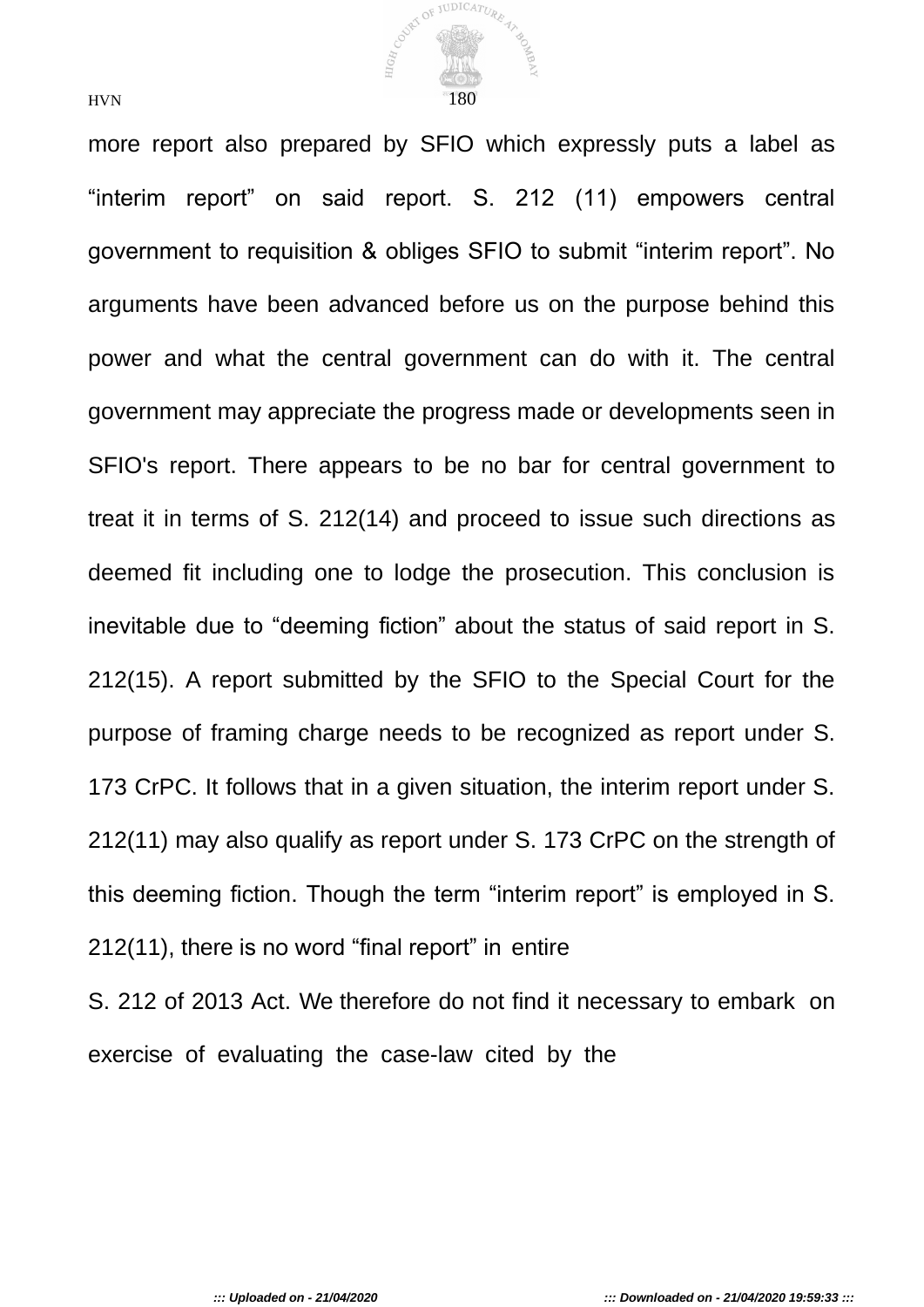more report also prepared by SFIO which expressly puts a label as "interim report" on said report. S. 212 (11) empowers central government to requisition & obliges SFIO to submit "interim report". No arguments have been advanced before us on the purpose behind this power and what the central government can do with it. The central government may appreciate the progress made or developments seen in SFIO's report. There appears to be no bar for central government to treat it in terms of S. 212(14) and proceed to issue such directions as deemed fit including one to lodge the prosecution. This conclusion is inevitable due to "deeming fiction" about the status of said report in S. 212(15). A report submitted by the SFIO to the Special Court for the purpose of framing charge needs to be recognized as report under S. 173 CrPC. It follows that in a given situation, the interim report under S. 212(11) may also qualify as report under S. 173 CrPC on the strength of this deeming fiction. Though the term "interim report" is employed in S. 212(11), there is no word "final report" in entire S. 212 of 2013 Act. We therefore do not find it necessary to embark on exercise of evaluating the case-law cited by the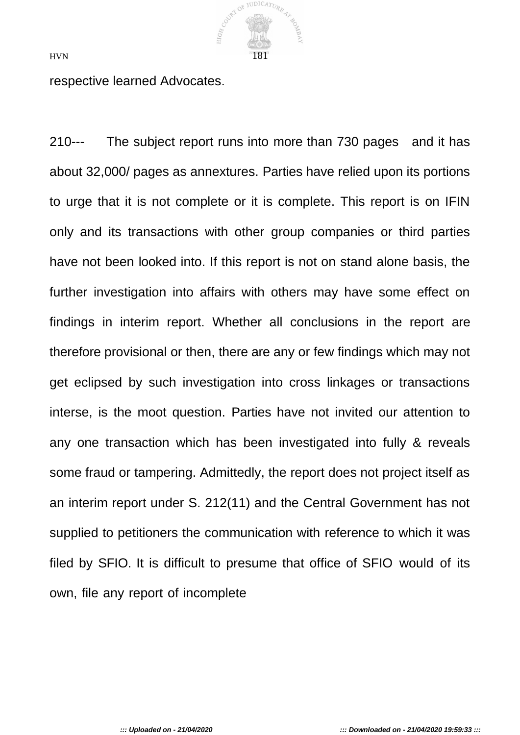respective learned Advocates.

210--- The subject report runs into more than 730 pages and it has about 32,000/ pages as annextures. Parties have relied upon its portions to urge that it is not complete or it is complete. This report is on IFIN only and its transactions with other group companies or third parties have not been looked into. If this report is not on stand alone basis, the further investigation into affairs with others may have some effect on findings in interim report. Whether all conclusions in the report are therefore provisional or then, there are any or few findings which may not get eclipsed by such investigation into cross linkages or transactions interse, is the moot question. Parties have not invited our attention to any one transaction which has been investigated into fully & reveals some fraud or tampering. Admittedly, the report does not project itself as an interim report under S. 212(11) and the Central Government has not supplied to petitioners the communication with reference to which it was filed by SFIO. It is difficult to presume that office of SFIO would of its own, file any report of incomplete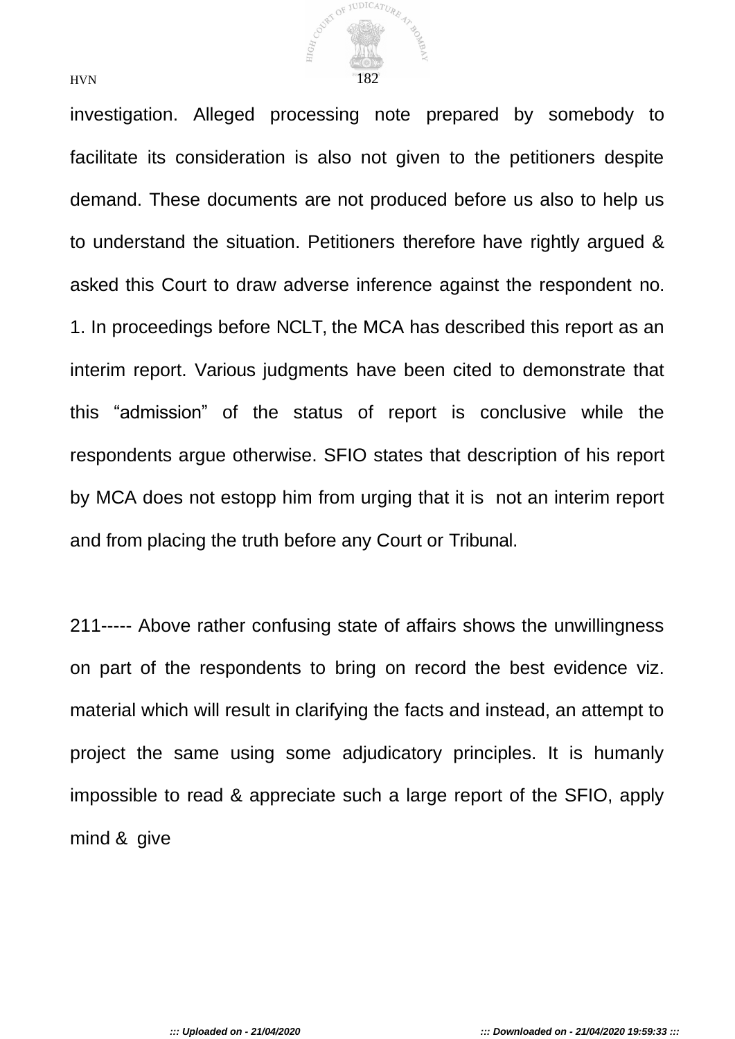investigation. Alleged processing note prepared by somebody to facilitate its consideration is also not given to the petitioners despite demand. These documents are not produced before us also to help us to understand the situation. Petitioners therefore have rightly argued & asked this Court to draw adverse inference against the respondent no. 1. In proceedings before NCLT, the MCA has described this report as an interim report. Various judgments have been cited to demonstrate that this "admission" of the status of report is conclusive while the respondents argue otherwise. SFIO states that description of his report by MCA does not estopp him from urging that it is not an interim report and from placing the truth before any Court or Tribunal.

211----- Above rather confusing state of affairs shows the unwillingness on part of the respondents to bring on record the best evidence viz. material which will result in clarifying the facts and instead, an attempt to project the same using some adjudicatory principles. It is humanly impossible to read & appreciate such a large report of the SFIO, apply mind & give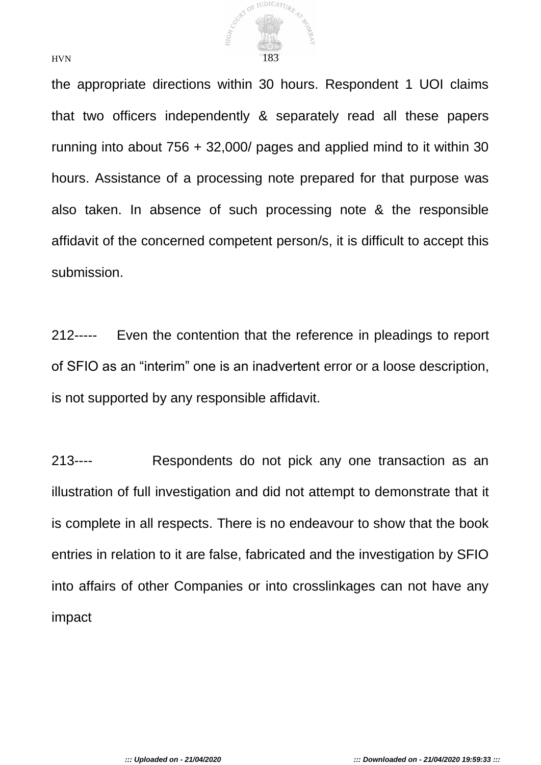the appropriate directions within 30 hours. Respondent 1 UOI claims that two officers independently & separately read all these papers running into about 756 + 32,000/ pages and applied mind to it within 30 hours. Assistance of a processing note prepared for that purpose was also taken. In absence of such processing note & the responsible affidavit of the concerned competent person/s, it is difficult to accept this submission.

212----- Even the contention that the reference in pleadings to report of SFIO as an "interim" one is an inadvertent error or a loose description, is not supported by any responsible affidavit.

213---- Respondents do not pick any one transaction as an illustration of full investigation and did not attempt to demonstrate that it is complete in all respects. There is no endeavour to show that the book entries in relation to it are false, fabricated and the investigation by SFIO into affairs of other Companies or into crosslinkages can not have any impact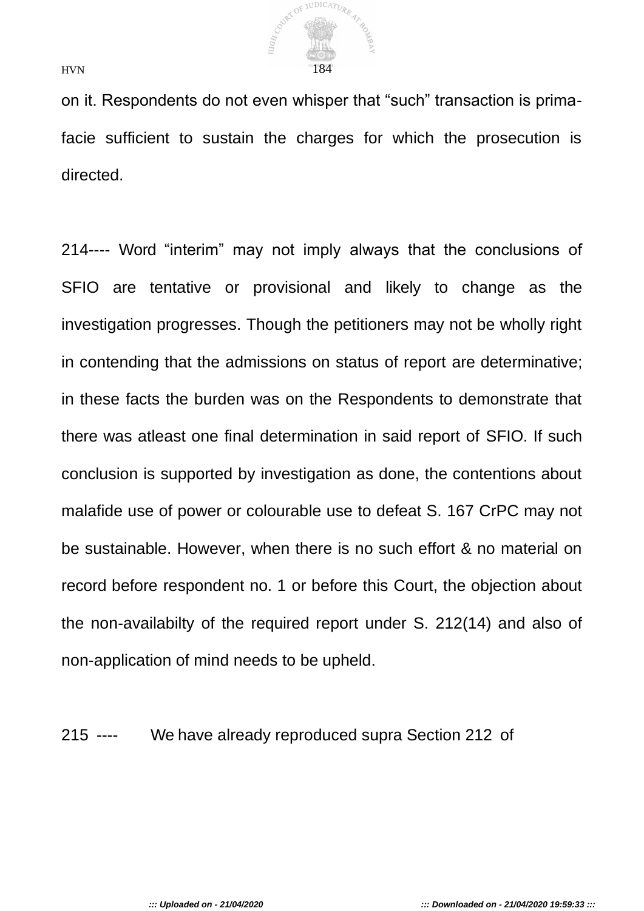on it. Respondents do not even whisper that “such” transaction is prima-facie sufficient to sustain the charges for which the prosecution is directed.

214---- Word “interim” may not imply always that the conclusions of SFIO are tentative or provisional and likely to change as the investigation progresses. Though the petitioners may not be wholly right in contending that the admissions on status of report are determinative; in these facts the burden was on the Respondents to demonstrate that there was atleast one final determination in said report of SFIO. If such conclusion is supported by investigation as done, the contentions about malafide use of power or colourable use to defeat S. 167 CrPC may not be sustainable. However, when there is no such effort & no material on record before respondent no. 1 or before this Court, the objection about the non-availabilty of the required report under S. 212(14) and also of non-application of mind needs to be upheld.

215 ---- We have already reproduced supra Section 212 of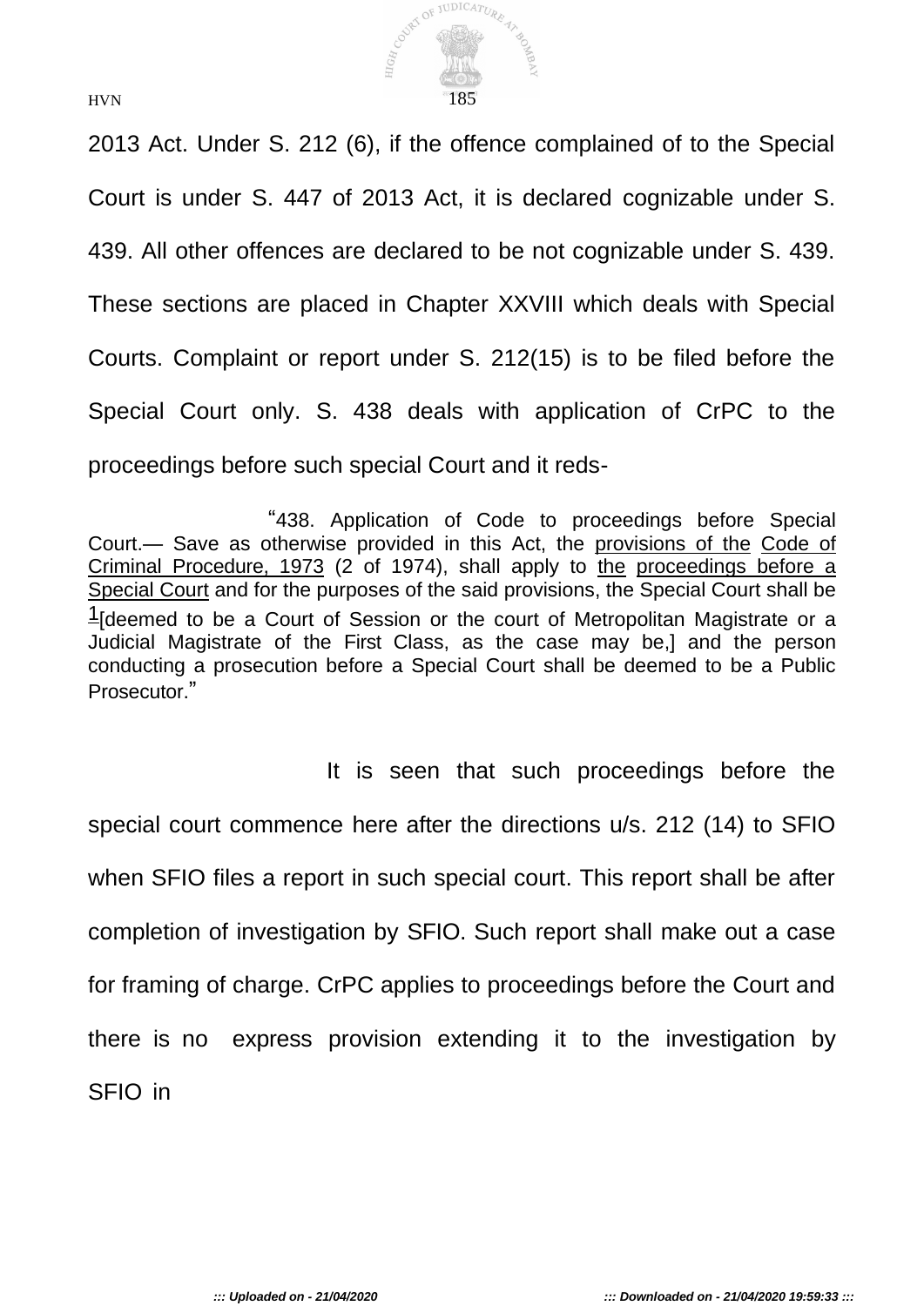2013 Act. Under S. 212 (6), if the offence complained of to the Special Court is under S. 447 of 2013 Act, it is declared cognizable under S. 439. All other offences are declared to be not cognizable under S. 439. These sections are placed in Chapter XXVIII which deals with Special Courts. Complaint or report under S. 212(15) is to be filed before the Special Court only. S. 438 deals with application of CrPC to the proceedings before such special Court and it reds-

> "438. Application of Code to proceedings before Special Court.— Save as otherwise provided in this Act, the provisions of the Code of Criminal Procedure, 1973 (2 of 1974), shall apply to the proceedings before a Special Court and for the purposes of the said provisions, the Special Court shall be [1][deemed to be a Court of Session or the court of Metropolitan Magistrate or a Judicial Magistrate of the First Class, as the case may be,] and the person conducting a prosecution before a Special Court shall be deemed to be a Public Prosecutor."

It is seen that such proceedings before the special court commence here after the directions u/s. 212 (14) to SFIO when SFIO files a report in such special court. This report shall be after completion of investigation by SFIO. Such report shall make out a case for framing of charge. CrPC applies to proceedings before the Court and there is no express provision extending it to the investigation by SFIO in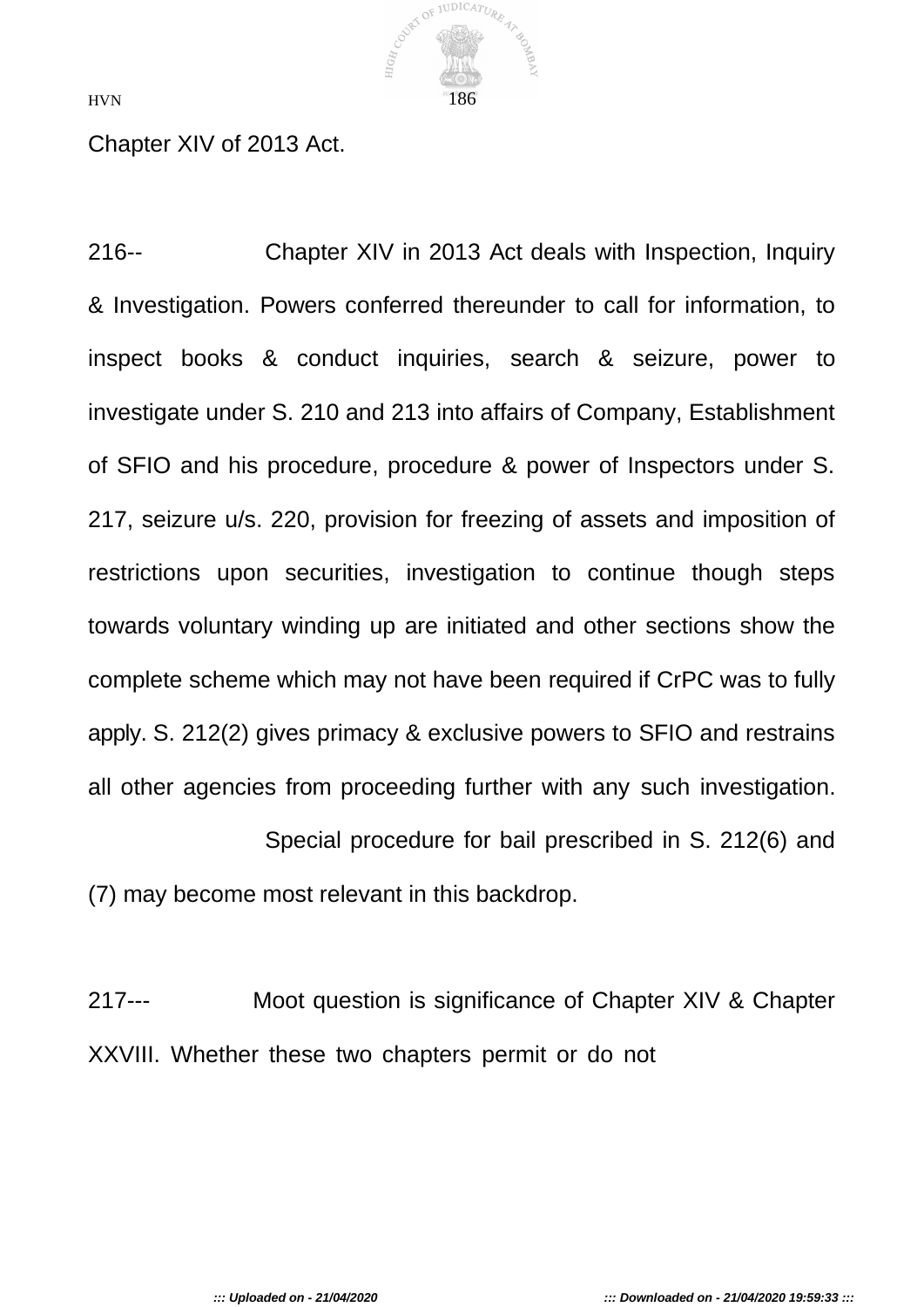Chapter XIV of 2013 Act.

216-- Chapter XIV in 2013 Act deals with Inspection, Inquiry & Investigation. Powers conferred thereunder to call for information, to inspect books & conduct inquiries, search & seizure, power to investigate under S. 210 and 213 into affairs of Company, Establishment of SFIO and his procedure, procedure & power of Inspectors under S. 217, seizure u/s. 220, provision for freezing of assets and imposition of restrictions upon securities, investigation to continue though steps towards voluntary winding up are initiated and other sections show the complete scheme which may not have been required if CrPC was to fully apply. S. 212(2) gives primacy & exclusive powers to SFIO and restrains all other agencies from proceeding further with any such investigation. Special procedure for bail prescribed in S. 212(6) and (7) may become most relevant in this backdrop.

217--- Moot question is significance of Chapter XIV & Chapter XXVIII. Whether these two chapters permit or do not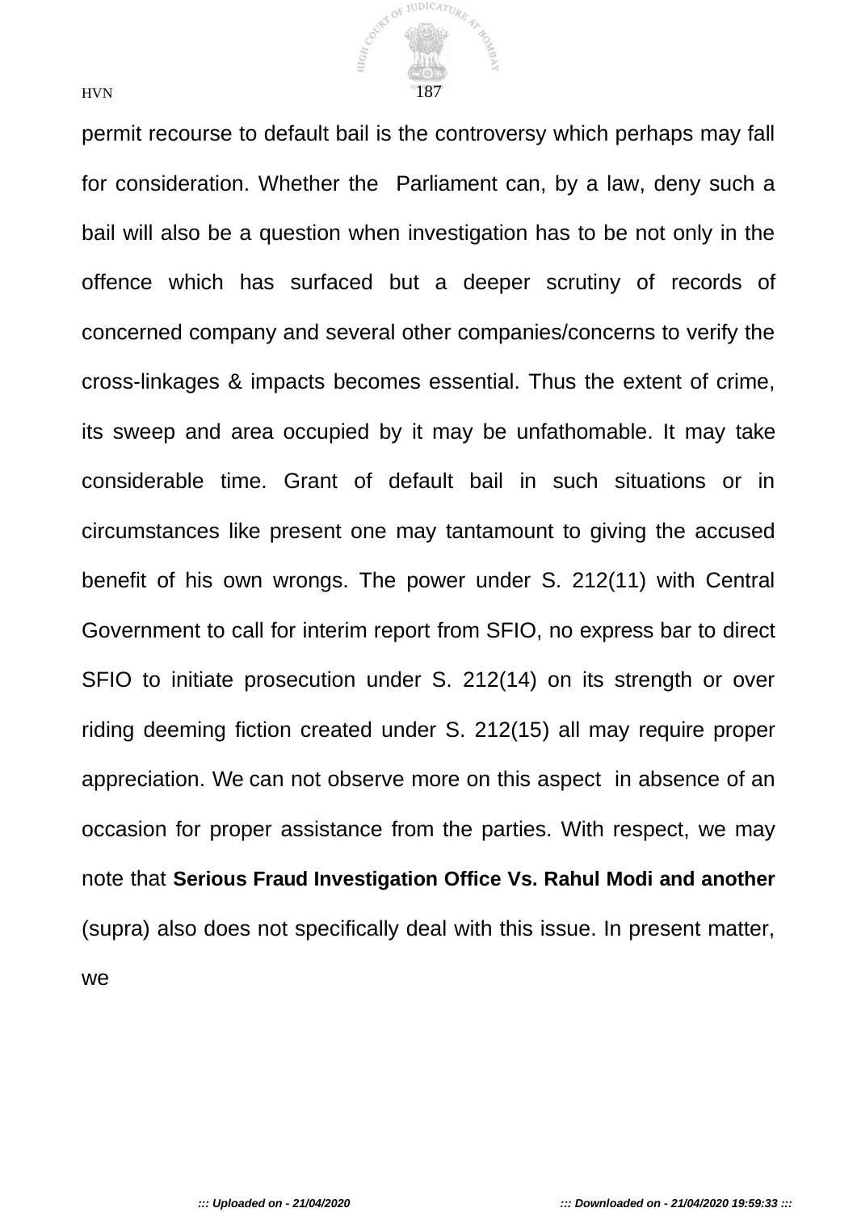permit recourse to default bail is the controversy which perhaps may fall for consideration. Whether the Parliament can, by a law, deny such a bail will also be a question when investigation has to be not only in the offence which has surfaced but a deeper scrutiny of records of concerned company and several other companies/concerns to verify the cross-linkages & impacts becomes essential. Thus the extent of crime, its sweep and area occupied by it may be unfathomable. It may take considerable time. Grant of default bail in such situations or in circumstances like present one may tantamount to giving the accused benefit of his own wrongs. The power under S. 212(11) with Central Government to call for interim report from SFIO, no express bar to direct SFIO to initiate prosecution under S. 212(14) on its strength or over riding deeming fiction created under S. 212(15) all may require proper appreciation. We can not observe more on this aspect in absence of an occasion for proper assistance from the parties. With respect, we may note that **Serious Fraud Investigation Office Vs. Rahul Modi and another** (supra) also does not specifically deal with this issue. In present matter, we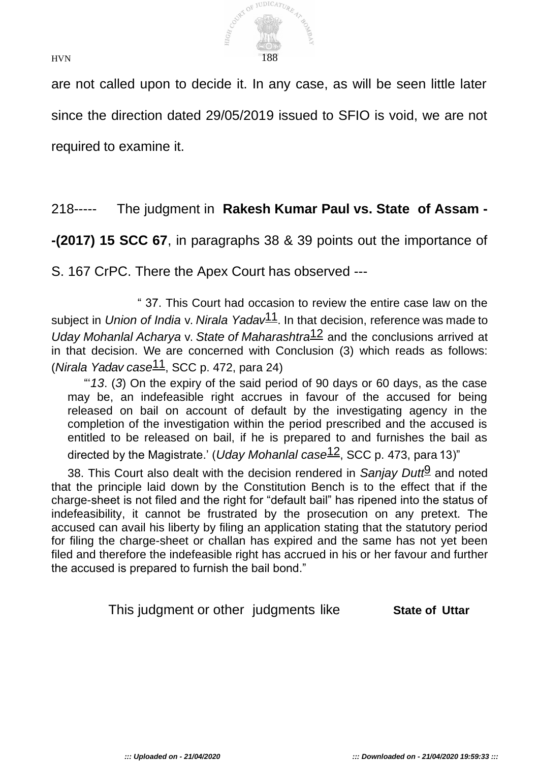are not called upon to decide it. In any case, as will be seen little later since the direction dated 29/05/2019 issued to SFIO is void, we are not required to examine it.

218----- The judgment in **Rakesh Kumar Paul vs. State of Assam --(2017) 15 SCC 67**, in paragraphs 38 & 39 points out the importance of S. 167 CrPC. There the Apex Court has observed ---

> " 37. This Court had occasion to review the entire case law on the subject in *Union of India* v. *Nirala Yadav*[11]. In that decision, reference was made to *Uday Mohanlal Acharya* v. *State of Maharashtra*[12] and the conclusions arrived at in that decision. We are concerned with Conclusion (3) which reads as follows: (*Nirala Yadav case*[11], SCC p. 472, para 24)
>
> "'*13*. (*3*) On the expiry of the said period of 90 days or 60 days, as the case may be, an indefeasible right accrues in favour of the accused for being released on bail on account of default by the investigating agency in the completion of the investigation within the period prescribed and the accused is entitled to be released on bail, if he is prepared to and furnishes the bail as directed by the Magistrate.' (*Uday Mohanlal case*[12], SCC p. 473, para 13)"
>
> 38. This Court also dealt with the decision rendered in *Sanjay Dutt*[9] and noted that the principle laid down by the Constitution Bench is to the effect that if the charge-sheet is not filed and the right for "default bail" has ripened into the status of indefeasibility, it cannot be frustrated by the prosecution on any pretext. The accused can avail his liberty by filing an application stating that the statutory period for filing the charge-sheet or challan has expired and the same has not yet been filed and therefore the indefeasible right has accrued in his or her favour and further the accused is prepared to furnish the bail bond."

This judgment or other judgments like **State of Uttar**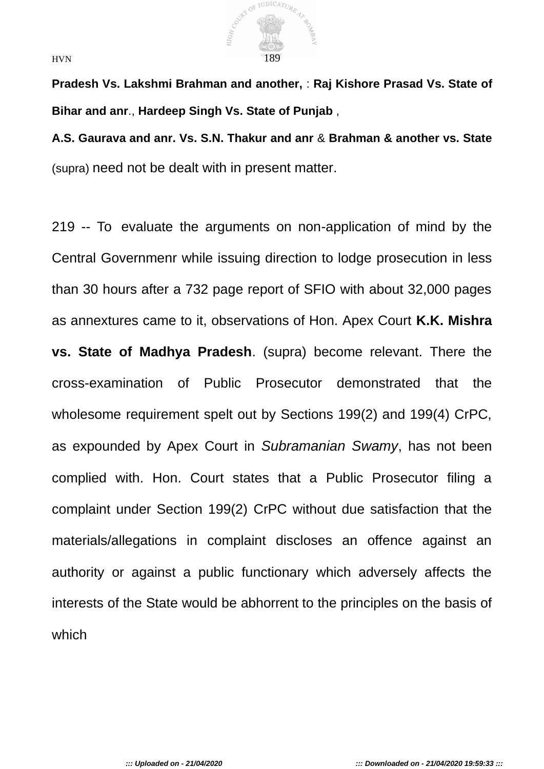**Pradesh Vs. Lakshmi Brahman and another,** : **Raj Kishore Prasad Vs. State of Bihar and anr**., **Hardeep Singh Vs. State of Punjab** ,

**A.S. Gaurava and anr. Vs. S.N. Thakur and anr** & **Brahman & another vs. State** (supra) need not be dealt with in present matter.

219 -- To evaluate the arguments on non-application of mind by the Central Governmenr while issuing direction to lodge prosecution in less than 30 hours after a 732 page report of SFIO with about 32,000 pages as annextures came to it, observations of Hon. Apex Court **K.K. Mishra vs. State of Madhya Pradesh**. (supra) become relevant. There the cross-examination of Public Prosecutor demonstrated that the wholesome requirement spelt out by Sections 199(2) and 199(4) CrPC, as expounded by Apex Court in *Subramanian Swamy*, has not been complied with. Hon. Court states that a Public Prosecutor filing a complaint under Section 199(2) CrPC without due satisfaction that the materials/allegations in complaint discloses an offence against an authority or against a public functionary which adversely affects the interests of the State would be abhorrent to the principles on the basis of which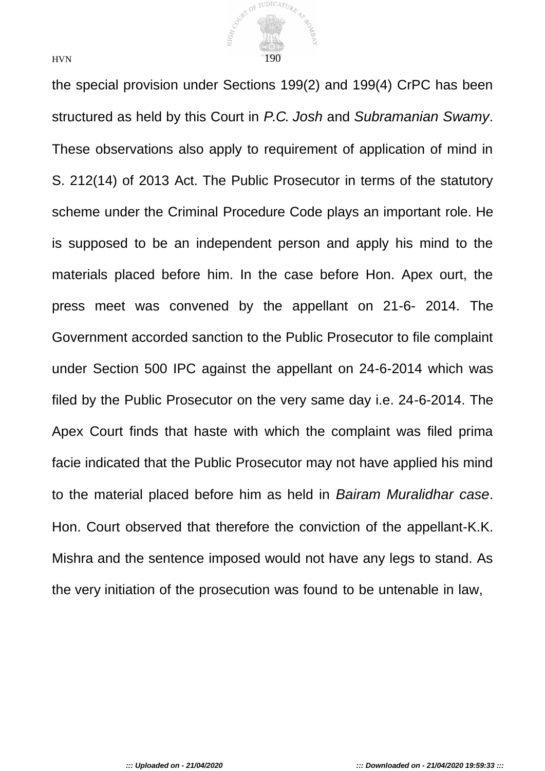the special provision under Sections 199(2) and 199(4) CrPC has been structured as held by this Court in *P.C. Josh* and *Subramanian Swamy*. These observations also apply to requirement of application of mind in S. 212(14) of 2013 Act. The Public Prosecutor in terms of the statutory scheme under the Criminal Procedure Code plays an important role. He is supposed to be an independent person and apply his mind to the materials placed before him. In the case before Hon. Apex ourt, the press meet was convened by the appellant on 21-6- 2014. The Government accorded sanction to the Public Prosecutor to file complaint under Section 500 IPC against the appellant on 24-6-2014 which was filed by the Public Prosecutor on the very same day i.e. 24-6-2014. The Apex Court finds that haste with which the complaint was filed prima facie indicated that the Public Prosecutor may not have applied his mind to the material placed before him as held in *Bairam Muralidhar case*. Hon. Court observed that therefore the conviction of the appellant-K.K. Mishra and the sentence imposed would not have any legs to stand. As the very initiation of the prosecution was found to be untenable in law,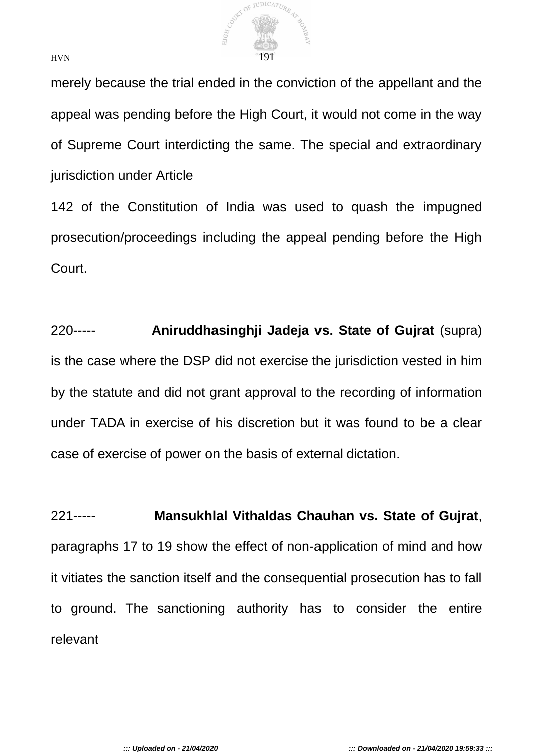merely because the trial ended in the conviction of the appellant and the appeal was pending before the High Court, it would not come in the way of Supreme Court interdicting the same. The special and extraordinary jurisdiction under Article

142 of the Constitution of India was used to quash the impugned prosecution/proceedings including the appeal pending before the High Court.

220----- **Aniruddhasinghji Jadeja vs. State of Gujrat** (supra) is the case where the DSP did not exercise the jurisdiction vested in him by the statute and did not grant approval to the recording of information under TADA in exercise of his discretion but it was found to be a clear case of exercise of power on the basis of external dictation.

221----- **Mansukhlal Vithaldas Chauhan vs. State of Gujrat**, paragraphs 17 to 19 show the effect of non-application of mind and how it vitiates the sanction itself and the consequential prosecution has to fall to ground. The sanctioning authority has to consider the entire relevant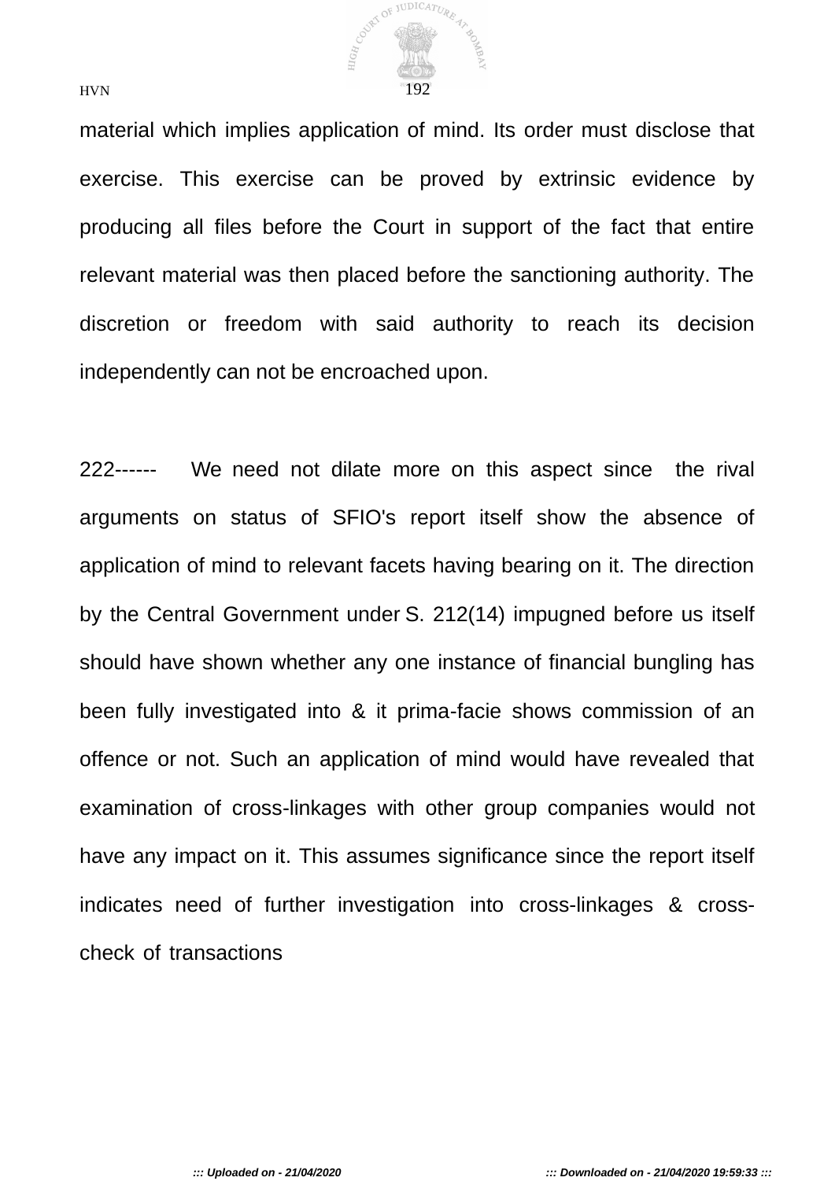material which implies application of mind. Its order must disclose that exercise. This exercise can be proved by extrinsic evidence by producing all files before the Court in support of the fact that entire relevant material was then placed before the sanctioning authority. The discretion or freedom with said authority to reach its decision independently can not be encroached upon.

222------ We need not dilate more on this aspect since the rival arguments on status of SFIO's report itself show the absence of application of mind to relevant facets having bearing on it. The direction by the Central Government under S. 212(14) impugned before us itself should have shown whether any one instance of financial bungling has been fully investigated into & it prima-facie shows commission of an offence or not. Such an application of mind would have revealed that examination of cross-linkages with other group companies would not have any impact on it. This assumes significance since the report itself indicates need of further investigation into cross-linkages & cross-check of transactions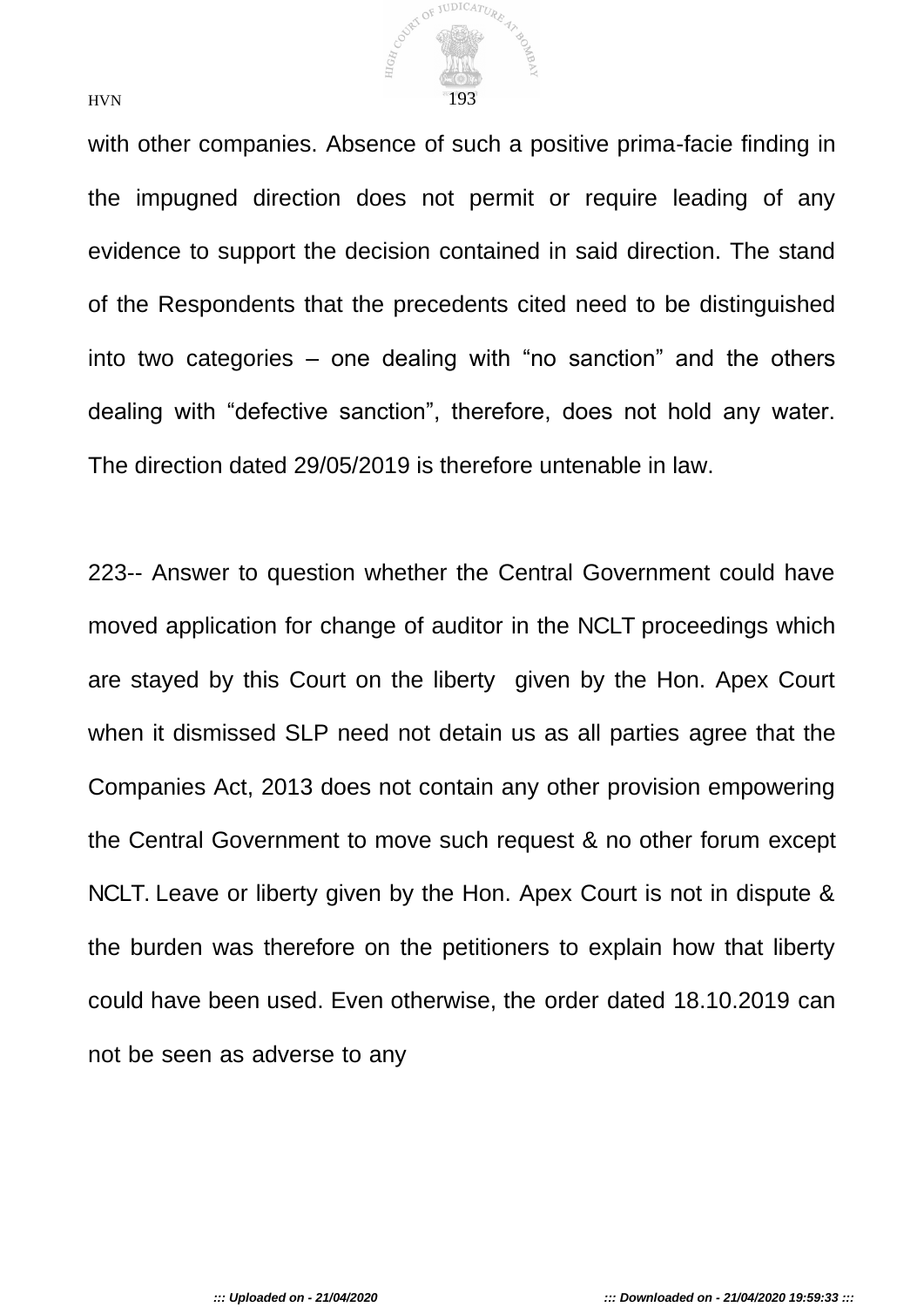with other companies. Absence of such a positive prima-facie finding in the impugned direction does not permit or require leading of any evidence to support the decision contained in said direction. The stand of the Respondents that the precedents cited need to be distinguished into two categories – one dealing with "no sanction" and the others dealing with "defective sanction", therefore, does not hold any water. The direction dated 29/05/2019 is therefore untenable in law.

223-- Answer to question whether the Central Government could have moved application for change of auditor in the NCLT proceedings which are stayed by this Court on the liberty given by the Hon. Apex Court when it dismissed SLP need not detain us as all parties agree that the Companies Act, 2013 does not contain any other provision empowering the Central Government to move such request & no other forum except NCLT. Leave or liberty given by the Hon. Apex Court is not in dispute & the burden was therefore on the petitioners to explain how that liberty could have been used. Even otherwise, the order dated 18.10.2019 can not be seen as adverse to any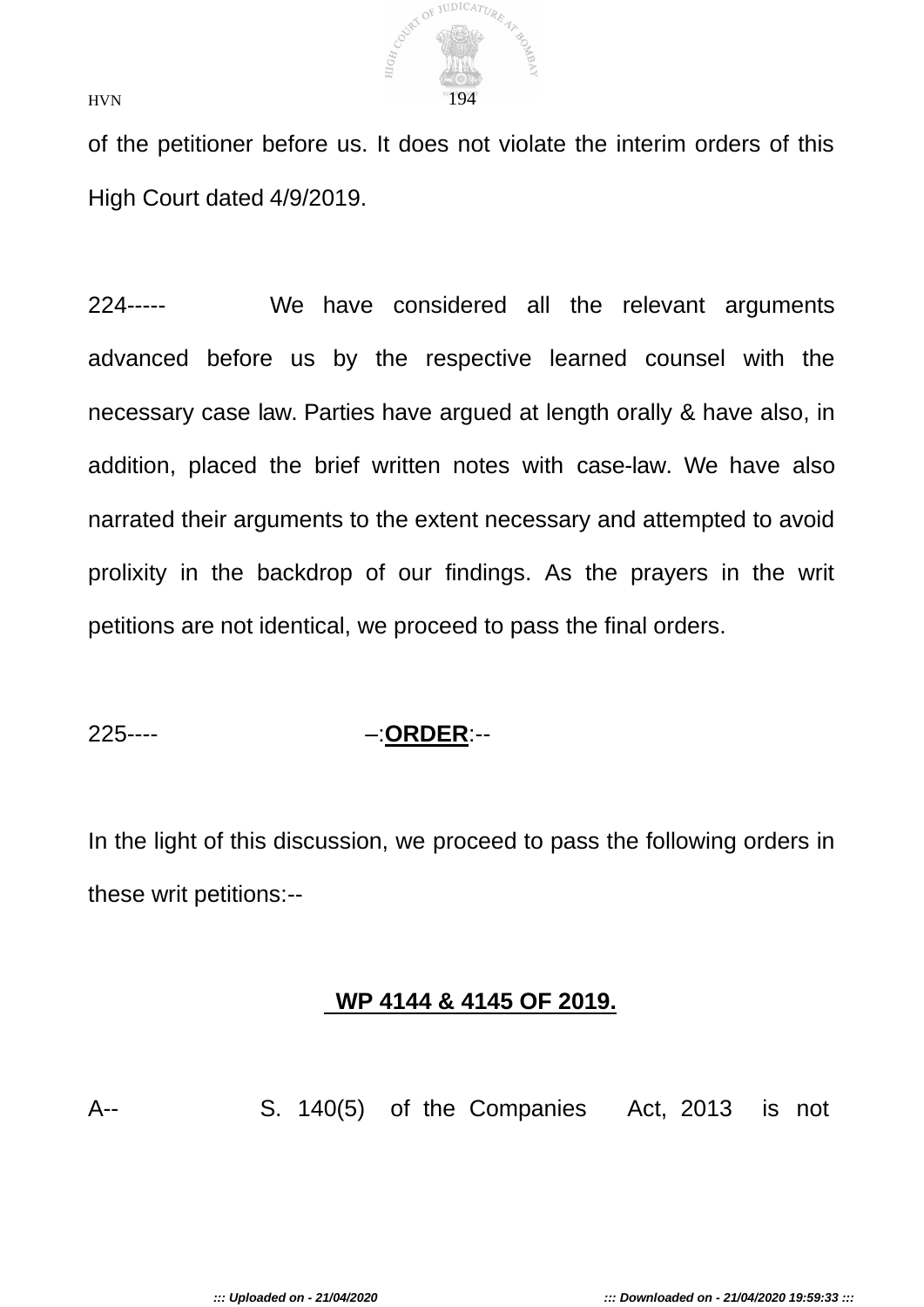of the petitioner before us. It does not violate the interim orders of this High Court dated 4/9/2019.

224----- We have considered all the relevant arguments advanced before us by the respective learned counsel with the necessary case law. Parties have argued at length orally & have also, in addition, placed the brief written notes with case-law. We have also narrated their arguments to the extent necessary and attempted to avoid prolixity in the backdrop of our findings. As the prayers in the writ petitions are not identical, we proceed to pass the final orders.

225---- –:**ORDER**:--

In the light of this discussion, we proceed to pass the following orders in these writ petitions:--

**WP 4144 & 4145 OF 2019.**

A-- S. 140(5) of the Companies Act, 2013 is not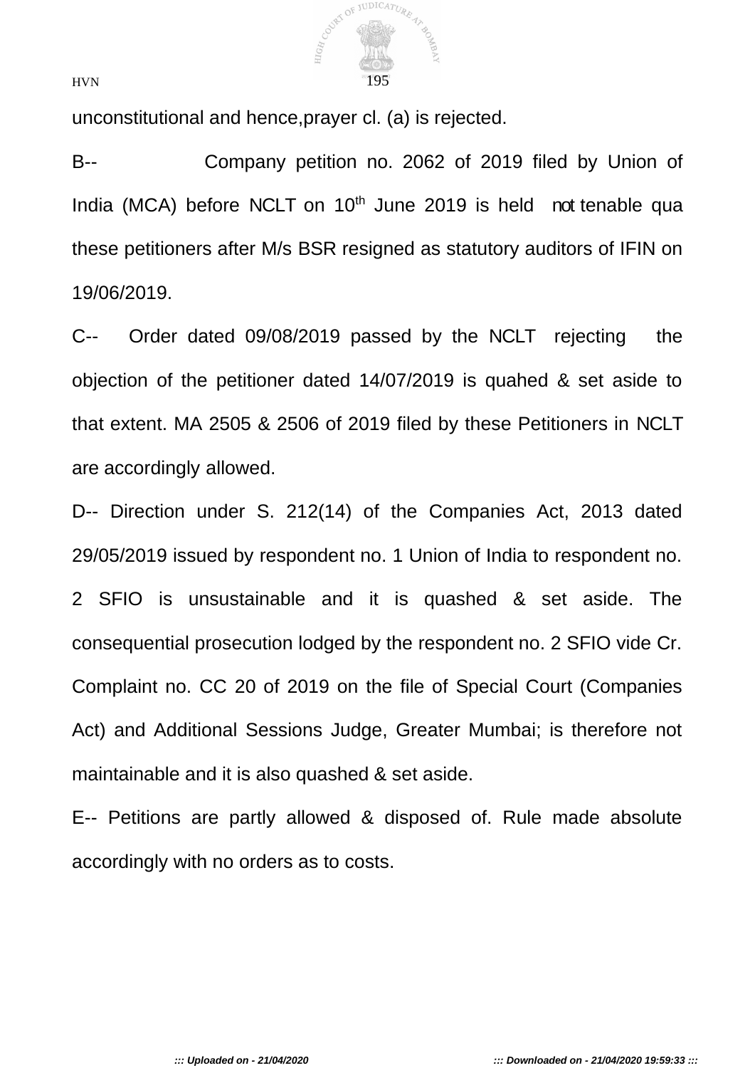unconstitutional and hence,prayer cl. (a) is rejected.

B-- Company petition no. 2062 of 2019 filed by Union of India (MCA) before NCLT on 10th June 2019 is held not tenable qua these petitioners after M/s BSR resigned as statutory auditors of IFIN on 19/06/2019.

C-- Order dated 09/08/2019 passed by the NCLT rejecting the objection of the petitioner dated 14/07/2019 is quahed & set aside to that extent. MA 2505 & 2506 of 2019 filed by these Petitioners in NCLT are accordingly allowed.

D-- Direction under S. 212(14) of the Companies Act, 2013 dated 29/05/2019 issued by respondent no. 1 Union of India to respondent no. 2 SFIO is unsustainable and it is quashed & set aside. The consequential prosecution lodged by the respondent no. 2 SFIO vide Cr. Complaint no. CC 20 of 2019 on the file of Special Court (Companies Act) and Additional Sessions Judge, Greater Mumbai; is therefore not maintainable and it is also quashed & set aside.

E-- Petitions are partly allowed & disposed of. Rule made absolute accordingly with no orders as to costs.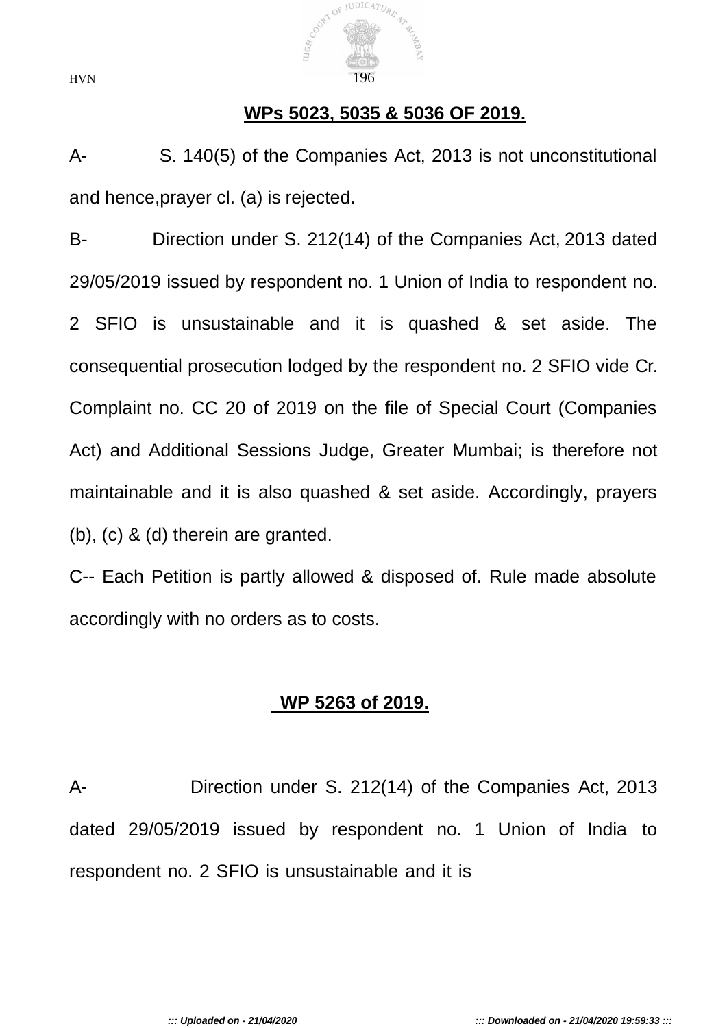**WPs 5023, 5035 & 5036 OF 2019.**

A- S. 140(5) of the Companies Act, 2013 is not unconstitutional and hence,prayer cl. (a) is rejected.

B- Direction under S. 212(14) of the Companies Act, 2013 dated 29/05/2019 issued by respondent no. 1 Union of India to respondent no. 2 SFIO is unsustainable and it is quashed & set aside. The consequential prosecution lodged by the respondent no. 2 SFIO vide Cr. Complaint no. CC 20 of 2019 on the file of Special Court (Companies Act) and Additional Sessions Judge, Greater Mumbai; is therefore not maintainable and it is also quashed & set aside. Accordingly, prayers (b), (c) & (d) therein are granted.

C-- Each Petition is partly allowed & disposed of. Rule made absolute accordingly with no orders as to costs.

**WP 5263 of 2019.**

A- Direction under S. 212(14) of the Companies Act, 2013 dated 29/05/2019 issued by respondent no. 1 Union of India to respondent no. 2 SFIO is unsustainable and it is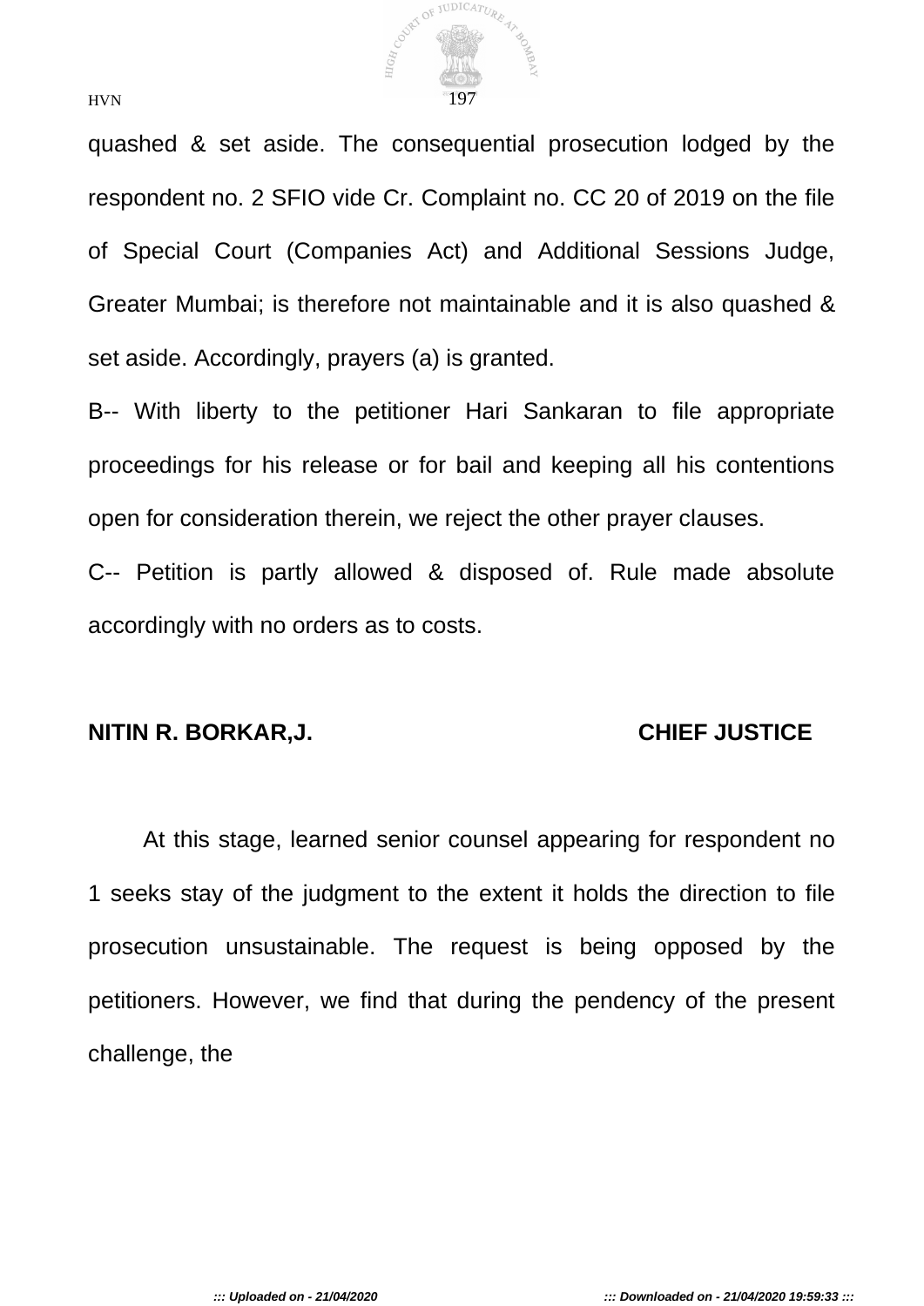quashed & set aside. The consequential prosecution lodged by the respondent no. 2 SFIO vide Cr. Complaint no. CC 20 of 2019 on the file of Special Court (Companies Act) and Additional Sessions Judge, Greater Mumbai; is therefore not maintainable and it is also quashed & set aside. Accordingly, prayers (a) is granted.

B-- With liberty to the petitioner Hari Sankaran to file appropriate proceedings for his release or for bail and keeping all his contentions open for consideration therein, we reject the other prayer clauses.

C-- Petition is partly allowed & disposed of. Rule made absolute accordingly with no orders as to costs.

**NITIN R. BORKAR,J.** **CHIEF JUSTICE**

At this stage, learned senior counsel appearing for respondent no 1 seeks stay of the judgment to the extent it holds the direction to file prosecution unsustainable. The request is being opposed by the petitioners. However, we find that during the pendency of the present challenge, the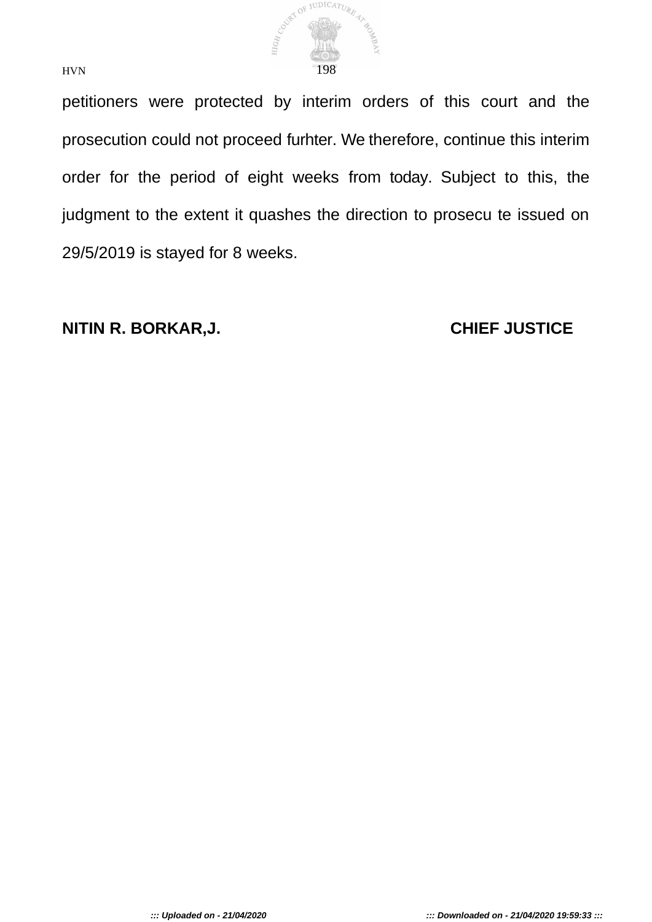petitioners were protected by interim orders of this court and the prosecution could not proceed furhter. We therefore, continue this interim order for the period of eight weeks from today. Subject to this, the judgment to the extent it quashes the direction to prosecu te issued on 29/5/2019 is stayed for 8 weeks.

**NITIN R. BORKAR,J.** **CHIEF JUSTICE**